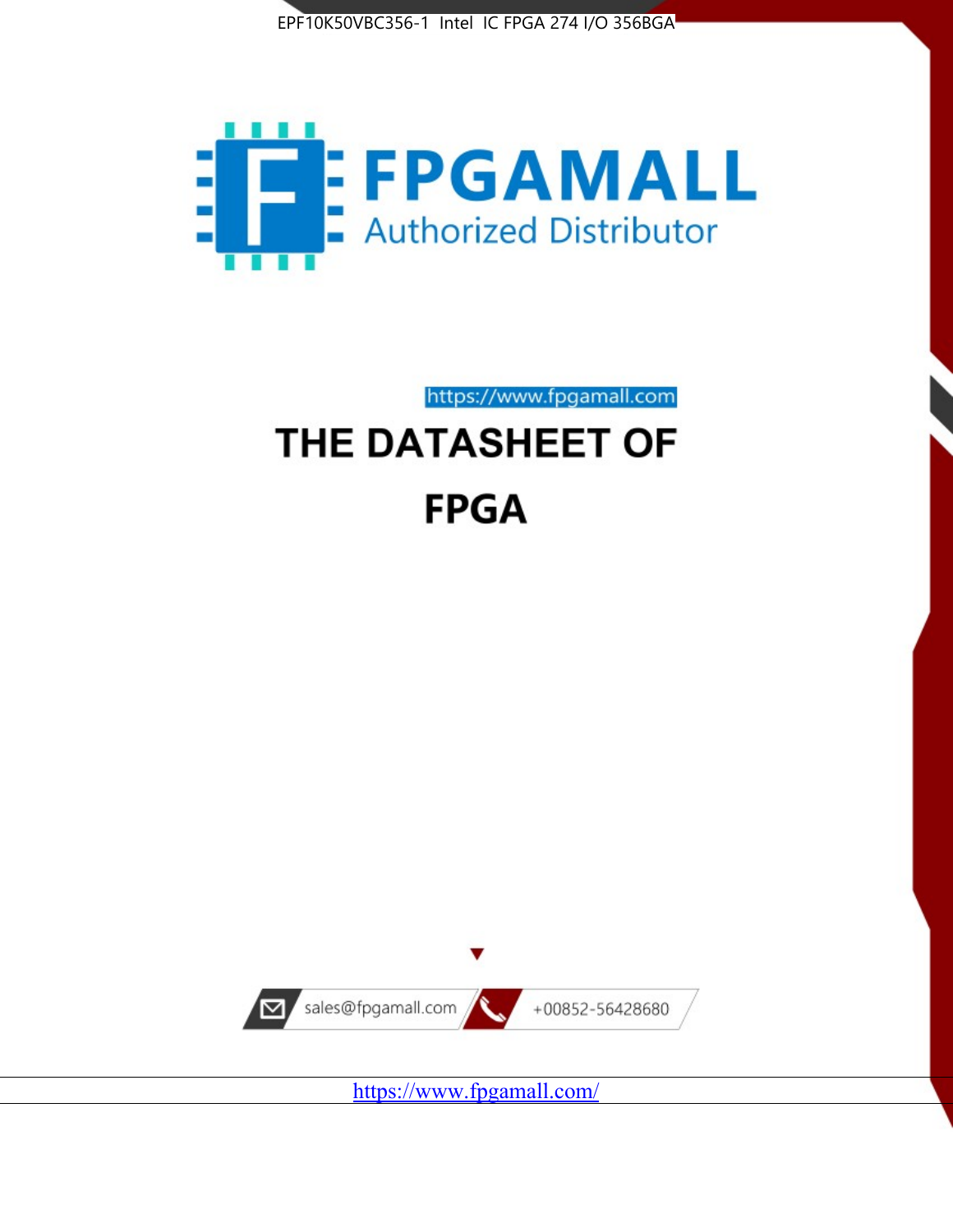EPF10K50VBC356-1 Intel IC FPGA 274 I/O 356BGA

FPGAMALL
Authorized Distributor

https://www.fpgamall.com

# THE DATASHEET OF

# FPGA

sales@fpgamall.com

+00852-56428680

https://www.fpgamall.com/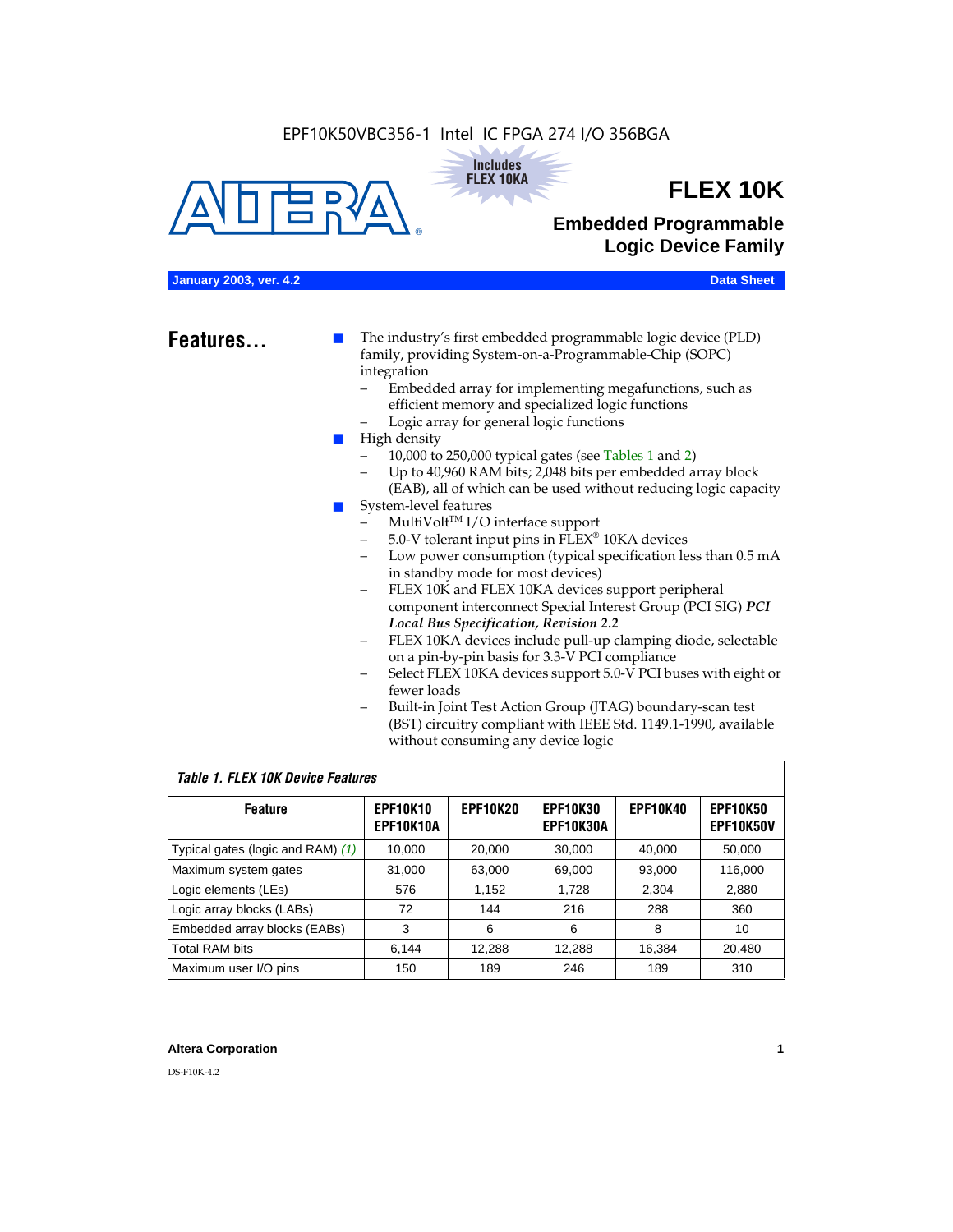EPF10K50VBC356-1 Intel IC FPGA 274 I/O 356BGA

Includes FLEX 10KA

# FLEX 10K

## Embedded Programmable Logic Device Family

**January 2003, ver. 4.2** **Data Sheet**

## Features...

- The industry's first embedded programmable logic device (PLD) family, providing System-on-a-Programmable-Chip (SOPC) integration
  - Embedded array for implementing megafunctions, such as efficient memory and specialized logic functions
  - Logic array for general logic functions
- High density
  - 10,000 to 250,000 typical gates (see Tables 1 and 2)
  - Up to 40,960 RAM bits; 2,048 bits per embedded array block (EAB), all of which can be used without reducing logic capacity
- System-level features
  - MultiVolt™ I/O interface support
  - 5.0-V tolerant input pins in FLEX® 10KA devices
  - Low power consumption (typical specification less than 0.5 mA in standby mode for most devices)
  - FLEX 10K and FLEX 10KA devices support peripheral component interconnect Special Interest Group (PCI SIG) ***PCI Local Bus Specification, Revision 2.2***
  - FLEX 10KA devices include pull-up clamping diode, selectable on a pin-by-pin basis for 3.3-V PCI compliance
  - Select FLEX 10KA devices support 5.0-V PCI buses with eight or fewer loads
  - Built-in Joint Test Action Group (JTAG) boundary-scan test (BST) circuitry compliant with IEEE Std. 1149.1-1990, available without consuming any device logic

*Table 1. FLEX 10K Device Features*

| Feature | EPF10K10 EPF10K10A | EPF10K20 | EPF10K30 EPF10K30A | EPF10K40 | EPF10K50 EPF10K50V |
|---|---|---|---|---|---|
| Typical gates (logic and RAM) *(1)* | 10,000 | 20,000 | 30,000 | 40,000 | 50,000 |
| Maximum system gates | 31,000 | 63,000 | 69,000 | 93,000 | 116,000 |
| Logic elements (LEs) | 576 | 1,152 | 1,728 | 2,304 | 2,880 |
| Logic array blocks (LABs) | 72 | 144 | 216 | 288 | 360 |
| Embedded array blocks (EABs) | 3 | 6 | 6 | 8 | 10 |
| Total RAM bits | 6,144 | 12,288 | 12,288 | 16,384 | 20,480 |
| Maximum user I/O pins | 150 | 189 | 246 | 189 | 310 |

**Altera Corporation**

DS-F10K-4.2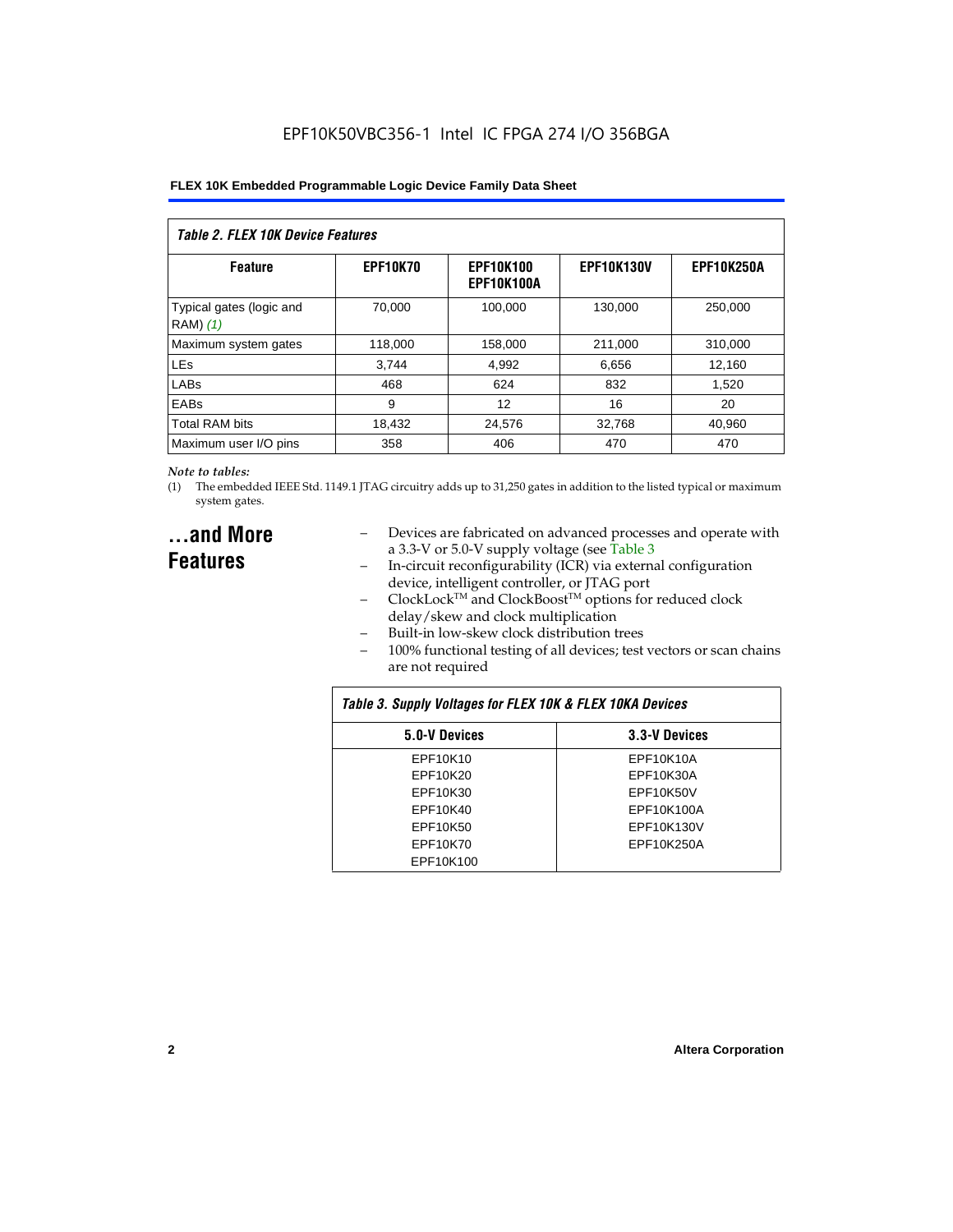EPF10K50VBC356-1 Intel IC FPGA 274 I/O 356BGA

| *Table 2. FLEX 10K Device Features* | | | | |
|---|---|---|---|---|
| **Feature** | **EPF10K70** | **EPF10K100 EPF10K100A** | **EPF10K130V** | **EPF10K250A** |
| Typical gates (logic and RAM) *(1)* | 70,000 | 100,000 | 130,000 | 250,000 |
| Maximum system gates | 118,000 | 158,000 | 211,000 | 310,000 |
| LEs | 3,744 | 4,992 | 6,656 | 12,160 |
| LABs | 468 | 624 | 832 | 1,520 |
| EABs | 9 | 12 | 16 | 20 |
| Total RAM bits | 18,432 | 24,576 | 32,768 | 40,960 |
| Maximum user I/O pins | 358 | 406 | 470 | 470 |

*Note to tables:*

(1) The embedded IEEE Std. 1149.1 JTAG circuitry adds up to 31,250 gates in addition to the listed typical or maximum system gates.

## ...and More Features

- Devices are fabricated on advanced processes and operate with a 3.3-V or 5.0-V supply voltage (see Table 3
- In-circuit reconfigurability (ICR) via external configuration device, intelligent controller, or JTAG port
- ClockLock™ and ClockBoost™ options for reduced clock delay/skew and clock multiplication
- Built-in low-skew clock distribution trees
- 100% functional testing of all devices; test vectors or scan chains are not required

| *Table 3. Supply Voltages for FLEX 10K & FLEX 10KA Devices* | |
|---|---|
| **5.0-V Devices** | **3.3-V Devices** |
| EPF10K10 | EPF10K10A |
| EPF10K20 | EPF10K30A |
| EPF10K30 | EPF10K50V |
| EPF10K40 | EPF10K100A |
| EPF10K50 | EPF10K130V |
| EPF10K70 | EPF10K250A |
| EPF10K100 | |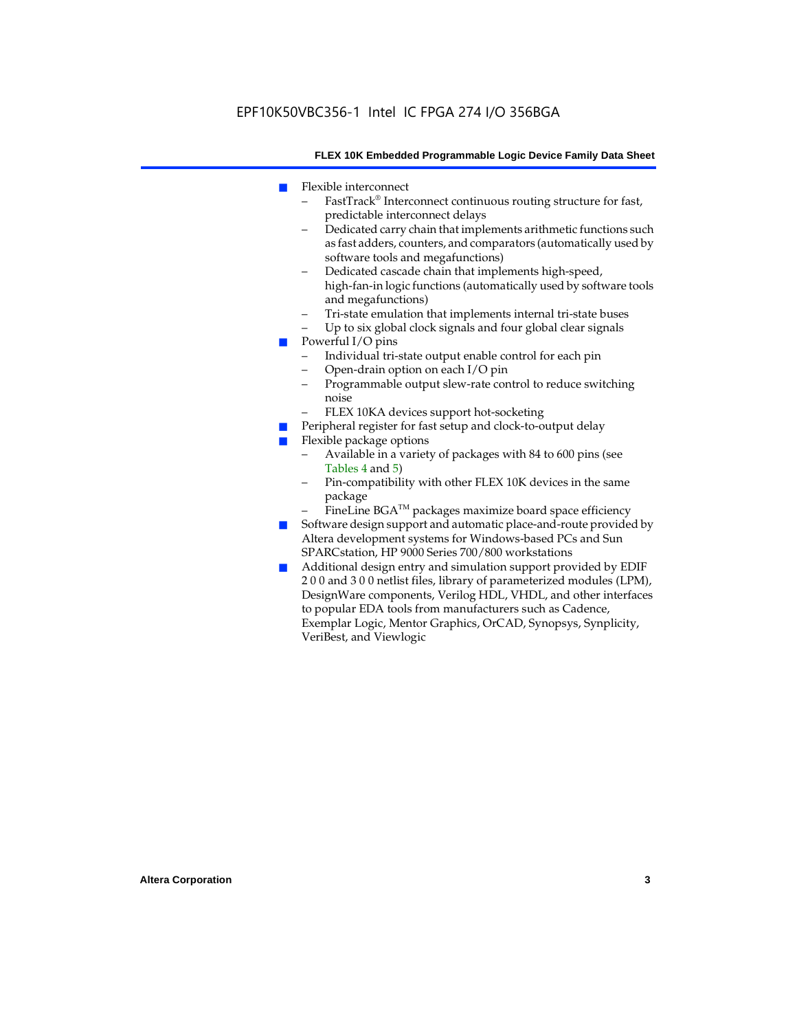- Flexible interconnect
  - FastTrack® Interconnect continuous routing structure for fast, predictable interconnect delays
  - Dedicated carry chain that implements arithmetic functions such as fast adders, counters, and comparators (automatically used by software tools and megafunctions)
  - Dedicated cascade chain that implements high-speed, high-fan-in logic functions (automatically used by software tools and megafunctions)
  - Tri-state emulation that implements internal tri-state buses
  - Up to six global clock signals and four global clear signals
- Powerful I/O pins
  - Individual tri-state output enable control for each pin
  - Open-drain option on each I/O pin
  - Programmable output slew-rate control to reduce switching noise
  - FLEX 10KA devices support hot-socketing
- Peripheral register for fast setup and clock-to-output delay
- Flexible package options
  - Available in a variety of packages with 84 to 600 pins (see Tables 4 and 5)
  - Pin-compatibility with other FLEX 10K devices in the same package
  - FineLine BGA™ packages maximize board space efficiency
- Software design support and automatic place-and-route provided by Altera development systems for Windows-based PCs and Sun SPARCstation, HP 9000 Series 700/800 workstations
- Additional design entry and simulation support provided by EDIF 2 0 0 and 3 0 0 netlist files, library of parameterized modules (LPM), DesignWare components, Verilog HDL, VHDL, and other interfaces to popular EDA tools from manufacturers such as Cadence, Exemplar Logic, Mentor Graphics, OrCAD, Synopsys, Synplicity, VeriBest, and Viewlogic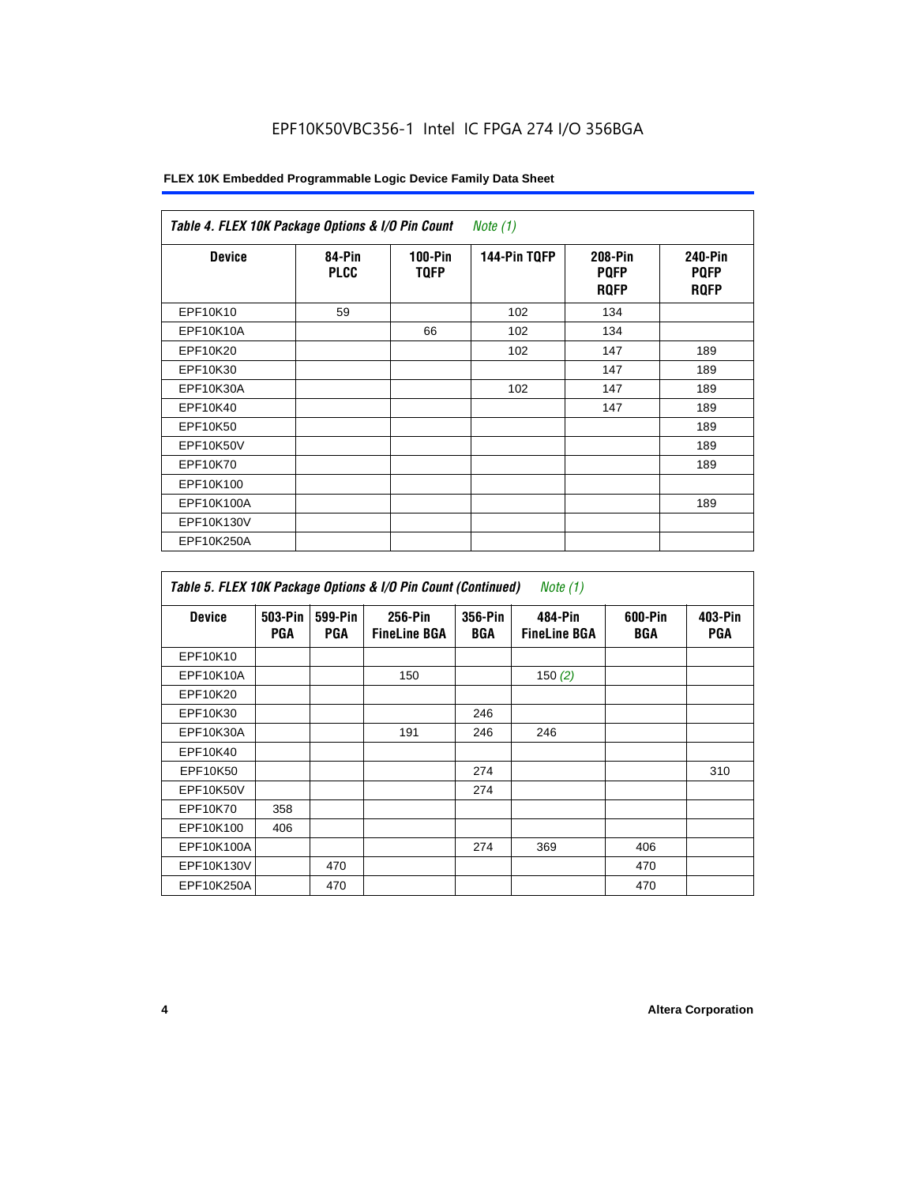EPF10K50VBC356-1 Intel IC FPGA 274 I/O 356BGA

| *Table 4. FLEX 10K Package Options & I/O Pin Count* *Note (1)* | | | | | |
|---|---|---|---|---|---|
| **Device** | **84-Pin PLCC** | **100-Pin TQFP** | **144-Pin TQFP** | **208-Pin PQFP RQFP** | **240-Pin PQFP RQFP** |
| EPF10K10 | 59 | | 102 | 134 | |
| EPF10K10A | | 66 | 102 | 134 | |
| EPF10K20 | | | 102 | 147 | 189 |
| EPF10K30 | | | | 147 | 189 |
| EPF10K30A | | | 102 | 147 | 189 |
| EPF10K40 | | | | 147 | 189 |
| EPF10K50 | | | | | 189 |
| EPF10K50V | | | | | 189 |
| EPF10K70 | | | | | 189 |
| EPF10K100 | | | | | |
| EPF10K100A | | | | | 189 |
| EPF10K130V | | | | | |
| EPF10K250A | | | | | |

| *Table 5. FLEX 10K Package Options & I/O Pin Count (Continued)* *Note (1)* | | | | | | | |
|---|---|---|---|---|---|---|---|
| **Device** | **503-Pin PGA** | **599-Pin PGA** | **256-Pin FineLine BGA** | **356-Pin BGA** | **484-Pin FineLine BGA** | **600-Pin BGA** | **403-Pin PGA** |
| EPF10K10 | | | | | | | |
| EPF10K10A | | | 150 | | 150 *(2)* | | |
| EPF10K20 | | | | | | | |
| EPF10K30 | | | | 246 | | | |
| EPF10K30A | | | 191 | 246 | 246 | | |
| EPF10K40 | | | | | | | |
| EPF10K50 | | | | 274 | | | 310 |
| EPF10K50V | | | | 274 | | | |
| EPF10K70 | 358 | | | | | | |
| EPF10K100 | 406 | | | | | | |
| EPF10K100A | | | | 274 | 369 | 406 | |
| EPF10K130V | | 470 | | | | 470 | |
| EPF10K250A | | 470 | | | | 470 | |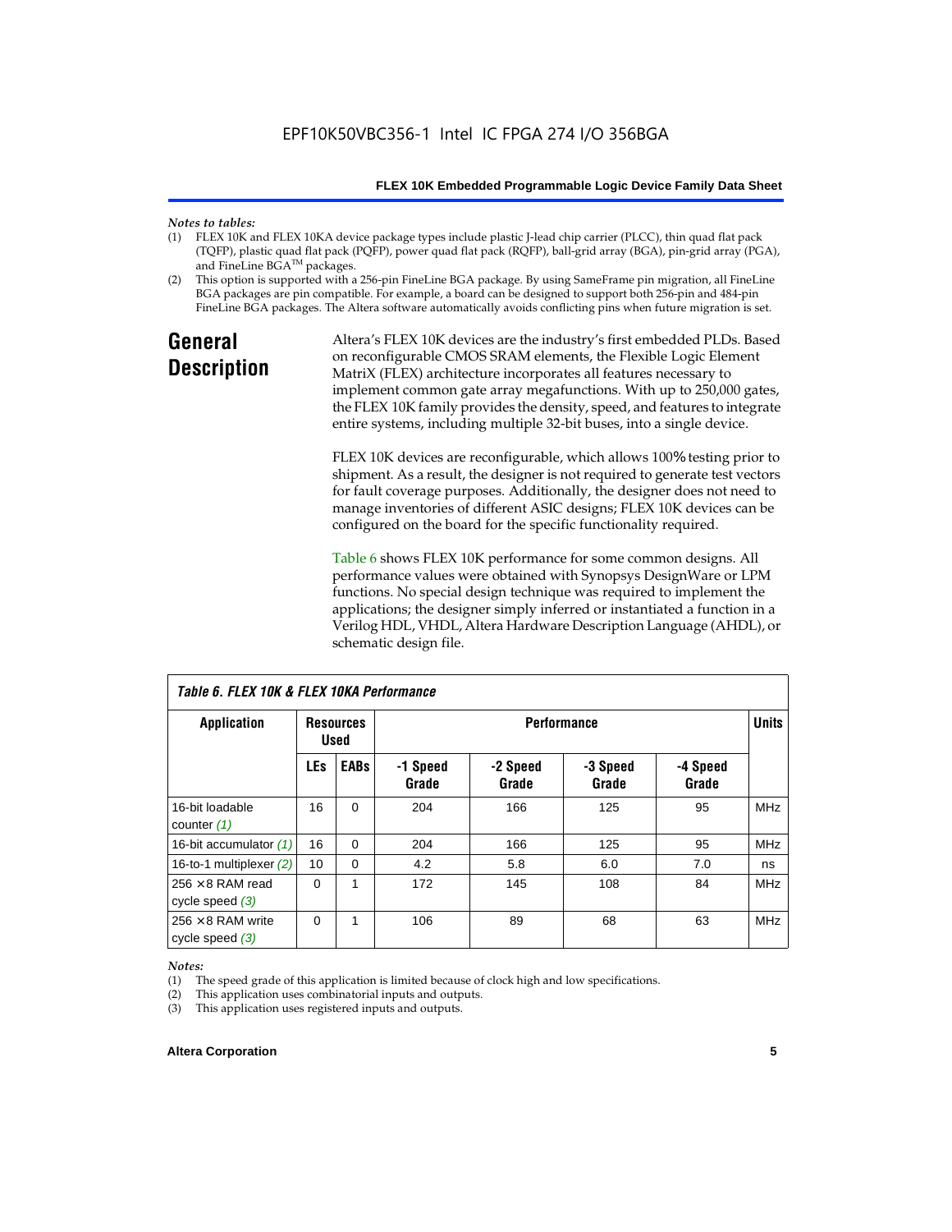*Notes to tables:*

(1) FLEX 10K and FLEX 10KA device package types include plastic J-lead chip carrier (PLCC), thin quad flat pack (TQFP), plastic quad flat pack (PQFP), power quad flat pack (RQFP), ball-grid array (BGA), pin-grid array (PGA), and FineLine BGA™ packages.

(2) This option is supported with a 256-pin FineLine BGA package. By using SameFrame pin migration, all FineLine BGA packages are pin compatible. For example, a board can be designed to support both 256-pin and 484-pin FineLine BGA packages. The Altera software automatically avoids conflicting pins when future migration is set.

## General Description

Altera's FLEX 10K devices are the industry's first embedded PLDs. Based on reconfigurable CMOS SRAM elements, the Flexible Logic Element MatriX (FLEX) architecture incorporates all features necessary to implement common gate array megafunctions. With up to 250,000 gates, the FLEX 10K family provides the density, speed, and features to integrate entire systems, including multiple 32-bit buses, into a single device.

FLEX 10K devices are reconfigurable, which allows 100% testing prior to shipment. As a result, the designer is not required to generate test vectors for fault coverage purposes. Additionally, the designer does not need to manage inventories of different ASIC designs; FLEX 10K devices can be configured on the board for the specific functionality required.

Table 6 shows FLEX 10K performance for some common designs. All performance values were obtained with Synopsys DesignWare or LPM functions. No special design technique was required to implement the applications; the designer simply inferred or instantiated a function in a Verilog HDL, VHDL, Altera Hardware Description Language (AHDL), or schematic design file.

*Table 6. FLEX 10K & FLEX 10KA Performance*

| Application | Resources Used | | Performance | | | | Units |
|---|---|---|---|---|---|---|---|
| | LEs | EABs | -1 Speed Grade | -2 Speed Grade | -3 Speed Grade | -4 Speed Grade | |
| 16-bit loadable counter *(1)* | 16 | 0 | 204 | 166 | 125 | 95 | MHz |
| 16-bit accumulator *(1)* | 16 | 0 | 204 | 166 | 125 | 95 | MHz |
| 16-to-1 multiplexer *(2)* | 10 | 0 | 4.2 | 5.8 | 6.0 | 7.0 | ns |
| 256 × 8 RAM read cycle speed *(3)* | 0 | 1 | 172 | 145 | 108 | 84 | MHz |
| 256 × 8 RAM write cycle speed *(3)* | 0 | 1 | 106 | 89 | 68 | 63 | MHz |

*Notes:*

(1) The speed grade of this application is limited because of clock high and low specifications.

(2) This application uses combinatorial inputs and outputs.

(3) This application uses registered inputs and outputs.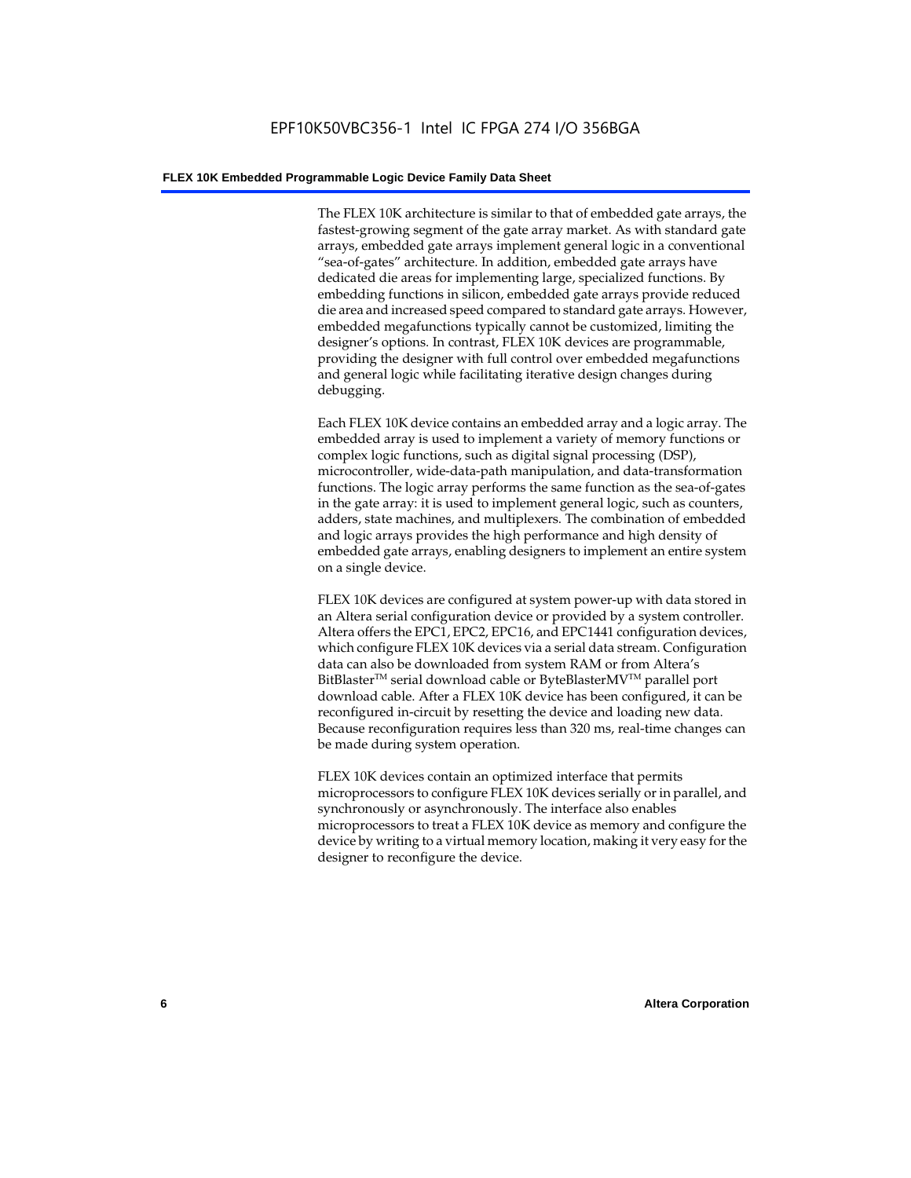The FLEX 10K architecture is similar to that of embedded gate arrays, the fastest-growing segment of the gate array market. As with standard gate arrays, embedded gate arrays implement general logic in a conventional "sea-of-gates" architecture. In addition, embedded gate arrays have dedicated die areas for implementing large, specialized functions. By embedding functions in silicon, embedded gate arrays provide reduced die area and increased speed compared to standard gate arrays. However, embedded megafunctions typically cannot be customized, limiting the designer's options. In contrast, FLEX 10K devices are programmable, providing the designer with full control over embedded megafunctions and general logic while facilitating iterative design changes during debugging.

Each FLEX 10K device contains an embedded array and a logic array. The embedded array is used to implement a variety of memory functions or complex logic functions, such as digital signal processing (DSP), microcontroller, wide-data-path manipulation, and data-transformation functions. The logic array performs the same function as the sea-of-gates in the gate array: it is used to implement general logic, such as counters, adders, state machines, and multiplexers. The combination of embedded and logic arrays provides the high performance and high density of embedded gate arrays, enabling designers to implement an entire system on a single device.

FLEX 10K devices are configured at system power-up with data stored in an Altera serial configuration device or provided by a system controller. Altera offers the EPC1, EPC2, EPC16, and EPC1441 configuration devices, which configure FLEX 10K devices via a serial data stream. Configuration data can also be downloaded from system RAM or from Altera's BitBlaster™ serial download cable or ByteBlasterMV™ parallel port download cable. After a FLEX 10K device has been configured, it can be reconfigured in-circuit by resetting the device and loading new data. Because reconfiguration requires less than 320 ms, real-time changes can be made during system operation.

FLEX 10K devices contain an optimized interface that permits microprocessors to configure FLEX 10K devices serially or in parallel, and synchronously or asynchronously. The interface also enables microprocessors to treat a FLEX 10K device as memory and configure the device by writing to a virtual memory location, making it very easy for the designer to reconfigure the device.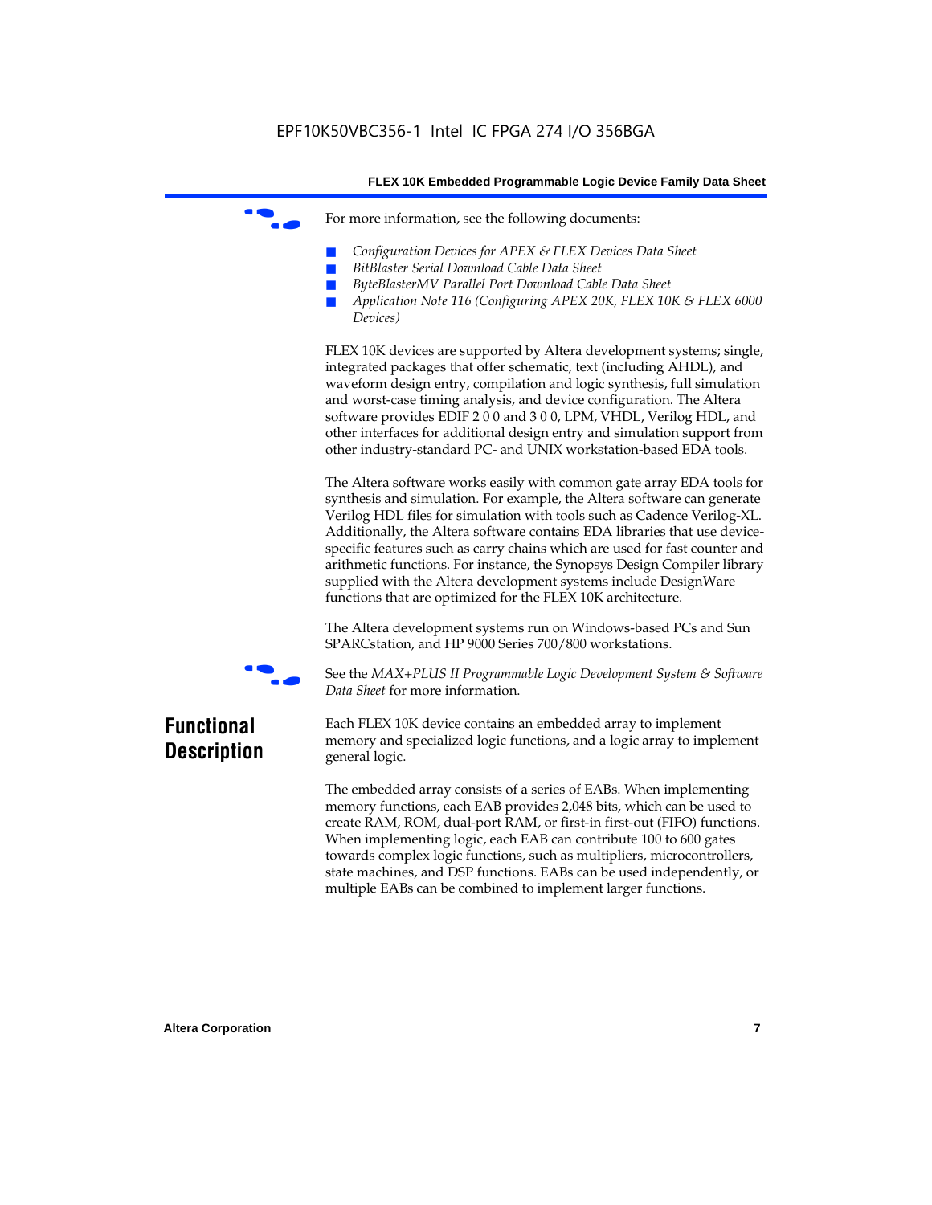For more information, see the following documents:

- *Configuration Devices for APEX & FLEX Devices Data Sheet*
- *BitBlaster Serial Download Cable Data Sheet*
- *ByteBlasterMV Parallel Port Download Cable Data Sheet*
- *Application Note 116 (Configuring APEX 20K, FLEX 10K & FLEX 6000 Devices)*

FLEX 10K devices are supported by Altera development systems; single, integrated packages that offer schematic, text (including AHDL), and waveform design entry, compilation and logic synthesis, full simulation and worst-case timing analysis, and device configuration. The Altera software provides EDIF 2 0 0 and 3 0 0, LPM, VHDL, Verilog HDL, and other interfaces for additional design entry and simulation support from other industry-standard PC- and UNIX workstation-based EDA tools.

The Altera software works easily with common gate array EDA tools for synthesis and simulation. For example, the Altera software can generate Verilog HDL files for simulation with tools such as Cadence Verilog-XL. Additionally, the Altera software contains EDA libraries that use device-specific features such as carry chains which are used for fast counter and arithmetic functions. For instance, the Synopsys Design Compiler library supplied with the Altera development systems include DesignWare functions that are optimized for the FLEX 10K architecture.

The Altera development systems run on Windows-based PCs and Sun SPARCstation, and HP 9000 Series 700/800 workstations.

See the *MAX+PLUS II Programmable Logic Development System & Software Data Sheet* for more information.

## Functional Description

Each FLEX 10K device contains an embedded array to implement memory and specialized logic functions, and a logic array to implement general logic.

The embedded array consists of a series of EABs. When implementing memory functions, each EAB provides 2,048 bits, which can be used to create RAM, ROM, dual-port RAM, or first-in first-out (FIFO) functions. When implementing logic, each EAB can contribute 100 to 600 gates towards complex logic functions, such as multipliers, microcontrollers, state machines, and DSP functions. EABs can be used independently, or multiple EABs can be combined to implement larger functions.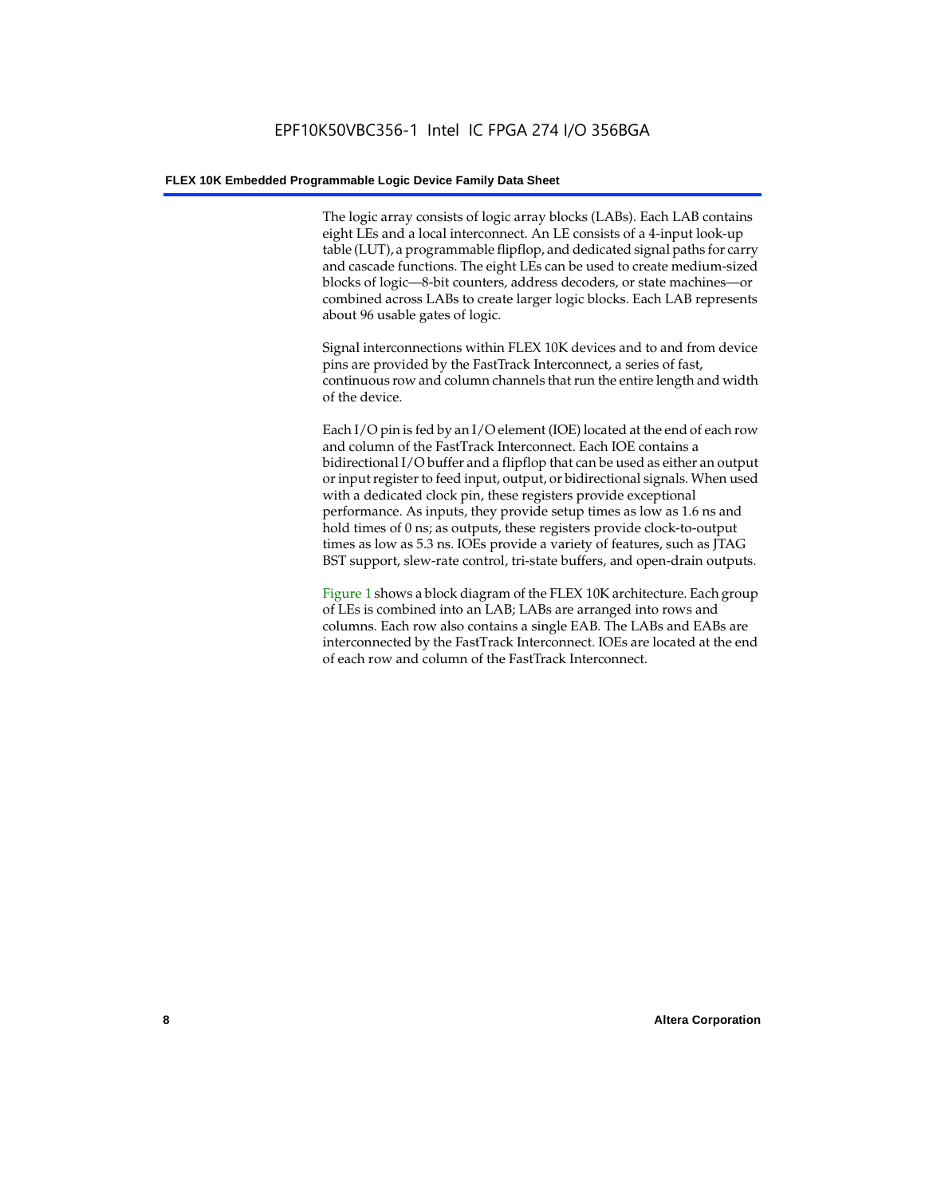The logic array consists of logic array blocks (LABs). Each LAB contains eight LEs and a local interconnect. An LE consists of a 4-input look-up table (LUT), a programmable flipflop, and dedicated signal paths for carry and cascade functions. The eight LEs can be used to create medium-sized blocks of logic—8-bit counters, address decoders, or state machines—or combined across LABs to create larger logic blocks. Each LAB represents about 96 usable gates of logic.

Signal interconnections within FLEX 10K devices and to and from device pins are provided by the FastTrack Interconnect, a series of fast, continuous row and column channels that run the entire length and width of the device.

Each I/O pin is fed by an I/O element (IOE) located at the end of each row and column of the FastTrack Interconnect. Each IOE contains a bidirectional I/O buffer and a flipflop that can be used as either an output or input register to feed input, output, or bidirectional signals. When used with a dedicated clock pin, these registers provide exceptional performance. As inputs, they provide setup times as low as 1.6 ns and hold times of 0 ns; as outputs, these registers provide clock-to-output times as low as 5.3 ns. IOEs provide a variety of features, such as JTAG BST support, slew-rate control, tri-state buffers, and open-drain outputs.

Figure 1 shows a block diagram of the FLEX 10K architecture. Each group of LEs is combined into an LAB; LABs are arranged into rows and columns. Each row also contains a single EAB. The LABs and EABs are interconnected by the FastTrack Interconnect. IOEs are located at the end of each row and column of the FastTrack Interconnect.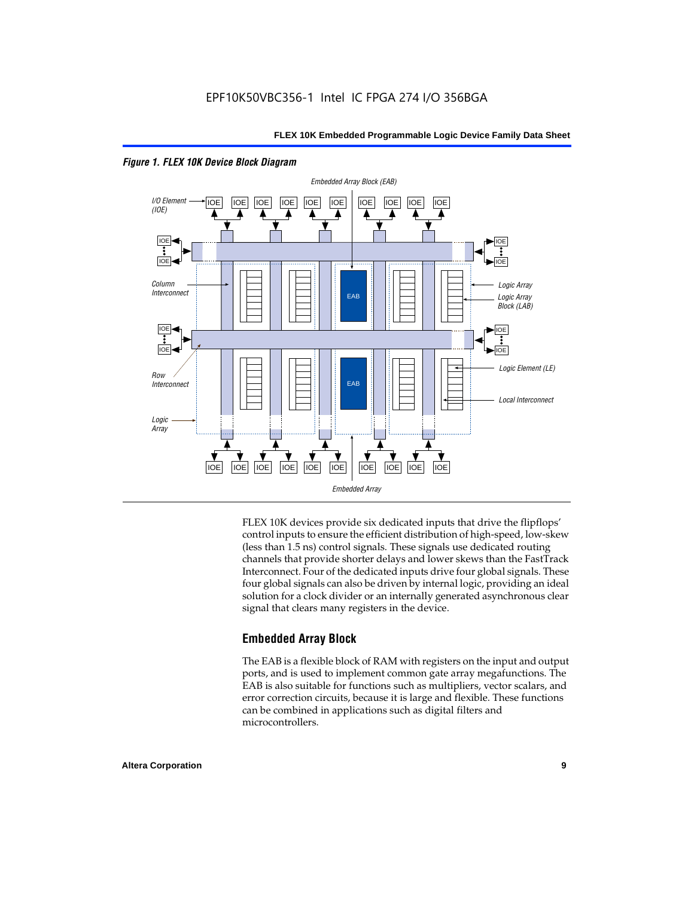*Figure 1. FLEX 10K Device Block Diagram*

FLEX 10K devices provide six dedicated inputs that drive the flipflops' control inputs to ensure the efficient distribution of high-speed, low-skew (less than 1.5 ns) control signals. These signals use dedicated routing channels that provide shorter delays and lower skews than the FastTrack Interconnect. Four of the dedicated inputs drive four global signals. These four global signals can also be driven by internal logic, providing an ideal solution for a clock divider or an internally generated asynchronous clear signal that clears many registers in the device.

## Embedded Array Block

The EAB is a flexible block of RAM with registers on the input and output ports, and is used to implement common gate array megafunctions. The EAB is also suitable for functions such as multipliers, vector scalars, and error correction circuits, because it is large and flexible. These functions can be combined in applications such as digital filters and microcontrollers.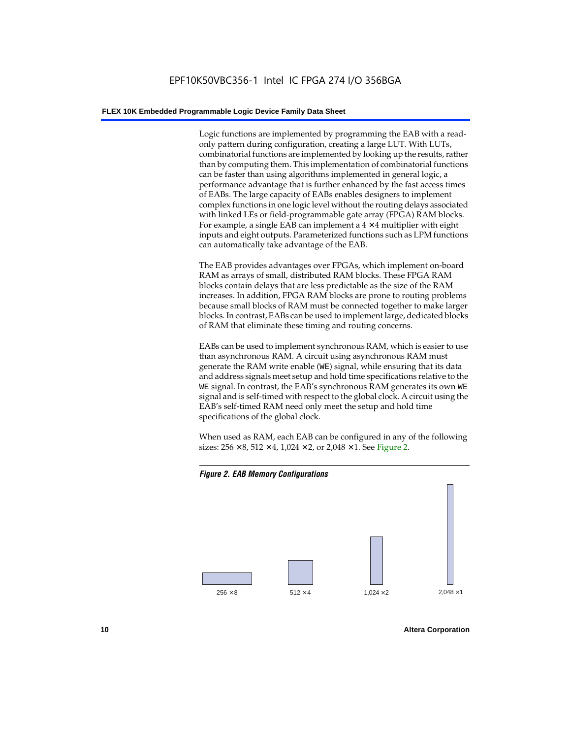Logic functions are implemented by programming the EAB with a read-only pattern during configuration, creating a large LUT. With LUTs, combinatorial functions are implemented by looking up the results, rather than by computing them. This implementation of combinatorial functions can be faster than using algorithms implemented in general logic, a performance advantage that is further enhanced by the fast access times of EABs. The large capacity of EABs enables designers to implement complex functions in one logic level without the routing delays associated with linked LEs or field-programmable gate array (FPGA) RAM blocks. For example, a single EAB can implement a 4 × 4 multiplier with eight inputs and eight outputs. Parameterized functions such as LPM functions can automatically take advantage of the EAB.

The EAB provides advantages over FPGAs, which implement on-board RAM as arrays of small, distributed RAM blocks. These FPGA RAM blocks contain delays that are less predictable as the size of the RAM increases. In addition, FPGA RAM blocks are prone to routing problems because small blocks of RAM must be connected together to make larger blocks. In contrast, EABs can be used to implement large, dedicated blocks of RAM that eliminate these timing and routing concerns.

EABs can be used to implement synchronous RAM, which is easier to use than asynchronous RAM. A circuit using asynchronous RAM must generate the RAM write enable (`WE`) signal, while ensuring that its data and address signals meet setup and hold time specifications relative to the `WE` signal. In contrast, the EAB's synchronous RAM generates its own `WE` signal and is self-timed with respect to the global clock. A circuit using the EAB's self-timed RAM need only meet the setup and hold time specifications of the global clock.

When used as RAM, each EAB can be configured in any of the following sizes: 256 × 8, 512 × 4, 1,024 × 2, or 2,048 × 1. See Figure 2.

***Figure 2. EAB Memory Configurations***

256 × 8 512 × 4 1,024 × 2 2,048 × 1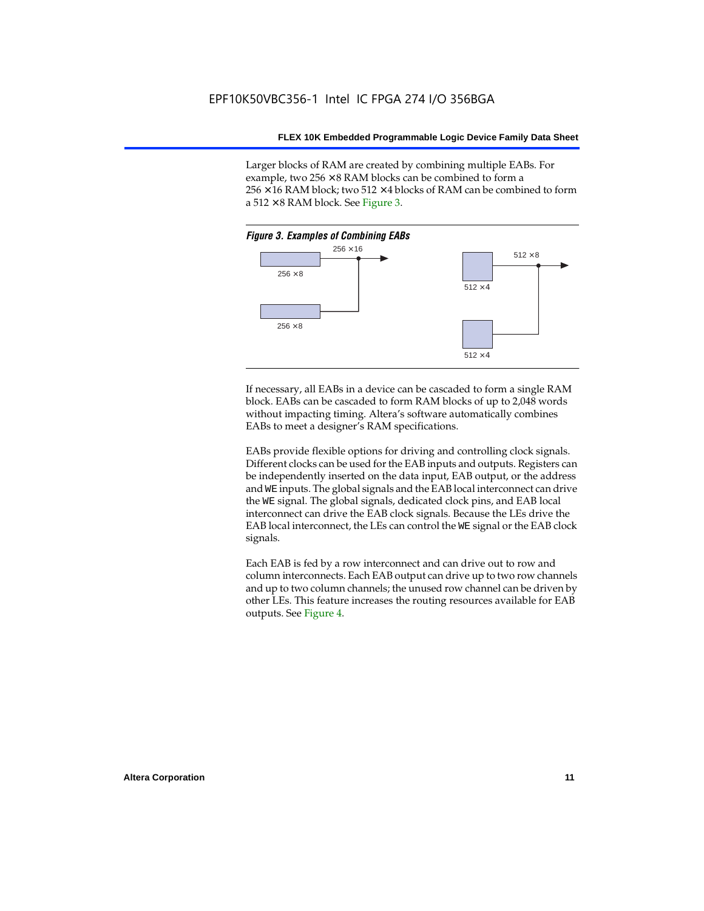Larger blocks of RAM are created by combining multiple EABs. For example, two 256 × 8 RAM blocks can be combined to form a 256 × 16 RAM block; two 512 × 4 blocks of RAM can be combined to form a 512 × 8 RAM block. See Figure 3.

*Figure 3. Examples of Combining EABs*

256 × 16

256 × 8

256 × 8

512 × 8

512 × 4

512 × 4

If necessary, all EABs in a device can be cascaded to form a single RAM block. EABs can be cascaded to form RAM blocks of up to 2,048 words without impacting timing. Altera's software automatically combines EABs to meet a designer's RAM specifications.

EABs provide flexible options for driving and controlling clock signals. Different clocks can be used for the EAB inputs and outputs. Registers can be independently inserted on the data input, EAB output, or the address and `WE` inputs. The global signals and the EAB local interconnect can drive the `WE` signal. The global signals, dedicated clock pins, and EAB local interconnect can drive the EAB clock signals. Because the LEs drive the EAB local interconnect, the LEs can control the `WE` signal or the EAB clock signals.

Each EAB is fed by a row interconnect and can drive out to row and column interconnects. Each EAB output can drive up to two row channels and up to two column channels; the unused row channel can be driven by other LEs. This feature increases the routing resources available for EAB outputs. See Figure 4.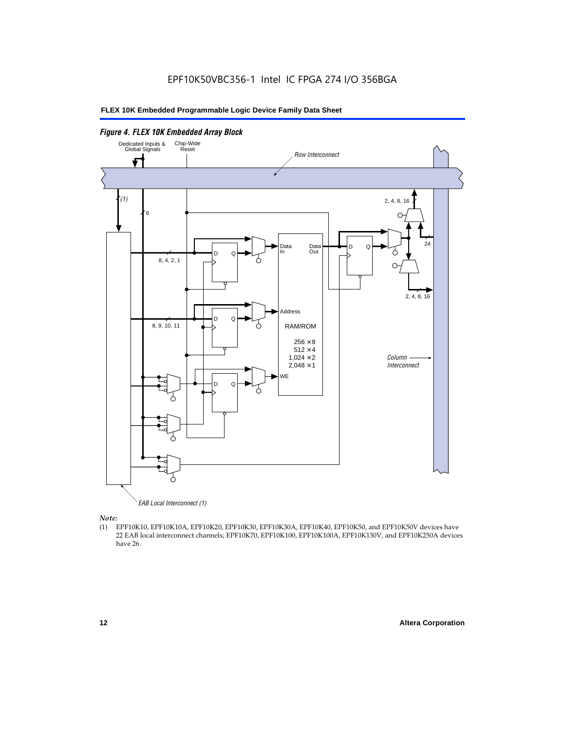EPF10K50VBC356-1 Intel IC FPGA 274 I/O 356BGA

*Figure 4. FLEX 10K Embedded Array Block*

*Note:*

(1) EPF10K10, EPF10K10A, EPF10K20, EPF10K30, EPF10K30A, EPF10K40, EPF10K50, and EPF10K50V devices have 22 EAB local interconnect channels; EPF10K70, EPF10K100, EPF10K100A, EPF10K130V, and EPF10K250A devices have 26.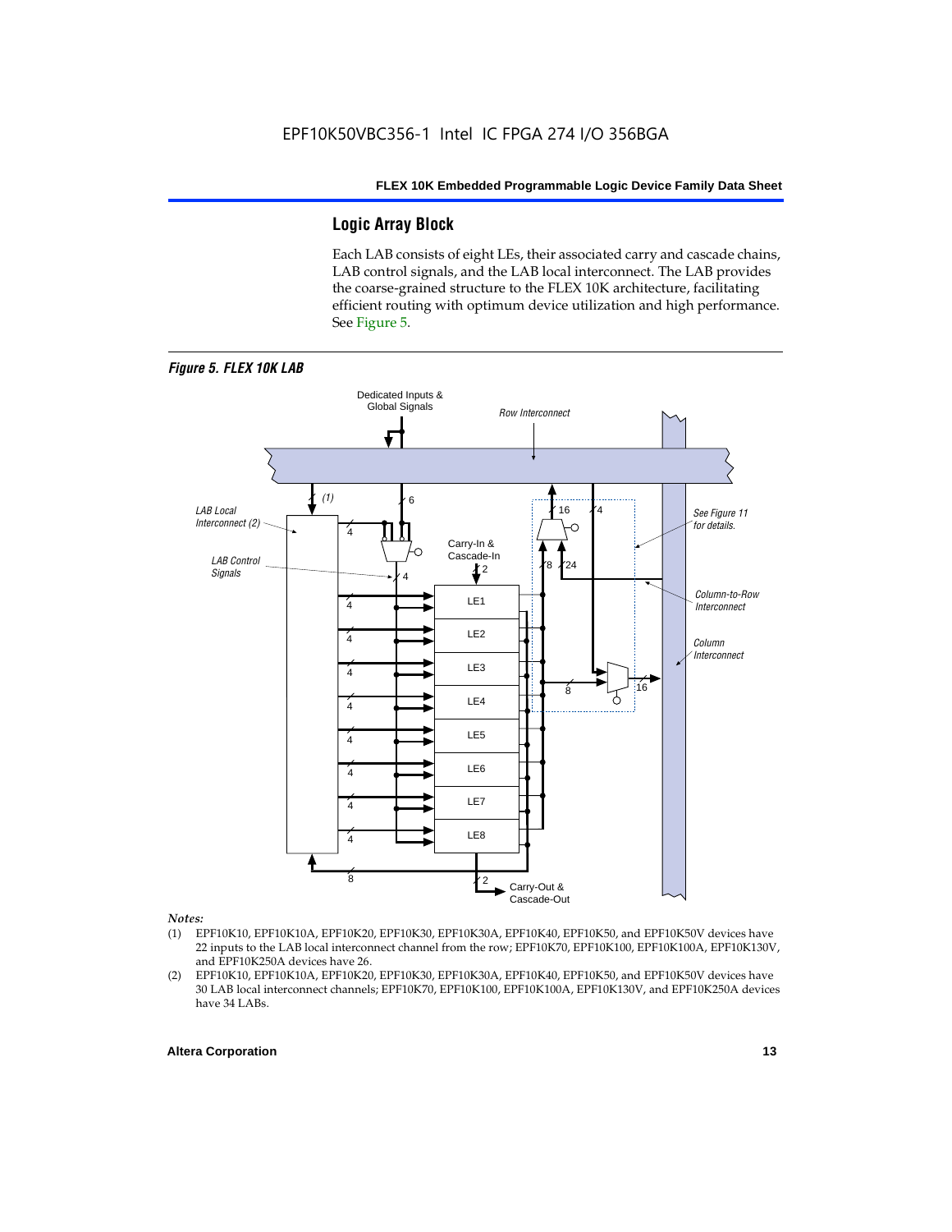## Logic Array Block

Each LAB consists of eight LEs, their associated carry and cascade chains, LAB control signals, and the LAB local interconnect. The LAB provides the coarse-grained structure to the FLEX 10K architecture, facilitating efficient routing with optimum device utilization and high performance. See Figure 5.

*Figure 5. FLEX 10K LAB*

*Notes:*

(1) EPF10K10, EPF10K10A, EPF10K20, EPF10K30, EPF10K30A, EPF10K40, EPF10K50, and EPF10K50V devices have 22 inputs to the LAB local interconnect channel from the row; EPF10K70, EPF10K100, EPF10K100A, EPF10K130V, and EPF10K250A devices have 26.

(2) EPF10K10, EPF10K10A, EPF10K20, EPF10K30, EPF10K30A, EPF10K40, EPF10K50, and EPF10K50V devices have 30 LAB local interconnect channels; EPF10K70, EPF10K100, EPF10K100A, EPF10K130V, and EPF10K250A devices have 34 LABs.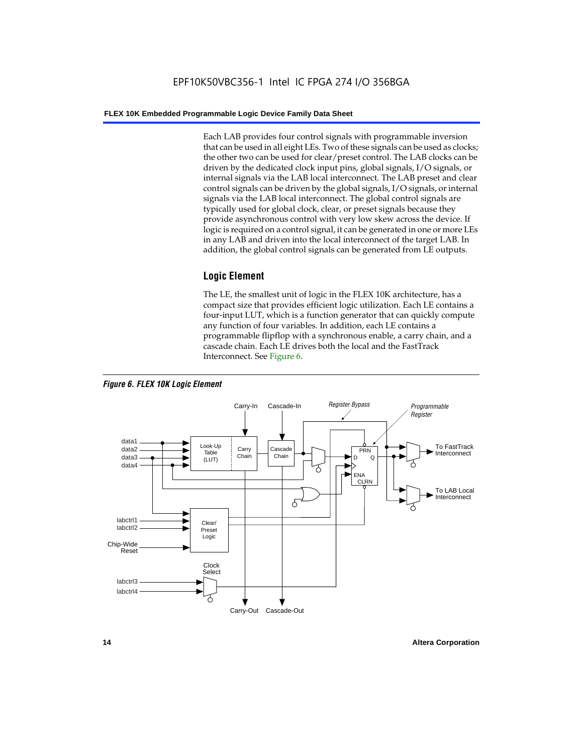Each LAB provides four control signals with programmable inversion that can be used in all eight LEs. Two of these signals can be used as clocks; the other two can be used for clear/preset control. The LAB clocks can be driven by the dedicated clock input pins, global signals, I/O signals, or internal signals via the LAB local interconnect. The LAB preset and clear control signals can be driven by the global signals, I/O signals, or internal signals via the LAB local interconnect. The global control signals are typically used for global clock, clear, or preset signals because they provide asynchronous control with very low skew across the device. If logic is required on a control signal, it can be generated in one or more LEs in any LAB and driven into the local interconnect of the target LAB. In addition, the global control signals can be generated from LE outputs.

## Logic Element

The LE, the smallest unit of logic in the FLEX 10K architecture, has a compact size that provides efficient logic utilization. Each LE contains a four-input LUT, which is a function generator that can quickly compute any function of four variables. In addition, each LE contains a programmable flipflop with a synchronous enable, a carry chain, and a cascade chain. Each LE drives both the local and the FastTrack Interconnect. See Figure 6.

***Figure 6. FLEX 10K Logic Element***

Carry-In
Cascade-In
*Register Bypass*
*Programmable Register*
data1
data2
data3
data4
Look-Up Table (LUT)
Carry Chain
Cascade Chain
PRN
D
Q
ENA
CLRN
To FastTrack Interconnect
To LAB Local Interconnect
labctrl1
labctrl2
Chip-Wide Reset
Clear/ Preset Logic
Clock Select
labctrl3
labctrl4
Carry-Out
Cascade-Out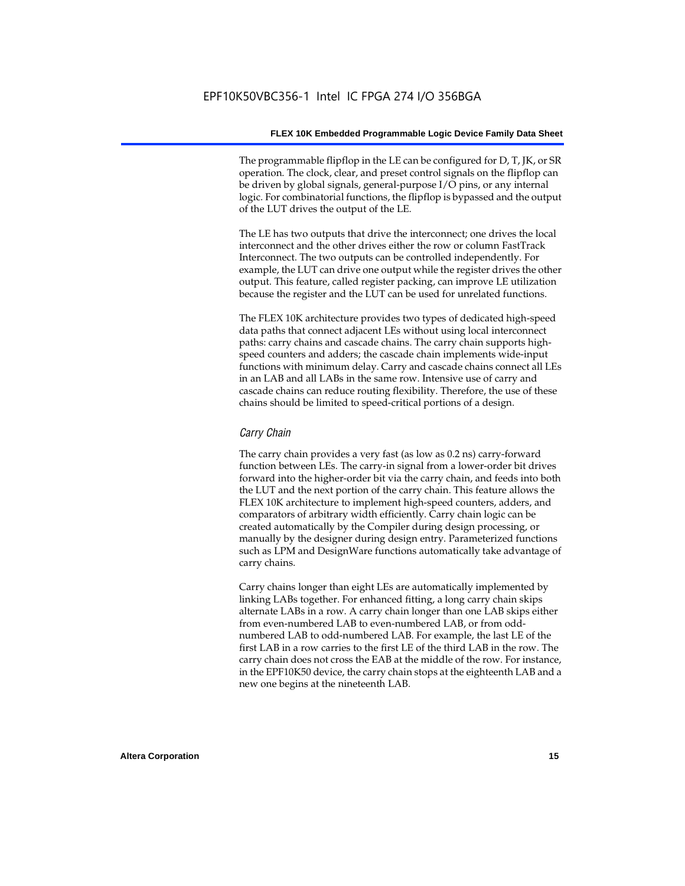The programmable flipflop in the LE can be configured for D, T, JK, or SR operation. The clock, clear, and preset control signals on the flipflop can be driven by global signals, general-purpose I/O pins, or any internal logic. For combinatorial functions, the flipflop is bypassed and the output of the LUT drives the output of the LE.

The LE has two outputs that drive the interconnect; one drives the local interconnect and the other drives either the row or column FastTrack Interconnect. The two outputs can be controlled independently. For example, the LUT can drive one output while the register drives the other output. This feature, called register packing, can improve LE utilization because the register and the LUT can be used for unrelated functions.

The FLEX 10K architecture provides two types of dedicated high-speed data paths that connect adjacent LEs without using local interconnect paths: carry chains and cascade chains. The carry chain supports high-speed counters and adders; the cascade chain implements wide-input functions with minimum delay. Carry and cascade chains connect all LEs in an LAB and all LABs in the same row. Intensive use of carry and cascade chains can reduce routing flexibility. Therefore, the use of these chains should be limited to speed-critical portions of a design.

#### *Carry Chain*

The carry chain provides a very fast (as low as 0.2 ns) carry-forward function between LEs. The carry-in signal from a lower-order bit drives forward into the higher-order bit via the carry chain, and feeds into both the LUT and the next portion of the carry chain. This feature allows the FLEX 10K architecture to implement high-speed counters, adders, and comparators of arbitrary width efficiently. Carry chain logic can be created automatically by the Compiler during design processing, or manually by the designer during design entry. Parameterized functions such as LPM and DesignWare functions automatically take advantage of carry chains.

Carry chains longer than eight LEs are automatically implemented by linking LABs together. For enhanced fitting, a long carry chain skips alternate LABs in a row. A carry chain longer than one LAB skips either from even-numbered LAB to even-numbered LAB, or from odd-numbered LAB to odd-numbered LAB. For example, the last LE of the first LAB in a row carries to the first LE of the third LAB in the row. The carry chain does not cross the EAB at the middle of the row. For instance, in the EPF10K50 device, the carry chain stops at the eighteenth LAB and a new one begins at the nineteenth LAB.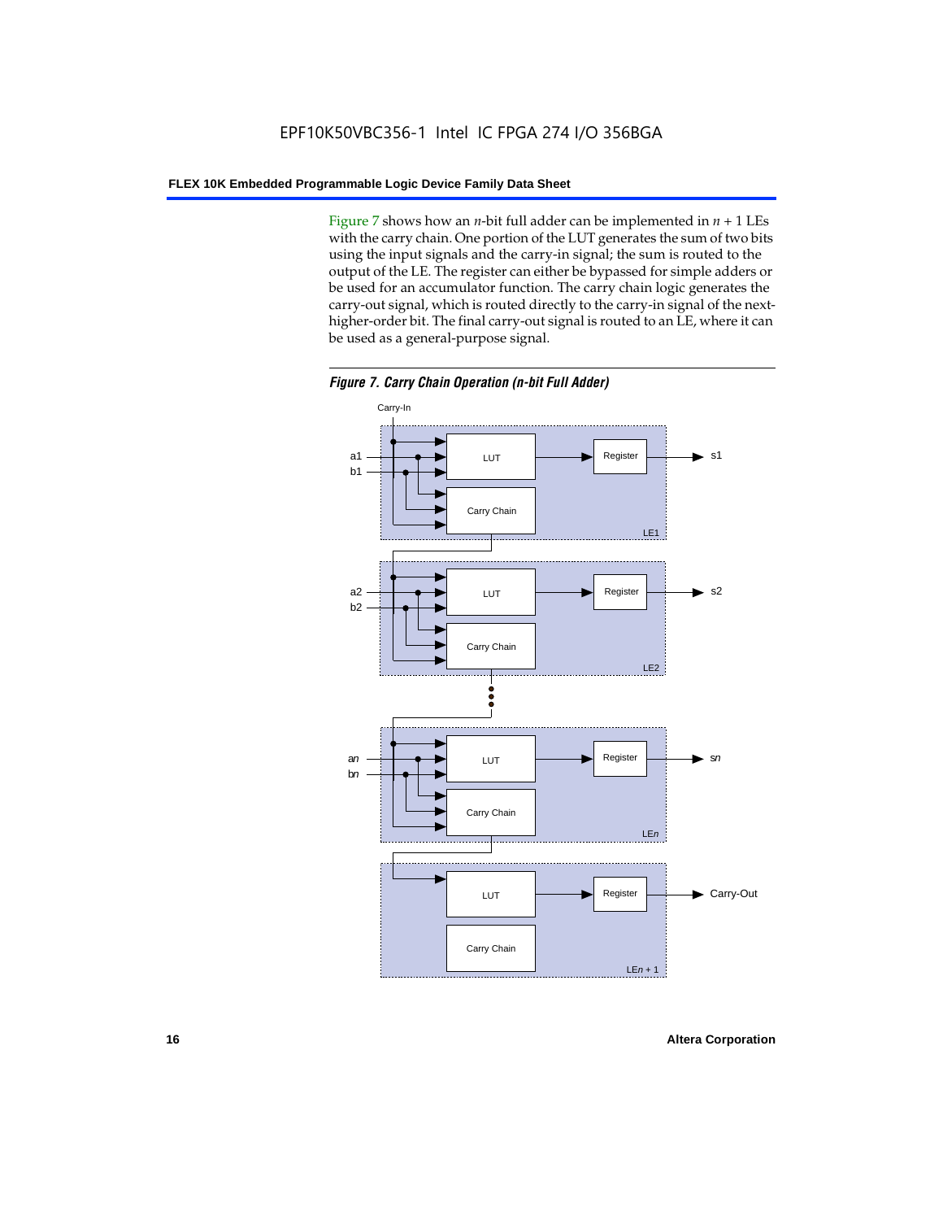Figure 7 shows how an $n$-bit full adder can be implemented in $n + 1$ LEs with the carry chain. One portion of the LUT generates the sum of two bits using the input signals and the carry-in signal; the sum is routed to the output of the LE. The register can either be bypassed for simple adders or be used for an accumulator function. The carry chain logic generates the carry-out signal, which is routed directly to the carry-in signal of the next-higher-order bit. The final carry-out signal is routed to an LE, where it can be used as a general-purpose signal.

***Figure 7. Carry Chain Operation (n-bit Full Adder)***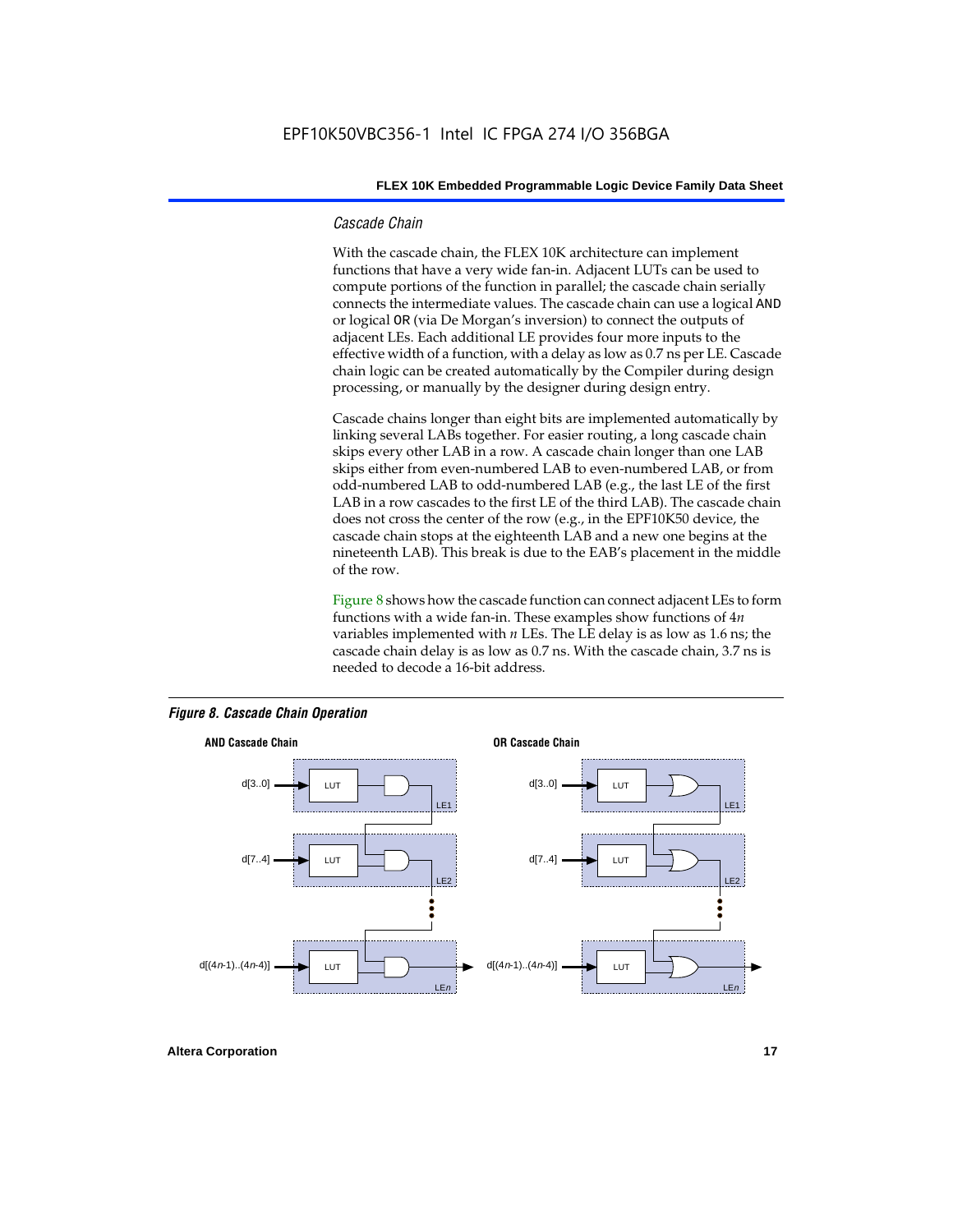### *Cascade Chain*

With the cascade chain, the FLEX 10K architecture can implement functions that have a very wide fan-in. Adjacent LUTs can be used to compute portions of the function in parallel; the cascade chain serially connects the intermediate values. The cascade chain can use a logical `AND` or logical `OR` (via De Morgan's inversion) to connect the outputs of adjacent LEs. Each additional LE provides four more inputs to the effective width of a function, with a delay as low as 0.7 ns per LE. Cascade chain logic can be created automatically by the Compiler during design processing, or manually by the designer during design entry.

Cascade chains longer than eight bits are implemented automatically by linking several LABs together. For easier routing, a long cascade chain skips every other LAB in a row. A cascade chain longer than one LAB skips either from even-numbered LAB to even-numbered LAB, or from odd-numbered LAB to odd-numbered LAB (e.g., the last LE of the first LAB in a row cascades to the first LE of the third LAB). The cascade chain does not cross the center of the row (e.g., in the EPF10K50 device, the cascade chain stops at the eighteenth LAB and a new one begins at the nineteenth LAB). This break is due to the EAB's placement in the middle of the row.

Figure 8 shows how the cascade function can connect adjacent LEs to form functions with a wide fan-in. These examples show functions of $4n$ variables implemented with $n$ LEs. The LE delay is as low as 1.6 ns; the cascade chain delay is as low as 0.7 ns. With the cascade chain, 3.7 ns is needed to decode a 16-bit address.

***Figure 8. Cascade Chain Operation***

**AND Cascade Chain**

**OR Cascade Chain**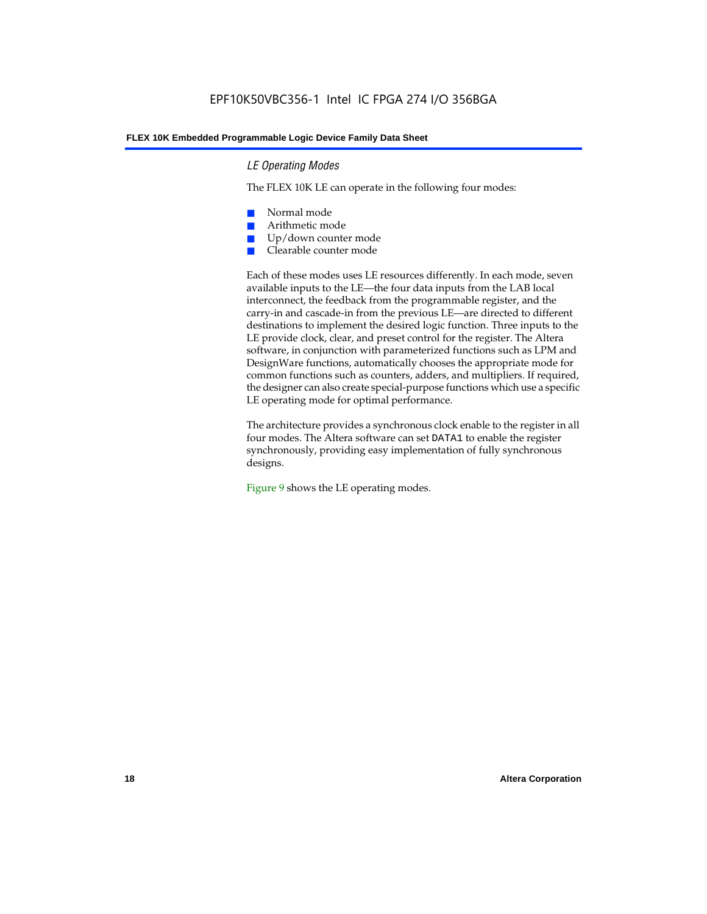### *LE Operating Modes*

The FLEX 10K LE can operate in the following four modes:

- Normal mode
- Arithmetic mode
- Up/down counter mode
- Clearable counter mode

Each of these modes uses LE resources differently. In each mode, seven available inputs to the LE—the four data inputs from the LAB local interconnect, the feedback from the programmable register, and the carry-in and cascade-in from the previous LE—are directed to different destinations to implement the desired logic function. Three inputs to the LE provide clock, clear, and preset control for the register. The Altera software, in conjunction with parameterized functions such as LPM and DesignWare functions, automatically chooses the appropriate mode for common functions such as counters, adders, and multipliers. If required, the designer can also create special-purpose functions which use a specific LE operating mode for optimal performance.

The architecture provides a synchronous clock enable to the register in all four modes. The Altera software can set `DATA1` to enable the register synchronously, providing easy implementation of fully synchronous designs.

Figure 9 shows the LE operating modes.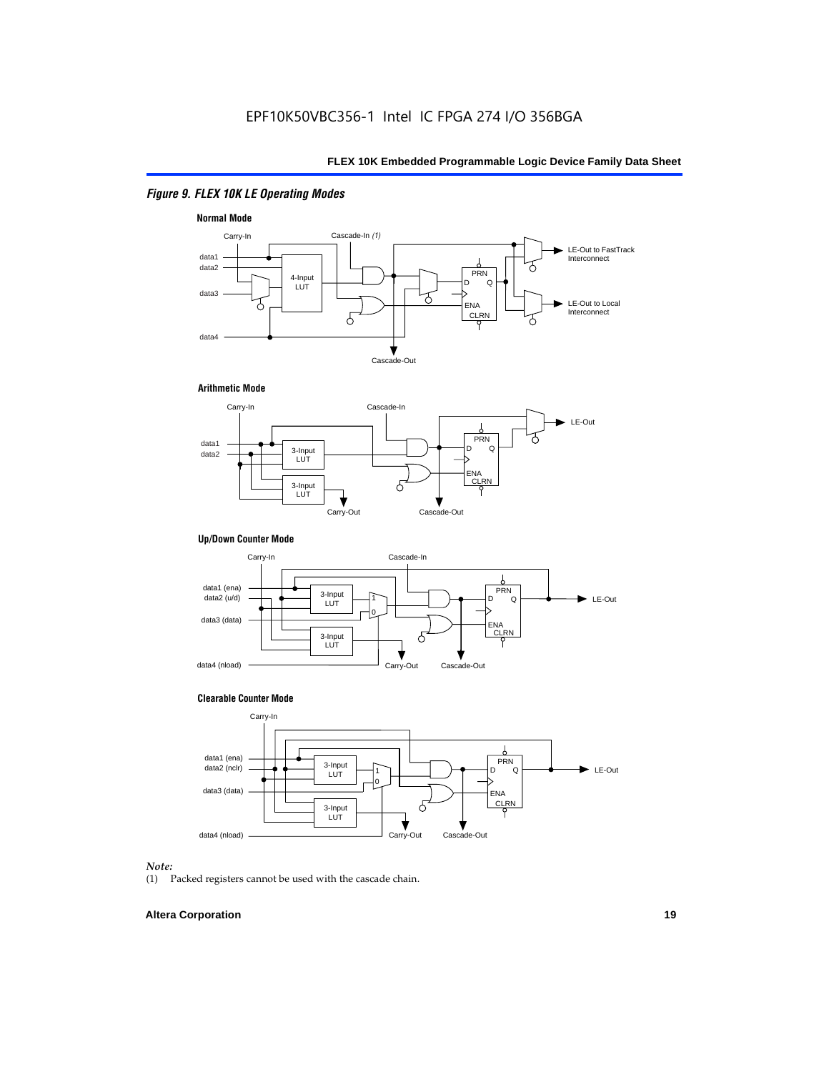*Figure 9. FLEX 10K LE Operating Modes*

**Normal Mode**

Carry-In, Cascade-In *(1)*, data1, data2, data3, data4, 4-Input LUT, PRN, D, Q, ENA, CLRN, LE-Out to FastTrack Interconnect, LE-Out to Local Interconnect, Cascade-Out

**Arithmetic Mode**

Carry-In, Cascade-In, data1, data2, 3-Input LUT, 3-Input LUT, PRN, D, Q, ENA, CLRN, LE-Out, Carry-Out, Cascade-Out

**Up/Down Counter Mode**

Carry-In, Cascade-In, data1 (ena), data2 (u/d), data3 (data), data4 (nload), 3-Input LUT, 3-Input LUT, 1, 0, PRN, D, Q, ENA, CLRN, LE-Out, Carry-Out, Cascade-Out

**Clearable Counter Mode**

Carry-In, data1 (ena), data2 (nclr), data3 (data), data4 (nload), 3-Input LUT, 3-Input LUT, 1, 0, PRN, D, Q, ENA, CLRN, LE-Out, Carry-Out, Cascade-Out

*Note:*

(1) Packed registers cannot be used with the cascade chain.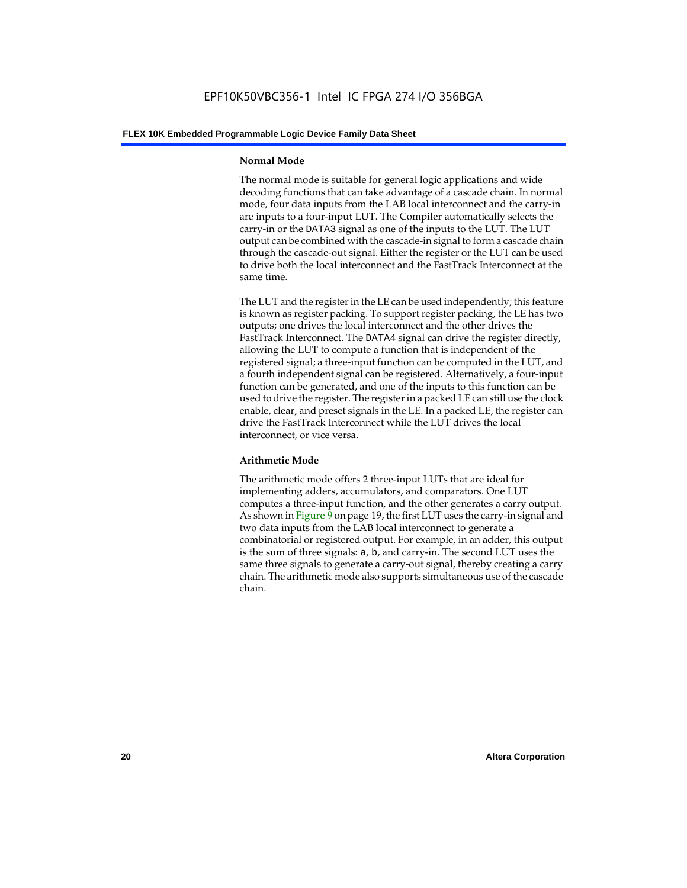#### Normal Mode

The normal mode is suitable for general logic applications and wide decoding functions that can take advantage of a cascade chain. In normal mode, four data inputs from the LAB local interconnect and the carry-in are inputs to a four-input LUT. The Compiler automatically selects the carry-in or the DATA3 signal as one of the inputs to the LUT. The LUT output can be combined with the cascade-in signal to form a cascade chain through the cascade-out signal. Either the register or the LUT can be used to drive both the local interconnect and the FastTrack Interconnect at the same time.

The LUT and the register in the LE can be used independently; this feature is known as register packing. To support register packing, the LE has two outputs; one drives the local interconnect and the other drives the FastTrack Interconnect. The DATA4 signal can drive the register directly, allowing the LUT to compute a function that is independent of the registered signal; a three-input function can be computed in the LUT, and a fourth independent signal can be registered. Alternatively, a four-input function can be generated, and one of the inputs to this function can be used to drive the register. The register in a packed LE can still use the clock enable, clear, and preset signals in the LE. In a packed LE, the register can drive the FastTrack Interconnect while the LUT drives the local interconnect, or vice versa.

#### Arithmetic Mode

The arithmetic mode offers 2 three-input LUTs that are ideal for implementing adders, accumulators, and comparators. One LUT computes a three-input function, and the other generates a carry output. As shown in Figure 9 on page 19, the first LUT uses the carry-in signal and two data inputs from the LAB local interconnect to generate a combinatorial or registered output. For example, in an adder, this output is the sum of three signals: a, b, and carry-in. The second LUT uses the same three signals to generate a carry-out signal, thereby creating a carry chain. The arithmetic mode also supports simultaneous use of the cascade chain.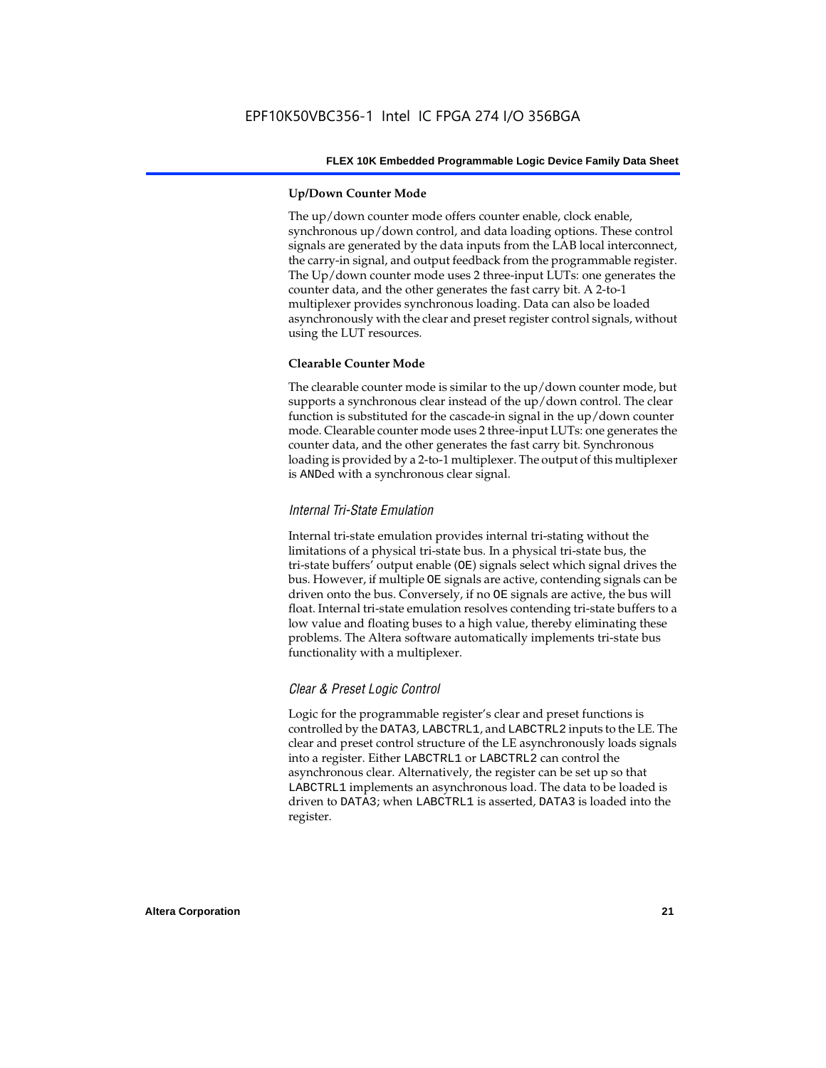#### Up/Down Counter Mode

The up/down counter mode offers counter enable, clock enable, synchronous up/down control, and data loading options. These control signals are generated by the data inputs from the LAB local interconnect, the carry-in signal, and output feedback from the programmable register. The Up/down counter mode uses 2 three-input LUTs: one generates the counter data, and the other generates the fast carry bit. A 2-to-1 multiplexer provides synchronous loading. Data can also be loaded asynchronously with the clear and preset register control signals, without using the LUT resources.

#### Clearable Counter Mode

The clearable counter mode is similar to the up/down counter mode, but supports a synchronous clear instead of the up/down control. The clear function is substituted for the cascade-in signal in the up/down counter mode. Clearable counter mode uses 2 three-input LUTs: one generates the counter data, and the other generates the fast carry bit. Synchronous loading is provided by a 2-to-1 multiplexer. The output of this multiplexer is ANDed with a synchronous clear signal.

### *Internal Tri-State Emulation*

Internal tri-state emulation provides internal tri-stating without the limitations of a physical tri-state bus. In a physical tri-state bus, the tri-state buffers' output enable (OE) signals select which signal drives the bus. However, if multiple OE signals are active, contending signals can be driven onto the bus. Conversely, if no OE signals are active, the bus will float. Internal tri-state emulation resolves contending tri-state buffers to a low value and floating buses to a high value, thereby eliminating these problems. The Altera software automatically implements tri-state bus functionality with a multiplexer.

### *Clear & Preset Logic Control*

Logic for the programmable register's clear and preset functions is controlled by the DATA3, LABCTRL1, and LABCTRL2 inputs to the LE. The clear and preset control structure of the LE asynchronously loads signals into a register. Either LABCTRL1 or LABCTRL2 can control the asynchronous clear. Alternatively, the register can be set up so that LABCTRL1 implements an asynchronous load. The data to be loaded is driven to DATA3; when LABCTRL1 is asserted, DATA3 is loaded into the register.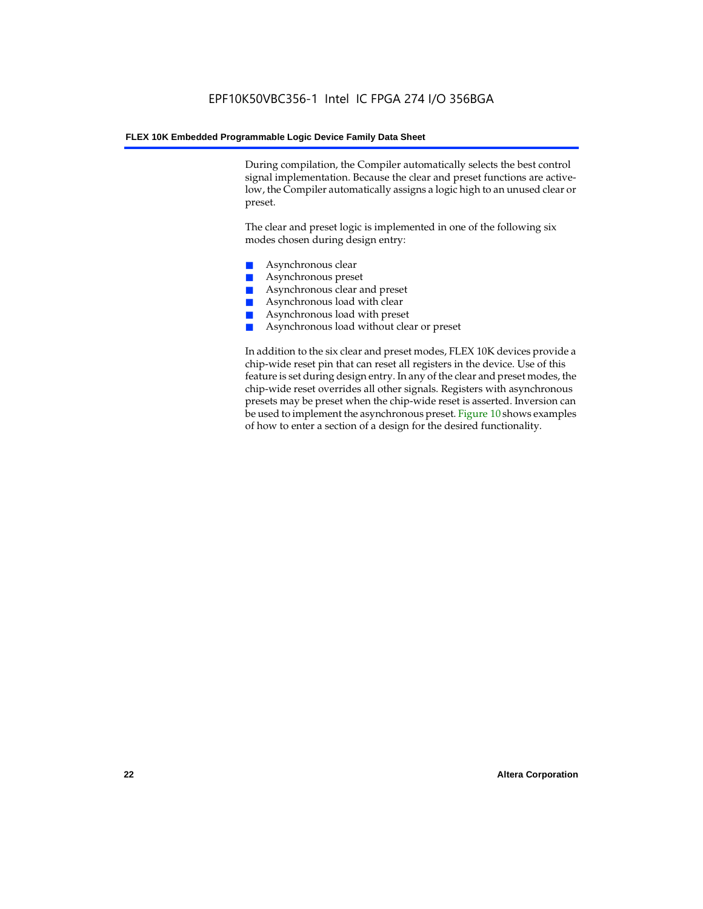During compilation, the Compiler automatically selects the best control signal implementation. Because the clear and preset functions are active-low, the Compiler automatically assigns a logic high to an unused clear or preset.

The clear and preset logic is implemented in one of the following six modes chosen during design entry:

- Asynchronous clear
- Asynchronous preset
- Asynchronous clear and preset
- Asynchronous load with clear
- Asynchronous load with preset
- Asynchronous load without clear or preset

In addition to the six clear and preset modes, FLEX 10K devices provide a chip-wide reset pin that can reset all registers in the device. Use of this feature is set during design entry. In any of the clear and preset modes, the chip-wide reset overrides all other signals. Registers with asynchronous presets may be preset when the chip-wide reset is asserted. Inversion can be used to implement the asynchronous preset. Figure 10 shows examples of how to enter a section of a design for the desired functionality.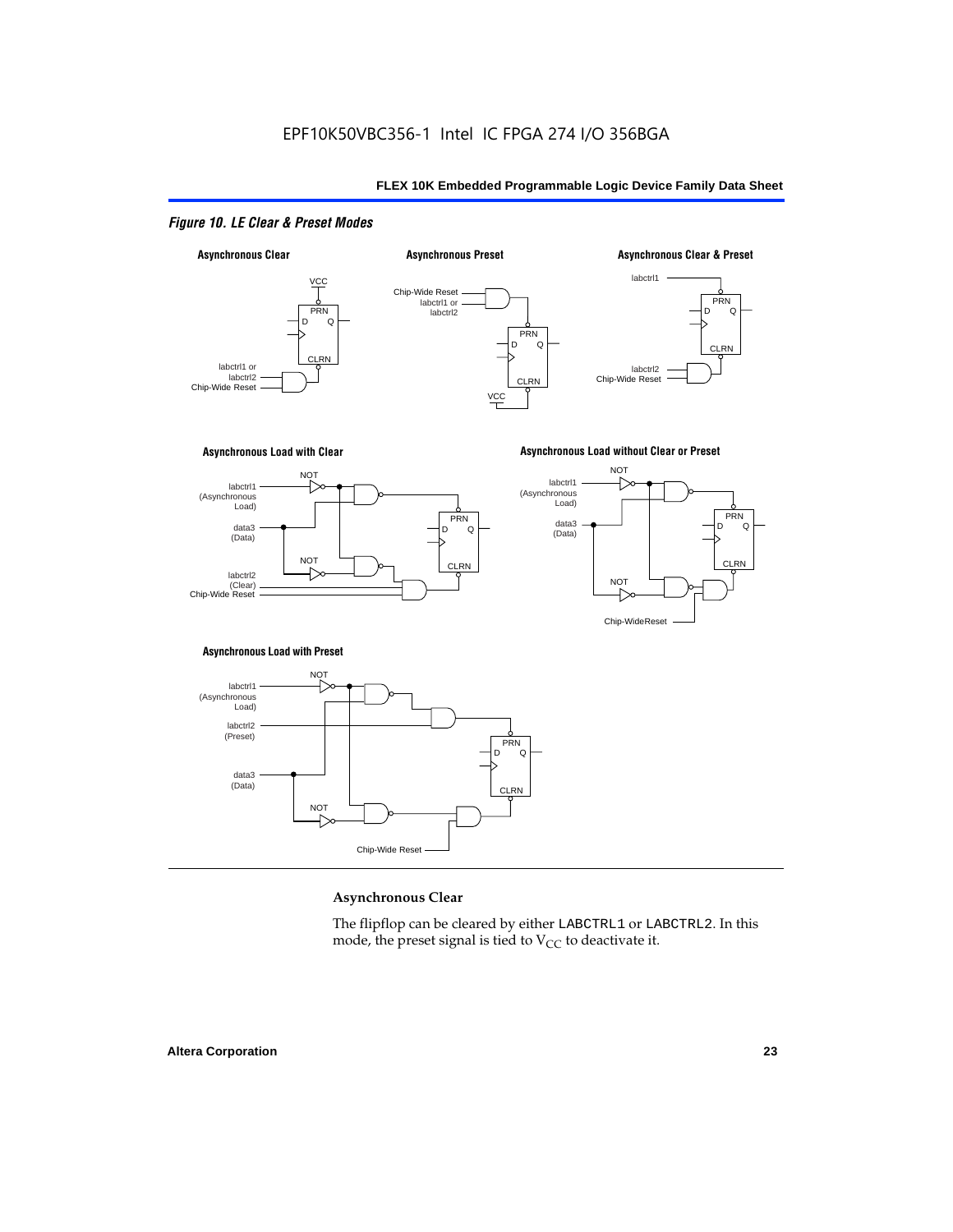*Figure 10. LE Clear & Preset Modes*

**Asynchronous Clear**

**Asynchronous Preset**

**Asynchronous Clear & Preset**

**Asynchronous Load with Clear**

**Asynchronous Load without Clear or Preset**

**Asynchronous Load with Preset**

### Asynchronous Clear

The flipflop can be cleared by either LABCTRL1 or LABCTRL2. In this mode, the preset signal is tied to $V_{CC}$ to deactivate it.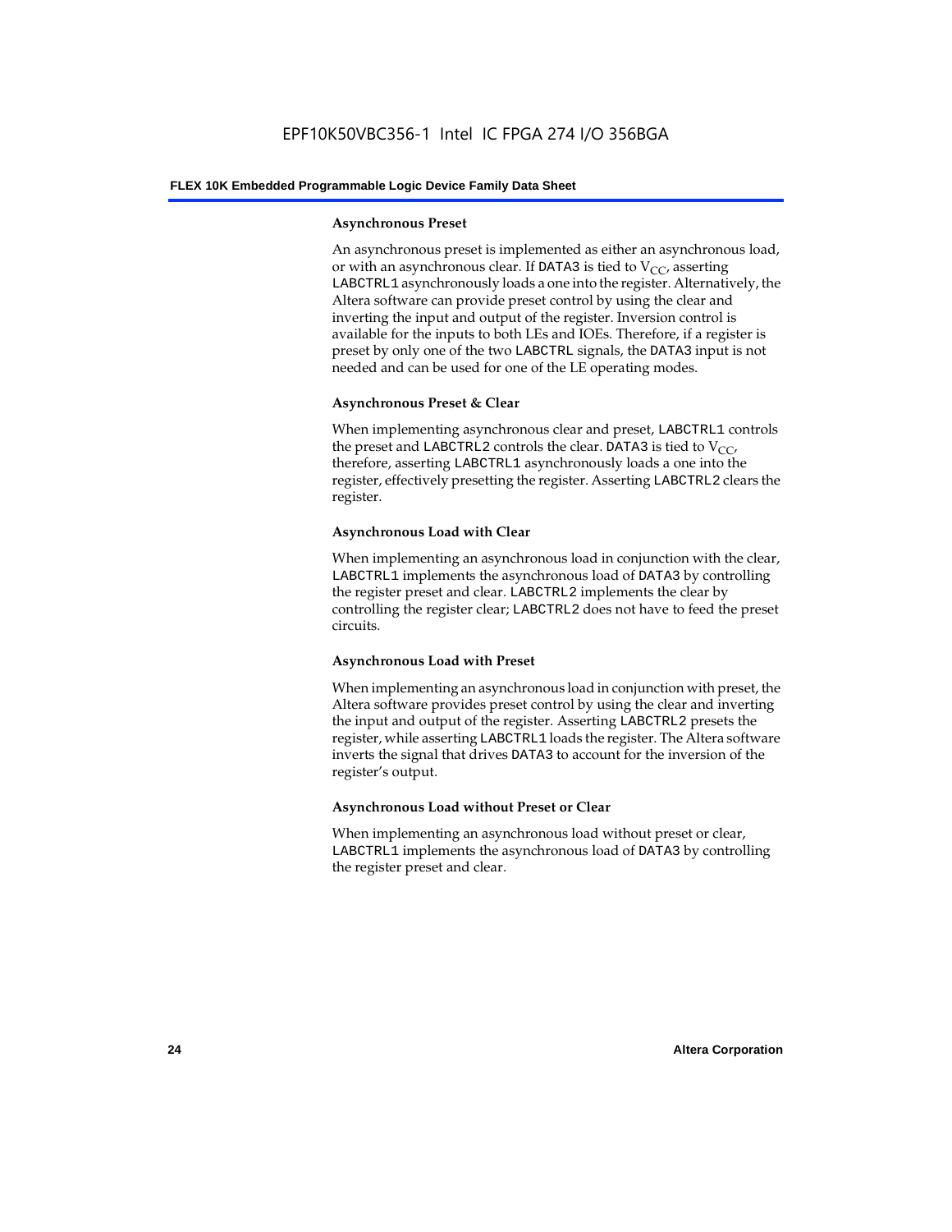#### Asynchronous Preset

An asynchronous preset is implemented as either an asynchronous load, or with an asynchronous clear. If DATA3 is tied to $V_{CC}$, asserting LABCTRL1 asynchronously loads a one into the register. Alternatively, the Altera software can provide preset control by using the clear and inverting the input and output of the register. Inversion control is available for the inputs to both LEs and IOEs. Therefore, if a register is preset by only one of the two LABCTRL signals, the DATA3 input is not needed and can be used for one of the LE operating modes.

#### Asynchronous Preset & Clear

When implementing asynchronous clear and preset, LABCTRL1 controls the preset and LABCTRL2 controls the clear. DATA3 is tied to $V_{CC}$, therefore, asserting LABCTRL1 asynchronously loads a one into the register, effectively presetting the register. Asserting LABCTRL2 clears the register.

#### Asynchronous Load with Clear

When implementing an asynchronous load in conjunction with the clear, LABCTRL1 implements the asynchronous load of DATA3 by controlling the register preset and clear. LABCTRL2 implements the clear by controlling the register clear; LABCTRL2 does not have to feed the preset circuits.

#### Asynchronous Load with Preset

When implementing an asynchronous load in conjunction with preset, the Altera software provides preset control by using the clear and inverting the input and output of the register. Asserting LABCTRL2 presets the register, while asserting LABCTRL1 loads the register. The Altera software inverts the signal that drives DATA3 to account for the inversion of the register's output.

#### Asynchronous Load without Preset or Clear

When implementing an asynchronous load without preset or clear, LABCTRL1 implements the asynchronous load of DATA3 by controlling the register preset and clear.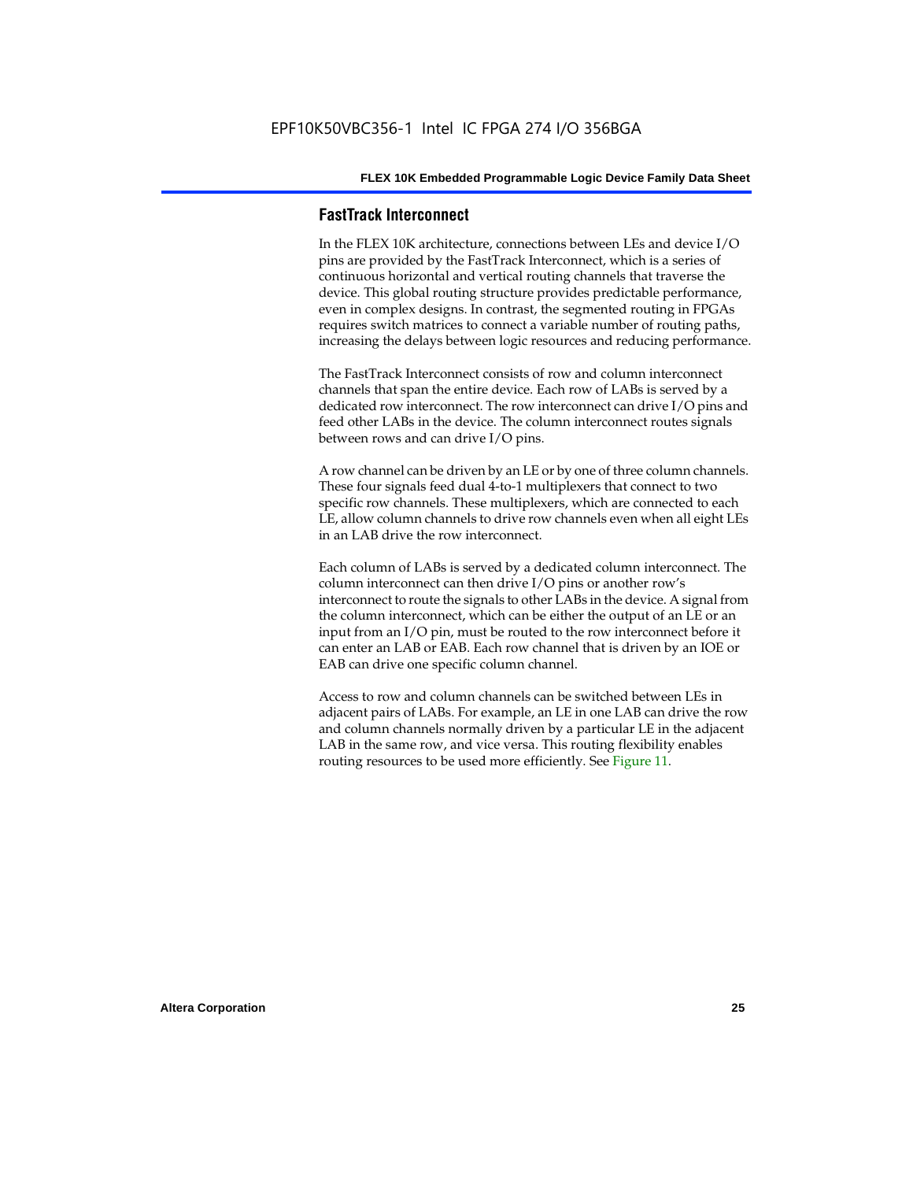## FastTrack Interconnect

In the FLEX 10K architecture, connections between LEs and device I/O pins are provided by the FastTrack Interconnect, which is a series of continuous horizontal and vertical routing channels that traverse the device. This global routing structure provides predictable performance, even in complex designs. In contrast, the segmented routing in FPGAs requires switch matrices to connect a variable number of routing paths, increasing the delays between logic resources and reducing performance.

The FastTrack Interconnect consists of row and column interconnect channels that span the entire device. Each row of LABs is served by a dedicated row interconnect. The row interconnect can drive I/O pins and feed other LABs in the device. The column interconnect routes signals between rows and can drive I/O pins.

A row channel can be driven by an LE or by one of three column channels. These four signals feed dual 4-to-1 multiplexers that connect to two specific row channels. These multiplexers, which are connected to each LE, allow column channels to drive row channels even when all eight LEs in an LAB drive the row interconnect.

Each column of LABs is served by a dedicated column interconnect. The column interconnect can then drive I/O pins or another row's interconnect to route the signals to other LABs in the device. A signal from the column interconnect, which can be either the output of an LE or an input from an I/O pin, must be routed to the row interconnect before it can enter an LAB or EAB. Each row channel that is driven by an IOE or EAB can drive one specific column channel.

Access to row and column channels can be switched between LEs in adjacent pairs of LABs. For example, an LE in one LAB can drive the row and column channels normally driven by a particular LE in the adjacent LAB in the same row, and vice versa. This routing flexibility enables routing resources to be used more efficiently. See Figure 11.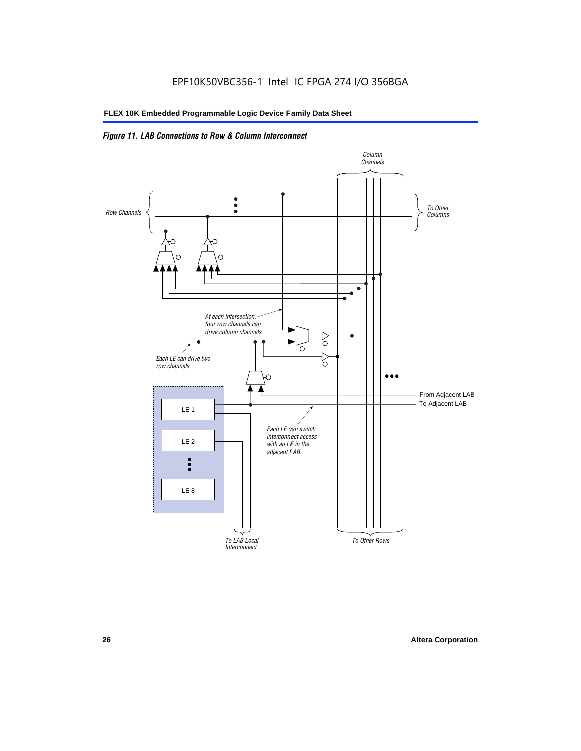*Figure 11. LAB Connections to Row & Column Interconnect*

Column Channels

Row Channels

To Other Columns

At each intersection, four row channels can drive column channels.

Each LE can drive two row channels.

From Adjacent LAB

To Adjacent LAB

LE 1

LE 2

LE 8

Each LE can switch interconnect access with an LE in the adjacent LAB.

To LAB Local Interconnect

To Other Rows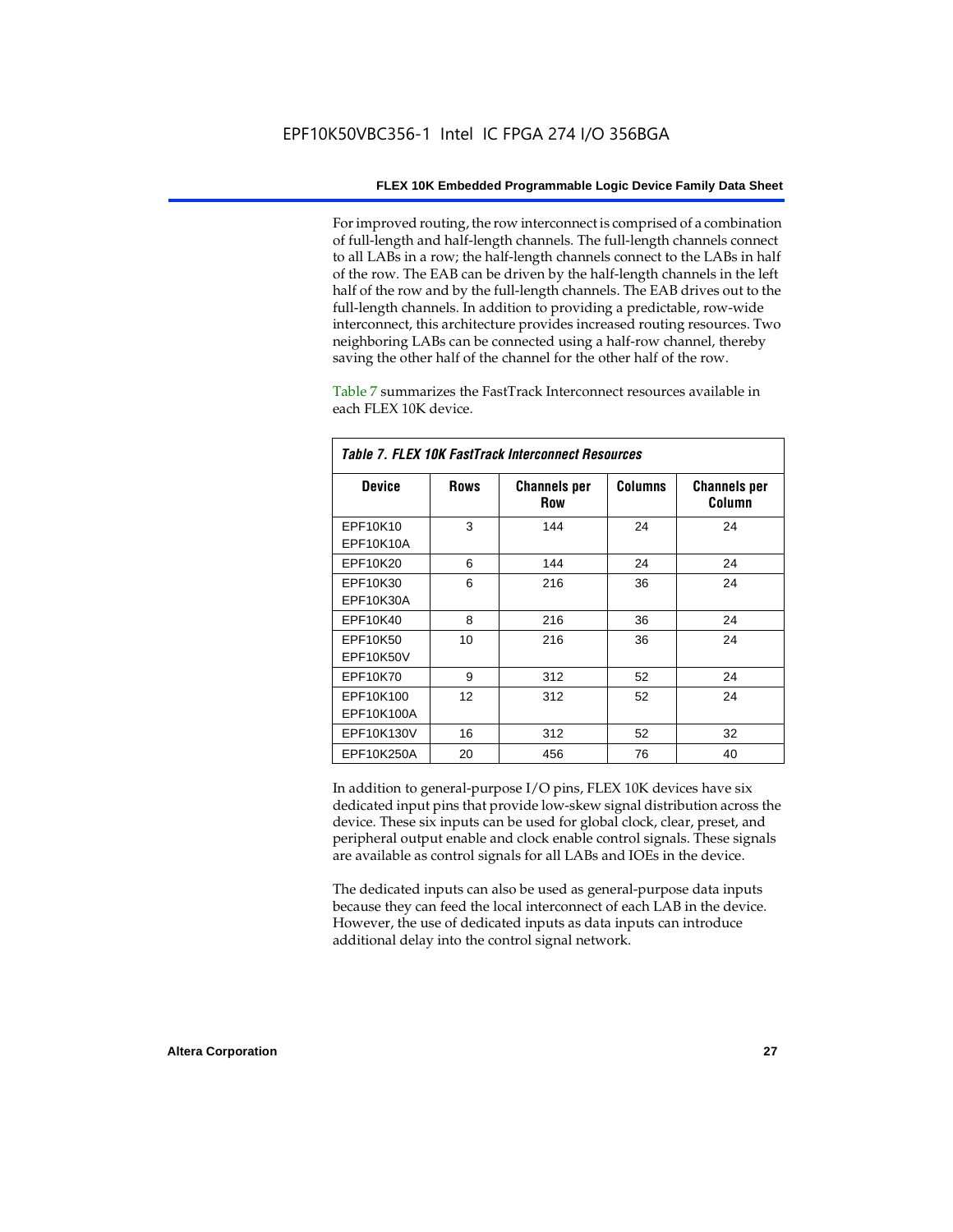For improved routing, the row interconnect is comprised of a combination of full-length and half-length channels. The full-length channels connect to all LABs in a row; the half-length channels connect to the LABs in half of the row. The EAB can be driven by the half-length channels in the left half of the row and by the full-length channels. The EAB drives out to the full-length channels. In addition to providing a predictable, row-wide interconnect, this architecture provides increased routing resources. Two neighboring LABs can be connected using a half-row channel, thereby saving the other half of the channel for the other half of the row.

Table 7 summarizes the FastTrack Interconnect resources available in each FLEX 10K device.

*Table 7. FLEX 10K FastTrack Interconnect Resources*

| Device | Rows | Channels per Row | Columns | Channels per Column |
|---|---|---|---|---|
| EPF10K10<br>EPF10K10A | 3 | 144 | 24 | 24 |
| EPF10K20 | 6 | 144 | 24 | 24 |
| EPF10K30<br>EPF10K30A | 6 | 216 | 36 | 24 |
| EPF10K40 | 8 | 216 | 36 | 24 |
| EPF10K50<br>EPF10K50V | 10 | 216 | 36 | 24 |
| EPF10K70 | 9 | 312 | 52 | 24 |
| EPF10K100<br>EPF10K100A | 12 | 312 | 52 | 24 |
| EPF10K130V | 16 | 312 | 52 | 32 |
| EPF10K250A | 20 | 456 | 76 | 40 |

In addition to general-purpose I/O pins, FLEX 10K devices have six dedicated input pins that provide low-skew signal distribution across the device. These six inputs can be used for global clock, clear, preset, and peripheral output enable and clock enable control signals. These signals are available as control signals for all LABs and IOEs in the device.

The dedicated inputs can also be used as general-purpose data inputs because they can feed the local interconnect of each LAB in the device. However, the use of dedicated inputs as data inputs can introduce additional delay into the control signal network.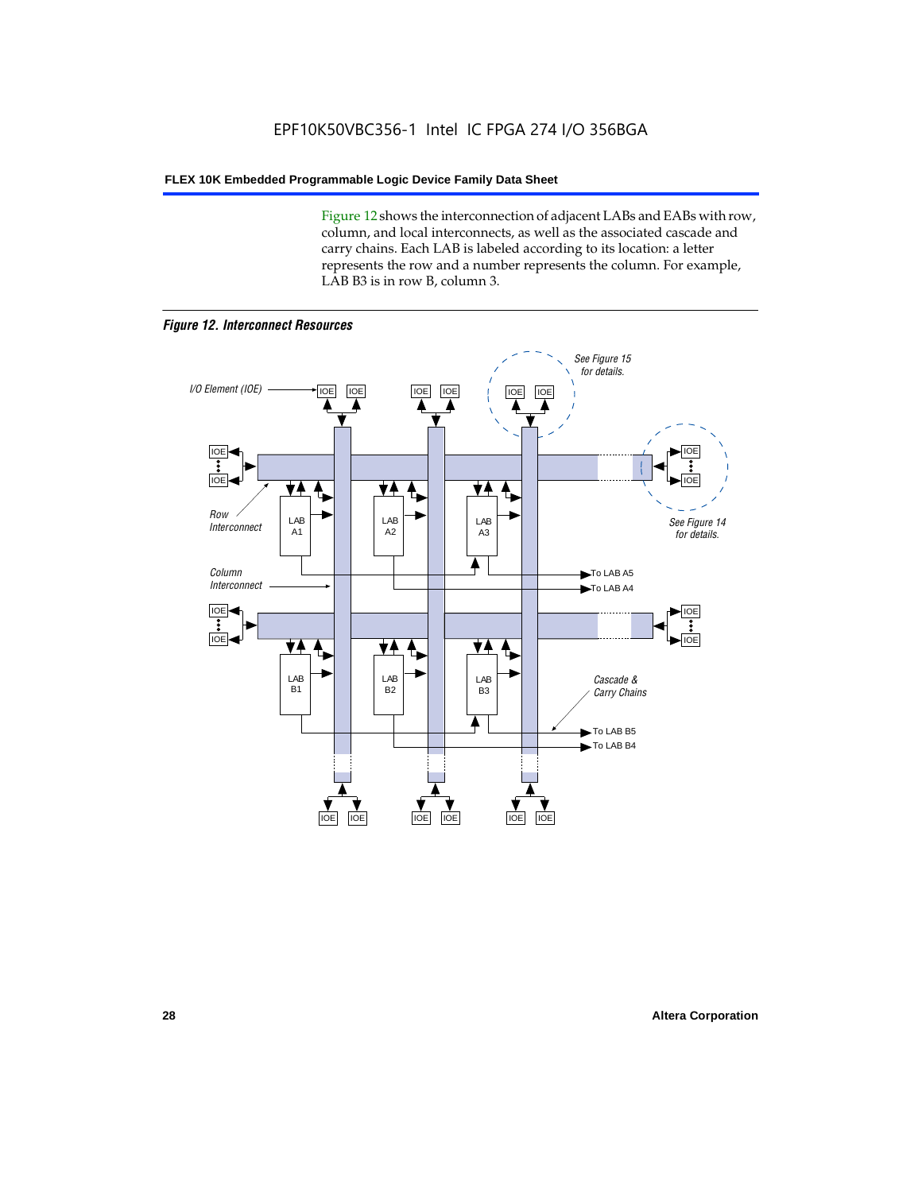Figure 12 shows the interconnection of adjacent LABs and EABs with row, column, and local interconnects, as well as the associated cascade and carry chains. Each LAB is labeled according to its location: a letter represents the row and a number represents the column. For example, LAB B3 is in row B, column 3.

***Figure 12. Interconnect Resources***

I/O Element (IOE)

IOE IOE IOE IOE IOE IOE

See Figure 15 for details.

See Figure 14 for details.

Row Interconnect

LAB A1 LAB A2 LAB A3

To LAB A5
To LAB A4

Column Interconnect

LAB B1 LAB B2 LAB B3

Cascade & Carry Chains

To LAB B5
To LAB B4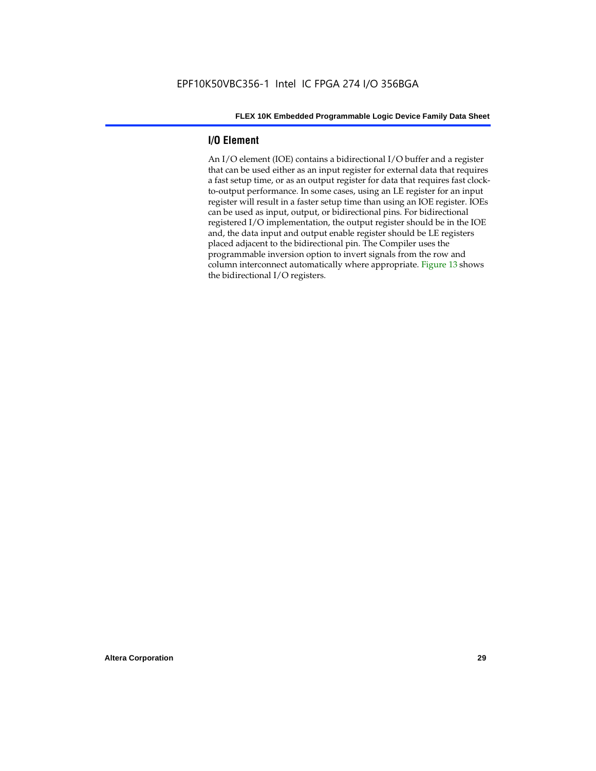## I/O Element

An I/O element (IOE) contains a bidirectional I/O buffer and a register that can be used either as an input register for external data that requires a fast setup time, or as an output register for data that requires fast clock-to-output performance. In some cases, using an LE register for an input register will result in a faster setup time than using an IOE register. IOEs can be used as input, output, or bidirectional pins. For bidirectional registered I/O implementation, the output register should be in the IOE and, the data input and output enable register should be LE registers placed adjacent to the bidirectional pin. The Compiler uses the programmable inversion option to invert signals from the row and column interconnect automatically where appropriate. Figure 13 shows the bidirectional I/O registers.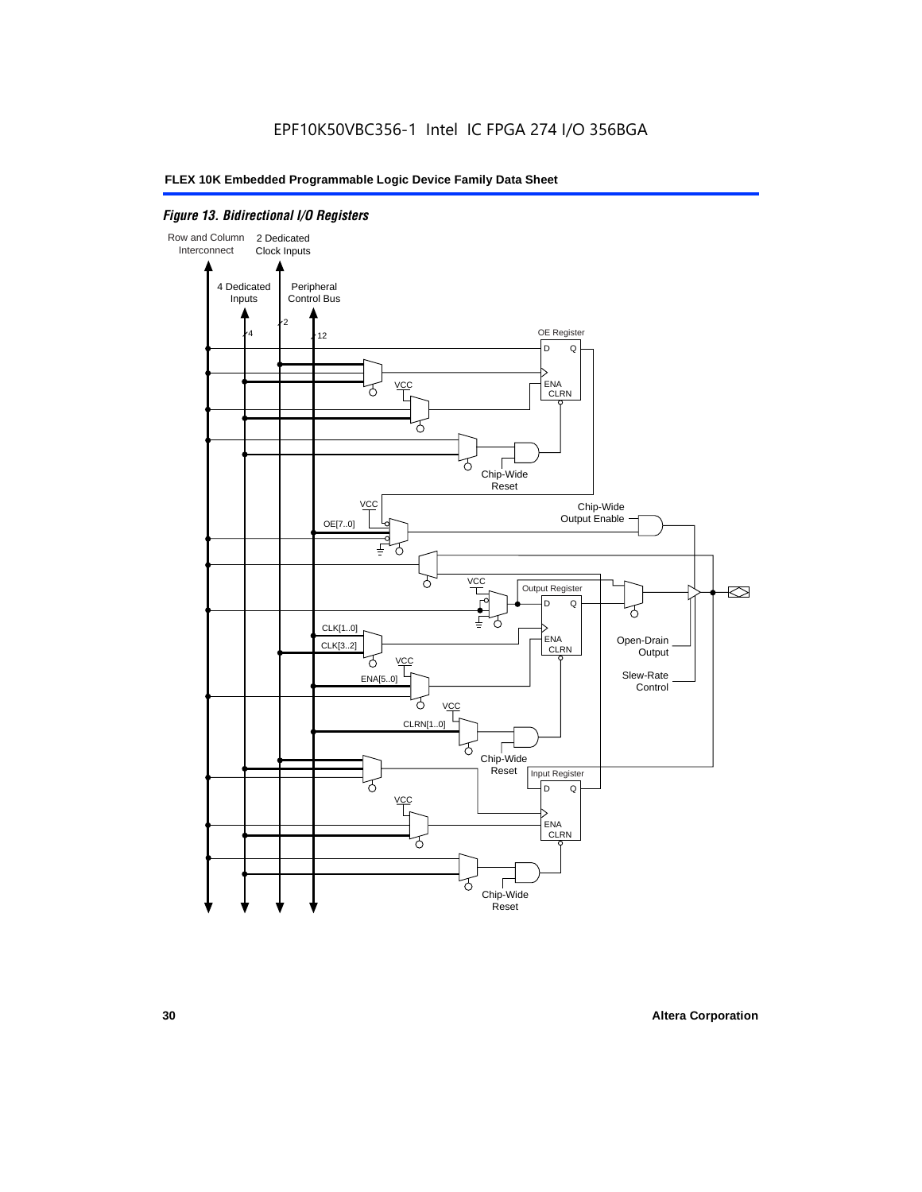*Figure 13. Bidirectional I/O Registers*

Row and Column Interconnect

2 Dedicated Clock Inputs

4 Dedicated Inputs

Peripheral Control Bus

4

2

12

OE Register

D Q

ENA CLRN

VCC

Chip-Wide Reset

VCC

OE[7..0]

Chip-Wide Output Enable

VCC

Output Register

D Q

CLK[1..0]

CLK[3..2]

ENA CLRN

VCC

ENA[5..0]

Open-Drain Output

Slew-Rate Control

VCC

CLRN[1..0]

Chip-Wide Reset

Input Register

D Q

VCC

ENA CLRN

Chip-Wide Reset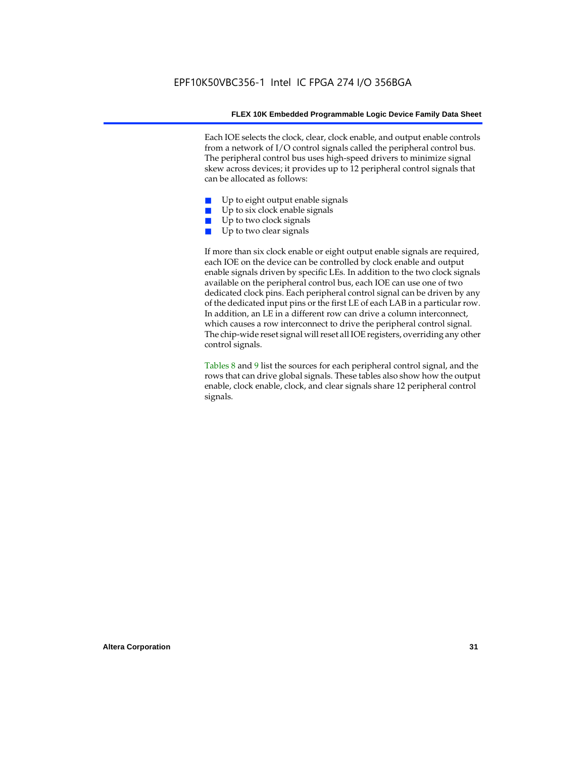Each IOE selects the clock, clear, clock enable, and output enable controls from a network of I/O control signals called the peripheral control bus. The peripheral control bus uses high-speed drivers to minimize signal skew across devices; it provides up to 12 peripheral control signals that can be allocated as follows:

- Up to eight output enable signals
- Up to six clock enable signals
- Up to two clock signals
- Up to two clear signals

If more than six clock enable or eight output enable signals are required, each IOE on the device can be controlled by clock enable and output enable signals driven by specific LEs. In addition to the two clock signals available on the peripheral control bus, each IOE can use one of two dedicated clock pins. Each peripheral control signal can be driven by any of the dedicated input pins or the first LE of each LAB in a particular row. In addition, an LE in a different row can drive a column interconnect, which causes a row interconnect to drive the peripheral control signal. The chip-wide reset signal will reset all IOE registers, overriding any other control signals.

Tables 8 and 9 list the sources for each peripheral control signal, and the rows that can drive global signals. These tables also show how the output enable, clock enable, clock, and clear signals share 12 peripheral control signals.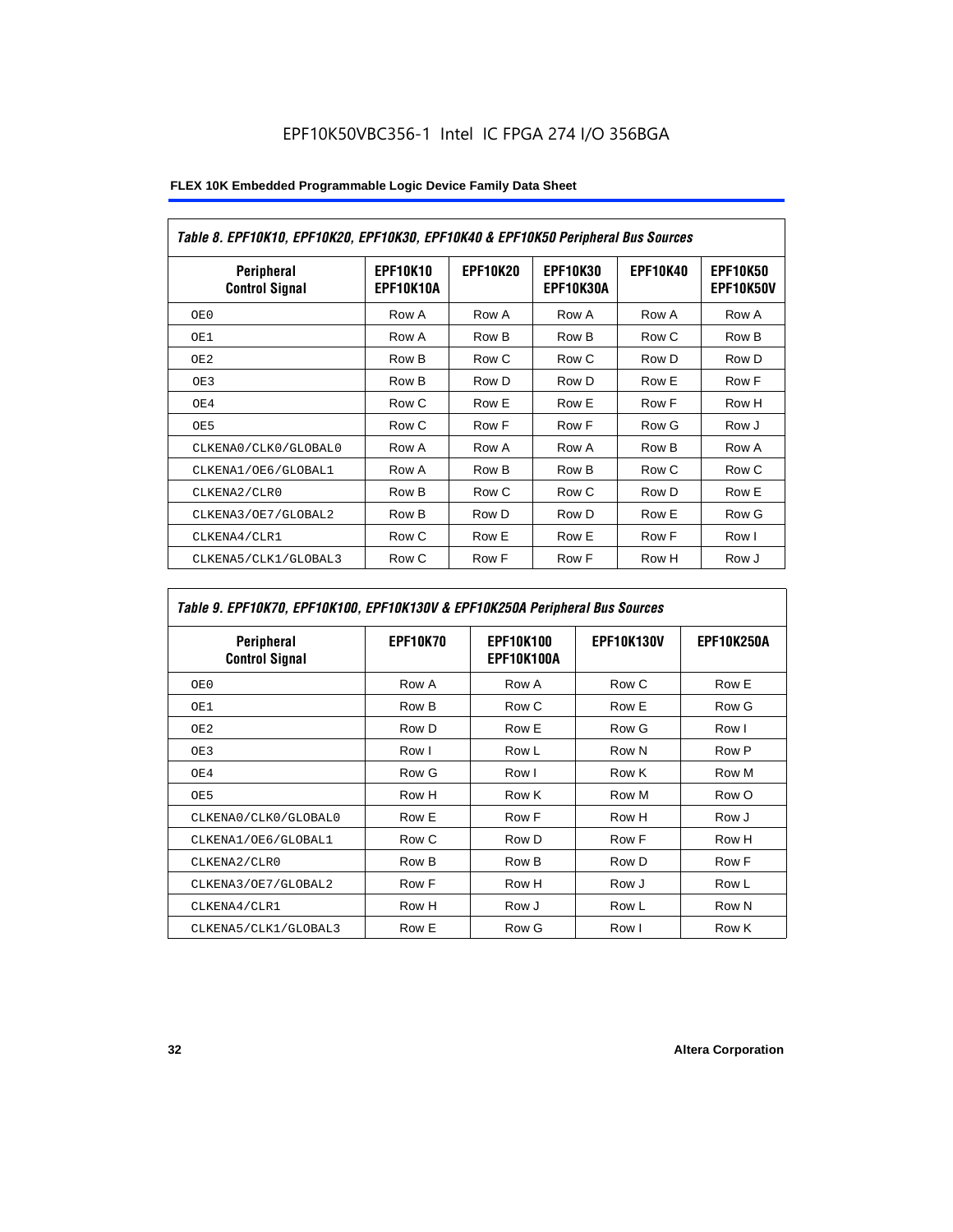| Table 8. EPF10K10, EPF10K20, EPF10K30, EPF10K40 & EPF10K50 Peripheral Bus Sources | | | | | |
|---|---|---|---|---|---|
| Peripheral Control Signal | EPF10K10 EPF10K10A | EPF10K20 | EPF10K30 EPF10K30A | EPF10K40 | EPF10K50 EPF10K50V |
| OE0 | Row A | Row A | Row A | Row A | Row A |
| OE1 | Row A | Row B | Row B | Row C | Row B |
| OE2 | Row B | Row C | Row C | Row D | Row D |
| OE3 | Row B | Row D | Row D | Row E | Row F |
| OE4 | Row C | Row E | Row E | Row F | Row H |
| OE5 | Row C | Row F | Row F | Row G | Row J |
| CLKENA0/CLK0/GLOBAL0 | Row A | Row A | Row A | Row B | Row A |
| CLKENA1/OE6/GLOBAL1 | Row A | Row B | Row B | Row C | Row C |
| CLKENA2/CLR0 | Row B | Row C | Row C | Row D | Row E |
| CLKENA3/OE7/GLOBAL2 | Row B | Row D | Row D | Row E | Row G |
| CLKENA4/CLR1 | Row C | Row E | Row E | Row F | Row I |
| CLKENA5/CLK1/GLOBAL3 | Row C | Row F | Row F | Row H | Row J |

| Table 9. EPF10K70, EPF10K100, EPF10K130V & EPF10K250A Peripheral Bus Sources | | | | |
|---|---|---|---|---|
| Peripheral Control Signal | EPF10K70 | EPF10K100 EPF10K100A | EPF10K130V | EPF10K250A |
| OE0 | Row A | Row A | Row C | Row E |
| OE1 | Row B | Row C | Row E | Row G |
| OE2 | Row D | Row E | Row G | Row I |
| OE3 | Row I | Row L | Row N | Row P |
| OE4 | Row G | Row I | Row K | Row M |
| OE5 | Row H | Row K | Row M | Row O |
| CLKENA0/CLK0/GLOBAL0 | Row E | Row F | Row H | Row J |
| CLKENA1/OE6/GLOBAL1 | Row C | Row D | Row F | Row H |
| CLKENA2/CLR0 | Row B | Row B | Row D | Row F |
| CLKENA3/OE7/GLOBAL2 | Row F | Row H | Row J | Row L |
| CLKENA4/CLR1 | Row H | Row J | Row L | Row N |
| CLKENA5/CLK1/GLOBAL3 | Row E | Row G | Row I | Row K |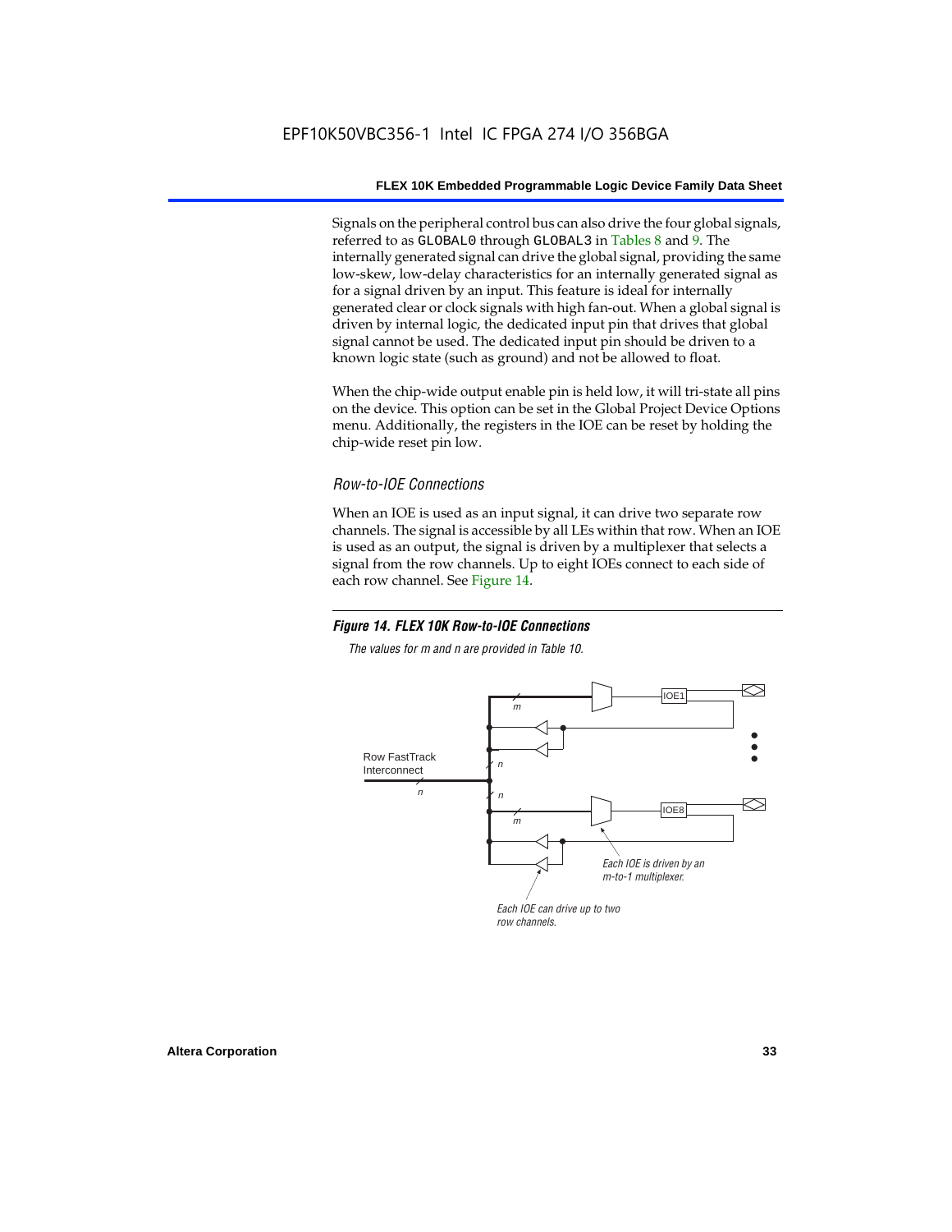Signals on the peripheral control bus can also drive the four global signals, referred to as GLOBAL0 through GLOBAL3 in Tables 8 and 9. The internally generated signal can drive the global signal, providing the same low-skew, low-delay characteristics for an internally generated signal as for a signal driven by an input. This feature is ideal for internally generated clear or clock signals with high fan-out. When a global signal is driven by internal logic, the dedicated input pin that drives that global signal cannot be used. The dedicated input pin should be driven to a known logic state (such as ground) and not be allowed to float.

When the chip-wide output enable pin is held low, it will tri-state all pins on the device. This option can be set in the Global Project Device Options menu. Additionally, the registers in the IOE can be reset by holding the chip-wide reset pin low.

### *Row-to-IOE Connections*

When an IOE is used as an input signal, it can drive two separate row channels. The signal is accessible by all LEs within that row. When an IOE is used as an output, the signal is driven by a multiplexer that selects a signal from the row channels. Up to eight IOEs connect to each side of each row channel. See Figure 14.

***Figure 14. FLEX 10K Row-to-IOE Connections***

*The values for m and n are provided in Table 10.*

Row FastTrack Interconnect

n

m

n

n

m

IOE1

IOE8

*Each IOE is driven by an m-to-1 multiplexer.*

*Each IOE can drive up to two row channels.*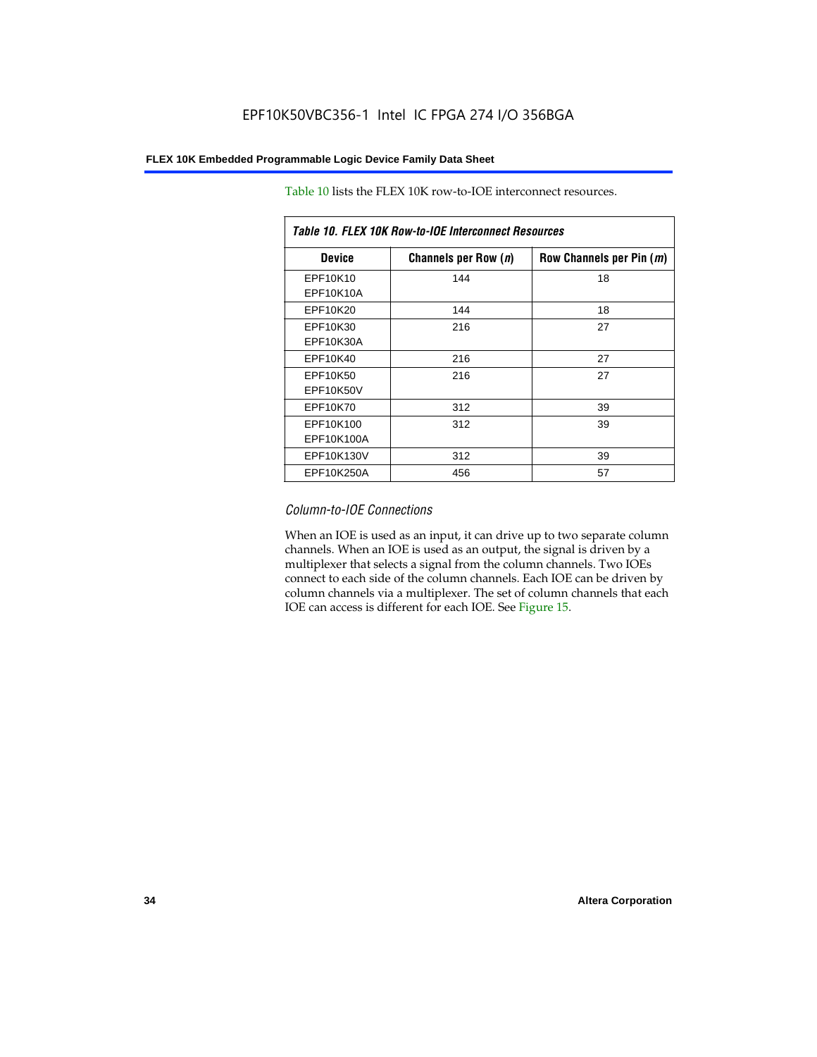Table 10 lists the FLEX 10K row-to-IOE interconnect resources.

| *Table 10. FLEX 10K Row-to-IOE Interconnect Resources* | | |
|---|---|---|
| **Device** | **Channels per Row (*n*)** | **Row Channels per Pin (*m*)** |
| EPF10K10<br>EPF10K10A | 144 | 18 |
| EPF10K20 | 144 | 18 |
| EPF10K30<br>EPF10K30A | 216 | 27 |
| EPF10K40 | 216 | 27 |
| EPF10K50<br>EPF10K50V | 216 | 27 |
| EPF10K70 | 312 | 39 |
| EPF10K100<br>EPF10K100A | 312 | 39 |
| EPF10K130V | 312 | 39 |
| EPF10K250A | 456 | 57 |

### *Column-to-IOE Connections*

When an IOE is used as an input, it can drive up to two separate column channels. When an IOE is used as an output, the signal is driven by a multiplexer that selects a signal from the column channels. Two IOEs connect to each side of the column channels. Each IOE can be driven by column channels via a multiplexer. The set of column channels that each IOE can access is different for each IOE. See Figure 15.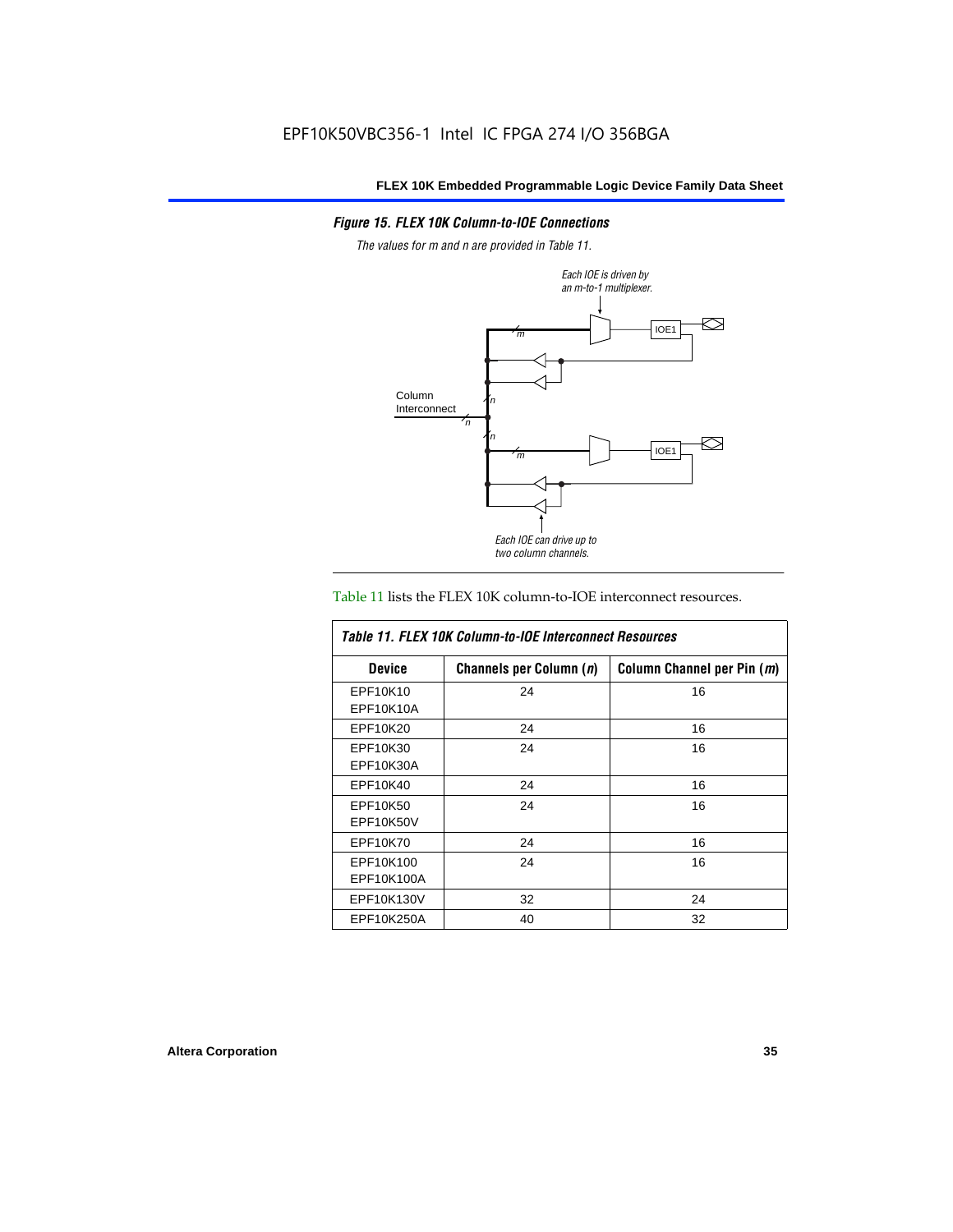*Figure 15. FLEX 10K Column-to-IOE Connections*

*The values for m and n are provided in Table 11.*

Table 11 lists the FLEX 10K column-to-IOE interconnect resources.

| *Table 11. FLEX 10K Column-to-IOE Interconnect Resources* | | |
|---|---|---|
| **Device** | **Channels per Column (*n*)** | **Column Channel per Pin (*m*)** |
| EPF10K10<br>EPF10K10A | 24 | 16 |
| EPF10K20 | 24 | 16 |
| EPF10K30<br>EPF10K30A | 24 | 16 |
| EPF10K40 | 24 | 16 |
| EPF10K50<br>EPF10K50V | 24 | 16 |
| EPF10K70 | 24 | 16 |
| EPF10K100<br>EPF10K100A | 24 | 16 |
| EPF10K130V | 32 | 24 |
| EPF10K250A | 40 | 32 |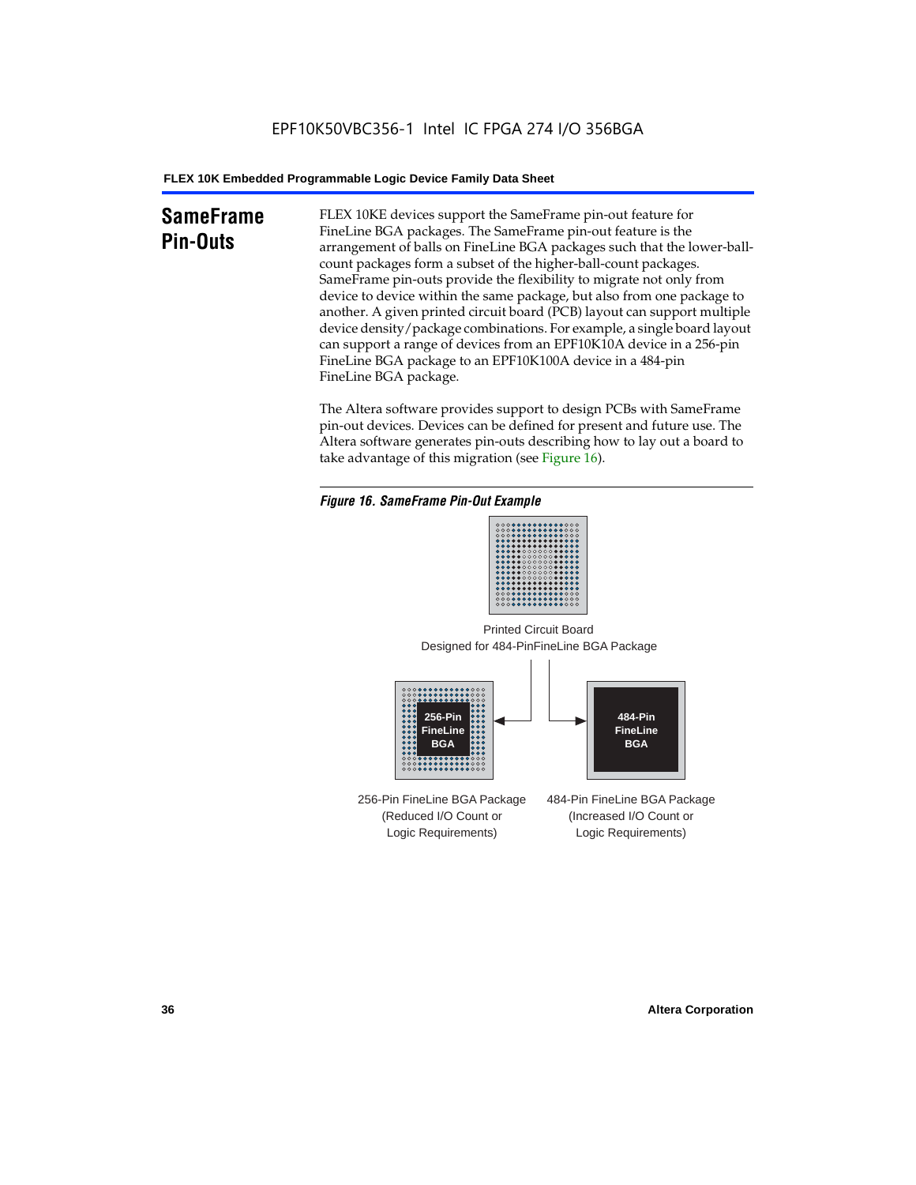## SameFrame Pin-Outs

FLEX 10KE devices support the SameFrame pin-out feature for FineLine BGA packages. The SameFrame pin-out feature is the arrangement of balls on FineLine BGA packages such that the lower-ball-count packages form a subset of the higher-ball-count packages. SameFrame pin-outs provide the flexibility to migrate not only from device to device within the same package, but also from one package to another. A given printed circuit board (PCB) layout can support multiple device density/package combinations. For example, a single board layout can support a range of devices from an EPF10K10A device in a 256-pin FineLine BGA package to an EPF10K100A device in a 484-pin FineLine BGA package.

The Altera software provides support to design PCBs with SameFrame pin-out devices. Devices can be defined for present and future use. The Altera software generates pin-outs describing how to lay out a board to take advantage of this migration (see Figure 16).

*Figure 16. SameFrame Pin-Out Example*

Printed Circuit Board Designed for 484-PinFineLine BGA Package

256-Pin FineLine BGA

484-Pin FineLine BGA

256-Pin FineLine BGA Package (Reduced I/O Count or Logic Requirements)

484-Pin FineLine BGA Package (Increased I/O Count or Logic Requirements)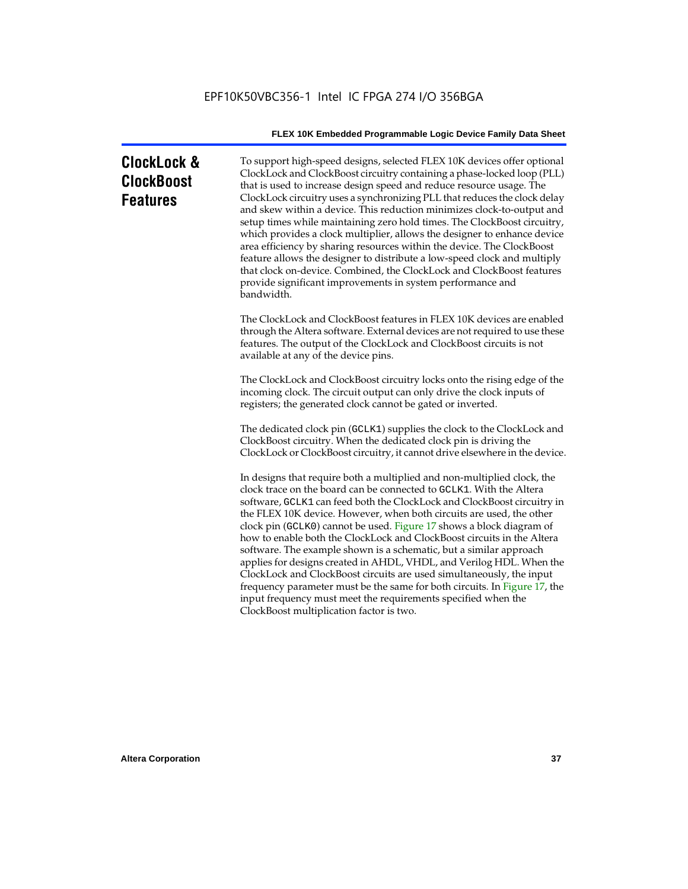# ClockLock & ClockBoost Features

To support high-speed designs, selected FLEX 10K devices offer optional ClockLock and ClockBoost circuitry containing a phase-locked loop (PLL) that is used to increase design speed and reduce resource usage. The ClockLock circuitry uses a synchronizing PLL that reduces the clock delay and skew within a device. This reduction minimizes clock-to-output and setup times while maintaining zero hold times. The ClockBoost circuitry, which provides a clock multiplier, allows the designer to enhance device area efficiency by sharing resources within the device. The ClockBoost feature allows the designer to distribute a low-speed clock and multiply that clock on-device. Combined, the ClockLock and ClockBoost features provide significant improvements in system performance and bandwidth.

The ClockLock and ClockBoost features in FLEX 10K devices are enabled through the Altera software. External devices are not required to use these features. The output of the ClockLock and ClockBoost circuits is not available at any of the device pins.

The ClockLock and ClockBoost circuitry locks onto the rising edge of the incoming clock. The circuit output can only drive the clock inputs of registers; the generated clock cannot be gated or inverted.

The dedicated clock pin (`GCLK1`) supplies the clock to the ClockLock and ClockBoost circuitry. When the dedicated clock pin is driving the ClockLock or ClockBoost circuitry, it cannot drive elsewhere in the device.

In designs that require both a multiplied and non-multiplied clock, the clock trace on the board can be connected to `GCLK1`. With the Altera software, `GCLK1` can feed both the ClockLock and ClockBoost circuitry in the FLEX 10K device. However, when both circuits are used, the other clock pin (`GCLK0`) cannot be used. Figure 17 shows a block diagram of how to enable both the ClockLock and ClockBoost circuits in the Altera software. The example shown is a schematic, but a similar approach applies for designs created in AHDL, VHDL, and Verilog HDL. When the ClockLock and ClockBoost circuits are used simultaneously, the input frequency parameter must be the same for both circuits. In Figure 17, the input frequency must meet the requirements specified when the ClockBoost multiplication factor is two.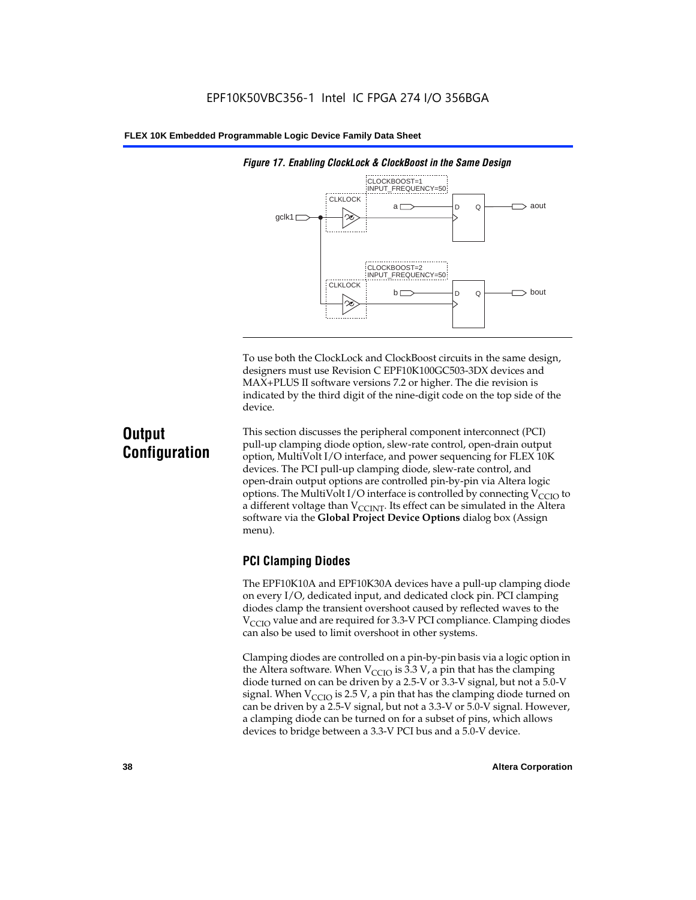*Figure 17. Enabling ClockLock & ClockBoost in the Same Design*

To use both the ClockLock and ClockBoost circuits in the same design, designers must use Revision C EPF10K100GC503-3DX devices and MAX+PLUS II software versions 7.2 or higher. The die revision is indicated by the third digit of the nine-digit code on the top side of the device.

# Output Configuration

This section discusses the peripheral component interconnect (PCI) pull-up clamping diode option, slew-rate control, open-drain output option, MultiVolt I/O interface, and power sequencing for FLEX 10K devices. The PCI pull-up clamping diode, slew-rate control, and open-drain output options are controlled pin-by-pin via Altera logic options. The MultiVolt I/O interface is controlled by connecting $V_{CCIO}$ to a different voltage than $V_{CCINT}$. Its effect can be simulated in the Altera software via the **Global Project Device Options** dialog box (Assign menu).

## PCI Clamping Diodes

The EPF10K10A and EPF10K30A devices have a pull-up clamping diode on every I/O, dedicated input, and dedicated clock pin. PCI clamping diodes clamp the transient overshoot caused by reflected waves to the $V_{CCIO}$ value and are required for 3.3-V PCI compliance. Clamping diodes can also be used to limit overshoot in other systems.

Clamping diodes are controlled on a pin-by-pin basis via a logic option in the Altera software. When $V_{CCIO}$ is 3.3 V, a pin that has the clamping diode turned on can be driven by a 2.5-V or 3.3-V signal, but not a 5.0-V signal. When $V_{CCIO}$ is 2.5 V, a pin that has the clamping diode turned on can be driven by a 2.5-V signal, but not a 3.3-V or 5.0-V signal. However, a clamping diode can be turned on for a subset of pins, which allows devices to bridge between a 3.3-V PCI bus and a 5.0-V device.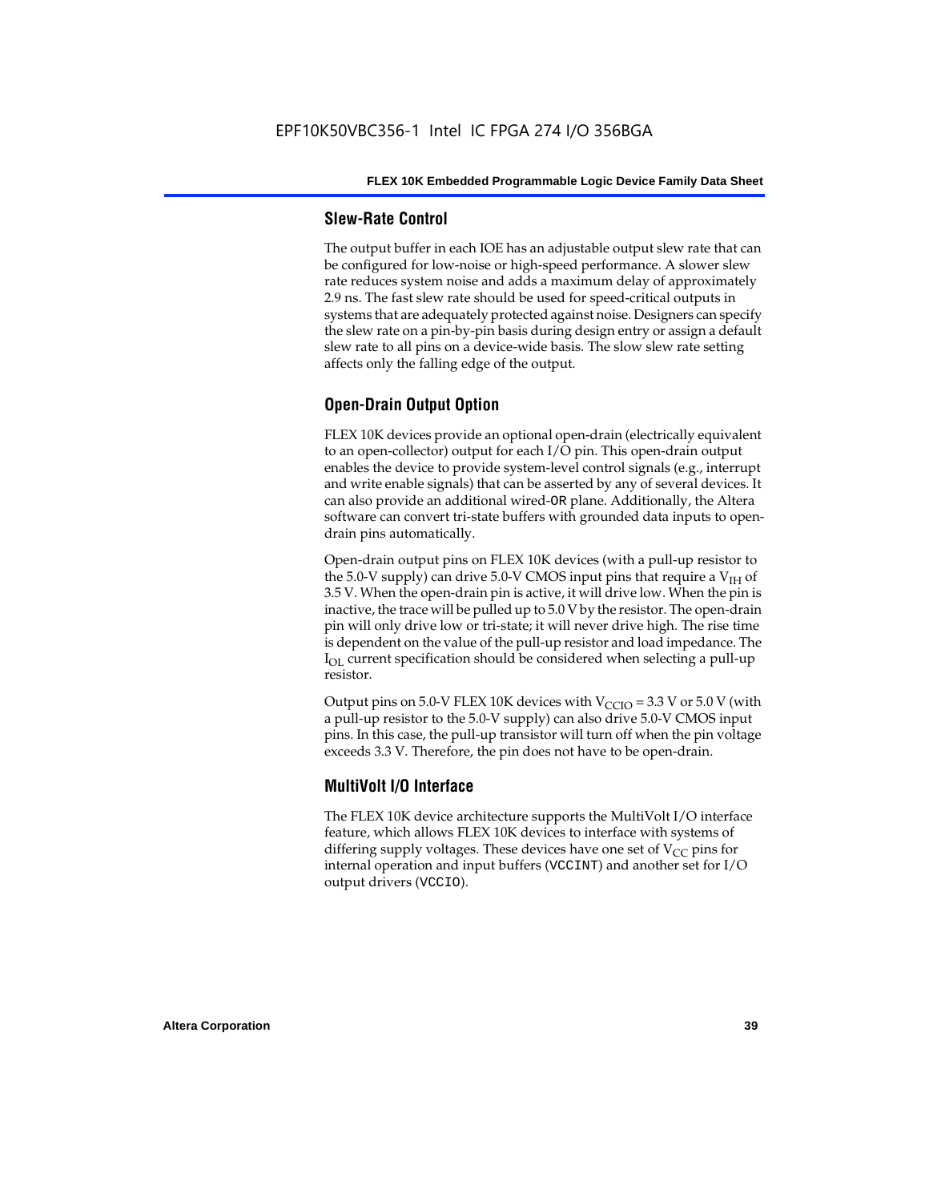### Slew-Rate Control

The output buffer in each IOE has an adjustable output slew rate that can be configured for low-noise or high-speed performance. A slower slew rate reduces system noise and adds a maximum delay of approximately 2.9 ns. The fast slew rate should be used for speed-critical outputs in systems that are adequately protected against noise. Designers can specify the slew rate on a pin-by-pin basis during design entry or assign a default slew rate to all pins on a device-wide basis. The slow slew rate setting affects only the falling edge of the output.

### Open-Drain Output Option

FLEX 10K devices provide an optional open-drain (electrically equivalent to an open-collector) output for each I/O pin. This open-drain output enables the device to provide system-level control signals (e.g., interrupt and write enable signals) that can be asserted by any of several devices. It can also provide an additional wired-OR plane. Additionally, the Altera software can convert tri-state buffers with grounded data inputs to open-drain pins automatically.

Open-drain output pins on FLEX 10K devices (with a pull-up resistor to the 5.0-V supply) can drive 5.0-V CMOS input pins that require a $V_{IH}$ of 3.5 V. When the open-drain pin is active, it will drive low. When the pin is inactive, the trace will be pulled up to 5.0 V by the resistor. The open-drain pin will only drive low or tri-state; it will never drive high. The rise time is dependent on the value of the pull-up resistor and load impedance. The $I_{OL}$ current specification should be considered when selecting a pull-up resistor.

Output pins on 5.0-V FLEX 10K devices with $V_{CCIO}$ = 3.3 V or 5.0 V (with a pull-up resistor to the 5.0-V supply) can also drive 5.0-V CMOS input pins. In this case, the pull-up transistor will turn off when the pin voltage exceeds 3.3 V. Therefore, the pin does not have to be open-drain.

### MultiVolt I/O Interface

The FLEX 10K device architecture supports the MultiVolt I/O interface feature, which allows FLEX 10K devices to interface with systems of differing supply voltages. These devices have one set of $V_{CC}$ pins for internal operation and input buffers (VCCINT) and another set for I/O output drivers (VCCIO).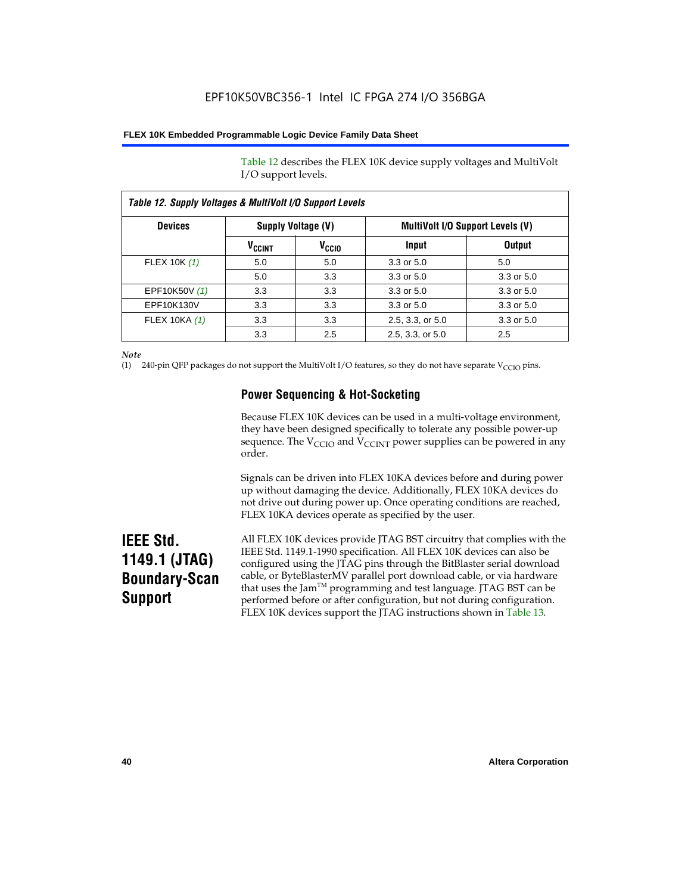Table 12 describes the FLEX 10K device supply voltages and MultiVolt I/O support levels.

*Table 12. Supply Voltages & MultiVolt I/O Support Levels*

| Devices | Supply Voltage (V) | | MultiVolt I/O Support Levels (V) | |
|---|---|---|---|---|
| | $V_{CCINT}$ | $V_{CCIO}$ | Input | Output |
| FLEX 10K *(1)* | 5.0 | 5.0 | 3.3 or 5.0 | 5.0 |
| | 5.0 | 3.3 | 3.3 or 5.0 | 3.3 or 5.0 |
| EPF10K50V *(1)* | 3.3 | 3.3 | 3.3 or 5.0 | 3.3 or 5.0 |
| EPF10K130V | 3.3 | 3.3 | 3.3 or 5.0 | 3.3 or 5.0 |
| FLEX 10KA *(1)* | 3.3 | 3.3 | 2.5, 3.3, or 5.0 | 3.3 or 5.0 |
| | 3.3 | 2.5 | 2.5, 3.3, or 5.0 | 2.5 |

*Note*

(1) 240-pin QFP packages do not support the MultiVolt I/O features, so they do not have separate $V_{CCIO}$ pins.

### Power Sequencing & Hot-Socketing

Because FLEX 10K devices can be used in a multi-voltage environment, they have been designed specifically to tolerate any possible power-up sequence. The $V_{CCIO}$ and $V_{CCINT}$ power supplies can be powered in any order.

Signals can be driven into FLEX 10KA devices before and during power up without damaging the device. Additionally, FLEX 10KA devices do not drive out during power up. Once operating conditions are reached, FLEX 10KA devices operate as specified by the user.

## IEEE Std. 1149.1 (JTAG) Boundary-Scan Support

All FLEX 10K devices provide JTAG BST circuitry that complies with the IEEE Std. 1149.1-1990 specification. All FLEX 10K devices can also be configured using the JTAG pins through the BitBlaster serial download cable, or ByteBlasterMV parallel port download cable, or via hardware that uses the Jam™ programming and test language. JTAG BST can be performed before or after configuration, but not during configuration. FLEX 10K devices support the JTAG instructions shown in Table 13.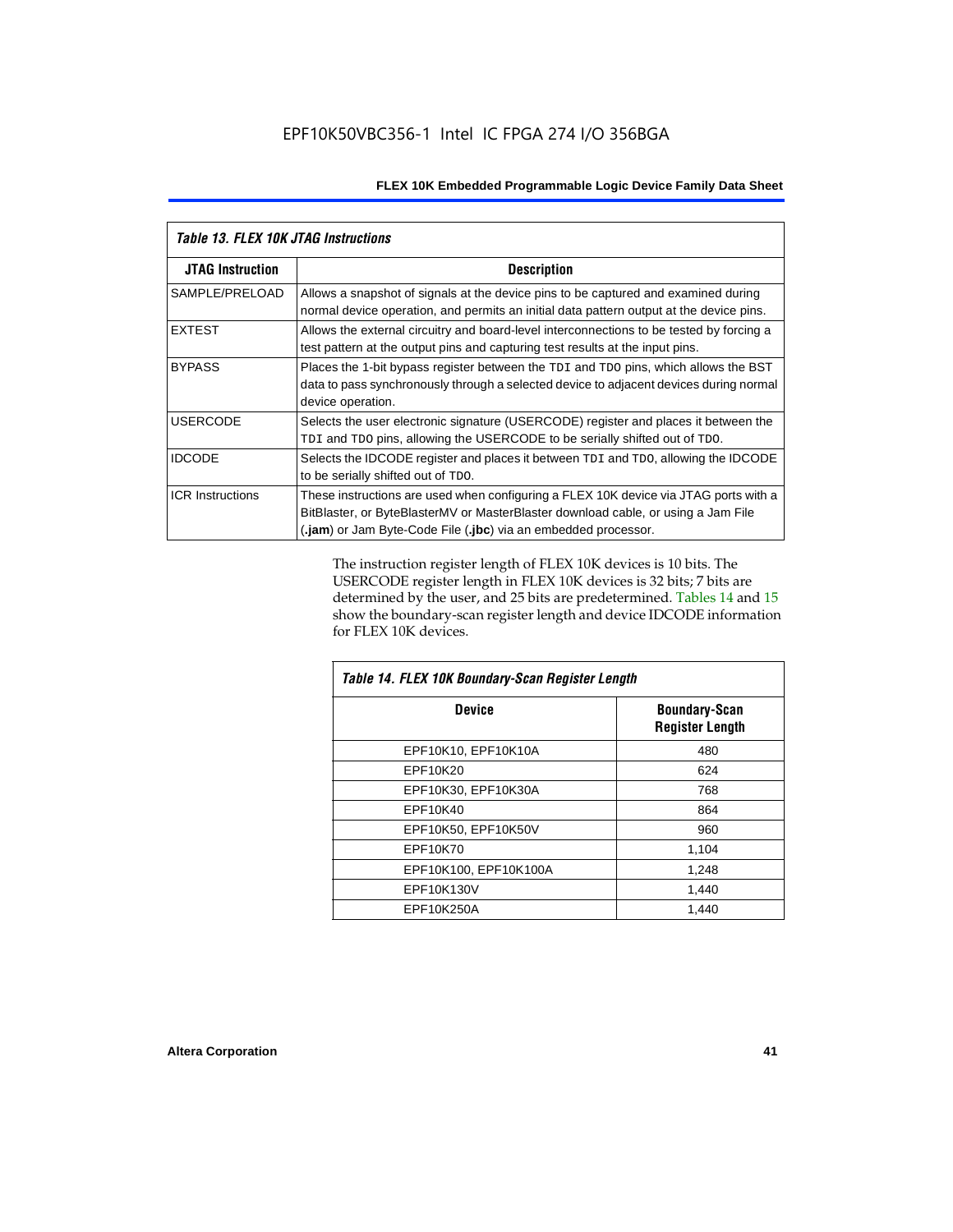*Table 13. FLEX 10K JTAG Instructions*

| JTAG Instruction | Description |
|---|---|
| SAMPLE/PRELOAD | Allows a snapshot of signals at the device pins to be captured and examined during normal device operation, and permits an initial data pattern output at the device pins. |
| EXTEST | Allows the external circuitry and board-level interconnections to be tested by forcing a test pattern at the output pins and capturing test results at the input pins. |
| BYPASS | Places the 1-bit bypass register between the `TDI` and `TDO` pins, which allows the BST data to pass synchronously through a selected device to adjacent devices during normal device operation. |
| USERCODE | Selects the user electronic signature (USERCODE) register and places it between the `TDI` and `TDO` pins, allowing the USERCODE to be serially shifted out of `TDO`. |
| IDCODE | Selects the IDCODE register and places it between `TDI` and `TDO`, allowing the IDCODE to be serially shifted out of `TDO`. |
| ICR Instructions | These instructions are used when configuring a FLEX 10K device via JTAG ports with a BitBlaster, or ByteBlasterMV or MasterBlaster download cable, or using a Jam File (**.jam**) or Jam Byte-Code File (**.jbc**) via an embedded processor. |

The instruction register length of FLEX 10K devices is 10 bits. The USERCODE register length in FLEX 10K devices is 32 bits; 7 bits are determined by the user, and 25 bits are predetermined. Tables 14 and 15 show the boundary-scan register length and device IDCODE information for FLEX 10K devices.

*Table 14. FLEX 10K Boundary-Scan Register Length*

| Device | Boundary-Scan Register Length |
|---|---|
| EPF10K10, EPF10K10A | 480 |
| EPF10K20 | 624 |
| EPF10K30, EPF10K30A | 768 |
| EPF10K40 | 864 |
| EPF10K50, EPF10K50V | 960 |
| EPF10K70 | 1,104 |
| EPF10K100, EPF10K100A | 1,248 |
| EPF10K130V | 1,440 |
| EPF10K250A | 1,440 |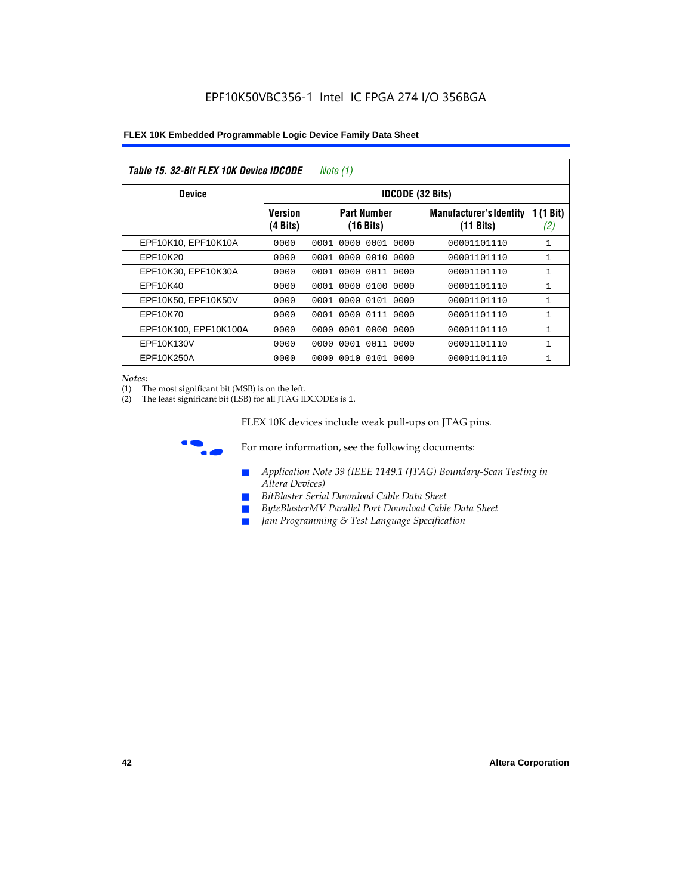### Table 15. 32-Bit FLEX 10K Device IDCODE *Note (1)*

| Device | IDCODE (32 Bits) | | | |
|---|---|---|---|---|
| | Version (4 Bits) | Part Number (16 Bits) | Manufacturer's Identity (11 Bits) | 1 (1 Bit) *(2)* |
| EPF10K10, EPF10K10A | 0000 | 0001 0000 0001 0000 | 00001101110 | 1 |
| EPF10K20 | 0000 | 0001 0000 0010 0000 | 00001101110 | 1 |
| EPF10K30, EPF10K30A | 0000 | 0001 0000 0011 0000 | 00001101110 | 1 |
| EPF10K40 | 0000 | 0001 0000 0100 0000 | 00001101110 | 1 |
| EPF10K50, EPF10K50V | 0000 | 0001 0000 0101 0000 | 00001101110 | 1 |
| EPF10K70 | 0000 | 0001 0000 0111 0000 | 00001101110 | 1 |
| EPF10K100, EPF10K100A | 0000 | 0000 0001 0000 0000 | 00001101110 | 1 |
| EPF10K130V | 0000 | 0000 0001 0011 0000 | 00001101110 | 1 |
| EPF10K250A | 0000 | 0000 0010 0101 0000 | 00001101110 | 1 |

*Notes:*
(1) The most significant bit (MSB) is on the left.
(2) The least significant bit (LSB) for all JTAG IDCODEs is 1.

FLEX 10K devices include weak pull-ups on JTAG pins.

For more information, see the following documents:

- *Application Note 39 (IEEE 1149.1 (JTAG) Boundary-Scan Testing in Altera Devices)*
- *BitBlaster Serial Download Cable Data Sheet*
- *ByteBlasterMV Parallel Port Download Cable Data Sheet*
- *Jam Programming & Test Language Specification*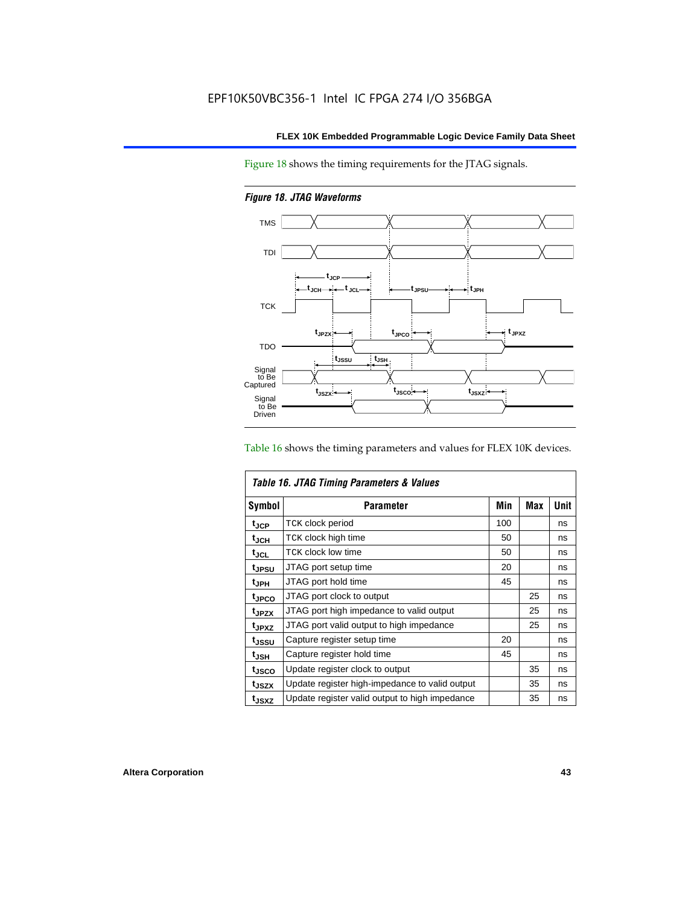Figure 18 shows the timing requirements for the JTAG signals.

*Figure 18. JTAG Waveforms*

Table 16 shows the timing parameters and values for FLEX 10K devices.

*Table 16. JTAG Timing Parameters & Values*

| Symbol | Parameter | Min | Max | Unit |
|---|---|---|---|---|
| $t_{JCP}$ | TCK clock period | 100 | | ns |
| $t_{JCH}$ | TCK clock high time | 50 | | ns |
| $t_{JCL}$ | TCK clock low time | 50 | | ns |
| $t_{JPSU}$ | JTAG port setup time | 20 | | ns |
| $t_{JPH}$ | JTAG port hold time | 45 | | ns |
| $t_{JPCO}$ | JTAG port clock to output | | 25 | ns |
| $t_{JPZX}$ | JTAG port high impedance to valid output | | 25 | ns |
| $t_{JPXZ}$ | JTAG port valid output to high impedance | | 25 | ns |
| $t_{JSSU}$ | Capture register setup time | 20 | | ns |
| $t_{JSH}$ | Capture register hold time | 45 | | ns |
| $t_{JSCO}$ | Update register clock to output | | 35 | ns |
| $t_{JSZX}$ | Update register high-impedance to valid output | | 35 | ns |
| $t_{JSXZ}$ | Update register valid output to high impedance | | 35 | ns |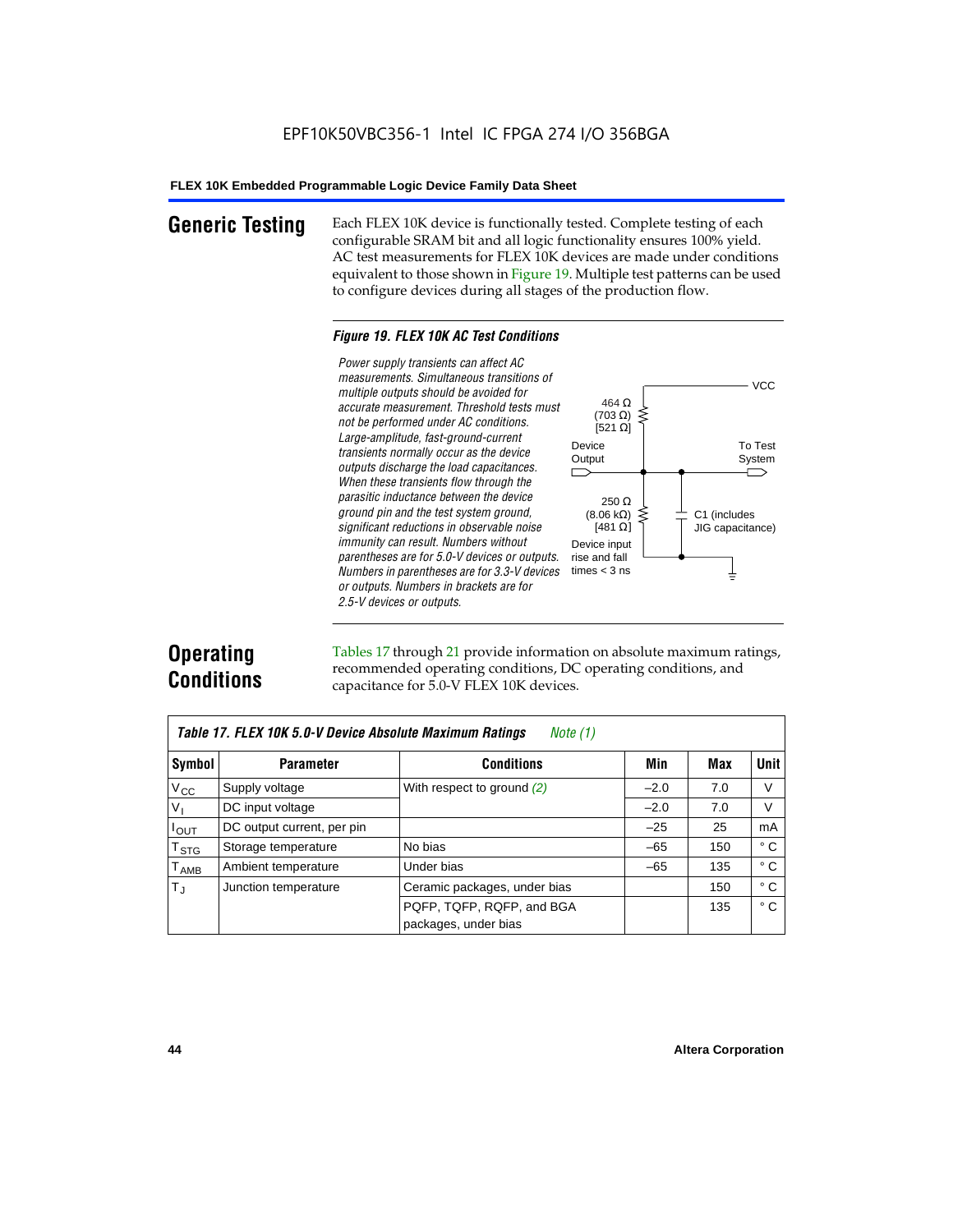## Generic Testing

Each FLEX 10K device is functionally tested. Complete testing of each configurable SRAM bit and all logic functionality ensures 100% yield. AC test measurements for FLEX 10K devices are made under conditions equivalent to those shown in Figure 19. Multiple test patterns can be used to configure devices during all stages of the production flow.

*Figure 19. FLEX 10K AC Test Conditions*

*Power supply transients can affect AC measurements. Simultaneous transitions of multiple outputs should be avoided for accurate measurement. Threshold tests must not be performed under AC conditions. Large-amplitude, fast-ground-current transients normally occur as the device outputs discharge the load capacitances. When these transients flow through the parasitic inductance between the device ground pin and the test system ground, significant reductions in observable noise immunity can result. Numbers without parentheses are for 5.0-V devices or outputs. Numbers in parentheses are for 3.3-V devices or outputs. Numbers in brackets are for 2.5-V devices or outputs.*

VCC

464 Ω (703 Ω) [521 Ω]

Device Output

To Test System

250 Ω (8.06 kΩ) [481 Ω]

C1 (includes JIG capacitance)

Device input rise and fall times < 3 ns

## Operating Conditions

Tables 17 through 21 provide information on absolute maximum ratings, recommended operating conditions, DC operating conditions, and capacitance for 5.0-V FLEX 10K devices.

*Table 17. FLEX 10K 5.0-V Device Absolute Maximum Ratings* *Note (1)*

| Symbol | Parameter | Conditions | Min | Max | Unit |
|---|---|---|---|---|---|
| $V_{CC}$ | Supply voltage | With respect to ground *(2)* | –2.0 | 7.0 | V |
| $V_I$ | DC input voltage | | –2.0 | 7.0 | V |
| $I_{OUT}$ | DC output current, per pin | | –25 | 25 | mA |
| $T_{STG}$ | Storage temperature | No bias | –65 | 150 | ° C |
| $T_{AMB}$ | Ambient temperature | Under bias | –65 | 135 | ° C |
| $T_J$ | Junction temperature | Ceramic packages, under bias | | 150 | ° C |
| | | PQFP, TQFP, RQFP, and BGA packages, under bias | | 135 | ° C |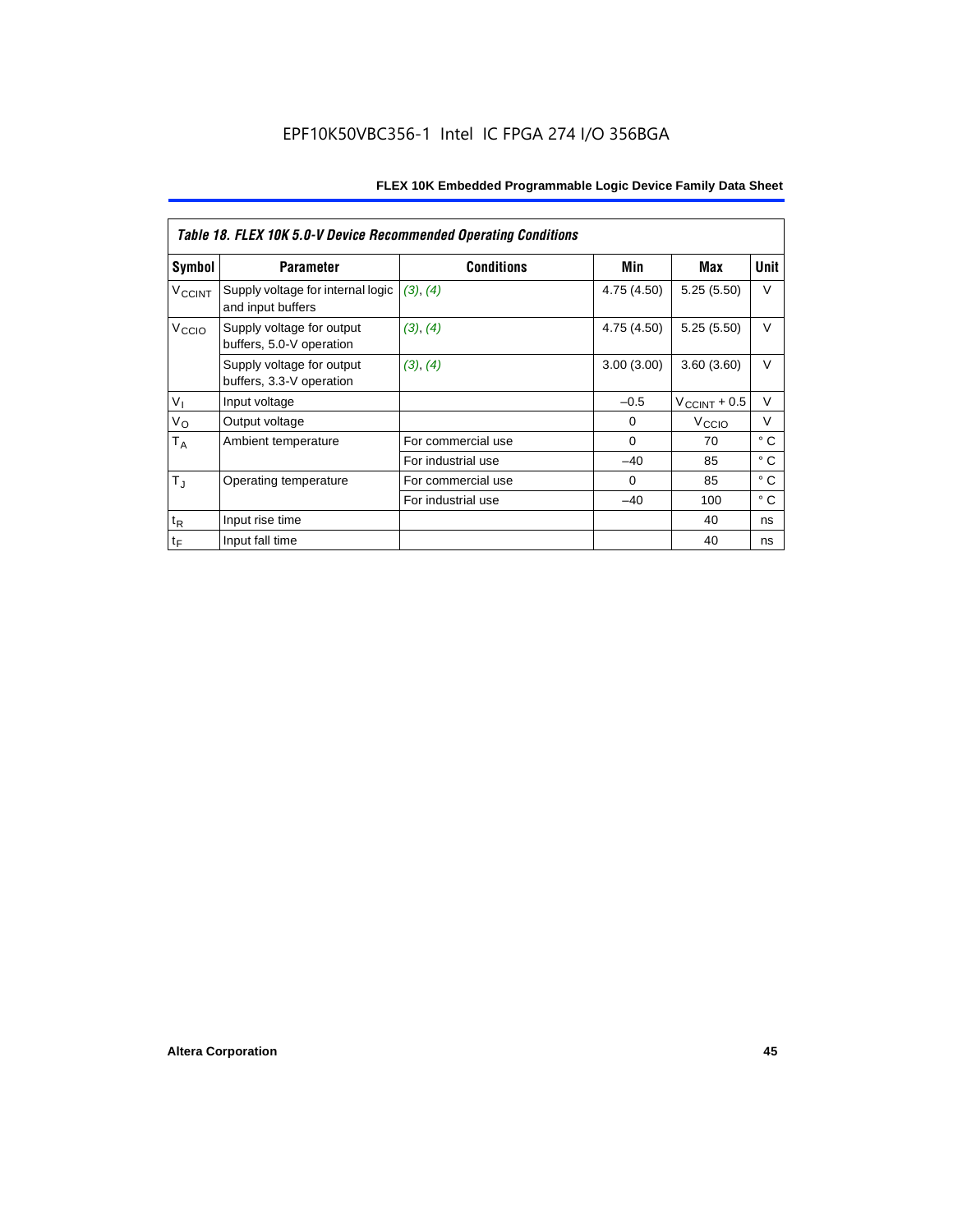*Table 18. FLEX 10K 5.0-V Device Recommended Operating Conditions*

| Symbol | Parameter | Conditions | Min | Max | Unit |
|---|---|---|---|---|---|
| $V_{CCINT}$ | Supply voltage for internal logic and input buffers | *(3)*, *(4)* | 4.75 (4.50) | 5.25 (5.50) | V |
| $V_{CCIO}$ | Supply voltage for output buffers, 5.0-V operation | *(3)*, *(4)* | 4.75 (4.50) | 5.25 (5.50) | V |
| | Supply voltage for output buffers, 3.3-V operation | *(3)*, *(4)* | 3.00 (3.00) | 3.60 (3.60) | V |
| $V_I$ | Input voltage | | –0.5 | $V_{CCINT}$ + 0.5 | V |
| $V_O$ | Output voltage | | 0 | $V_{CCIO}$ | V |
| $T_A$ | Ambient temperature | For commercial use | 0 | 70 | ° C |
| | | For industrial use | –40 | 85 | ° C |
| $T_J$ | Operating temperature | For commercial use | 0 | 85 | ° C |
| | | For industrial use | –40 | 100 | ° C |
| $t_R$ | Input rise time | | | 40 | ns |
| $t_F$ | Input fall time | | | 40 | ns |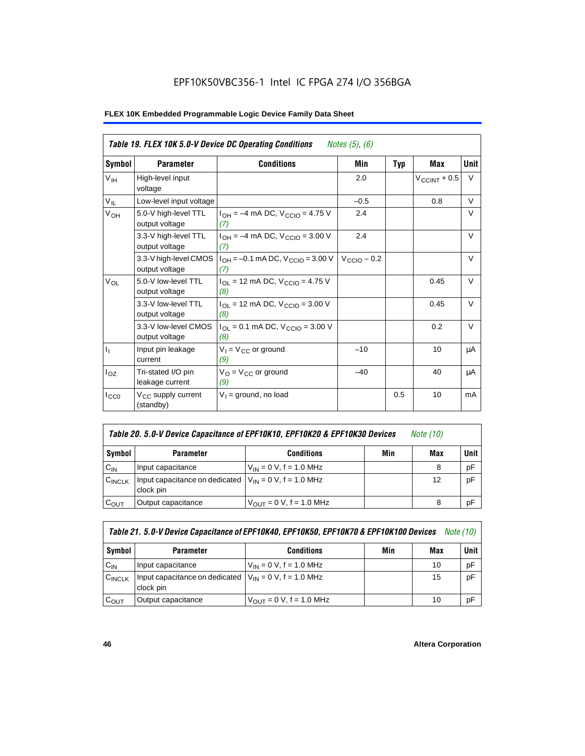EPF10K50VBC356-1 Intel IC FPGA 274 I/O 356BGA

| *Table 19. FLEX 10K 5.0-V Device DC Operating Conditions* *Notes (5), (6)* | | | | | | |
|---|---|---|---|---|---|---|
| **Symbol** | **Parameter** | **Conditions** | **Min** | **Typ** | **Max** | **Unit** |
| $V_{IH}$ | High-level input voltage | | 2.0 | | $V_{CCINT}$ + 0.5 | V |
| $V_{IL}$ | Low-level input voltage | | –0.5 | | 0.8 | V |
| $V_{OH}$ | 5.0-V high-level TTL output voltage | $I_{OH}$ = –4 mA DC, $V_{CCIO}$ = 4.75 V *(7)* | 2.4 | | | V |
| | 3.3-V high-level TTL output voltage | $I_{OH}$ = –4 mA DC, $V_{CCIO}$ = 3.00 V *(7)* | 2.4 | | | V |
| | 3.3-V high-level CMOS output voltage | $I_{OH}$ = –0.1 mA DC, $V_{CCIO}$ = 3.00 V *(7)* | $V_{CCIO}$ – 0.2 | | | V |
| $V_{OL}$ | 5.0-V low-level TTL output voltage | $I_{OL}$ = 12 mA DC, $V_{CCIO}$ = 4.75 V *(8)* | | | 0.45 | V |
| | 3.3-V low-level TTL output voltage | $I_{OL}$ = 12 mA DC, $V_{CCIO}$ = 3.00 V *(8)* | | | 0.45 | V |
| | 3.3-V low-level CMOS output voltage | $I_{OL}$ = 0.1 mA DC, $V_{CCIO}$ = 3.00 V *(8)* | | | 0.2 | V |
| $I_I$ | Input pin leakage current | $V_I$ = $V_{CC}$ or ground *(9)* | –10 | | 10 | μA |
| $I_{OZ}$ | Tri-stated I/O pin leakage current | $V_O$ = $V_{CC}$ or ground *(9)* | –40 | | 40 | μA |
| $I_{CC0}$ | $V_{CC}$ supply current (standby) | $V_I$ = ground, no load | | 0.5 | 10 | mA |

| *Table 20. 5.0-V Device Capacitance of EPF10K10, EPF10K20 & EPF10K30 Devices* *Note (10)* | | | | | |
|---|---|---|---|---|---|
| **Symbol** | **Parameter** | **Conditions** | **Min** | **Max** | **Unit** |
| $C_{IN}$ | Input capacitance | $V_{IN}$ = 0 V, f = 1.0 MHz | | 8 | pF |
| $C_{INCLK}$ | Input capacitance on dedicated clock pin | $V_{IN}$ = 0 V, f = 1.0 MHz | | 12 | pF |
| $C_{OUT}$ | Output capacitance | $V_{OUT}$ = 0 V, f = 1.0 MHz | | 8 | pF |

| *Table 21. 5.0-V Device Capacitance of EPF10K40, EPF10K50, EPF10K70 & EPF10K100 Devices* *Note (10)* | | | | | |
|---|---|---|---|---|---|
| **Symbol** | **Parameter** | **Conditions** | **Min** | **Max** | **Unit** |
| $C_{IN}$ | Input capacitance | $V_{IN}$ = 0 V, f = 1.0 MHz | | 10 | pF |
| $C_{INCLK}$ | Input capacitance on dedicated clock pin | $V_{IN}$ = 0 V, f = 1.0 MHz | | 15 | pF |
| $C_{OUT}$ | Output capacitance | $V_{OUT}$ = 0 V, f = 1.0 MHz | | 10 | pF |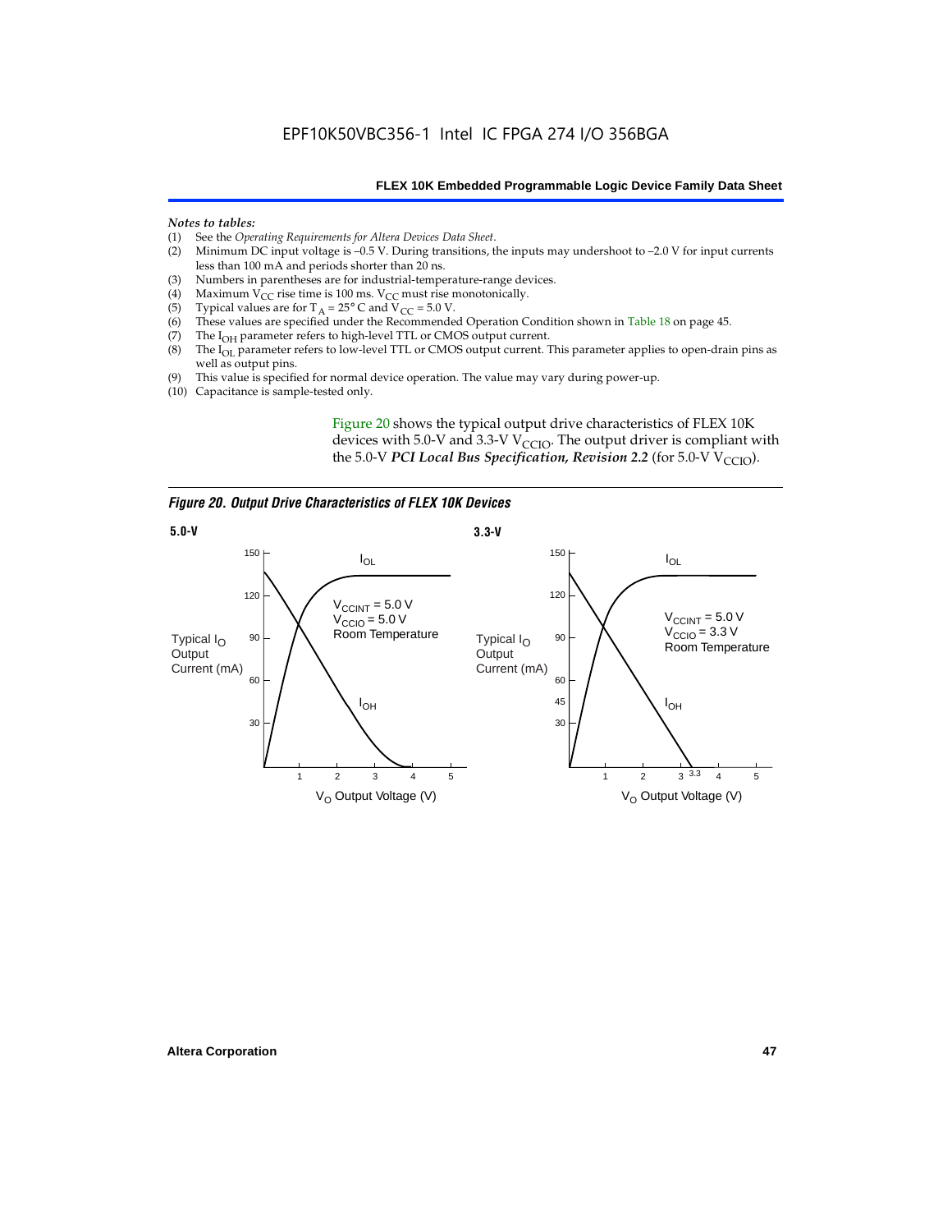*Notes to tables:*

(1) See the *Operating Requirements for Altera Devices Data Sheet*.
(2) Minimum DC input voltage is –0.5 V. During transitions, the inputs may undershoot to –2.0 V for input currents less than 100 mA and periods shorter than 20 ns.
(3) Numbers in parentheses are for industrial-temperature-range devices.
(4) Maximum $V_{CC}$ rise time is 100 ms. $V_{CC}$ must rise monotonically.
(5) Typical values are for $T_A = 25°$ C and $V_{CC} = 5.0$ V.
(6) These values are specified under the Recommended Operation Condition shown in Table 18 on page 45.
(7) The $I_{OH}$ parameter refers to high-level TTL or CMOS output current.
(8) The $I_{OL}$ parameter refers to low-level TTL or CMOS output current. This parameter applies to open-drain pins as well as output pins.
(9) This value is specified for normal device operation. The value may vary during power-up.
(10) Capacitance is sample-tested only.

Figure 20 shows the typical output drive characteristics of FLEX 10K devices with 5.0-V and 3.3-V $V_{CCIO}$. The output driver is compliant with the 5.0-V ***PCI Local Bus Specification, Revision 2.2*** (for 5.0-V $V_{CCIO}$).

***Figure 20. Output Drive Characteristics of FLEX 10K Devices***

**5.0-V**

Typical $I_O$ Output Current (mA) vs. $V_O$ Output Voltage (V); $I_{OL}$, $I_{OH}$; $V_{CCINT} = 5.0$ V, $V_{CCIO} = 5.0$ V, Room Temperature

**3.3-V**

Typical $I_O$ Output Current (mA) vs. $V_O$ Output Voltage (V); $I_{OL}$, $I_{OH}$; $V_{CCINT} = 5.0$ V, $V_{CCIO} = 3.3$ V, Room Temperature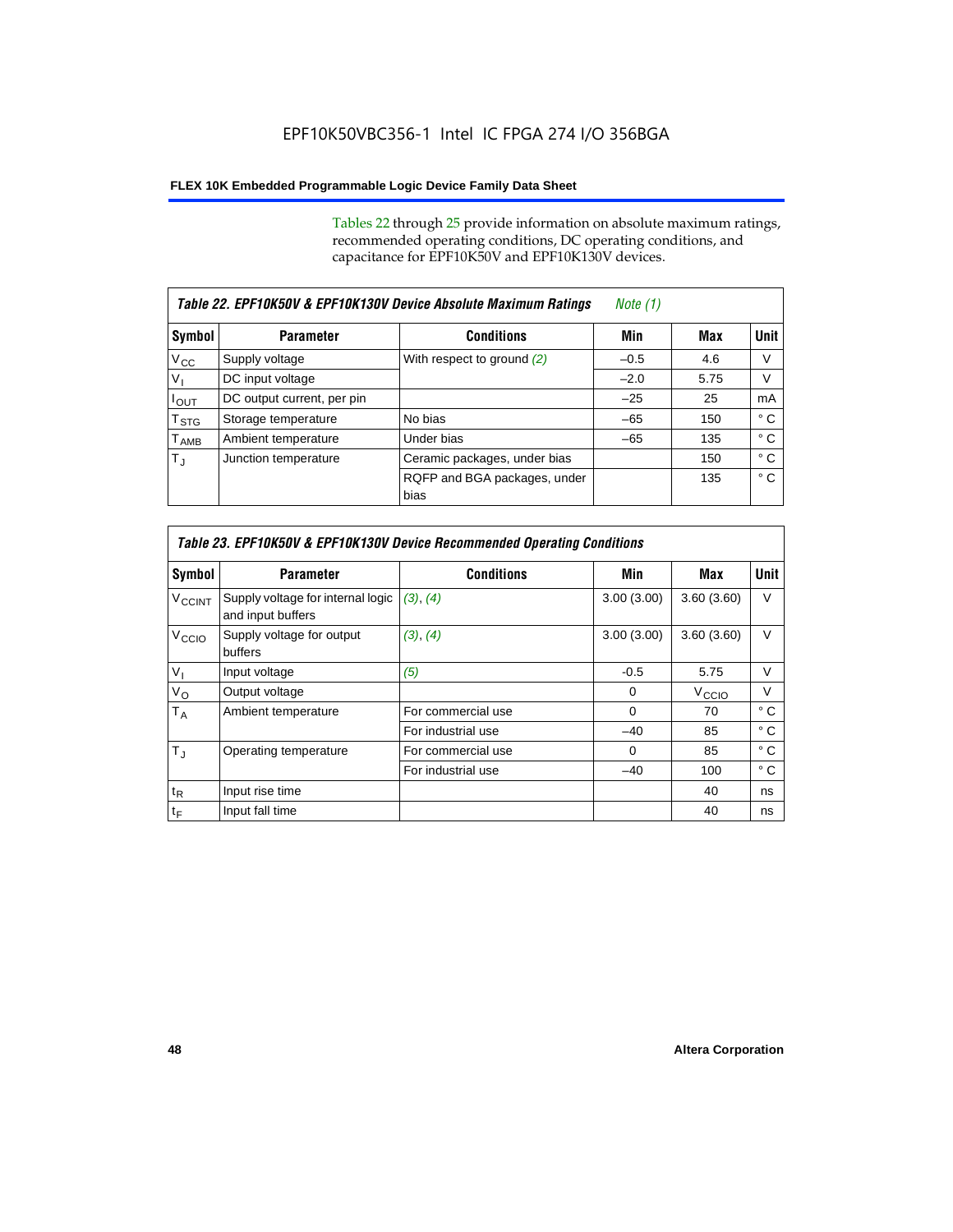Tables 22 through 25 provide information on absolute maximum ratings, recommended operating conditions, DC operating conditions, and capacitance for EPF10K50V and EPF10K130V devices.

| *Table 22. EPF10K50V & EPF10K130V Device Absolute Maximum Ratings* *Note (1)* | | | | | |
|---|---|---|---|---|---|
| **Symbol** | **Parameter** | **Conditions** | **Min** | **Max** | **Unit** |
| $V_{CC}$ | Supply voltage | With respect to ground *(2)* | –0.5 | 4.6 | V |
| $V_I$ | DC input voltage | | –2.0 | 5.75 | V |
| $I_{OUT}$ | DC output current, per pin | | –25 | 25 | mA |
| $T_{STG}$ | Storage temperature | No bias | –65 | 150 | ° C |
| $T_{AMB}$ | Ambient temperature | Under bias | –65 | 135 | ° C |
| $T_J$ | Junction temperature | Ceramic packages, under bias | | 150 | ° C |
| | | RQFP and BGA packages, under bias | | 135 | ° C |

| *Table 23. EPF10K50V & EPF10K130V Device Recommended Operating Conditions* | | | | | |
|---|---|---|---|---|---|
| **Symbol** | **Parameter** | **Conditions** | **Min** | **Max** | **Unit** |
| $V_{CCINT}$ | Supply voltage for internal logic and input buffers | *(3)*, *(4)* | 3.00 (3.00) | 3.60 (3.60) | V |
| $V_{CCIO}$ | Supply voltage for output buffers | *(3)*, *(4)* | 3.00 (3.00) | 3.60 (3.60) | V |
| $V_I$ | Input voltage | *(5)* | -0.5 | 5.75 | V |
| $V_O$ | Output voltage | | 0 | $V_{CCIO}$ | V |
| $T_A$ | Ambient temperature | For commercial use | 0 | 70 | ° C |
| | | For industrial use | –40 | 85 | ° C |
| $T_J$ | Operating temperature | For commercial use | 0 | 85 | ° C |
| | | For industrial use | –40 | 100 | ° C |
| $t_R$ | Input rise time | | | 40 | ns |
| $t_F$ | Input fall time | | | 40 | ns |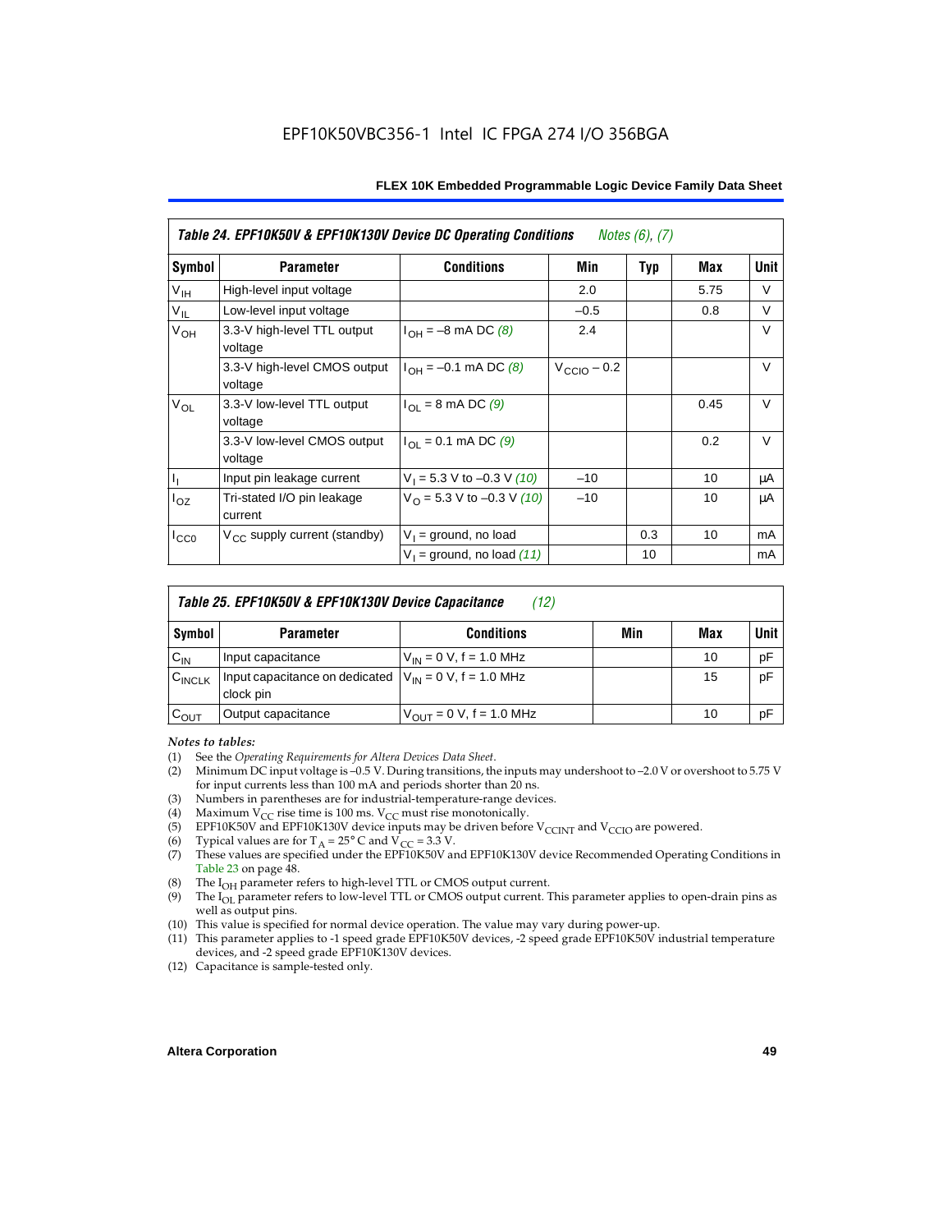EPF10K50VBC356-1 Intel IC FPGA 274 I/O 356BGA

| *Table 24. EPF10K50V & EPF10K130V Device DC Operating Conditions* *Notes (6), (7)* | | | | | | |
|---|---|---|---|---|---|---|
| **Symbol** | **Parameter** | **Conditions** | **Min** | **Typ** | **Max** | **Unit** |
| $V_{IH}$ | High-level input voltage | | 2.0 | | 5.75 | V |
| $V_{IL}$ | Low-level input voltage | | –0.5 | | 0.8 | V |
| $V_{OH}$ | 3.3-V high-level TTL output voltage | $I_{OH}$ = –8 mA DC *(8)* | 2.4 | | | V |
| | 3.3-V high-level CMOS output voltage | $I_{OH}$ = –0.1 mA DC *(8)* | $V_{CCIO}$ – 0.2 | | | V |
| $V_{OL}$ | 3.3-V low-level TTL output voltage | $I_{OL}$ = 8 mA DC *(9)* | | | 0.45 | V |
| | 3.3-V low-level CMOS output voltage | $I_{OL}$ = 0.1 mA DC *(9)* | | | 0.2 | V |
| $I_I$ | Input pin leakage current | $V_I$ = 5.3 V to –0.3 V *(10)* | –10 | | 10 | μA |
| $I_{OZ}$ | Tri-stated I/O pin leakage current | $V_O$ = 5.3 V to –0.3 V *(10)* | –10 | | 10 | μA |
| $I_{CC0}$ | $V_{CC}$ supply current (standby) | $V_I$ = ground, no load | | 0.3 | 10 | mA |
| | | $V_I$ = ground, no load *(11)* | | 10 | | mA |

| *Table 25. EPF10K50V & EPF10K130V Device Capacitance* *(12)* | | | | | |
|---|---|---|---|---|---|
| **Symbol** | **Parameter** | **Conditions** | **Min** | **Max** | **Unit** |
| $C_{IN}$ | Input capacitance | $V_{IN}$ = 0 V, f = 1.0 MHz | | 10 | pF |
| $C_{INCLK}$ | Input capacitance on dedicated clock pin | $V_{IN}$ = 0 V, f = 1.0 MHz | | 15 | pF |
| $C_{OUT}$ | Output capacitance | $V_{OUT}$ = 0 V, f = 1.0 MHz | | 10 | pF |

*Notes to tables:*

(1) See the *Operating Requirements for Altera Devices Data Sheet*.
(2) Minimum DC input voltage is –0.5 V. During transitions, the inputs may undershoot to –2.0 V or overshoot to 5.75 V for input currents less than 100 mA and periods shorter than 20 ns.
(3) Numbers in parentheses are for industrial-temperature-range devices.
(4) Maximum $V_{CC}$ rise time is 100 ms. $V_{CC}$ must rise monotonically.
(5) EPF10K50V and EPF10K130V device inputs may be driven before $V_{CCINT}$ and $V_{CCIO}$ are powered.
(6) Typical values are for $T_A$ = 25° C and $V_{CC}$ = 3.3 V.
(7) These values are specified under the EPF10K50V and EPF10K130V device Recommended Operating Conditions in Table 23 on page 48.
(8) The $I_{OH}$ parameter refers to high-level TTL or CMOS output current.
(9) The $I_{OL}$ parameter refers to low-level TTL or CMOS output current. This parameter applies to open-drain pins as well as output pins.
(10) This value is specified for normal device operation. The value may vary during power-up.
(11) This parameter applies to -1 speed grade EPF10K50V devices, -2 speed grade EPF10K50V industrial temperature devices, and -2 speed grade EPF10K130V devices.
(12) Capacitance is sample-tested only.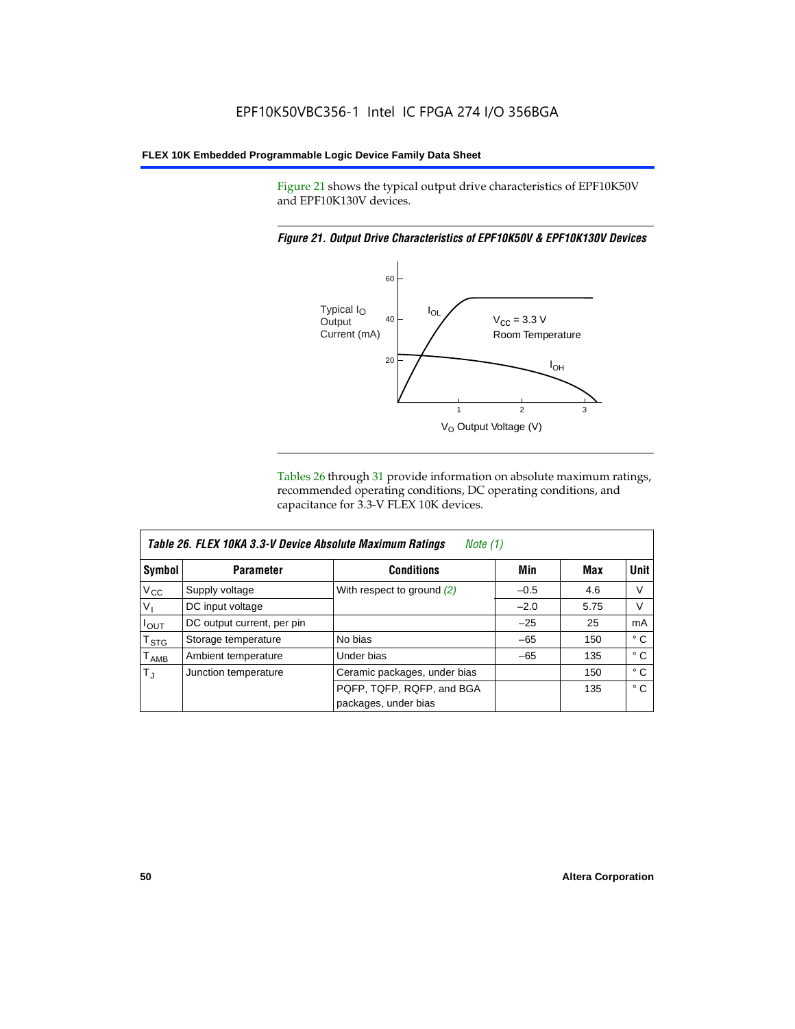Figure 21 shows the typical output drive characteristics of EPF10K50V and EPF10K130V devices.

*Figure 21. Output Drive Characteristics of EPF10K50V & EPF10K130V Devices*

Tables 26 through 31 provide information on absolute maximum ratings, recommended operating conditions, DC operating conditions, and capacitance for 3.3-V FLEX 10K devices.

**Table 26. FLEX 10KA 3.3-V Device Absolute Maximum Ratings** *Note (1)*

| Symbol | Parameter | Conditions | Min | Max | Unit |
|---|---|---|---|---|---|
| $V_{CC}$ | Supply voltage | With respect to ground *(2)* | –0.5 | 4.6 | V |
| $V_I$ | DC input voltage | | –2.0 | 5.75 | V |
| $I_{OUT}$ | DC output current, per pin | | –25 | 25 | mA |
| $T_{STG}$ | Storage temperature | No bias | –65 | 150 | ° C |
| $T_{AMB}$ | Ambient temperature | Under bias | –65 | 135 | ° C |
| $T_J$ | Junction temperature | Ceramic packages, under bias | | 150 | ° C |
| | | PQFP, TQFP, RQFP, and BGA packages, under bias | | 135 | ° C |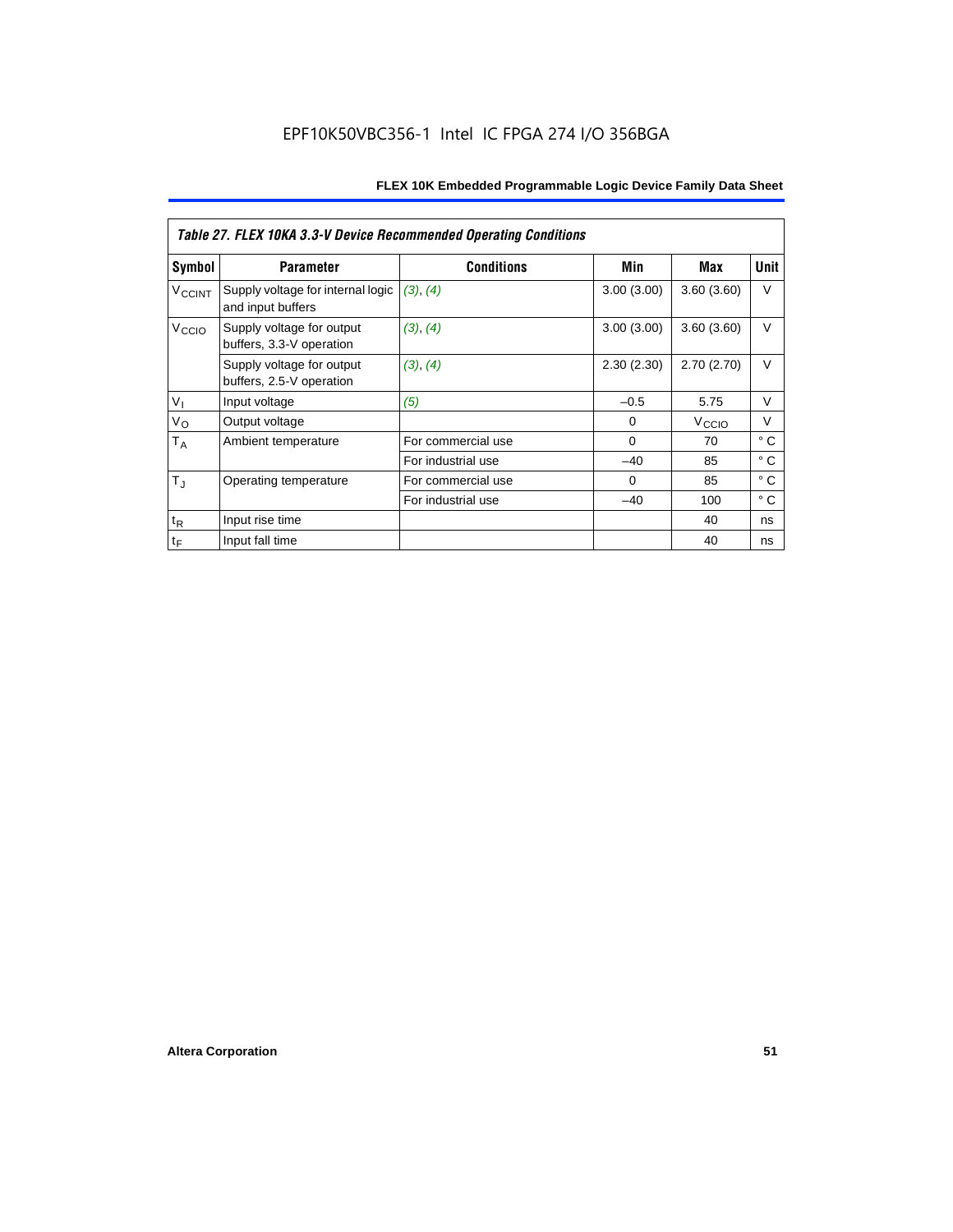*Table 27. FLEX 10KA 3.3-V Device Recommended Operating Conditions*

| Symbol | Parameter | Conditions | Min | Max | Unit |
|---|---|---|---|---|---|
| $V_{CCINT}$ | Supply voltage for internal logic and input buffers | *(3)*, *(4)* | 3.00 (3.00) | 3.60 (3.60) | V |
| $V_{CCIO}$ | Supply voltage for output buffers, 3.3-V operation | *(3)*, *(4)* | 3.00 (3.00) | 3.60 (3.60) | V |
| | Supply voltage for output buffers, 2.5-V operation | *(3)*, *(4)* | 2.30 (2.30) | 2.70 (2.70) | V |
| $V_I$ | Input voltage | *(5)* | –0.5 | 5.75 | V |
| $V_O$ | Output voltage | | 0 | $V_{CCIO}$ | V |
| $T_A$ | Ambient temperature | For commercial use | 0 | 70 | ° C |
| | | For industrial use | –40 | 85 | ° C |
| $T_J$ | Operating temperature | For commercial use | 0 | 85 | ° C |
| | | For industrial use | –40 | 100 | ° C |
| $t_R$ | Input rise time | | | 40 | ns |
| $t_F$ | Input fall time | | | 40 | ns |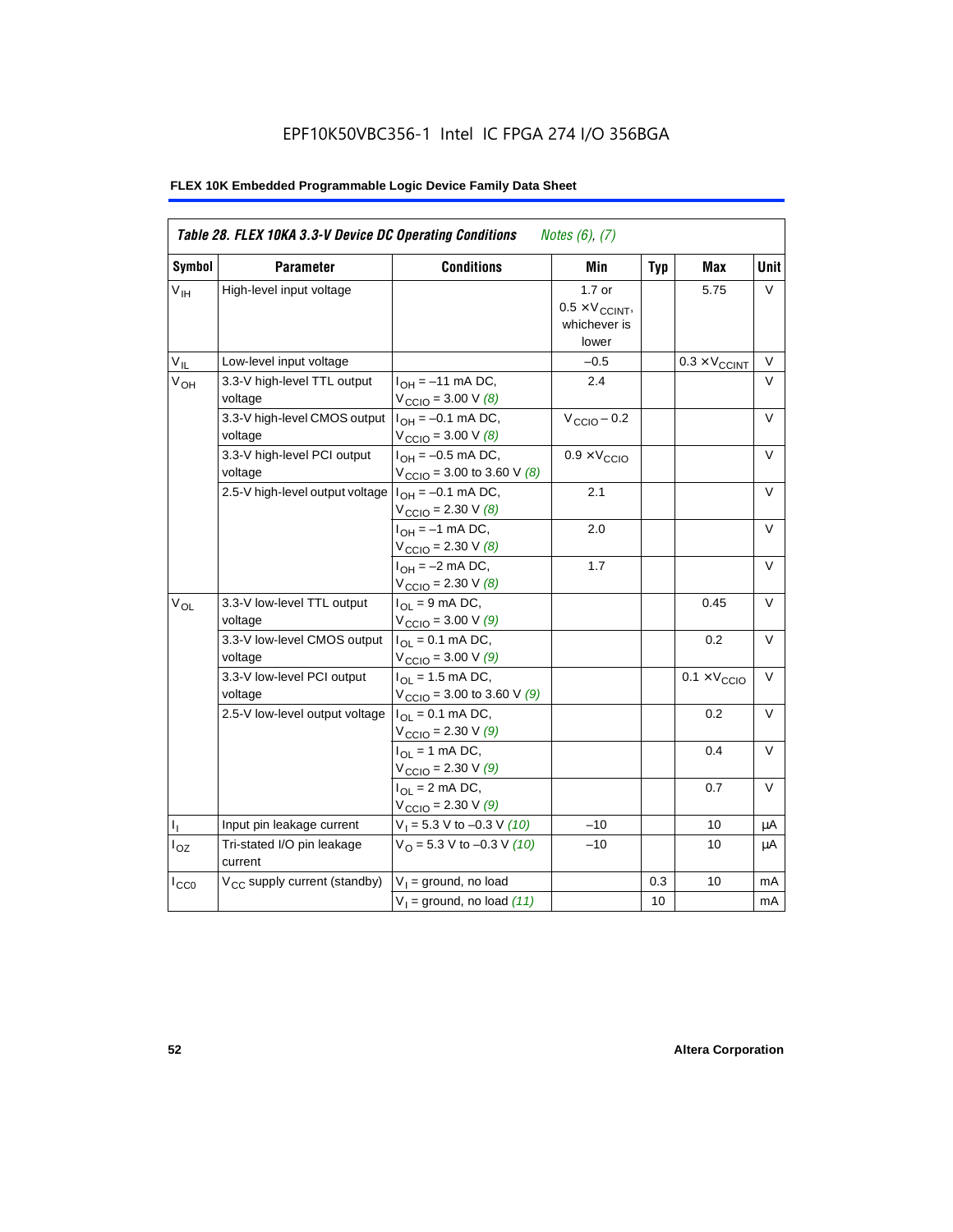**Table 28. FLEX 10KA 3.3-V Device DC Operating Conditions** *Notes (6), (7)*

| Symbol | Parameter | Conditions | Min | Typ | Max | Unit |
|---|---|---|---|---|---|---|
| $V_{IH}$ | High-level input voltage | | 1.7 or $0.5 \times V_{CCINT}$, whichever is lower | | 5.75 | V |
| $V_{IL}$ | Low-level input voltage | | –0.5 | | $0.3 \times V_{CCINT}$ | V |
| $V_{OH}$ | 3.3-V high-level TTL output voltage | $I_{OH}$ = –11 mA DC, $V_{CCIO}$ = 3.00 V *(8)* | 2.4 | | | V |
| | 3.3-V high-level CMOS output voltage | $I_{OH}$ = –0.1 mA DC, $V_{CCIO}$ = 3.00 V *(8)* | $V_{CCIO}$ – 0.2 | | | V |
| | 3.3-V high-level PCI output voltage | $I_{OH}$ = –0.5 mA DC, $V_{CCIO}$ = 3.00 to 3.60 V *(8)* | $0.9 \times V_{CCIO}$ | | | V |
| | 2.5-V high-level output voltage | $I_{OH}$ = –0.1 mA DC, $V_{CCIO}$ = 2.30 V *(8)* | 2.1 | | | V |
| | | $I_{OH}$ = –1 mA DC, $V_{CCIO}$ = 2.30 V *(8)* | 2.0 | | | V |
| | | $I_{OH}$ = –2 mA DC, $V_{CCIO}$ = 2.30 V *(8)* | 1.7 | | | V |
| $V_{OL}$ | 3.3-V low-level TTL output voltage | $I_{OL}$ = 9 mA DC, $V_{CCIO}$ = 3.00 V *(9)* | | | 0.45 | V |
| | 3.3-V low-level CMOS output voltage | $I_{OL}$ = 0.1 mA DC, $V_{CCIO}$ = 3.00 V *(9)* | | | 0.2 | V |
| | 3.3-V low-level PCI output voltage | $I_{OL}$ = 1.5 mA DC, $V_{CCIO}$ = 3.00 to 3.60 V *(9)* | | | $0.1 \times V_{CCIO}$ | V |
| | 2.5-V low-level output voltage | $I_{OL}$ = 0.1 mA DC, $V_{CCIO}$ = 2.30 V *(9)* | | | 0.2 | V |
| | | $I_{OL}$ = 1 mA DC, $V_{CCIO}$ = 2.30 V *(9)* | | | 0.4 | V |
| | | $I_{OL}$ = 2 mA DC, $V_{CCIO}$ = 2.30 V *(9)* | | | 0.7 | V |
| $I_I$ | Input pin leakage current | $V_I$ = 5.3 V to –0.3 V *(10)* | –10 | | 10 | μA |
| $I_{OZ}$ | Tri-stated I/O pin leakage current | $V_O$ = 5.3 V to –0.3 V *(10)* | –10 | | 10 | μA |
| $I_{CC0}$ | $V_{CC}$ supply current (standby) | $V_I$ = ground, no load | | 0.3 | 10 | mA |
| | | $V_I$ = ground, no load *(11)* | | 10 | | mA |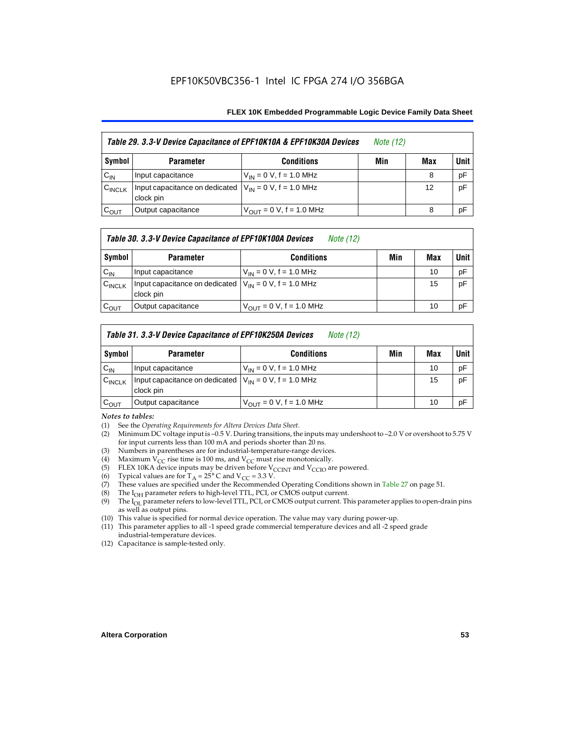EPF10K50VBC356-1 Intel IC FPGA 274 I/O 356BGA

| *Table 29. 3.3-V Device Capacitance of EPF10K10A & EPF10K30A Devices* *Note (12)* | | | | | |
|---|---|---|---|---|---|
| **Symbol** | **Parameter** | **Conditions** | **Min** | **Max** | **Unit** |
| $C_{IN}$ | Input capacitance | $V_{IN}$ = 0 V, f = 1.0 MHz | | 8 | pF |
| $C_{INCLK}$ | Input capacitance on dedicated clock pin | $V_{IN}$ = 0 V, f = 1.0 MHz | | 12 | pF |
| $C_{OUT}$ | Output capacitance | $V_{OUT}$ = 0 V, f = 1.0 MHz | | 8 | pF |

| *Table 30. 3.3-V Device Capacitance of EPF10K100A Devices* *Note (12)* | | | | | |
|---|---|---|---|---|---|
| **Symbol** | **Parameter** | **Conditions** | **Min** | **Max** | **Unit** |
| $C_{IN}$ | Input capacitance | $V_{IN}$ = 0 V, f = 1.0 MHz | | 10 | pF |
| $C_{INCLK}$ | Input capacitance on dedicated clock pin | $V_{IN}$ = 0 V, f = 1.0 MHz | | 15 | pF |
| $C_{OUT}$ | Output capacitance | $V_{OUT}$ = 0 V, f = 1.0 MHz | | 10 | pF |

| *Table 31. 3.3-V Device Capacitance of EPF10K250A Devices* *Note (12)* | | | | | |
|---|---|---|---|---|---|
| **Symbol** | **Parameter** | **Conditions** | **Min** | **Max** | **Unit** |
| $C_{IN}$ | Input capacitance | $V_{IN}$ = 0 V, f = 1.0 MHz | | 10 | pF |
| $C_{INCLK}$ | Input capacitance on dedicated clock pin | $V_{IN}$ = 0 V, f = 1.0 MHz | | 15 | pF |
| $C_{OUT}$ | Output capacitance | $V_{OUT}$ = 0 V, f = 1.0 MHz | | 10 | pF |

*Notes to tables:*

(1) See the *Operating Requirements for Altera Devices Data Sheet*.
(2) Minimum DC voltage input is –0.5 V. During transitions, the inputs may undershoot to –2.0 V or overshoot to 5.75 V for input currents less than 100 mA and periods shorter than 20 ns.
(3) Numbers in parentheses are for industrial-temperature-range devices.
(4) Maximum $V_{CC}$ rise time is 100 ms, and $V_{CC}$ must rise monotonically.
(5) FLEX 10KA device inputs may be driven before $V_{CCINT}$ and $V_{CCIO}$ are powered.
(6) Typical values are for $T_A$ = 25° C and $V_{CC}$ = 3.3 V.
(7) These values are specified under the Recommended Operating Conditions shown in Table 27 on page 51.
(8) The $I_{OH}$ parameter refers to high-level TTL, PCI, or CMOS output current.
(9) The $I_{OL}$ parameter refers to low-level TTL, PCI, or CMOS output current. This parameter applies to open-drain pins as well as output pins.
(10) This value is specified for normal device operation. The value may vary during power-up.
(11) This parameter applies to all -1 speed grade commercial temperature devices and all -2 speed grade industrial-temperature devices.
(12) Capacitance is sample-tested only.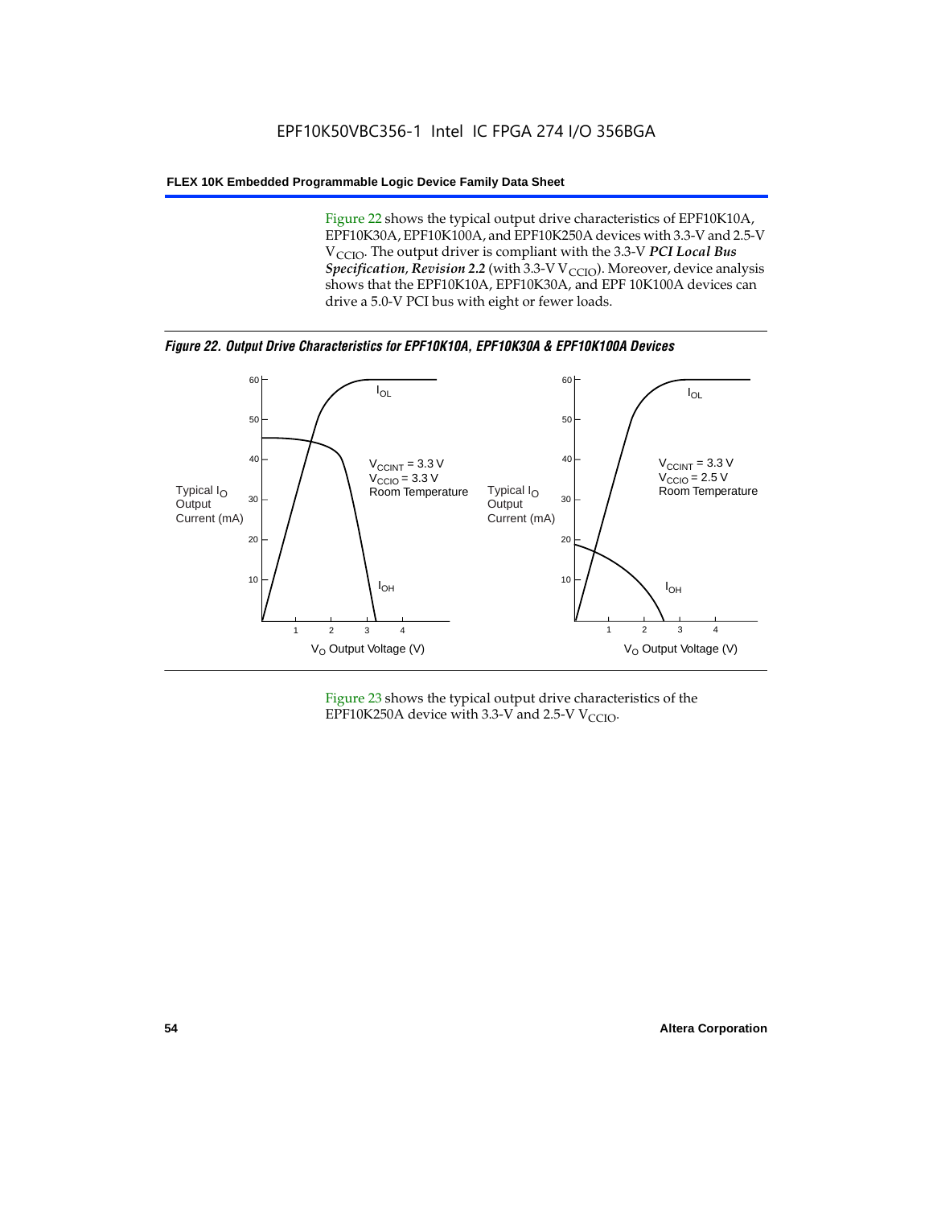Figure 22 shows the typical output drive characteristics of EPF10K10A, EPF10K30A, EPF10K100A, and EPF10K250A devices with 3.3-V and 2.5-V $V_{CCIO}$. The output driver is compliant with the 3.3-V ***PCI Local Bus Specification*, *Revision 2.2*** (with 3.3-V $V_{CCIO}$). Moreover, device analysis shows that the EPF10K10A, EPF10K30A, and EPF 10K100A devices can drive a 5.0-V PCI bus with eight or fewer loads.

***Figure 22. Output Drive Characteristics for EPF10K10A, EPF10K30A & EPF10K100A Devices***

Typical $I_O$ Output Current (mA)

$V_{CCINT}$ = 3.3 V
$V_{CCIO}$ = 3.3 V
Room Temperature

$I_{OL}$

$I_{OH}$

$V_O$ Output Voltage (V)

Typical $I_O$ Output Current (mA)

$V_{CCINT}$ = 3.3 V
$V_{CCIO}$ = 2.5 V
Room Temperature

$I_{OL}$

$I_{OH}$

$V_O$ Output Voltage (V)

Figure 23 shows the typical output drive characteristics of the EPF10K250A device with 3.3-V and 2.5-V $V_{CCIO}$.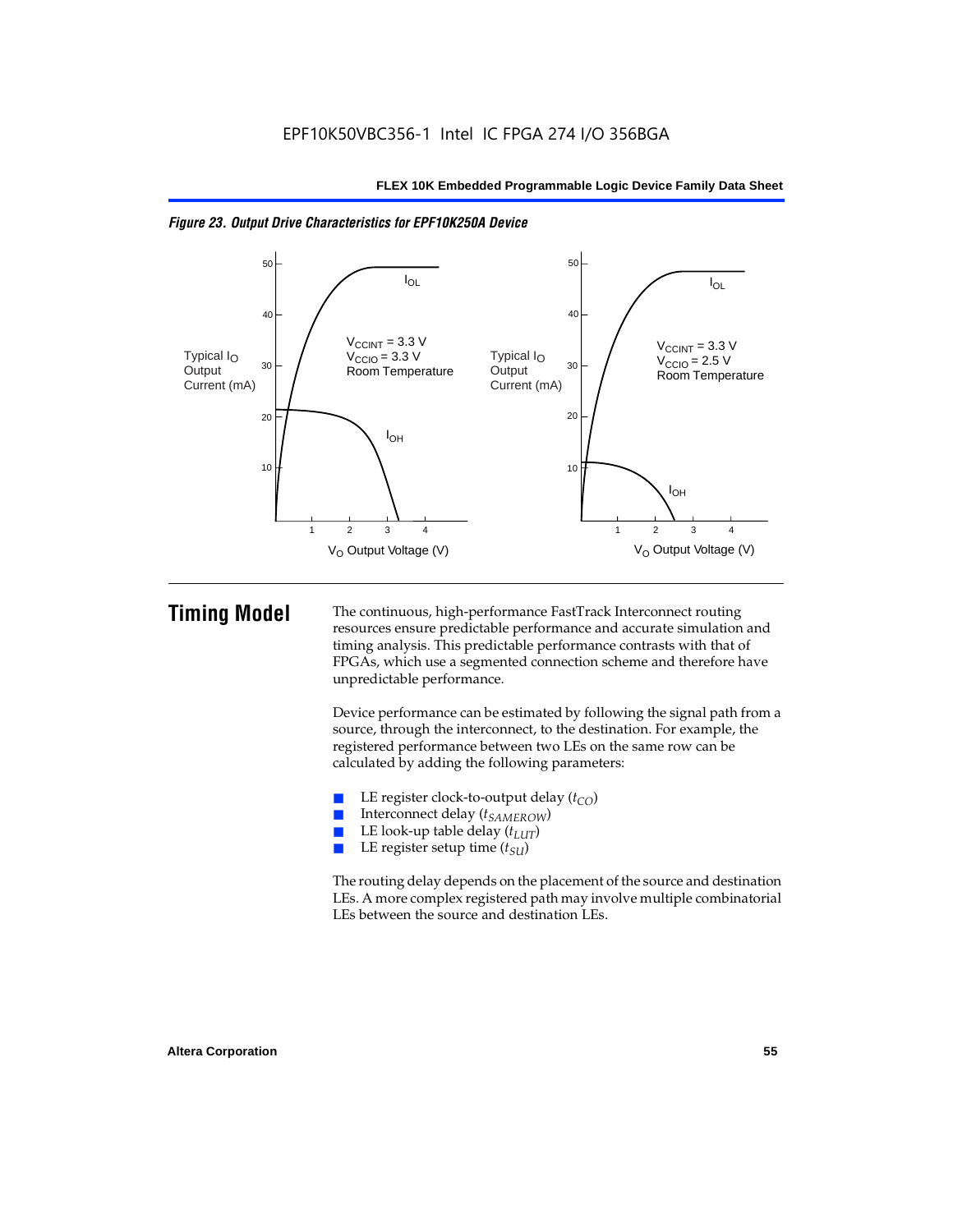*Figure 23. Output Drive Characteristics for EPF10K250A Device*

## Timing Model

The continuous, high-performance FastTrack Interconnect routing resources ensure predictable performance and accurate simulation and timing analysis. This predictable performance contrasts with that of FPGAs, which use a segmented connection scheme and therefore have unpredictable performance.

Device performance can be estimated by following the signal path from a source, through the interconnect, to the destination. For example, the registered performance between two LEs on the same row can be calculated by adding the following parameters:

- LE register clock-to-output delay ($t_{CO}$)
- Interconnect delay ($t_{SAMEROW}$)
- LE look-up table delay ($t_{LUT}$)
- LE register setup time ($t_{SU}$)

The routing delay depends on the placement of the source and destination LEs. A more complex registered path may involve multiple combinatorial LEs between the source and destination LEs.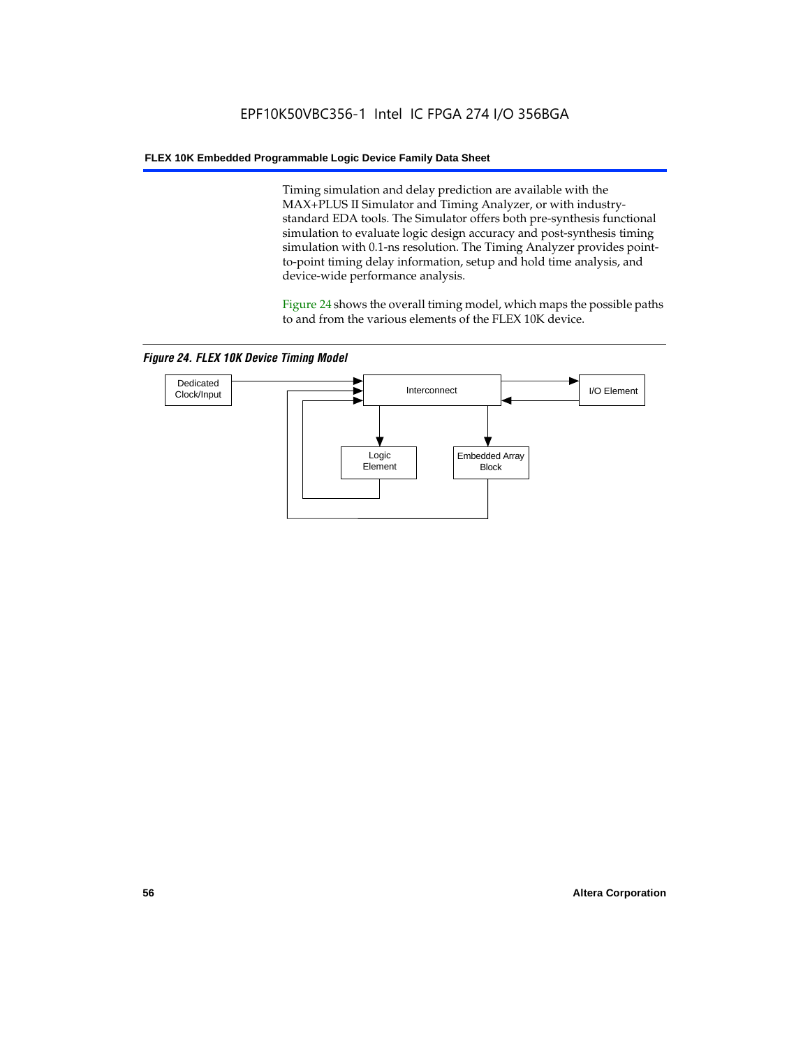Timing simulation and delay prediction are available with the MAX+PLUS II Simulator and Timing Analyzer, or with industry-standard EDA tools. The Simulator offers both pre-synthesis functional simulation to evaluate logic design accuracy and post-synthesis timing simulation with 0.1-ns resolution. The Timing Analyzer provides point-to-point timing delay information, setup and hold time analysis, and device-wide performance analysis.

Figure 24 shows the overall timing model, which maps the possible paths to and from the various elements of the FLEX 10K device.

*Figure 24. FLEX 10K Device Timing Model*

Dedicated Clock/Input

Interconnect

I/O Element

Logic Element

Embedded Array Block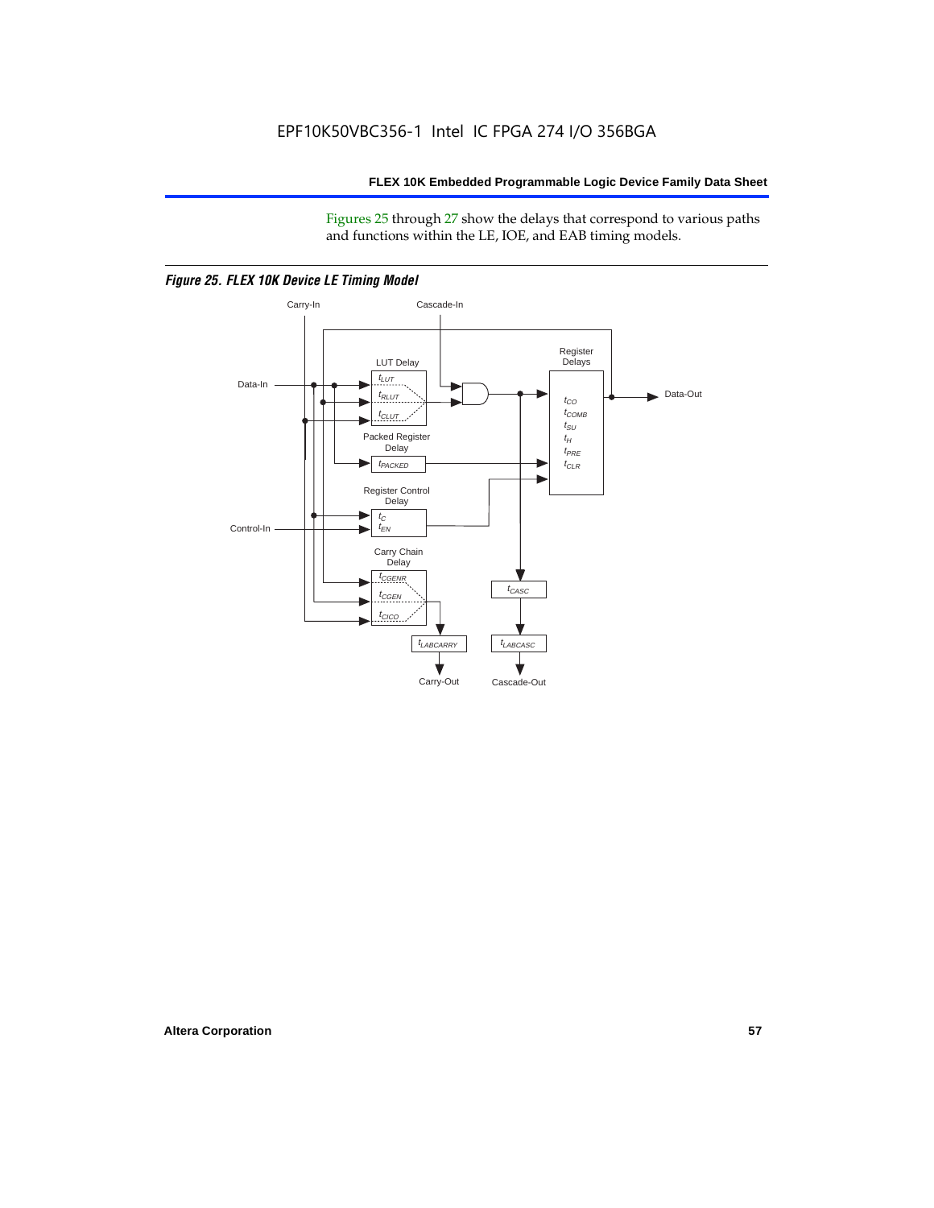Figures 25 through 27 show the delays that correspond to various paths and functions within the LE, IOE, and EAB timing models.

*Figure 25. FLEX 10K Device LE Timing Model*

Carry-In

Cascade-In

Data-In

LUT Delay

$t_{LUT}$

$t_{RLUT}$

$t_{CLUT}$

Register Delays

$t_{CO}$

$t_{COMB}$

$t_{SU}$

$t_{H}$

$t_{PRE}$

$t_{CLR}$

Data-Out

Packed Register Delay

$t_{PACKED}$

Register Control Delay

$t_{C}$

$t_{EN}$

Control-In

Carry Chain Delay

$t_{CGENR}$

$t_{CGEN}$

$t_{CICO}$

$t_{CASC}$

$t_{LABCARRY}$

$t_{LABCASC}$

Carry-Out

Cascade-Out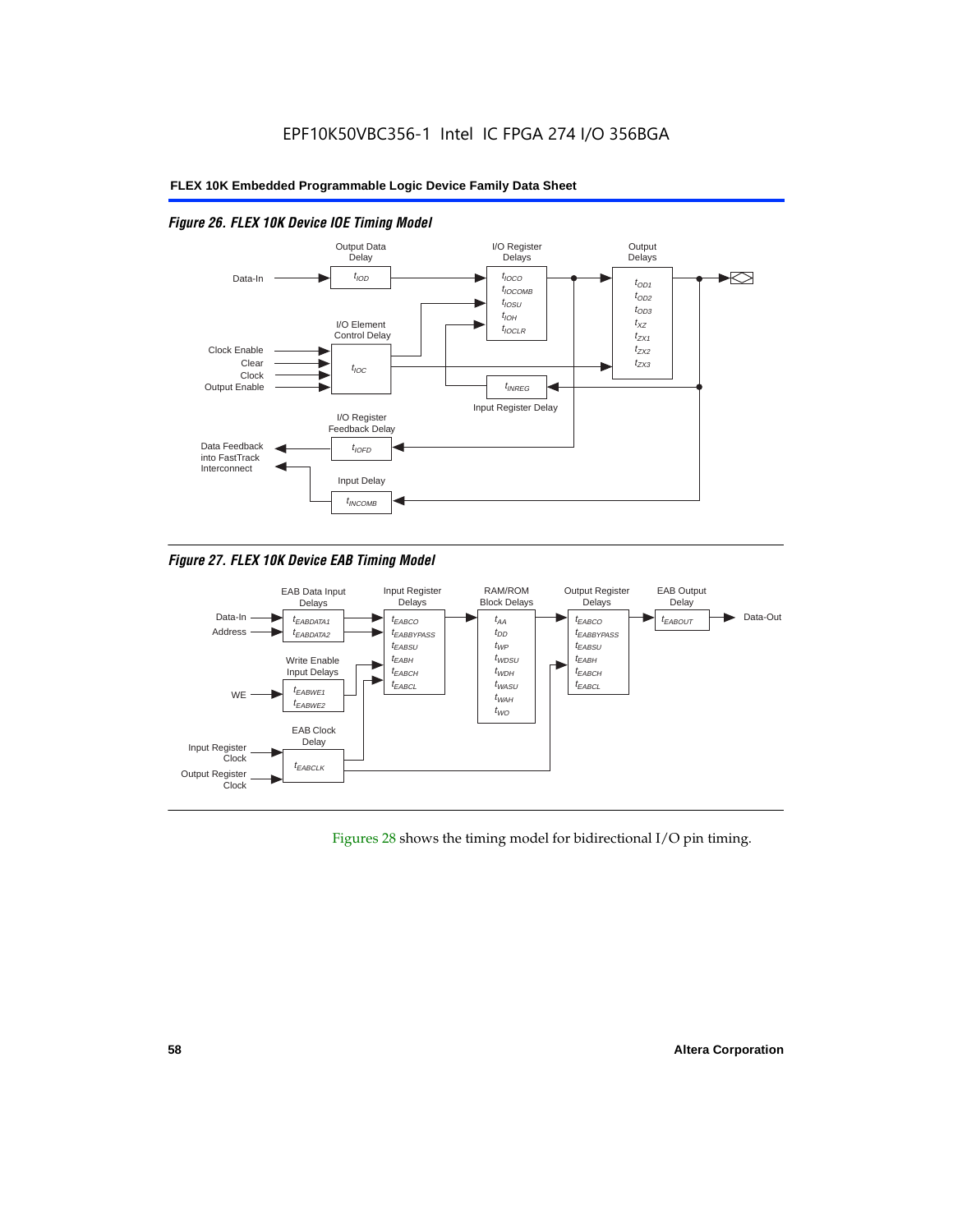## Figure 26. FLEX 10K Device IOE Timing Model

Output Data Delay: $t_{IOD}$

I/O Register Delays: $t_{IOCO}$, $t_{IOCOMB}$, $t_{IOSU}$, $t_{IOH}$, $t_{IOCLR}$

Output Delays: $t_{OD1}$, $t_{OD2}$, $t_{OD3}$, $t_{XZ}$, $t_{ZX1}$, $t_{ZX2}$, $t_{ZX3}$

I/O Element Control Delay: $t_{IOC}$ (inputs: Clock Enable, Clear, Clock, Output Enable)

Input Register Delay: $t_{INREG}$

I/O Register Feedback Delay: $t_{IOFD}$ (Data Feedback into FastTrack Interconnect)

Input Delay: $t_{INCOMB}$

Data-In

## Figure 27. FLEX 10K Device EAB Timing Model

EAB Data Input Delays: $t_{EABDATA1}$, $t_{EABDATA2}$ (inputs: Data-In, Address)

Write Enable Input Delays: $t_{EABWE1}$, $t_{EABWE2}$ (input: WE)

EAB Clock Delay: $t_{EABCLK}$ (inputs: Input Register Clock, Output Register Clock)

Input Register Delays: $t_{EABCO}$, $t_{EABBYPASS}$, $t_{EABSU}$, $t_{EABH}$, $t_{EABCH}$, $t_{EABCL}$

RAM/ROM Block Delays: $t_{AA}$, $t_{DD}$, $t_{WP}$, $t_{WDSU}$, $t_{WDH}$, $t_{WASU}$, $t_{WAH}$, $t_{WO}$

Output Register Delays: $t_{EABCO}$, $t_{EABBYPASS}$, $t_{EABSU}$, $t_{EABH}$, $t_{EABCH}$, $t_{EABCL}$

EAB Output Delay: $t_{EABOUT}$ (output: Data-Out)

Figures 28 shows the timing model for bidirectional I/O pin timing.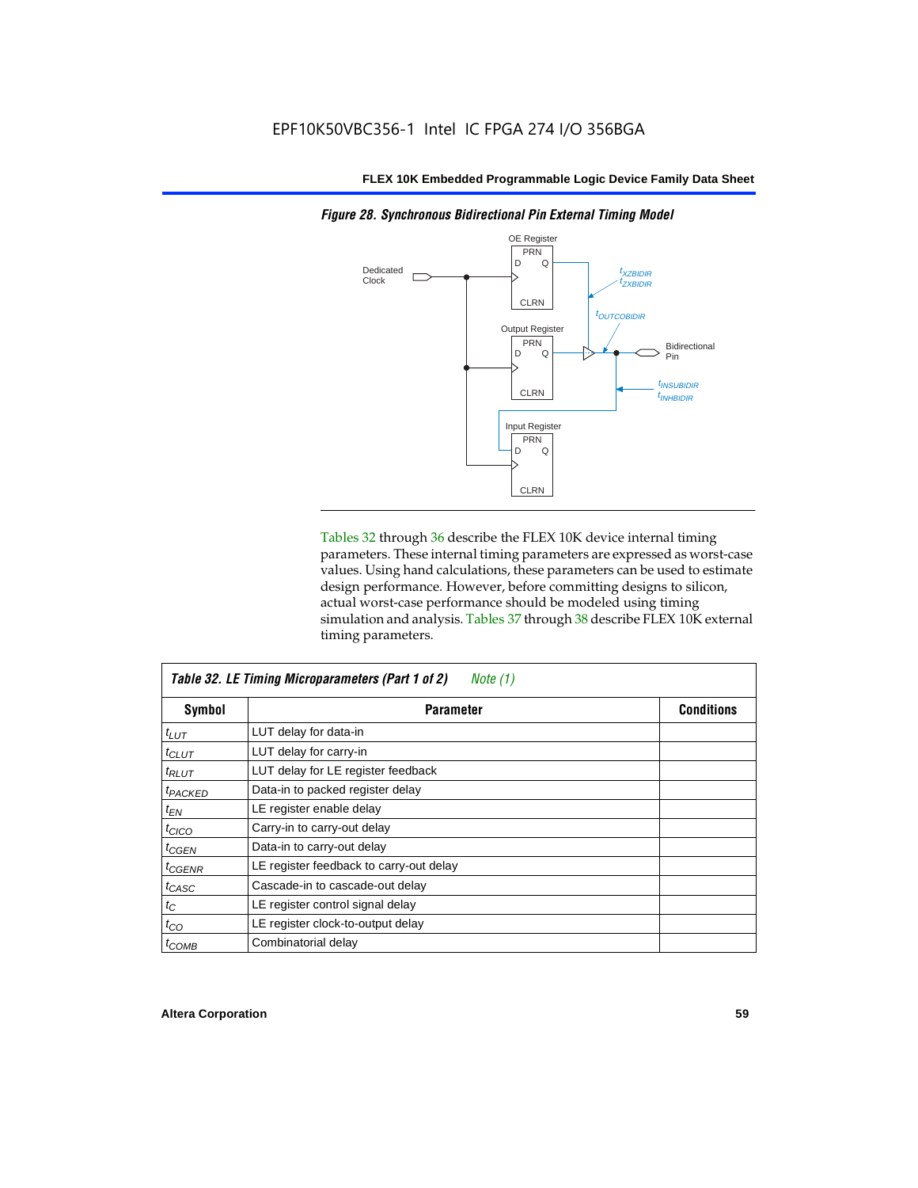*Figure 28. Synchronous Bidirectional Pin External Timing Model*

Tables 32 through 36 describe the FLEX 10K device internal timing parameters. These internal timing parameters are expressed as worst-case values. Using hand calculations, these parameters can be used to estimate design performance. However, before committing designs to silicon, actual worst-case performance should be modeled using timing simulation and analysis. Tables 37 through 38 describe FLEX 10K external timing parameters.

**Table 32. LE Timing Microparameters (Part 1 of 2)** *Note (1)*

| Symbol | Parameter | Conditions |
|---|---|---|
| $t_{LUT}$ | LUT delay for data-in | |
| $t_{CLUT}$ | LUT delay for carry-in | |
| $t_{RLUT}$ | LUT delay for LE register feedback | |
| $t_{PACKED}$ | Data-in to packed register delay | |
| $t_{EN}$ | LE register enable delay | |
| $t_{CICO}$ | Carry-in to carry-out delay | |
| $t_{CGEN}$ | Data-in to carry-out delay | |
| $t_{CGENR}$ | LE register feedback to carry-out delay | |
| $t_{CASC}$ | Cascade-in to cascade-out delay | |
| $t_{C}$ | LE register control signal delay | |
| $t_{CO}$ | LE register clock-to-output delay | |
| $t_{COMB}$ | Combinatorial delay | |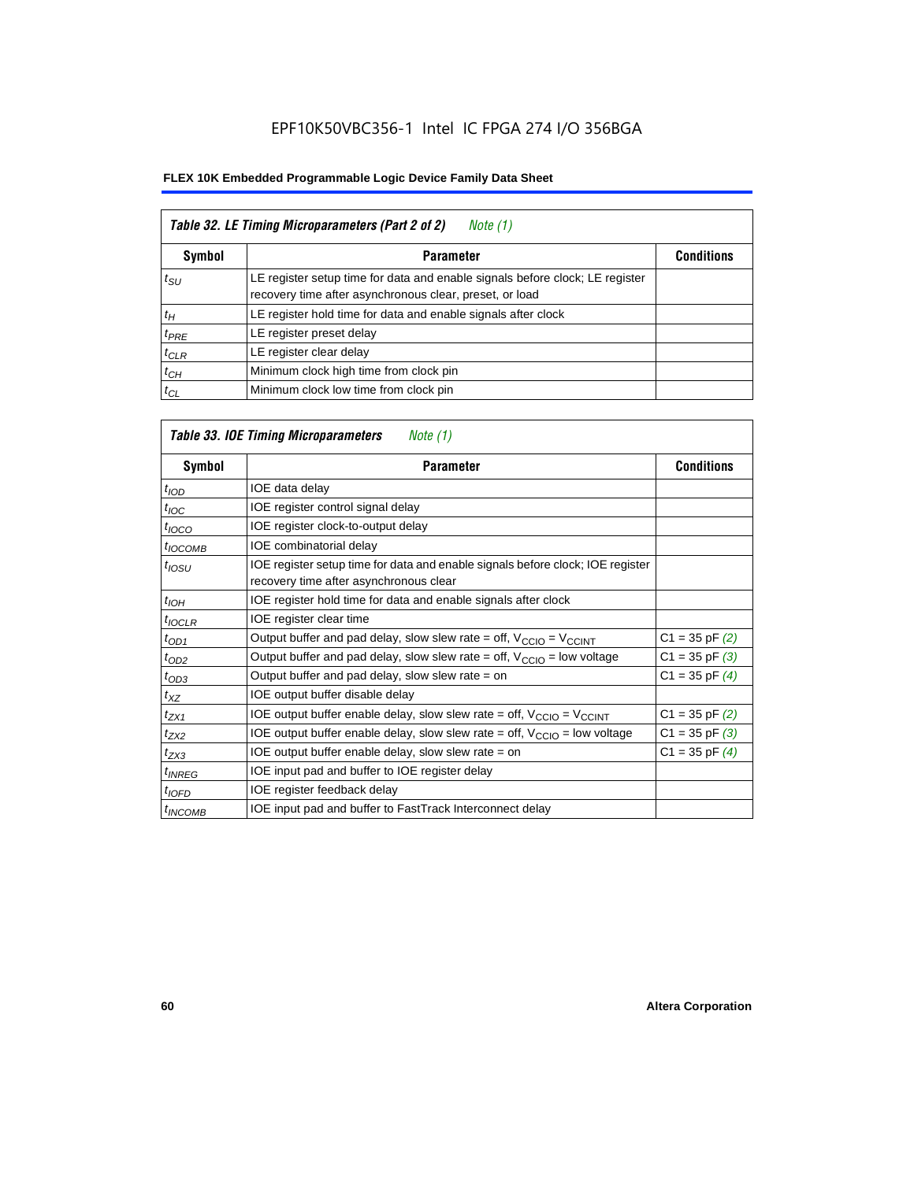EPF10K50VBC356-1 Intel IC FPGA 274 I/O 356BGA

**FLEX 10K Embedded Programmable Logic Device Family Data Sheet**

| *Table 32. LE Timing Microparameters (Part 2 of 2) Note (1)* | | |
|---|---|---|
| **Symbol** | **Parameter** | **Conditions** |
| $t_{SU}$ | LE register setup time for data and enable signals before clock; LE register recovery time after asynchronous clear, preset, or load | |
| $t_H$ | LE register hold time for data and enable signals after clock | |
| $t_{PRE}$ | LE register preset delay | |
| $t_{CLR}$ | LE register clear delay | |
| $t_{CH}$ | Minimum clock high time from clock pin | |
| $t_{CL}$ | Minimum clock low time from clock pin | |

| *Table 33. IOE Timing Microparameters Note (1)* | | |
|---|---|---|
| **Symbol** | **Parameter** | **Conditions** |
| $t_{IOD}$ | IOE data delay | |
| $t_{IOC}$ | IOE register control signal delay | |
| $t_{IOCO}$ | IOE register clock-to-output delay | |
| $t_{IOCOMB}$ | IOE combinatorial delay | |
| $t_{IOSU}$ | IOE register setup time for data and enable signals before clock; IOE register recovery time after asynchronous clear | |
| $t_{IOH}$ | IOE register hold time for data and enable signals after clock | |
| $t_{IOCLR}$ | IOE register clear time | |
| $t_{OD1}$ | Output buffer and pad delay, slow slew rate = off, $V_{CCIO}$ = $V_{CCINT}$ | C1 = 35 pF *(2)* |
| $t_{OD2}$ | Output buffer and pad delay, slow slew rate = off, $V_{CCIO}$ = low voltage | C1 = 35 pF *(3)* |
| $t_{OD3}$ | Output buffer and pad delay, slow slew rate = on | C1 = 35 pF *(4)* |
| $t_{XZ}$ | IOE output buffer disable delay | |
| $t_{ZX1}$ | IOE output buffer enable delay, slow slew rate = off, $V_{CCIO}$ = $V_{CCINT}$ | C1 = 35 pF *(2)* |
| $t_{ZX2}$ | IOE output buffer enable delay, slow slew rate = off, $V_{CCIO}$ = low voltage | C1 = 35 pF *(3)* |
| $t_{ZX3}$ | IOE output buffer enable delay, slow slew rate = on | C1 = 35 pF *(4)* |
| $t_{INREG}$ | IOE input pad and buffer to IOE register delay | |
| $t_{IOFD}$ | IOE register feedback delay | |
| $t_{INCOMB}$ | IOE input pad and buffer to FastTrack Interconnect delay | |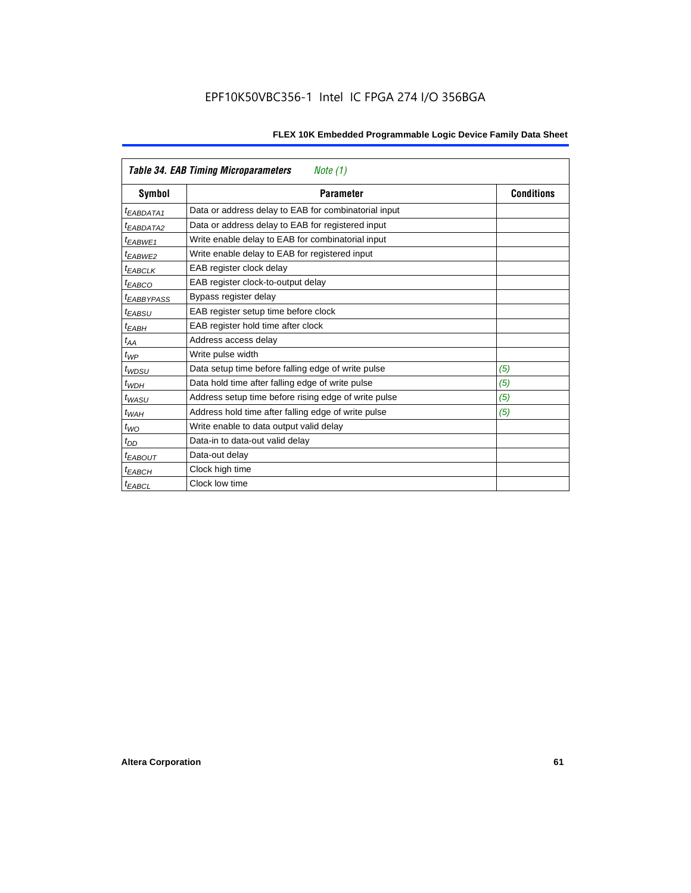| *Table 34. EAB Timing Microparameters* *Note (1)* | | |
|---|---|---|
| **Symbol** | **Parameter** | **Conditions** |
| $t_{EABDATA1}$ | Data or address delay to EAB for combinatorial input | |
| $t_{EABDATA2}$ | Data or address delay to EAB for registered input | |
| $t_{EABWE1}$ | Write enable delay to EAB for combinatorial input | |
| $t_{EABWE2}$ | Write enable delay to EAB for registered input | |
| $t_{EABCLK}$ | EAB register clock delay | |
| $t_{EABCO}$ | EAB register clock-to-output delay | |
| $t_{EABBYPASS}$ | Bypass register delay | |
| $t_{EABSU}$ | EAB register setup time before clock | |
| $t_{EABH}$ | EAB register hold time after clock | |
| $t_{AA}$ | Address access delay | |
| $t_{WP}$ | Write pulse width | |
| $t_{WDSU}$ | Data setup time before falling edge of write pulse | *(5)* |
| $t_{WDH}$ | Data hold time after falling edge of write pulse | *(5)* |
| $t_{WASU}$ | Address setup time before rising edge of write pulse | *(5)* |
| $t_{WAH}$ | Address hold time after falling edge of write pulse | *(5)* |
| $t_{WO}$ | Write enable to data output valid delay | |
| $t_{DD}$ | Data-in to data-out valid delay | |
| $t_{EABOUT}$ | Data-out delay | |
| $t_{EABCH}$ | Clock high time | |
| $t_{EABCL}$ | Clock low time | |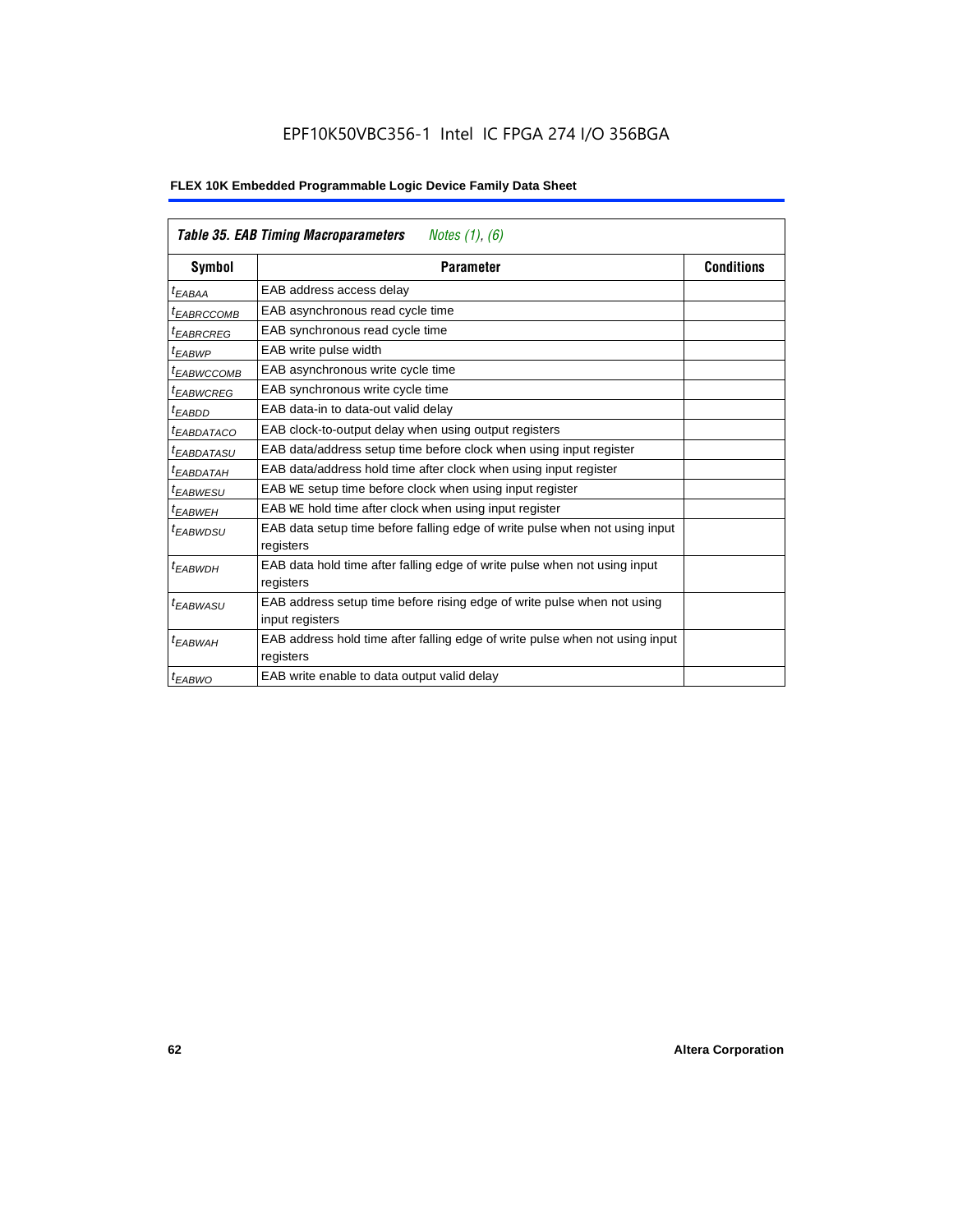| *Table 35. EAB Timing Macroparameters* *Notes (1), (6)* | | |
|---|---|---|
| **Symbol** | **Parameter** | **Conditions** |
| $t_{EABAA}$ | EAB address access delay | |
| $t_{EABRCCOMB}$ | EAB asynchronous read cycle time | |
| $t_{EABRCREG}$ | EAB synchronous read cycle time | |
| $t_{EABWP}$ | EAB write pulse width | |
| $t_{EABWCCOMB}$ | EAB asynchronous write cycle time | |
| $t_{EABWCREG}$ | EAB synchronous write cycle time | |
| $t_{EABDD}$ | EAB data-in to data-out valid delay | |
| $t_{EABDATACO}$ | EAB clock-to-output delay when using output registers | |
| $t_{EABDATASU}$ | EAB data/address setup time before clock when using input register | |
| $t_{EABDATAH}$ | EAB data/address hold time after clock when using input register | |
| $t_{EABWESU}$ | EAB WE setup time before clock when using input register | |
| $t_{EABWEH}$ | EAB WE hold time after clock when using input register | |
| $t_{EABWDSU}$ | EAB data setup time before falling edge of write pulse when not using input registers | |
| $t_{EABWDH}$ | EAB data hold time after falling edge of write pulse when not using input registers | |
| $t_{EABWASU}$ | EAB address setup time before rising edge of write pulse when not using input registers | |
| $t_{EABWAH}$ | EAB address hold time after falling edge of write pulse when not using input registers | |
| $t_{EABWO}$ | EAB write enable to data output valid delay | |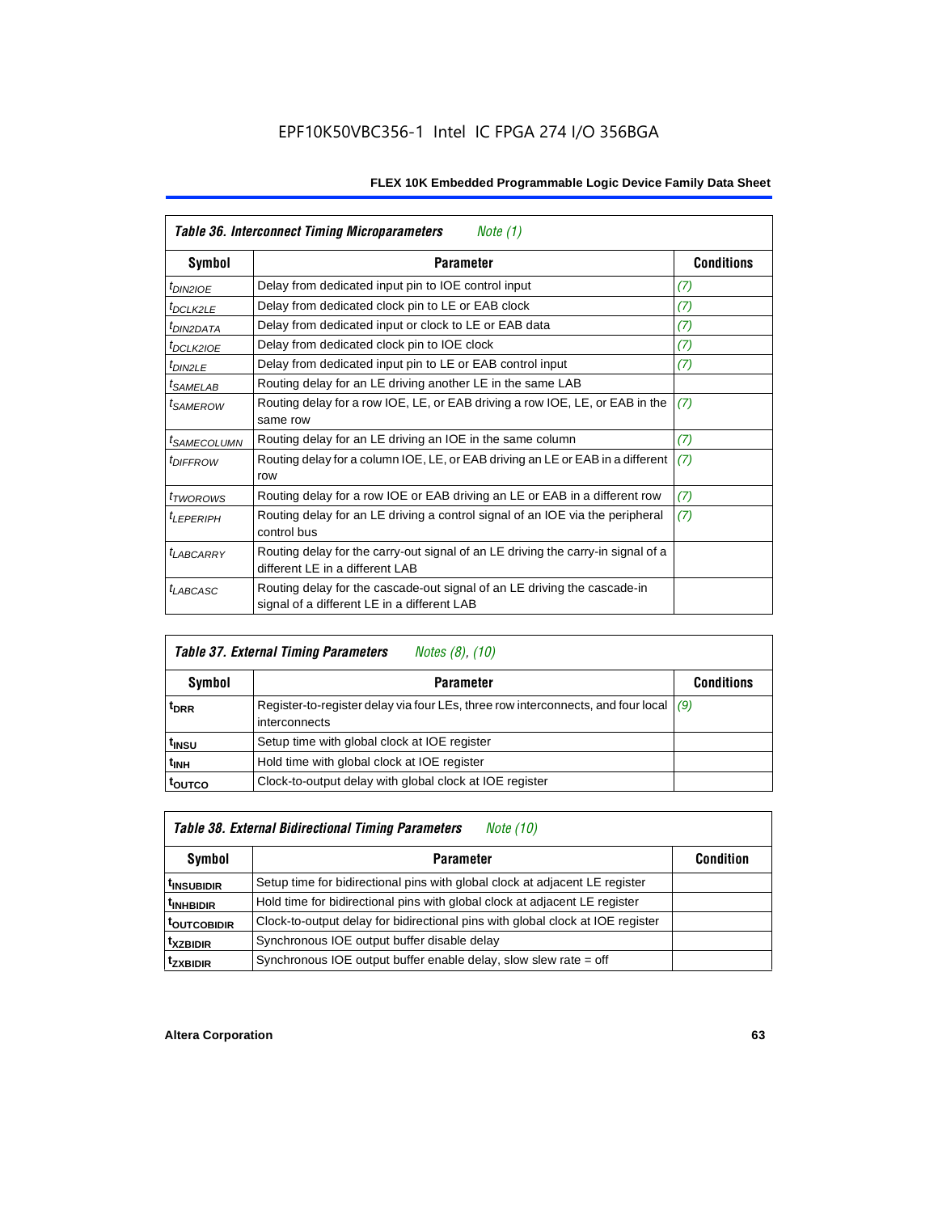| *Table 36. Interconnect Timing Microparameters* *Note (1)* | | |
|---|---|---|
| **Symbol** | **Parameter** | **Conditions** |
| $t_{DIN2IOE}$ | Delay from dedicated input pin to IOE control input | *(7)* |
| $t_{DCLK2LE}$ | Delay from dedicated clock pin to LE or EAB clock | *(7)* |
| $t_{DIN2DATA}$ | Delay from dedicated input or clock to LE or EAB data | *(7)* |
| $t_{DCLK2IOE}$ | Delay from dedicated clock pin to IOE clock | *(7)* |
| $t_{DIN2LE}$ | Delay from dedicated input pin to LE or EAB control input | *(7)* |
| $t_{SAMELAB}$ | Routing delay for an LE driving another LE in the same LAB | |
| $t_{SAMEROW}$ | Routing delay for a row IOE, LE, or EAB driving a row IOE, LE, or EAB in the same row | *(7)* |
| $t_{SAMECOLUMN}$ | Routing delay for an LE driving an IOE in the same column | *(7)* |
| $t_{DIFFROW}$ | Routing delay for a column IOE, LE, or EAB driving an LE or EAB in a different row | *(7)* |
| $t_{TWOROWS}$ | Routing delay for a row IOE or EAB driving an LE or EAB in a different row | *(7)* |
| $t_{LEPERIPH}$ | Routing delay for an LE driving a control signal of an IOE via the peripheral control bus | *(7)* |
| $t_{LABCARRY}$ | Routing delay for the carry-out signal of an LE driving the carry-in signal of a different LE in a different LAB | |
| $t_{LABCASC}$ | Routing delay for the cascade-out signal of an LE driving the cascade-in signal of a different LE in a different LAB | |

| *Table 37. External Timing Parameters* *Notes (8), (10)* | | |
|---|---|---|
| **Symbol** | **Parameter** | **Conditions** |
| $t_{DRR}$ | Register-to-register delay via four LEs, three row interconnects, and four local interconnects | *(9)* |
| $t_{INSU}$ | Setup time with global clock at IOE register | |
| $t_{INH}$ | Hold time with global clock at IOE register | |
| $t_{OUTCO}$ | Clock-to-output delay with global clock at IOE register | |

| *Table 38. External Bidirectional Timing Parameters* *Note (10)* | | |
|---|---|---|
| **Symbol** | **Parameter** | **Condition** |
| $t_{INSUBIDIR}$ | Setup time for bidirectional pins with global clock at adjacent LE register | |
| $t_{INHBIDIR}$ | Hold time for bidirectional pins with global clock at adjacent LE register | |
| $t_{OUTCOBIDIR}$ | Clock-to-output delay for bidirectional pins with global clock at IOE register | |
| $t_{XZBIDIR}$ | Synchronous IOE output buffer disable delay | |
| $t_{ZXBIDIR}$ | Synchronous IOE output buffer enable delay, slow slew rate = off | |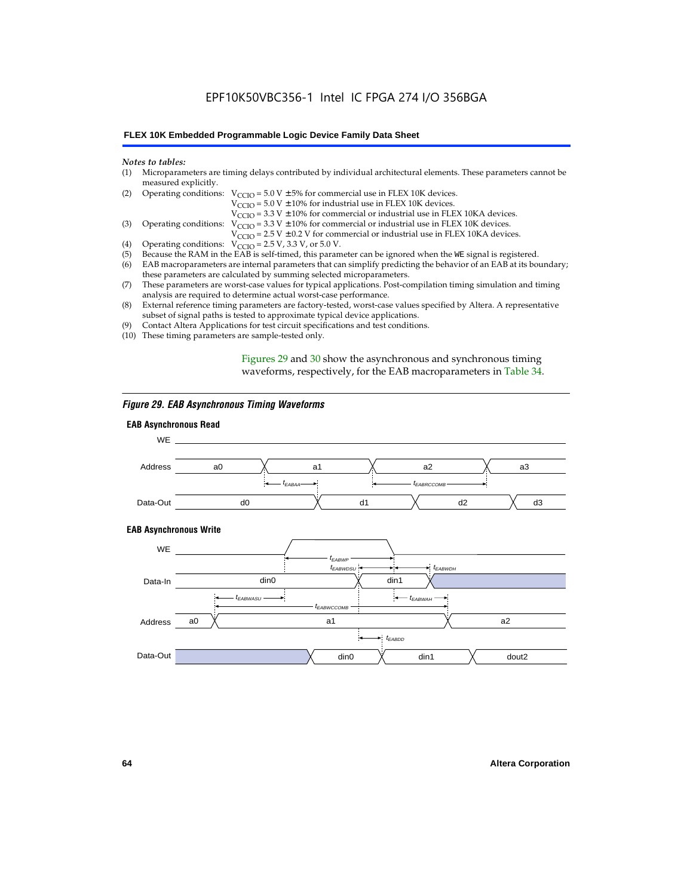*Notes to tables:*

(1) Microparameters are timing delays contributed by individual architectural elements. These parameters cannot be measured explicitly.

(2) Operating conditions: $V_{CCIO}$ = 5.0 V ± 5% for commercial use in FLEX 10K devices.
$V_{CCIO}$ = 5.0 V ± 10% for industrial use in FLEX 10K devices.
$V_{CCIO}$ = 3.3 V ± 10% for commercial or industrial use in FLEX 10KA devices.

(3) Operating conditions: $V_{CCIO}$ = 3.3 V ± 10% for commercial or industrial use in FLEX 10K devices.
$V_{CCIO}$ = 2.5 V ± 0.2 V for commercial or industrial use in FLEX 10KA devices.

(4) Operating conditions: $V_{CCIO}$ = 2.5 V, 3.3 V, or 5.0 V.

(5) Because the RAM in the EAB is self-timed, this parameter can be ignored when the WE signal is registered.

(6) EAB macroparameters are internal parameters that can simplify predicting the behavior of an EAB at its boundary; these parameters are calculated by summing selected microparameters.

(7) These parameters are worst-case values for typical applications. Post-compilation timing simulation and timing analysis are required to determine actual worst-case performance.

(8) External reference timing parameters are factory-tested, worst-case values specified by Altera. A representative subset of signal paths is tested to approximate typical device applications.

(9) Contact Altera Applications for test circuit specifications and test conditions.

(10) These timing parameters are sample-tested only.

Figures 29 and 30 show the asynchronous and synchronous timing waveforms, respectively, for the EAB macroparameters in Table 34.

*Figure 29. EAB Asynchronous Timing Waveforms*

**EAB Asynchronous Read**

WE

Address: a0, a1, a2, a3

$t_{EABAA}$, $t_{EABRCCOMB}$

Data-Out: d0, d1, d2, d3

**EAB Asynchronous Write**

WE

$t_{EABWP}$, $t_{EABWDSU}$, $t_{EABWDH}$

Data-In: din0, din1

$t_{EABWASU}$, $t_{EABWAH}$, $t_{EABWCCOMB}$

Address: a0, a1, a2

$t_{EABDD}$

Data-Out: din0, din1, dout2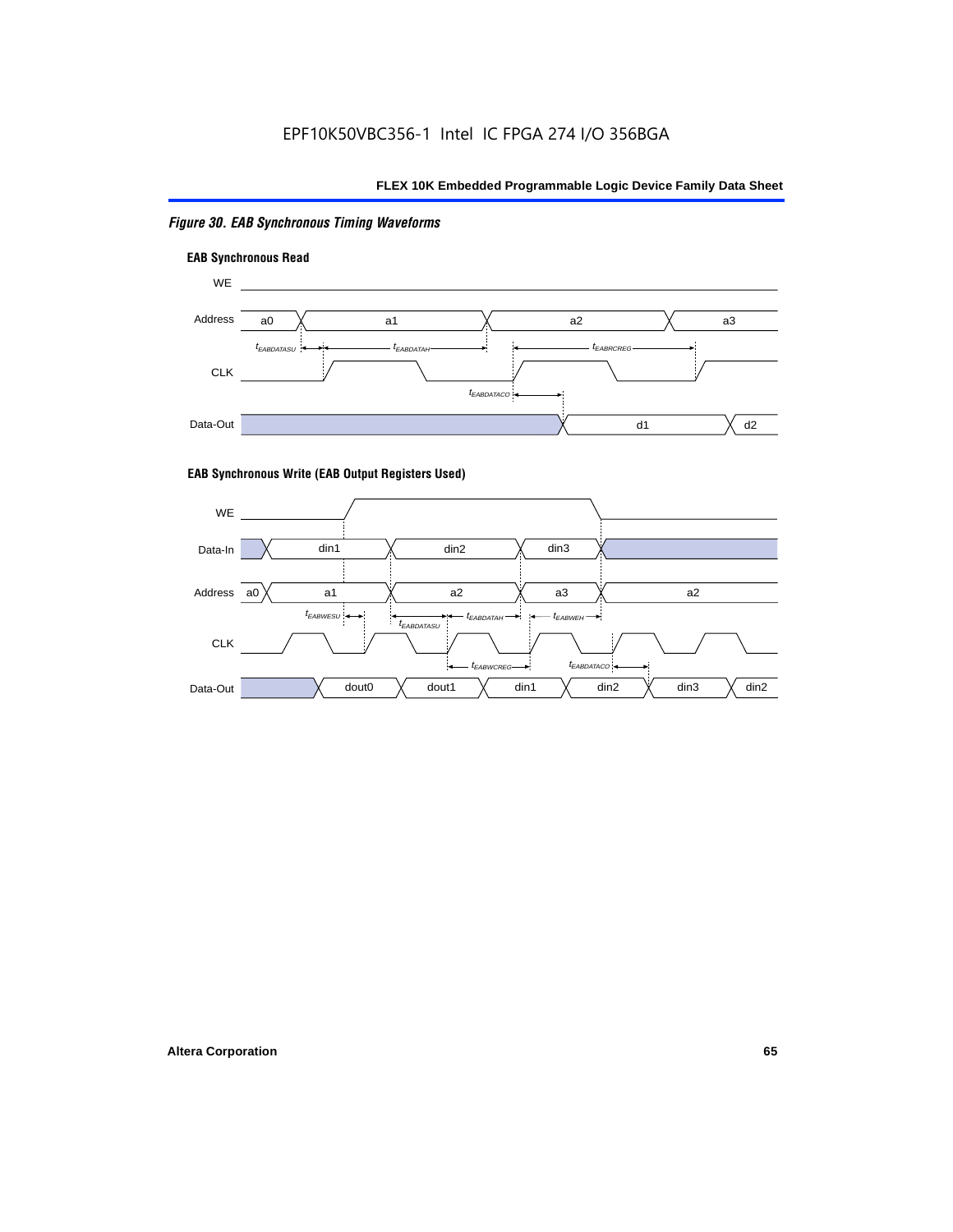*Figure 30. EAB Synchronous Timing Waveforms*

**EAB Synchronous Read**

**EAB Synchronous Write (EAB Output Registers Used)**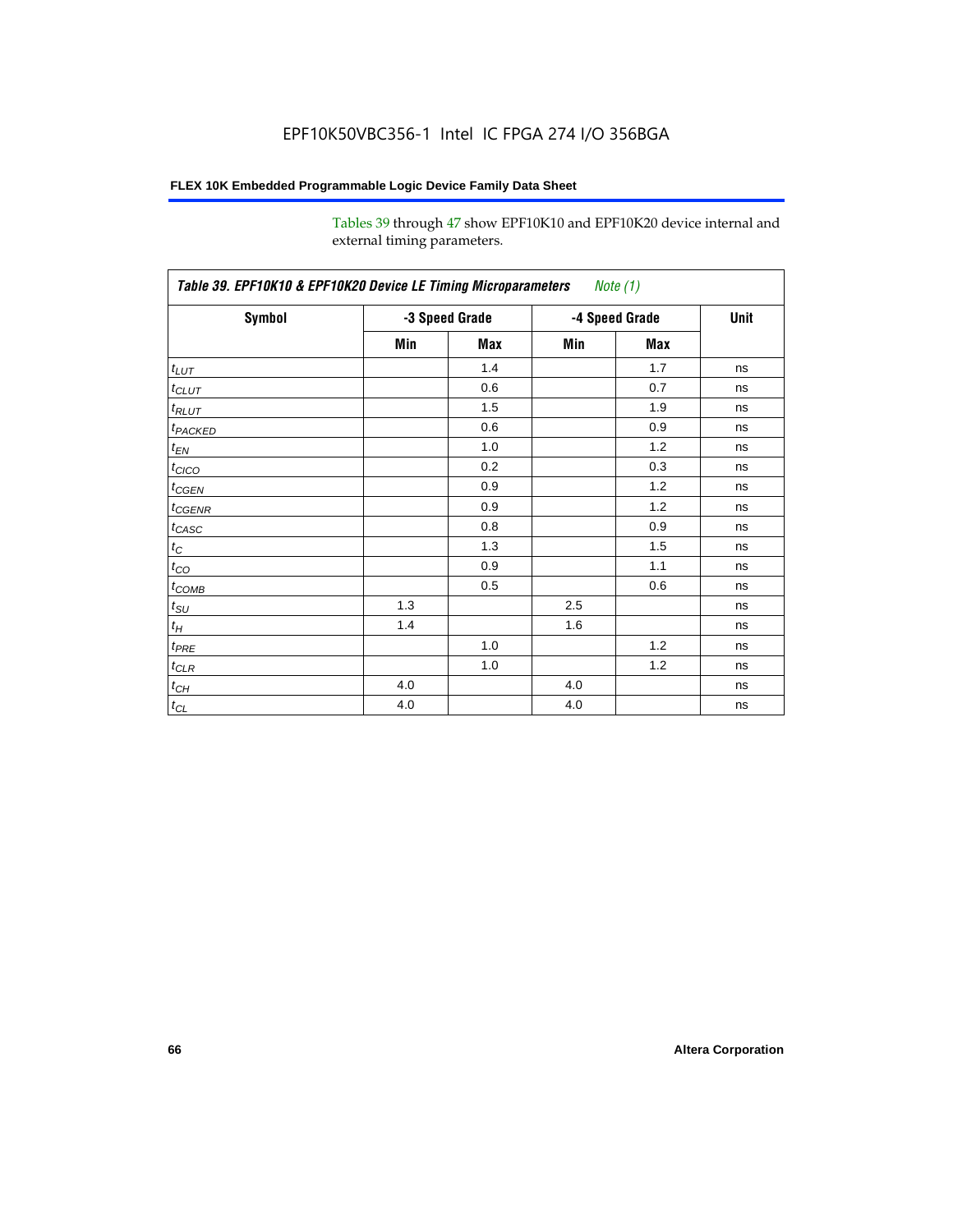Tables 39 through 47 show EPF10K10 and EPF10K20 device internal and external timing parameters.

| Table 39. EPF10K10 & EPF10K20 Device LE Timing Microparameters *Note (1)* | | | | | |
|---|---|---|---|---|---|
| Symbol | -3 Speed Grade | | -4 Speed Grade | | Unit |
| | Min | Max | Min | Max | |
| $t_{LUT}$ | | 1.4 | | 1.7 | ns |
| $t_{CLUT}$ | | 0.6 | | 0.7 | ns |
| $t_{RLUT}$ | | 1.5 | | 1.9 | ns |
| $t_{PACKED}$ | | 0.6 | | 0.9 | ns |
| $t_{EN}$ | | 1.0 | | 1.2 | ns |
| $t_{CICO}$ | | 0.2 | | 0.3 | ns |
| $t_{CGEN}$ | | 0.9 | | 1.2 | ns |
| $t_{CGENR}$ | | 0.9 | | 1.2 | ns |
| $t_{CASC}$ | | 0.8 | | 0.9 | ns |
| $t_{C}$ | | 1.3 | | 1.5 | ns |
| $t_{CO}$ | | 0.9 | | 1.1 | ns |
| $t_{COMB}$ | | 0.5 | | 0.6 | ns |
| $t_{SU}$ | 1.3 | | 2.5 | | ns |
| $t_{H}$ | 1.4 | | 1.6 | | ns |
| $t_{PRE}$ | | 1.0 | | 1.2 | ns |
| $t_{CLR}$ | | 1.0 | | 1.2 | ns |
| $t_{CH}$ | 4.0 | | 4.0 | | ns |
| $t_{CL}$ | 4.0 | | 4.0 | | ns |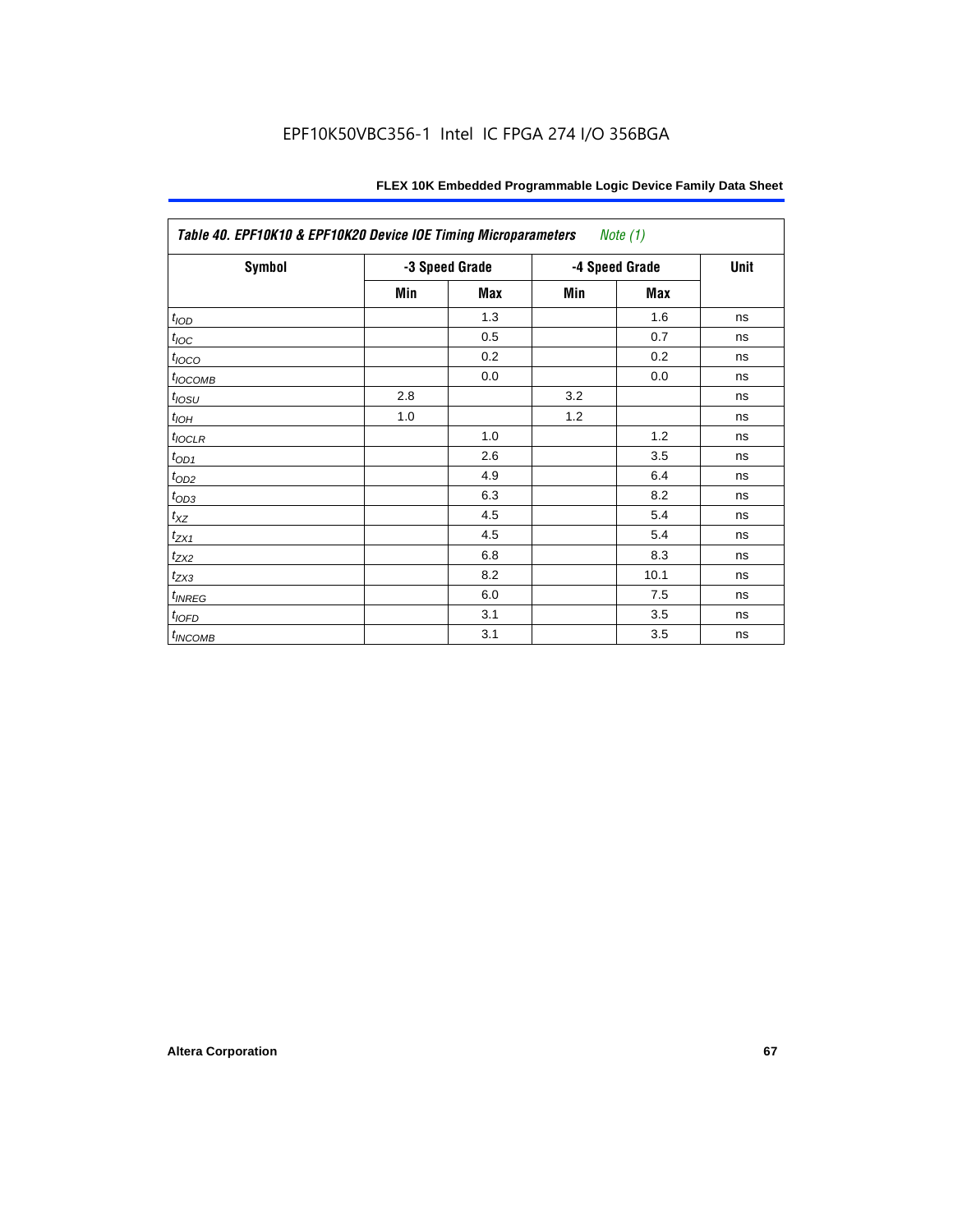Table 40. EPF10K10 & EPF10K20 Device IOE Timing Microparameters *Note (1)*

| Symbol | -3 Speed Grade | | -4 Speed Grade | | Unit |
|---|---|---|---|---|---|
| | Min | Max | Min | Max | |
| $t_{IOD}$ | | 1.3 | | 1.6 | ns |
| $t_{IOC}$ | | 0.5 | | 0.7 | ns |
| $t_{IOCO}$ | | 0.2 | | 0.2 | ns |
| $t_{IOCOMB}$ | | 0.0 | | 0.0 | ns |
| $t_{IOSU}$ | 2.8 | | 3.2 | | ns |
| $t_{IOH}$ | 1.0 | | 1.2 | | ns |
| $t_{IOCLR}$ | | 1.0 | | 1.2 | ns |
| $t_{OD1}$ | | 2.6 | | 3.5 | ns |
| $t_{OD2}$ | | 4.9 | | 6.4 | ns |
| $t_{OD3}$ | | 6.3 | | 8.2 | ns |
| $t_{XZ}$ | | 4.5 | | 5.4 | ns |
| $t_{ZX1}$ | | 4.5 | | 5.4 | ns |
| $t_{ZX2}$ | | 6.8 | | 8.3 | ns |
| $t_{ZX3}$ | | 8.2 | | 10.1 | ns |
| $t_{INREG}$ | | 6.0 | | 7.5 | ns |
| $t_{IOFD}$ | | 3.1 | | 3.5 | ns |
| $t_{INCOMB}$ | | 3.1 | | 3.5 | ns |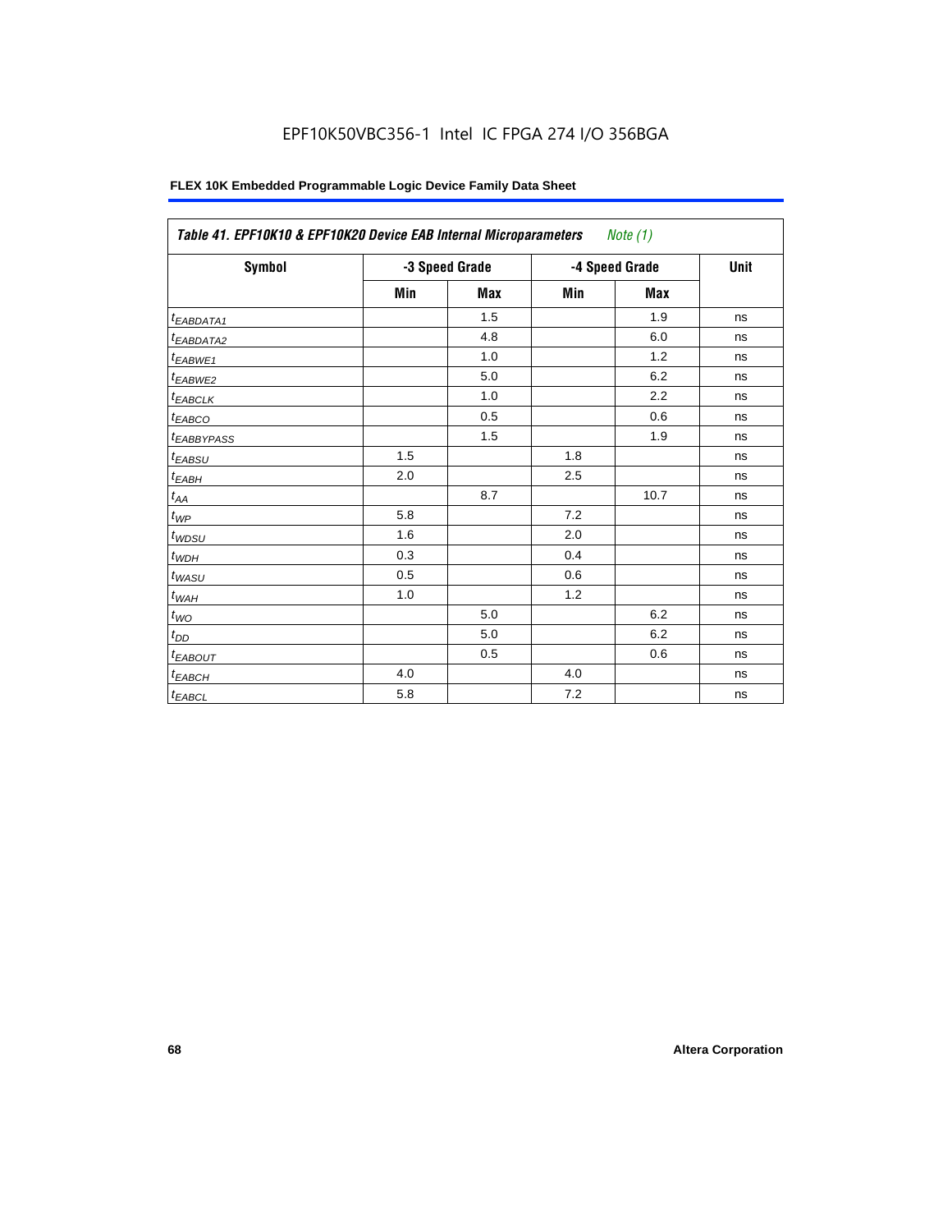## Table 41. EPF10K10 & EPF10K20 Device EAB Internal Microparameters *Note (1)*

| Symbol | -3 Speed Grade | | -4 Speed Grade | | Unit |
|---|---|---|---|---|---|
| | Min | Max | Min | Max | |
| $t_{EABDATA1}$ | | 1.5 | | 1.9 | ns |
| $t_{EABDATA2}$ | | 4.8 | | 6.0 | ns |
| $t_{EABWE1}$ | | 1.0 | | 1.2 | ns |
| $t_{EABWE2}$ | | 5.0 | | 6.2 | ns |
| $t_{EABCLK}$ | | 1.0 | | 2.2 | ns |
| $t_{EABCO}$ | | 0.5 | | 0.6 | ns |
| $t_{EABBYPASS}$ | | 1.5 | | 1.9 | ns |
| $t_{EABSU}$ | 1.5 | | 1.8 | | ns |
| $t_{EABH}$ | 2.0 | | 2.5 | | ns |
| $t_{AA}$ | | 8.7 | | 10.7 | ns |
| $t_{WP}$ | 5.8 | | 7.2 | | ns |
| $t_{WDSU}$ | 1.6 | | 2.0 | | ns |
| $t_{WDH}$ | 0.3 | | 0.4 | | ns |
| $t_{WASU}$ | 0.5 | | 0.6 | | ns |
| $t_{WAH}$ | 1.0 | | 1.2 | | ns |
| $t_{WO}$ | | 5.0 | | 6.2 | ns |
| $t_{DD}$ | | 5.0 | | 6.2 | ns |
| $t_{EABOUT}$ | | 0.5 | | 0.6 | ns |
| $t_{EABCH}$ | 4.0 | | 4.0 | | ns |
| $t_{EABCL}$ | 5.8 | | 7.2 | | ns |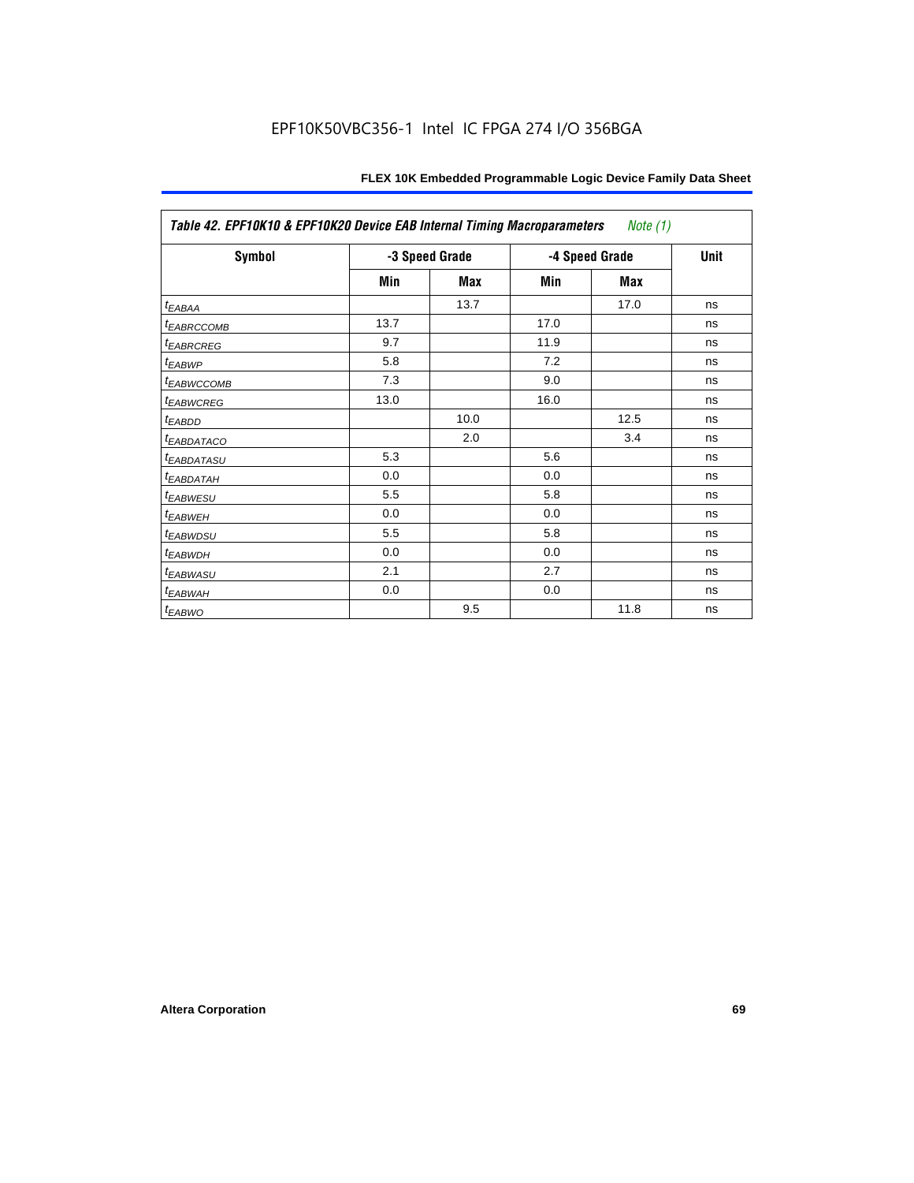| Table 42. EPF10K10 & EPF10K20 Device EAB Internal Timing Macroparameters *Note (1)* | | | | | |
|---|---|---|---|---|---|
| **Symbol** | **-3 Speed Grade** | | **-4 Speed Grade** | | **Unit** |
| | **Min** | **Max** | **Min** | **Max** | |
| $t_{EABAA}$ | | 13.7 | | 17.0 | ns |
| $t_{EABRCCOMB}$ | 13.7 | | 17.0 | | ns |
| $t_{EABRCREG}$ | 9.7 | | 11.9 | | ns |
| $t_{EABWP}$ | 5.8 | | 7.2 | | ns |
| $t_{EABWCCOMB}$ | 7.3 | | 9.0 | | ns |
| $t_{EABWCREG}$ | 13.0 | | 16.0 | | ns |
| $t_{EABDD}$ | | 10.0 | | 12.5 | ns |
| $t_{EABDATACO}$ | | 2.0 | | 3.4 | ns |
| $t_{EABDATASU}$ | 5.3 | | 5.6 | | ns |
| $t_{EABDATAH}$ | 0.0 | | 0.0 | | ns |
| $t_{EABWESU}$ | 5.5 | | 5.8 | | ns |
| $t_{EABWEH}$ | 0.0 | | 0.0 | | ns |
| $t_{EABWDSU}$ | 5.5 | | 5.8 | | ns |
| $t_{EABWDH}$ | 0.0 | | 0.0 | | ns |
| $t_{EABWASU}$ | 2.1 | | 2.7 | | ns |
| $t_{EABWAH}$ | 0.0 | | 0.0 | | ns |
| $t_{EABWO}$ | | 9.5 | | 11.8 | ns |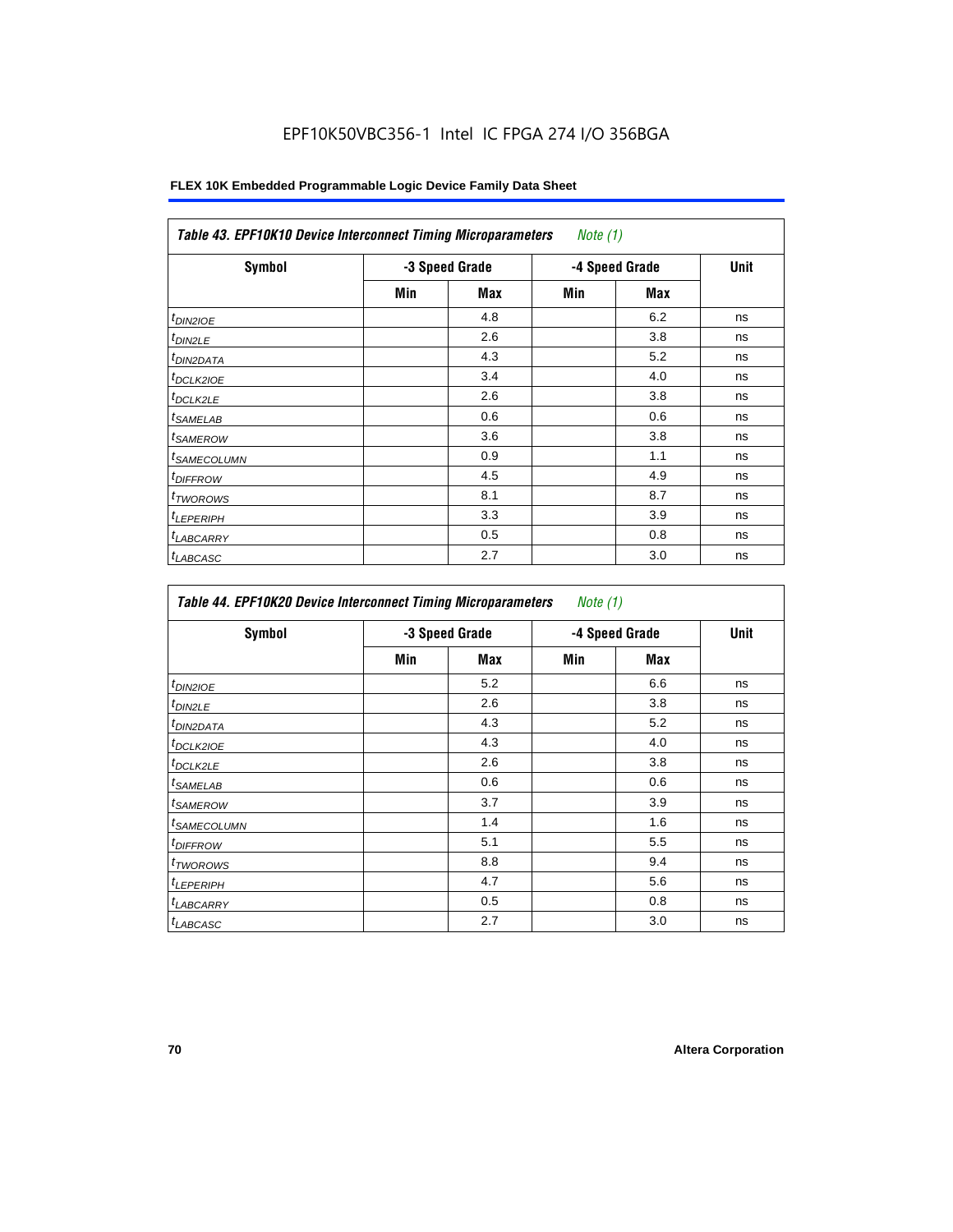**Table 43. EPF10K10 Device Interconnect Timing Microparameters** *Note (1)*

| Symbol | -3 Speed Grade | | -4 Speed Grade | | Unit |
|---|---|---|---|---|---|
| | Min | Max | Min | Max | |
| $t_{DIN2IOE}$ | | 4.8 | | 6.2 | ns |
| $t_{DIN2LE}$ | | 2.6 | | 3.8 | ns |
| $t_{DIN2DATA}$ | | 4.3 | | 5.2 | ns |
| $t_{DCLK2IOE}$ | | 3.4 | | 4.0 | ns |
| $t_{DCLK2LE}$ | | 2.6 | | 3.8 | ns |
| $t_{SAMELAB}$ | | 0.6 | | 0.6 | ns |
| $t_{SAMEROW}$ | | 3.6 | | 3.8 | ns |
| $t_{SAMECOLUMN}$ | | 0.9 | | 1.1 | ns |
| $t_{DIFFROW}$ | | 4.5 | | 4.9 | ns |
| $t_{TWOROWS}$ | | 8.1 | | 8.7 | ns |
| $t_{LEPERIPH}$ | | 3.3 | | 3.9 | ns |
| $t_{LABCARRY}$ | | 0.5 | | 0.8 | ns |
| $t_{LABCASC}$ | | 2.7 | | 3.0 | ns |

**Table 44. EPF10K20 Device Interconnect Timing Microparameters** *Note (1)*

| Symbol | -3 Speed Grade | | -4 Speed Grade | | Unit |
|---|---|---|---|---|---|
| | Min | Max | Min | Max | |
| $t_{DIN2IOE}$ | | 5.2 | | 6.6 | ns |
| $t_{DIN2LE}$ | | 2.6 | | 3.8 | ns |
| $t_{DIN2DATA}$ | | 4.3 | | 5.2 | ns |
| $t_{DCLK2IOE}$ | | 4.3 | | 4.0 | ns |
| $t_{DCLK2LE}$ | | 2.6 | | 3.8 | ns |
| $t_{SAMELAB}$ | | 0.6 | | 0.6 | ns |
| $t_{SAMEROW}$ | | 3.7 | | 3.9 | ns |
| $t_{SAMECOLUMN}$ | | 1.4 | | 1.6 | ns |
| $t_{DIFFROW}$ | | 5.1 | | 5.5 | ns |
| $t_{TWOROWS}$ | | 8.8 | | 9.4 | ns |
| $t_{LEPERIPH}$ | | 4.7 | | 5.6 | ns |
| $t_{LABCARRY}$ | | 0.5 | | 0.8 | ns |
| $t_{LABCASC}$ | | 2.7 | | 3.0 | ns |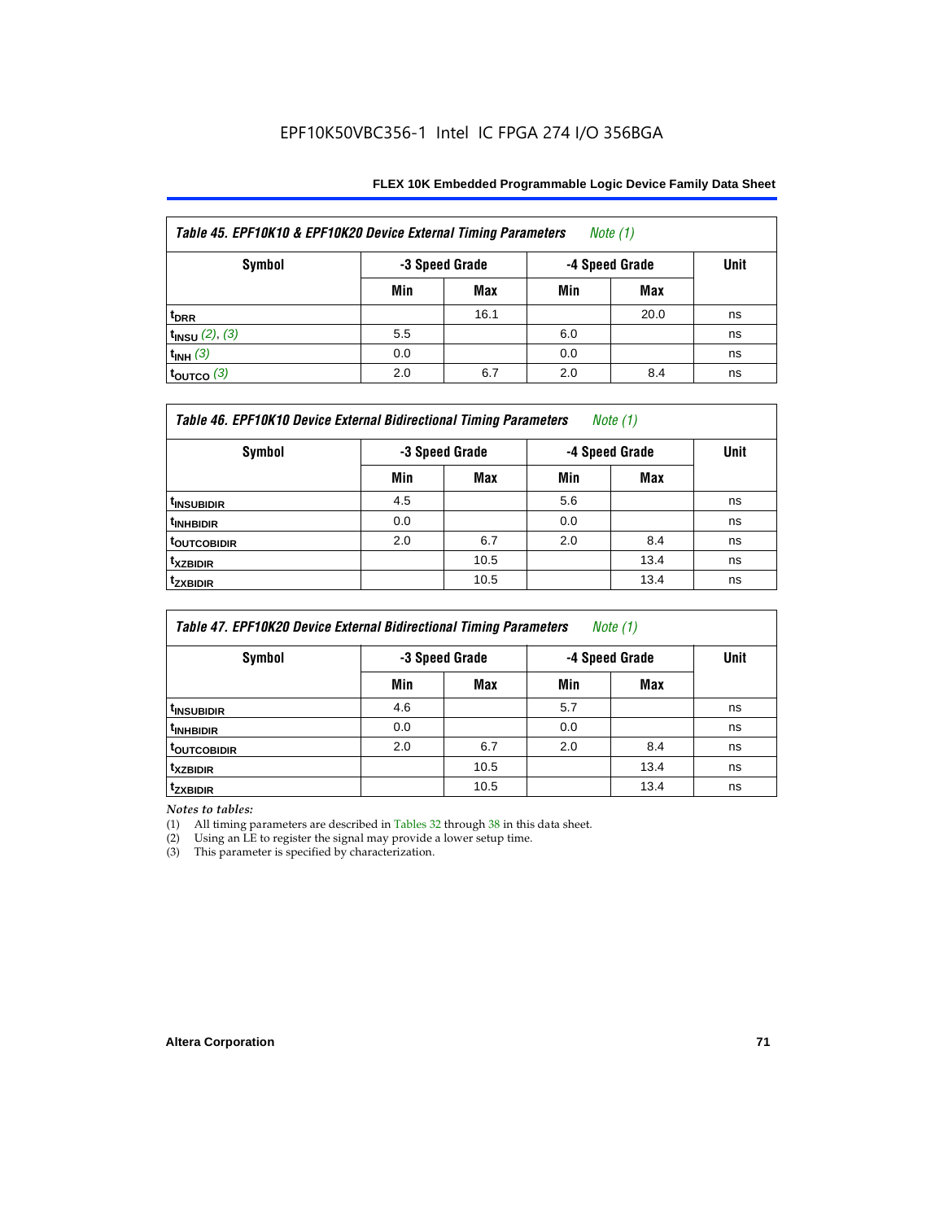EPF10K50VBC356-1 Intel IC FPGA 274 I/O 356BGA

| *Table 45. EPF10K10 & EPF10K20 Device External Timing Parameters Note (1)* | | | | | |
|---|---|---|---|---|---|
| Symbol | -3 Speed Grade | | -4 Speed Grade | | Unit |
| | Min | Max | Min | Max | |
| $t_{DRR}$ | | 16.1 | | 20.0 | ns |
| $t_{INSU}$ (2), (3) | 5.5 | | 6.0 | | ns |
| $t_{INH}$ (3) | 0.0 | | 0.0 | | ns |
| $t_{OUTCO}$ (3) | 2.0 | 6.7 | 2.0 | 8.4 | ns |

| *Table 46. EPF10K10 Device External Bidirectional Timing Parameters Note (1)* | | | | | |
|---|---|---|---|---|---|
| Symbol | -3 Speed Grade | | -4 Speed Grade | | Unit |
| | Min | Max | Min | Max | |
| $t_{INSUBIDIR}$ | 4.5 | | 5.6 | | ns |
| $t_{INHBIDIR}$ | 0.0 | | 0.0 | | ns |
| $t_{OUTCOBIDIR}$ | 2.0 | 6.7 | 2.0 | 8.4 | ns |
| $t_{XZBIDIR}$ | | 10.5 | | 13.4 | ns |
| $t_{ZXBIDIR}$ | | 10.5 | | 13.4 | ns |

| *Table 47. EPF10K20 Device External Bidirectional Timing Parameters Note (1)* | | | | | |
|---|---|---|---|---|---|
| Symbol | -3 Speed Grade | | -4 Speed Grade | | Unit |
| | Min | Max | Min | Max | |
| $t_{INSUBIDIR}$ | 4.6 | | 5.7 | | ns |
| $t_{INHBIDIR}$ | 0.0 | | 0.0 | | ns |
| $t_{OUTCOBIDIR}$ | 2.0 | 6.7 | 2.0 | 8.4 | ns |
| $t_{XZBIDIR}$ | | 10.5 | | 13.4 | ns |
| $t_{ZXBIDIR}$ | | 10.5 | | 13.4 | ns |

*Notes to tables:*

(1) All timing parameters are described in Tables 32 through 38 in this data sheet.
(2) Using an LE to register the signal may provide a lower setup time.
(3) This parameter is specified by characterization.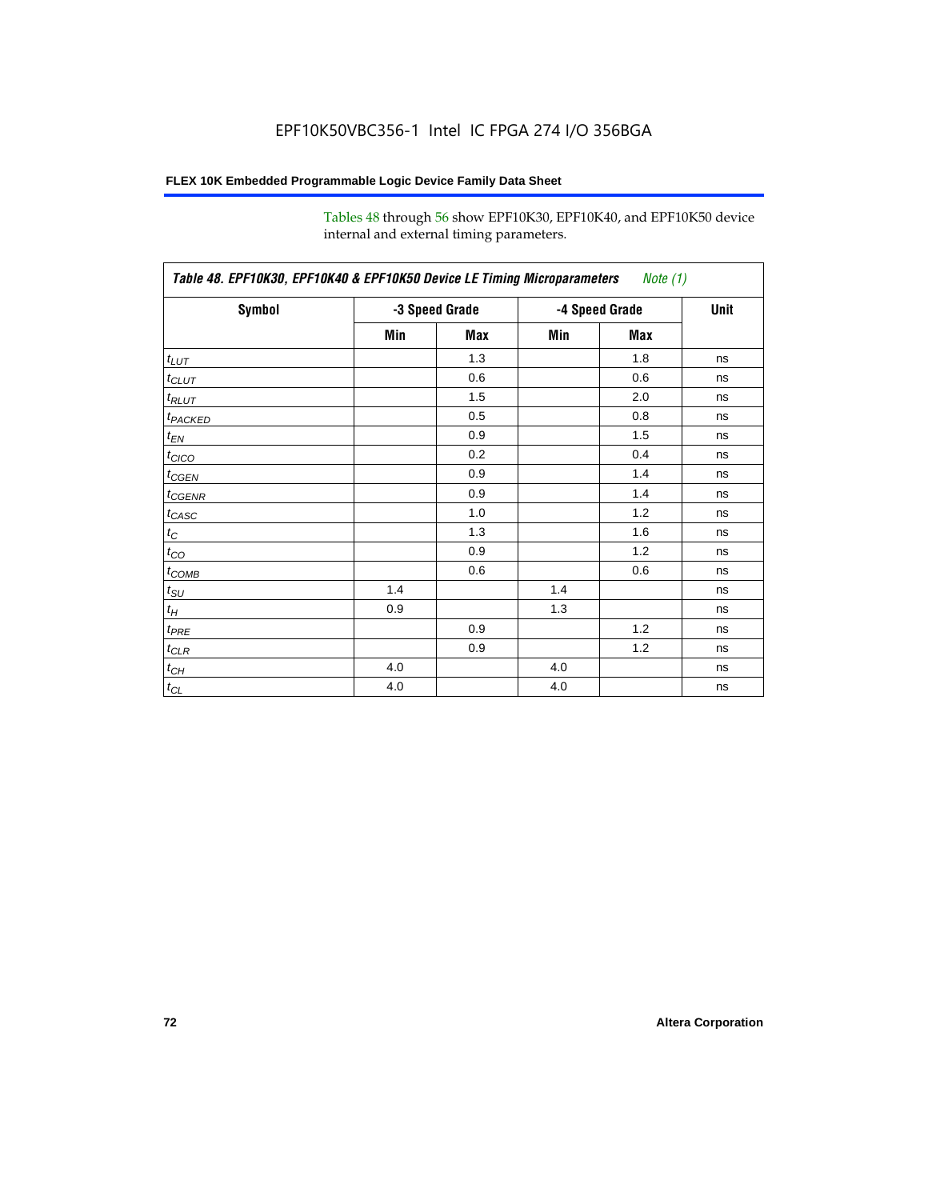EPF10K50VBC356-1 Intel IC FPGA 274 I/O 356BGA

Tables 48 through 56 show EPF10K30, EPF10K40, and EPF10K50 device internal and external timing parameters.

| *Table 48. EPF10K30, EPF10K40 & EPF10K50 Device LE Timing Microparameters* *Note (1)* | | | | | |
|---|---|---|---|---|---|
| **Symbol** | **-3 Speed Grade** | | **-4 Speed Grade** | | **Unit** |
| | **Min** | **Max** | **Min** | **Max** | |
| $t_{LUT}$ | | 1.3 | | 1.8 | ns |
| $t_{CLUT}$ | | 0.6 | | 0.6 | ns |
| $t_{RLUT}$ | | 1.5 | | 2.0 | ns |
| $t_{PACKED}$ | | 0.5 | | 0.8 | ns |
| $t_{EN}$ | | 0.9 | | 1.5 | ns |
| $t_{CICO}$ | | 0.2 | | 0.4 | ns |
| $t_{CGEN}$ | | 0.9 | | 1.4 | ns |
| $t_{CGENR}$ | | 0.9 | | 1.4 | ns |
| $t_{CASC}$ | | 1.0 | | 1.2 | ns |
| $t_{C}$ | | 1.3 | | 1.6 | ns |
| $t_{CO}$ | | 0.9 | | 1.2 | ns |
| $t_{COMB}$ | | 0.6 | | 0.6 | ns |
| $t_{SU}$ | 1.4 | | 1.4 | | ns |
| $t_{H}$ | 0.9 | | 1.3 | | ns |
| $t_{PRE}$ | | 0.9 | | 1.2 | ns |
| $t_{CLR}$ | | 0.9 | | 1.2 | ns |
| $t_{CH}$ | 4.0 | | 4.0 | | ns |
| $t_{CL}$ | 4.0 | | 4.0 | | ns |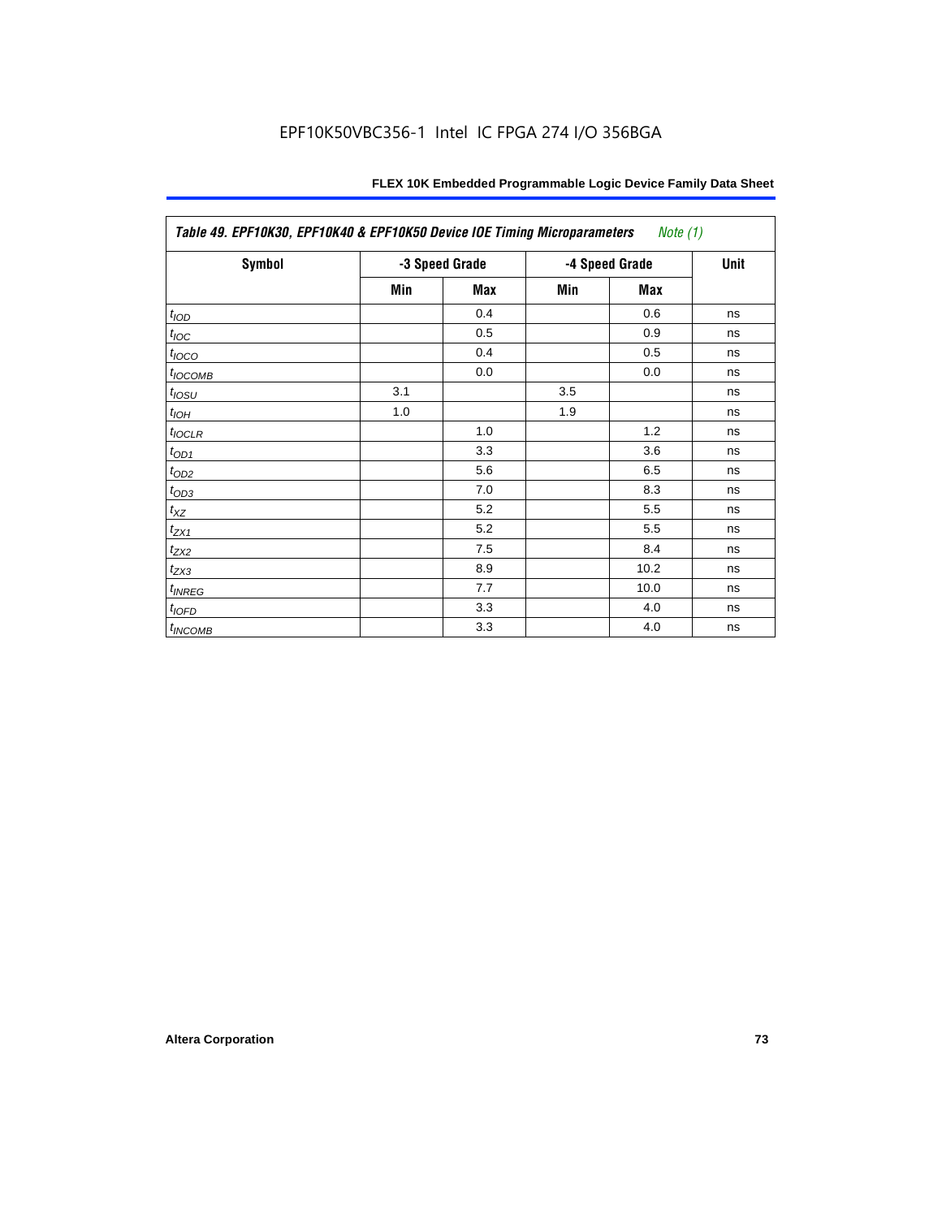Table 49. EPF10K30, EPF10K40 & EPF10K50 Device IOE Timing Microparameters *Note (1)*

| Symbol | -3 Speed Grade | | -4 Speed Grade | | Unit |
|---|---|---|---|---|---|
| | Min | Max | Min | Max | |
| $t_{IOD}$ | | 0.4 | | 0.6 | ns |
| $t_{IOC}$ | | 0.5 | | 0.9 | ns |
| $t_{IOCO}$ | | 0.4 | | 0.5 | ns |
| $t_{IOCOMB}$ | | 0.0 | | 0.0 | ns |
| $t_{IOSU}$ | 3.1 | | 3.5 | | ns |
| $t_{IOH}$ | 1.0 | | 1.9 | | ns |
| $t_{IOCLR}$ | | 1.0 | | 1.2 | ns |
| $t_{OD1}$ | | 3.3 | | 3.6 | ns |
| $t_{OD2}$ | | 5.6 | | 6.5 | ns |
| $t_{OD3}$ | | 7.0 | | 8.3 | ns |
| $t_{XZ}$ | | 5.2 | | 5.5 | ns |
| $t_{ZX1}$ | | 5.2 | | 5.5 | ns |
| $t_{ZX2}$ | | 7.5 | | 8.4 | ns |
| $t_{ZX3}$ | | 8.9 | | 10.2 | ns |
| $t_{INREG}$ | | 7.7 | | 10.0 | ns |
| $t_{IOFD}$ | | 3.3 | | 4.0 | ns |
| $t_{INCOMB}$ | | 3.3 | | 4.0 | ns |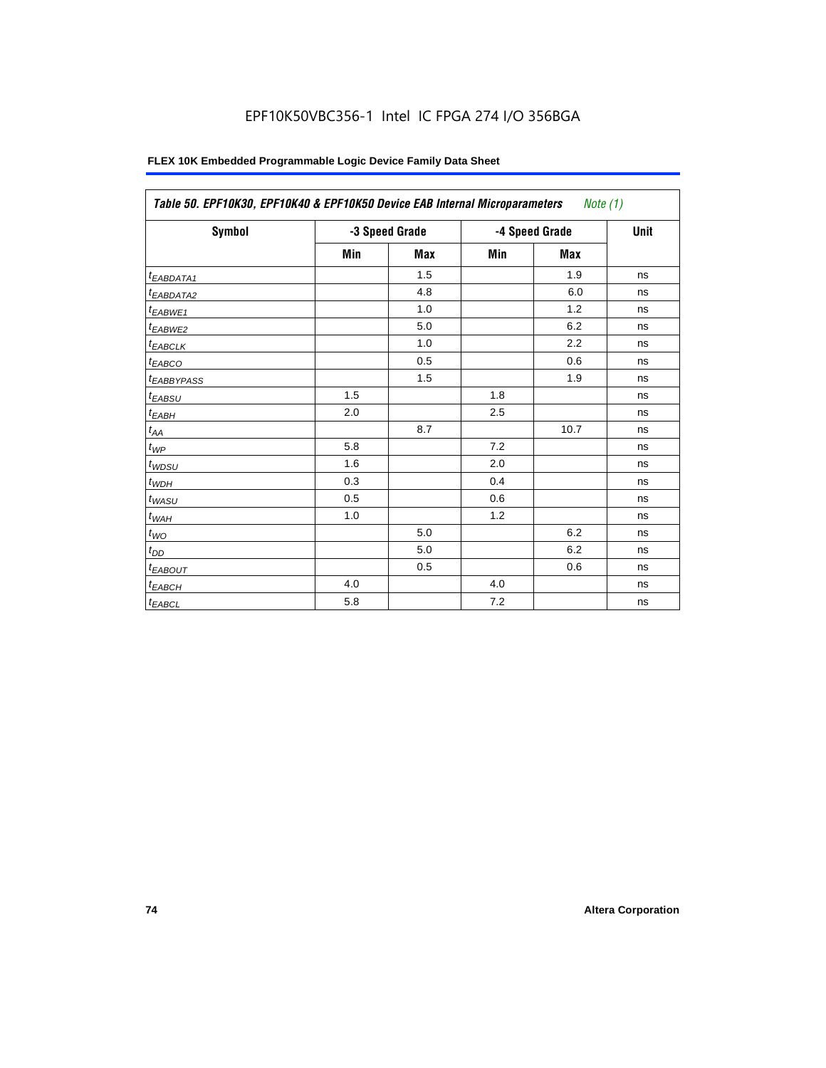EPF10K50VBC356-1 Intel IC FPGA 274 I/O 356BGA

**FLEX 10K Embedded Programmable Logic Device Family Data Sheet**

| Table 50. EPF10K30, EPF10K40 & EPF10K50 Device EAB Internal Microparameters *Note (1)* | | | | | |
|---|---|---|---|---|---|
| Symbol | -3 Speed Grade | | -4 Speed Grade | | Unit |
| | Min | Max | Min | Max | |
| $t_{EABDATA1}$ | | 1.5 | | 1.9 | ns |
| $t_{EABDATA2}$ | | 4.8 | | 6.0 | ns |
| $t_{EABWE1}$ | | 1.0 | | 1.2 | ns |
| $t_{EABWE2}$ | | 5.0 | | 6.2 | ns |
| $t_{EABCLK}$ | | 1.0 | | 2.2 | ns |
| $t_{EABCO}$ | | 0.5 | | 0.6 | ns |
| $t_{EABBYPASS}$ | | 1.5 | | 1.9 | ns |
| $t_{EABSU}$ | 1.5 | | 1.8 | | ns |
| $t_{EABH}$ | 2.0 | | 2.5 | | ns |
| $t_{AA}$ | | 8.7 | | 10.7 | ns |
| $t_{WP}$ | 5.8 | | 7.2 | | ns |
| $t_{WDSU}$ | 1.6 | | 2.0 | | ns |
| $t_{WDH}$ | 0.3 | | 0.4 | | ns |
| $t_{WASU}$ | 0.5 | | 0.6 | | ns |
| $t_{WAH}$ | 1.0 | | 1.2 | | ns |
| $t_{WO}$ | | 5.0 | | 6.2 | ns |
| $t_{DD}$ | | 5.0 | | 6.2 | ns |
| $t_{EABOUT}$ | | 0.5 | | 0.6 | ns |
| $t_{EABCH}$ | 4.0 | | 4.0 | | ns |
| $t_{EABCL}$ | 5.8 | | 7.2 | | ns |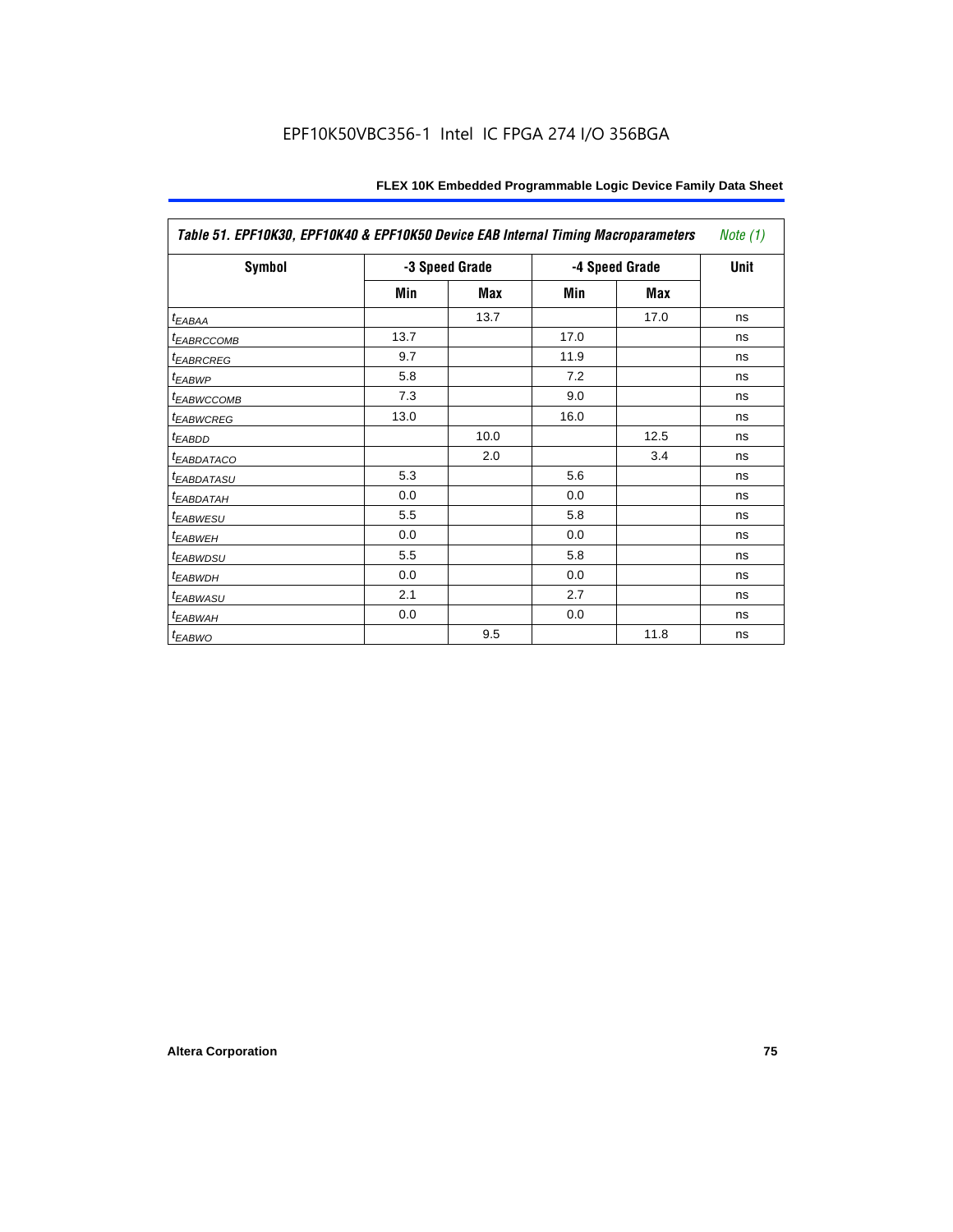Table 51. EPF10K30, EPF10K40 & EPF10K50 Device EAB Internal Timing Macroparameters *Note (1)*

| Symbol | -3 Speed Grade | | -4 Speed Grade | | Unit |
|---|---|---|---|---|---|
| | Min | Max | Min | Max | |
| $t_{EABAA}$ | | 13.7 | | 17.0 | ns |
| $t_{EABRCCOMB}$ | 13.7 | | 17.0 | | ns |
| $t_{EABRCREG}$ | 9.7 | | 11.9 | | ns |
| $t_{EABWP}$ | 5.8 | | 7.2 | | ns |
| $t_{EABWCCOMB}$ | 7.3 | | 9.0 | | ns |
| $t_{EABWCREG}$ | 13.0 | | 16.0 | | ns |
| $t_{EABDD}$ | | 10.0 | | 12.5 | ns |
| $t_{EABDATACO}$ | | 2.0 | | 3.4 | ns |
| $t_{EABDATASU}$ | 5.3 | | 5.6 | | ns |
| $t_{EABDATAH}$ | 0.0 | | 0.0 | | ns |
| $t_{EABWESU}$ | 5.5 | | 5.8 | | ns |
| $t_{EABWEH}$ | 0.0 | | 0.0 | | ns |
| $t_{EABWDSU}$ | 5.5 | | 5.8 | | ns |
| $t_{EABWDH}$ | 0.0 | | 0.0 | | ns |
| $t_{EABWASU}$ | 2.1 | | 2.7 | | ns |
| $t_{EABWAH}$ | 0.0 | | 0.0 | | ns |
| $t_{EABWO}$ | | 9.5 | | 11.8 | ns |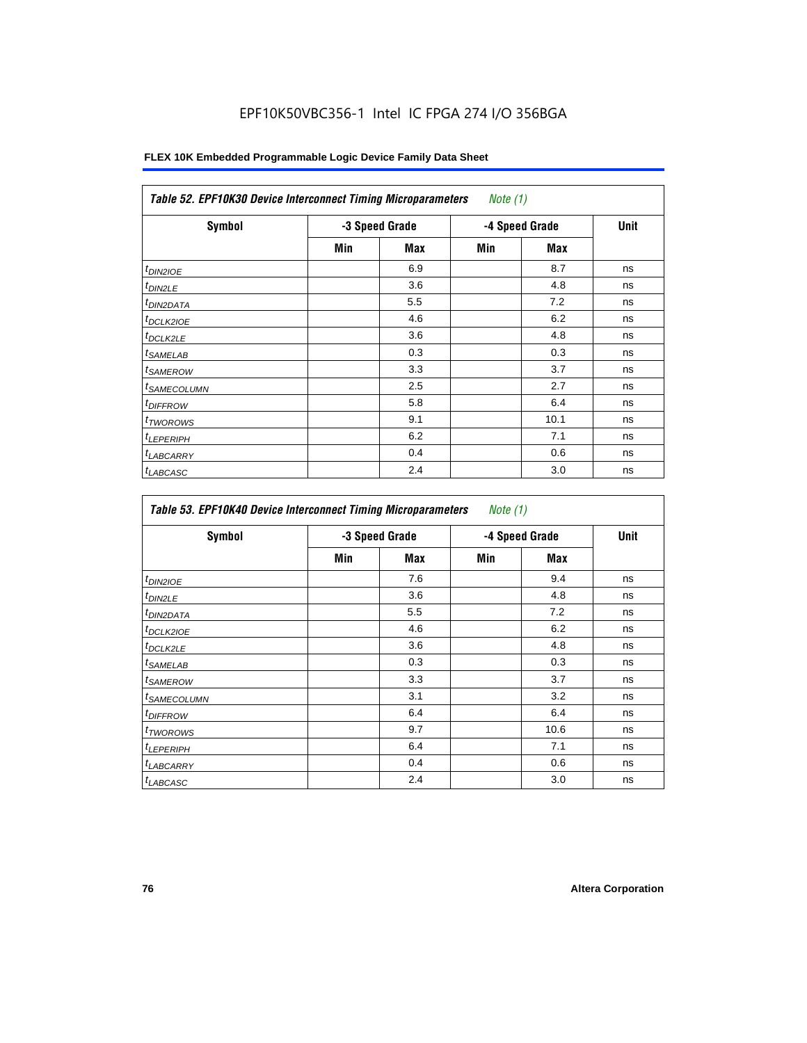EPF10K50VBC356-1 Intel IC FPGA 274 I/O 356BGA

| *Table 52. EPF10K30 Device Interconnect Timing Microparameters* *Note (1)* | | | | | |
|---|---|---|---|---|---|
| Symbol | -3 Speed Grade | | -4 Speed Grade | | Unit |
| | Min | Max | Min | Max | |
| $t_{DIN2IOE}$ | | 6.9 | | 8.7 | ns |
| $t_{DIN2LE}$ | | 3.6 | | 4.8 | ns |
| $t_{DIN2DATA}$ | | 5.5 | | 7.2 | ns |
| $t_{DCLK2IOE}$ | | 4.6 | | 6.2 | ns |
| $t_{DCLK2LE}$ | | 3.6 | | 4.8 | ns |
| $t_{SAMELAB}$ | | 0.3 | | 0.3 | ns |
| $t_{SAMEROW}$ | | 3.3 | | 3.7 | ns |
| $t_{SAMECOLUMN}$ | | 2.5 | | 2.7 | ns |
| $t_{DIFFROW}$ | | 5.8 | | 6.4 | ns |
| $t_{TWOROWS}$ | | 9.1 | | 10.1 | ns |
| $t_{LEPERIPH}$ | | 6.2 | | 7.1 | ns |
| $t_{LABCARRY}$ | | 0.4 | | 0.6 | ns |
| $t_{LABCASC}$ | | 2.4 | | 3.0 | ns |

| *Table 53. EPF10K40 Device Interconnect Timing Microparameters* *Note (1)* | | | | | |
|---|---|---|---|---|---|
| Symbol | -3 Speed Grade | | -4 Speed Grade | | Unit |
| | Min | Max | Min | Max | |
| $t_{DIN2IOE}$ | | 7.6 | | 9.4 | ns |
| $t_{DIN2LE}$ | | 3.6 | | 4.8 | ns |
| $t_{DIN2DATA}$ | | 5.5 | | 7.2 | ns |
| $t_{DCLK2IOE}$ | | 4.6 | | 6.2 | ns |
| $t_{DCLK2LE}$ | | 3.6 | | 4.8 | ns |
| $t_{SAMELAB}$ | | 0.3 | | 0.3 | ns |
| $t_{SAMEROW}$ | | 3.3 | | 3.7 | ns |
| $t_{SAMECOLUMN}$ | | 3.1 | | 3.2 | ns |
| $t_{DIFFROW}$ | | 6.4 | | 6.4 | ns |
| $t_{TWOROWS}$ | | 9.7 | | 10.6 | ns |
| $t_{LEPERIPH}$ | | 6.4 | | 7.1 | ns |
| $t_{LABCARRY}$ | | 0.4 | | 0.6 | ns |
| $t_{LABCASC}$ | | 2.4 | | 3.0 | ns |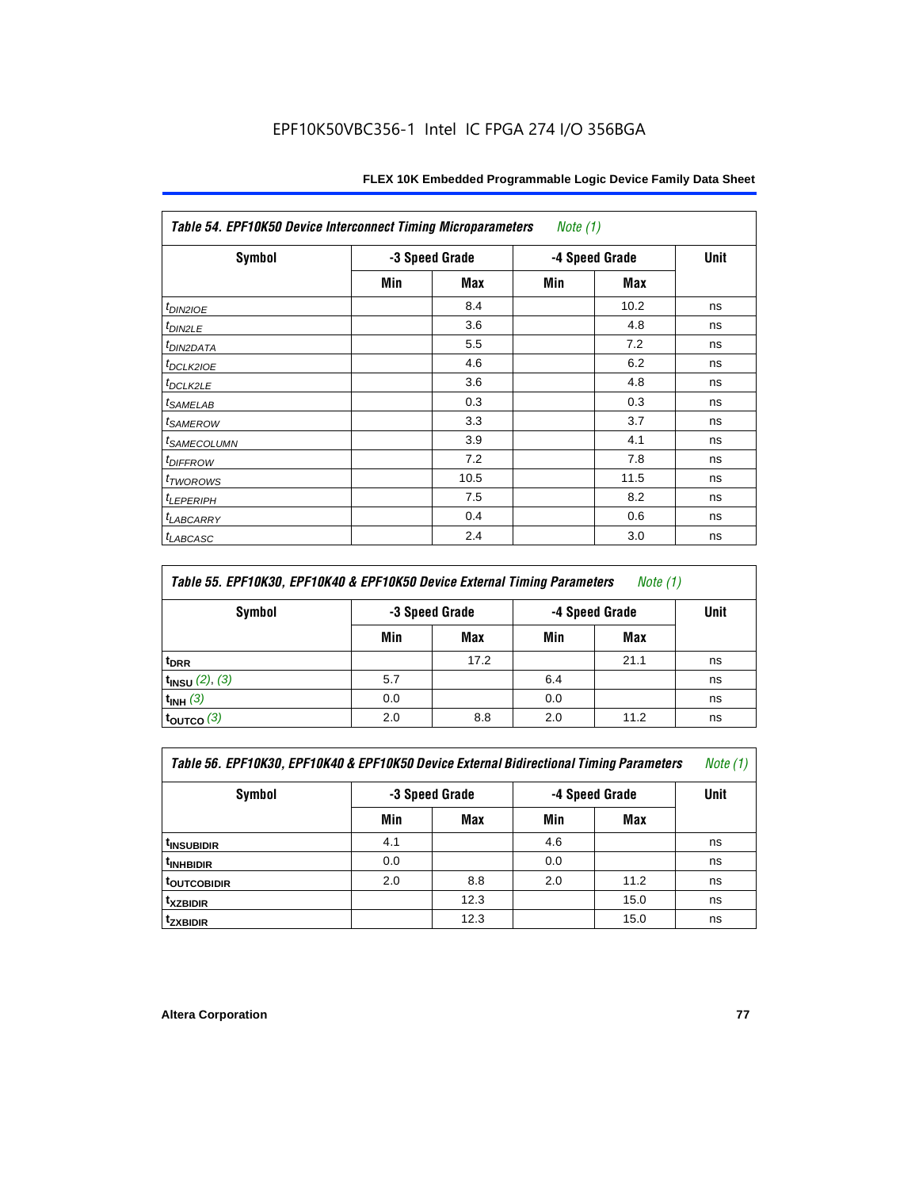EPF10K50VBC356-1 Intel IC FPGA 274 I/O 356BGA

| Table 54. EPF10K50 Device Interconnect Timing Microparameters *Note (1)* | | | | | |
|---|---|---|---|---|---|
| Symbol | -3 Speed Grade | | -4 Speed Grade | | Unit |
| | Min | Max | Min | Max | |
| $t_{DIN2IOE}$ | | 8.4 | | 10.2 | ns |
| $t_{DIN2LE}$ | | 3.6 | | 4.8 | ns |
| $t_{DIN2DATA}$ | | 5.5 | | 7.2 | ns |
| $t_{DCLK2IOE}$ | | 4.6 | | 6.2 | ns |
| $t_{DCLK2LE}$ | | 3.6 | | 4.8 | ns |
| $t_{SAMELAB}$ | | 0.3 | | 0.3 | ns |
| $t_{SAMEROW}$ | | 3.3 | | 3.7 | ns |
| $t_{SAMECOLUMN}$ | | 3.9 | | 4.1 | ns |
| $t_{DIFFROW}$ | | 7.2 | | 7.8 | ns |
| $t_{TWOROWS}$ | | 10.5 | | 11.5 | ns |
| $t_{LEPERIPH}$ | | 7.5 | | 8.2 | ns |
| $t_{LABCARRY}$ | | 0.4 | | 0.6 | ns |
| $t_{LABCASC}$ | | 2.4 | | 3.0 | ns |

| Table 55. EPF10K30, EPF10K40 & EPF10K50 Device External Timing Parameters *Note (1)* | | | | | |
|---|---|---|---|---|---|
| Symbol | -3 Speed Grade | | -4 Speed Grade | | Unit |
| | Min | Max | Min | Max | |
| $t_{DRR}$ | | 17.2 | | 21.1 | ns |
| $t_{INSU}$ *(2), (3)* | 5.7 | | 6.4 | | ns |
| $t_{INH}$ *(3)* | 0.0 | | 0.0 | | ns |
| $t_{OUTCO}$ *(3)* | 2.0 | 8.8 | 2.0 | 11.2 | ns |

| Table 56. EPF10K30, EPF10K40 & EPF10K50 Device External Bidirectional Timing Parameters *Note (1)* | | | | | |
|---|---|---|---|---|---|
| Symbol | -3 Speed Grade | | -4 Speed Grade | | Unit |
| | Min | Max | Min | Max | |
| $t_{INSUBIDIR}$ | 4.1 | | 4.6 | | ns |
| $t_{INHBIDIR}$ | 0.0 | | 0.0 | | ns |
| $t_{OUTCOBIDIR}$ | 2.0 | 8.8 | 2.0 | 11.2 | ns |
| $t_{XZBIDIR}$ | | 12.3 | | 15.0 | ns |
| $t_{ZXBIDIR}$ | | 12.3 | | 15.0 | ns |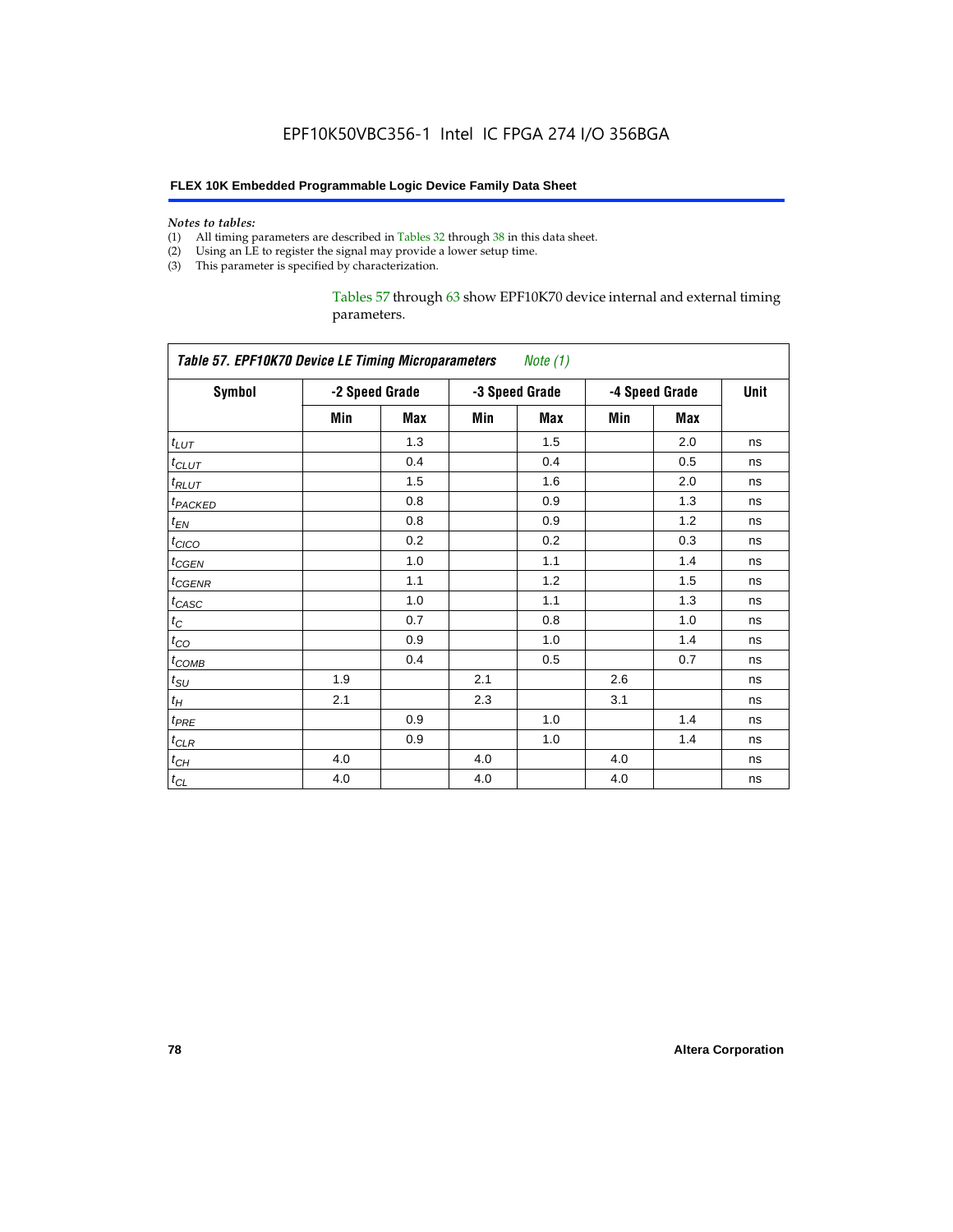*Notes to tables:*

(1) All timing parameters are described in Tables 32 through 38 in this data sheet.
(2) Using an LE to register the signal may provide a lower setup time.
(3) This parameter is specified by characterization.

Tables 57 through 63 show EPF10K70 device internal and external timing parameters.

**Table 57. EPF10K70 Device LE Timing Microparameters** *Note (1)*

| Symbol | -2 Speed Grade | | -3 Speed Grade | | -4 Speed Grade | | Unit |
|---|---|---|---|---|---|---|---|
| | Min | Max | Min | Max | Min | Max | |
| $t_{LUT}$ | | 1.3 | | 1.5 | | 2.0 | ns |
| $t_{CLUT}$ | | 0.4 | | 0.4 | | 0.5 | ns |
| $t_{RLUT}$ | | 1.5 | | 1.6 | | 2.0 | ns |
| $t_{PACKED}$ | | 0.8 | | 0.9 | | 1.3 | ns |
| $t_{EN}$ | | 0.8 | | 0.9 | | 1.2 | ns |
| $t_{CICO}$ | | 0.2 | | 0.2 | | 0.3 | ns |
| $t_{CGEN}$ | | 1.0 | | 1.1 | | 1.4 | ns |
| $t_{CGENR}$ | | 1.1 | | 1.2 | | 1.5 | ns |
| $t_{CASC}$ | | 1.0 | | 1.1 | | 1.3 | ns |
| $t_C$ | | 0.7 | | 0.8 | | 1.0 | ns |
| $t_{CO}$ | | 0.9 | | 1.0 | | 1.4 | ns |
| $t_{COMB}$ | | 0.4 | | 0.5 | | 0.7 | ns |
| $t_{SU}$ | 1.9 | | 2.1 | | 2.6 | | ns |
| $t_H$ | 2.1 | | 2.3 | | 3.1 | | ns |
| $t_{PRE}$ | | 0.9 | | 1.0 | | 1.4 | ns |
| $t_{CLR}$ | | 0.9 | | 1.0 | | 1.4 | ns |
| $t_{CH}$ | 4.0 | | 4.0 | | 4.0 | | ns |
| $t_{CL}$ | 4.0 | | 4.0 | | 4.0 | | ns |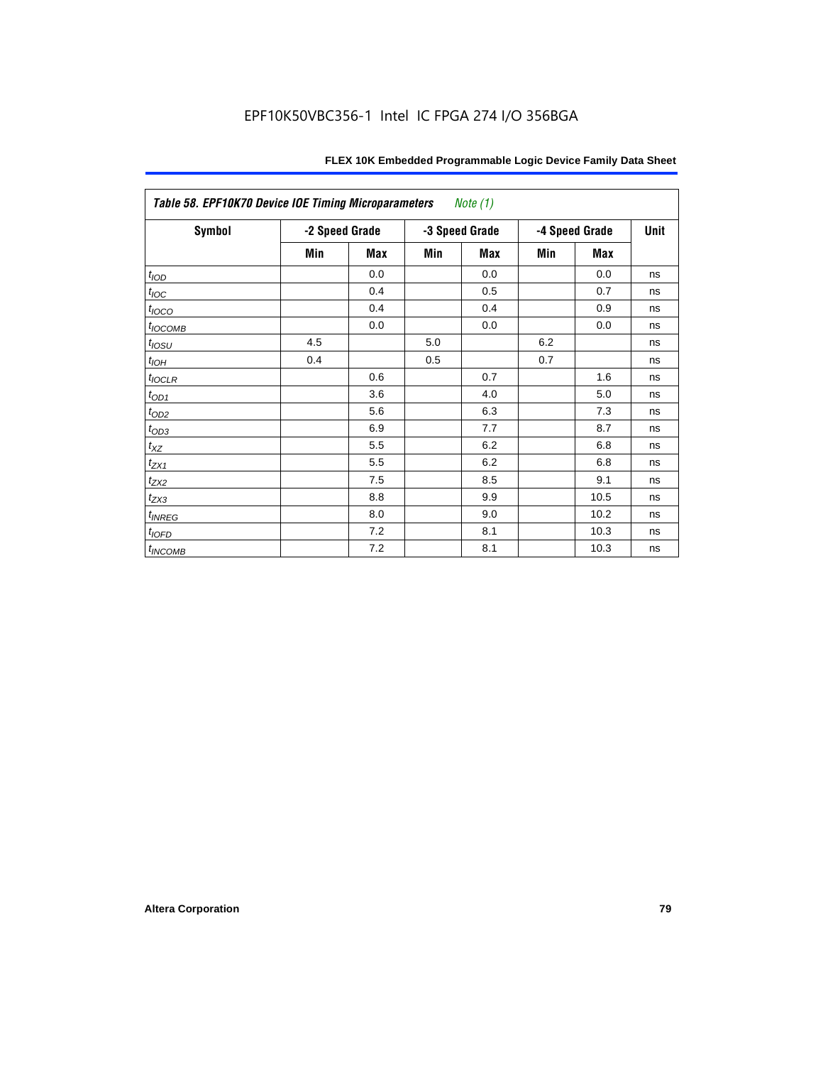Table 58. EPF10K70 Device IOE Timing Microparameters *Note (1)*

| Symbol | -2 Speed Grade | | -3 Speed Grade | | -4 Speed Grade | | Unit |
|---|---|---|---|---|---|---|---|
| | Min | Max | Min | Max | Min | Max | |
| $t_{IOD}$ | | 0.0 | | 0.0 | | 0.0 | ns |
| $t_{IOC}$ | | 0.4 | | 0.5 | | 0.7 | ns |
| $t_{IOCO}$ | | 0.4 | | 0.4 | | 0.9 | ns |
| $t_{IOCOMB}$ | | 0.0 | | 0.0 | | 0.0 | ns |
| $t_{IOSU}$ | 4.5 | | 5.0 | | 6.2 | | ns |
| $t_{IOH}$ | 0.4 | | 0.5 | | 0.7 | | ns |
| $t_{IOCLR}$ | | 0.6 | | 0.7 | | 1.6 | ns |
| $t_{OD1}$ | | 3.6 | | 4.0 | | 5.0 | ns |
| $t_{OD2}$ | | 5.6 | | 6.3 | | 7.3 | ns |
| $t_{OD3}$ | | 6.9 | | 7.7 | | 8.7 | ns |
| $t_{XZ}$ | | 5.5 | | 6.2 | | 6.8 | ns |
| $t_{ZX1}$ | | 5.5 | | 6.2 | | 6.8 | ns |
| $t_{ZX2}$ | | 7.5 | | 8.5 | | 9.1 | ns |
| $t_{ZX3}$ | | 8.8 | | 9.9 | | 10.5 | ns |
| $t_{INREG}$ | | 8.0 | | 9.0 | | 10.2 | ns |
| $t_{IOFD}$ | | 7.2 | | 8.1 | | 10.3 | ns |
| $t_{INCOMB}$ | | 7.2 | | 8.1 | | 10.3 | ns |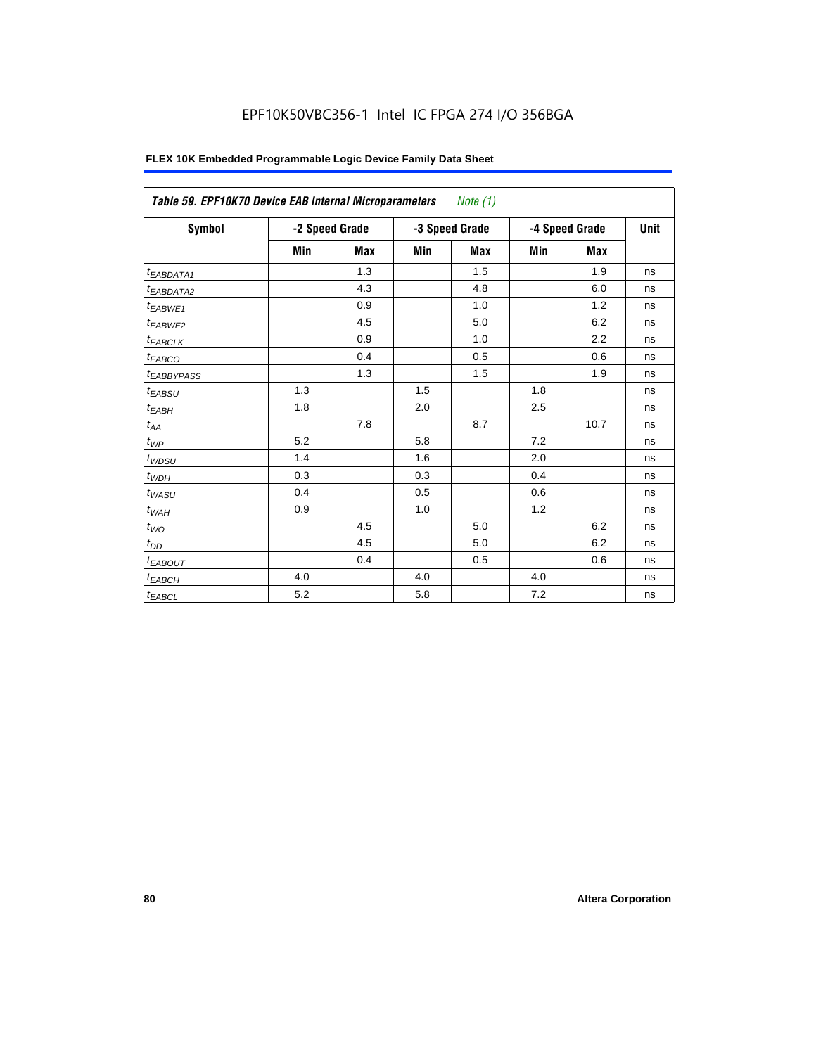**Table 59. EPF10K70 Device EAB Internal Microparameters** *Note (1)*

| Symbol | -2 Speed Grade | | -3 Speed Grade | | -4 Speed Grade | | Unit |
|---|---|---|---|---|---|---|---|
| | Min | Max | Min | Max | Min | Max | |
| $t_{EABDATA1}$ | | 1.3 | | 1.5 | | 1.9 | ns |
| $t_{EABDATA2}$ | | 4.3 | | 4.8 | | 6.0 | ns |
| $t_{EABWE1}$ | | 0.9 | | 1.0 | | 1.2 | ns |
| $t_{EABWE2}$ | | 4.5 | | 5.0 | | 6.2 | ns |
| $t_{EABCLK}$ | | 0.9 | | 1.0 | | 2.2 | ns |
| $t_{EABCO}$ | | 0.4 | | 0.5 | | 0.6 | ns |
| $t_{EABBYPASS}$ | | 1.3 | | 1.5 | | 1.9 | ns |
| $t_{EABSU}$ | 1.3 | | 1.5 | | 1.8 | | ns |
| $t_{EABH}$ | 1.8 | | 2.0 | | 2.5 | | ns |
| $t_{AA}$ | | 7.8 | | 8.7 | | 10.7 | ns |
| $t_{WP}$ | 5.2 | | 5.8 | | 7.2 | | ns |
| $t_{WDSU}$ | 1.4 | | 1.6 | | 2.0 | | ns |
| $t_{WDH}$ | 0.3 | | 0.3 | | 0.4 | | ns |
| $t_{WASU}$ | 0.4 | | 0.5 | | 0.6 | | ns |
| $t_{WAH}$ | 0.9 | | 1.0 | | 1.2 | | ns |
| $t_{WO}$ | | 4.5 | | 5.0 | | 6.2 | ns |
| $t_{DD}$ | | 4.5 | | 5.0 | | 6.2 | ns |
| $t_{EABOUT}$ | | 0.4 | | 0.5 | | 0.6 | ns |
| $t_{EABCH}$ | 4.0 | | 4.0 | | 4.0 | | ns |
| $t_{EABCL}$ | 5.2 | | 5.8 | | 7.2 | | ns |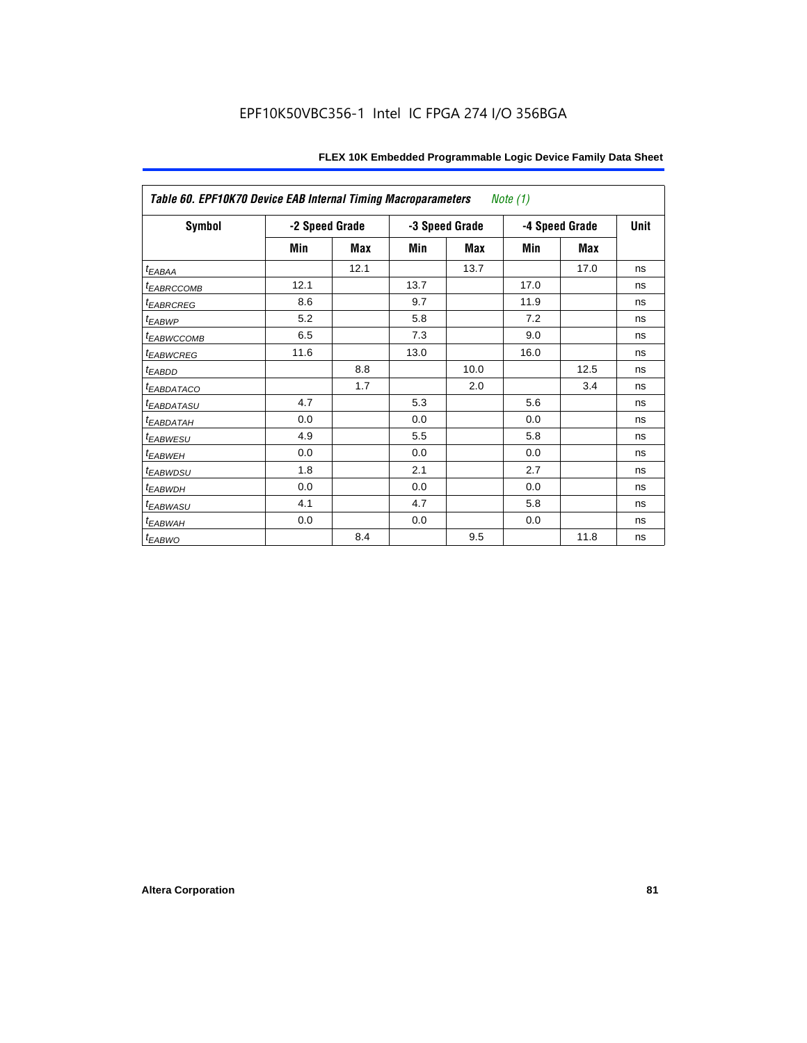**Table 60. EPF10K70 Device EAB Internal Timing Macroparameters** *Note (1)*

| Symbol | -2 Speed Grade | | -3 Speed Grade | | -4 Speed Grade | | Unit |
|---|---|---|---|---|---|---|---|
| | Min | Max | Min | Max | Min | Max | |
| $t_{EABAA}$ | | 12.1 | | 13.7 | | 17.0 | ns |
| $t_{EABRCCOMB}$ | 12.1 | | 13.7 | | 17.0 | | ns |
| $t_{EABRCREG}$ | 8.6 | | 9.7 | | 11.9 | | ns |
| $t_{EABWP}$ | 5.2 | | 5.8 | | 7.2 | | ns |
| $t_{EABWCCOMB}$ | 6.5 | | 7.3 | | 9.0 | | ns |
| $t_{EABWCREG}$ | 11.6 | | 13.0 | | 16.0 | | ns |
| $t_{EABDD}$ | | 8.8 | | 10.0 | | 12.5 | ns |
| $t_{EABDATACO}$ | | 1.7 | | 2.0 | | 3.4 | ns |
| $t_{EABDATASU}$ | 4.7 | | 5.3 | | 5.6 | | ns |
| $t_{EABDATAH}$ | 0.0 | | 0.0 | | 0.0 | | ns |
| $t_{EABWESU}$ | 4.9 | | 5.5 | | 5.8 | | ns |
| $t_{EABWEH}$ | 0.0 | | 0.0 | | 0.0 | | ns |
| $t_{EABWDSU}$ | 1.8 | | 2.1 | | 2.7 | | ns |
| $t_{EABWDH}$ | 0.0 | | 0.0 | | 0.0 | | ns |
| $t_{EABWASU}$ | 4.1 | | 4.7 | | 5.8 | | ns |
| $t_{EABWAH}$ | 0.0 | | 0.0 | | 0.0 | | ns |
| $t_{EABWO}$ | | 8.4 | | 9.5 | | 11.8 | ns |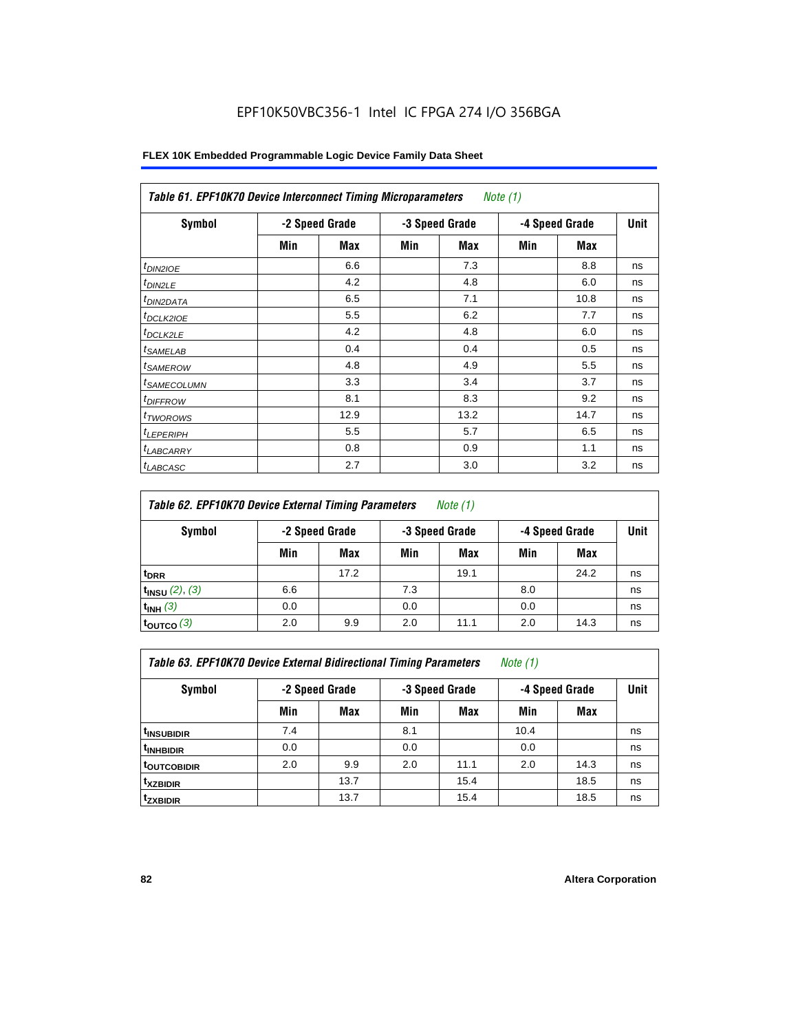EPF10K50VBC356-1 Intel IC FPGA 274 I/O 356BGA

**Table 61. EPF10K70 Device Interconnect Timing Microparameters** *Note (1)*

| Symbol | -2 Speed Grade | | -3 Speed Grade | | -4 Speed Grade | | Unit |
|---|---|---|---|---|---|---|---|
| | Min | Max | Min | Max | Min | Max | |
| $t_{DIN2IOE}$ | | 6.6 | | 7.3 | | 8.8 | ns |
| $t_{DIN2LE}$ | | 4.2 | | 4.8 | | 6.0 | ns |
| $t_{DIN2DATA}$ | | 6.5 | | 7.1 | | 10.8 | ns |
| $t_{DCLK2IOE}$ | | 5.5 | | 6.2 | | 7.7 | ns |
| $t_{DCLK2LE}$ | | 4.2 | | 4.8 | | 6.0 | ns |
| $t_{SAMELAB}$ | | 0.4 | | 0.4 | | 0.5 | ns |
| $t_{SAMEROW}$ | | 4.8 | | 4.9 | | 5.5 | ns |
| $t_{SAMECOLUMN}$ | | 3.3 | | 3.4 | | 3.7 | ns |
| $t_{DIFFROW}$ | | 8.1 | | 8.3 | | 9.2 | ns |
| $t_{TWOROWS}$ | | 12.9 | | 13.2 | | 14.7 | ns |
| $t_{LEPERIPH}$ | | 5.5 | | 5.7 | | 6.5 | ns |
| $t_{LABCARRY}$ | | 0.8 | | 0.9 | | 1.1 | ns |
| $t_{LABCASC}$ | | 2.7 | | 3.0 | | 3.2 | ns |

**Table 62. EPF10K70 Device External Timing Parameters** *Note (1)*

| Symbol | -2 Speed Grade | | -3 Speed Grade | | -4 Speed Grade | | Unit |
|---|---|---|---|---|---|---|---|
| | Min | Max | Min | Max | Min | Max | |
| $t_{DRR}$ | | 17.2 | | 19.1 | | 24.2 | ns |
| $t_{INSU}$ *(2), (3)* | 6.6 | | 7.3 | | 8.0 | | ns |
| $t_{INH}$ *(3)* | 0.0 | | 0.0 | | 0.0 | | ns |
| $t_{OUTCO}$ *(3)* | 2.0 | 9.9 | 2.0 | 11.1 | 2.0 | 14.3 | ns |

**Table 63. EPF10K70 Device External Bidirectional Timing Parameters** *Note (1)*

| Symbol | -2 Speed Grade | | -3 Speed Grade | | -4 Speed Grade | | Unit |
|---|---|---|---|---|---|---|---|
| | Min | Max | Min | Max | Min | Max | |
| $t_{INSUBIDIR}$ | 7.4 | | 8.1 | | 10.4 | | ns |
| $t_{INHBIDIR}$ | 0.0 | | 0.0 | | 0.0 | | ns |
| $t_{OUTCOBIDIR}$ | 2.0 | 9.9 | 2.0 | 11.1 | 2.0 | 14.3 | ns |
| $t_{XZBIDIR}$ | | 13.7 | | 15.4 | | 18.5 | ns |
| $t_{ZXBIDIR}$ | | 13.7 | | 15.4 | | 18.5 | ns |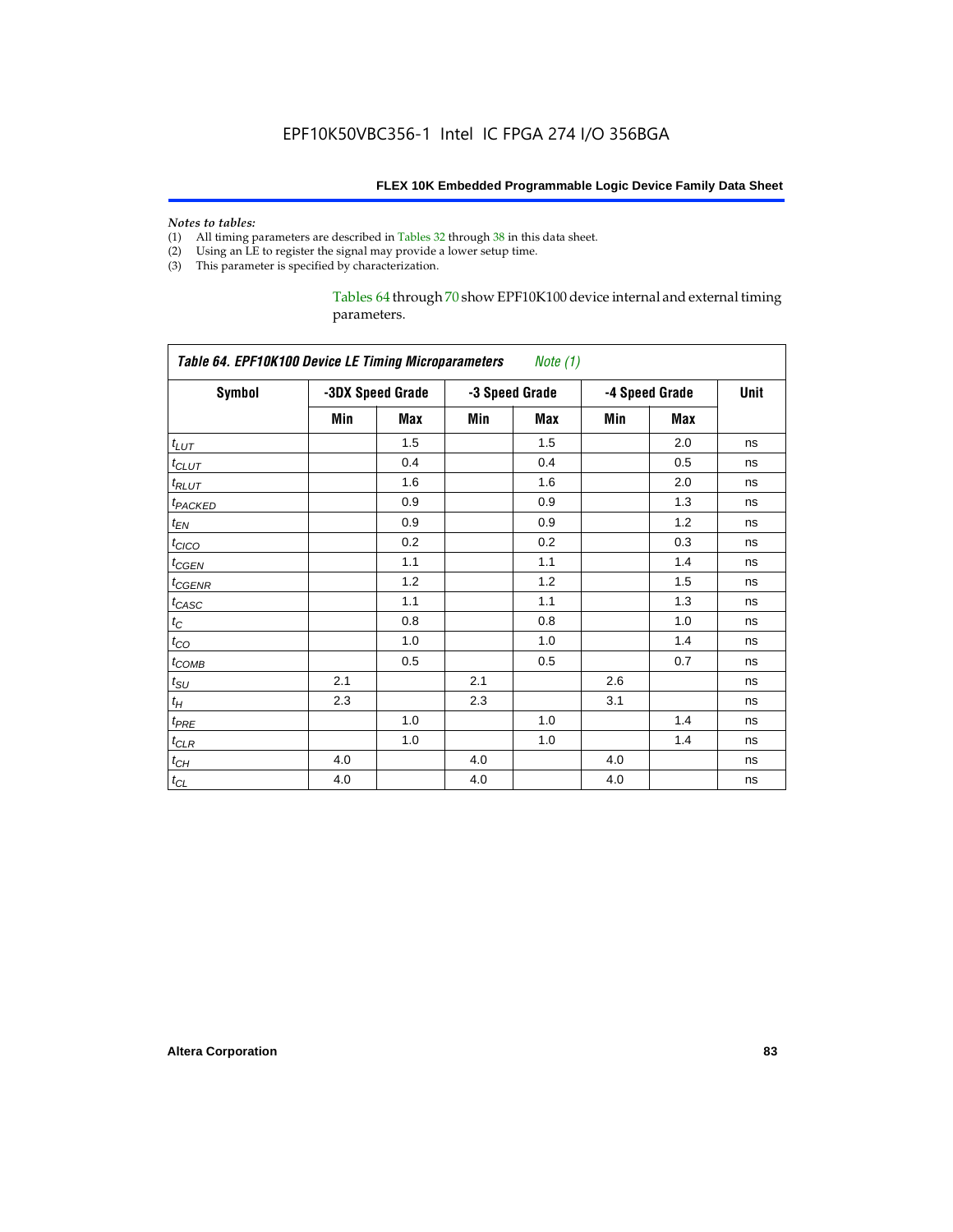*Notes to tables:*

(1) All timing parameters are described in Tables 32 through 38 in this data sheet.
(2) Using an LE to register the signal may provide a lower setup time.
(3) This parameter is specified by characterization.

Tables 64 through 70 show EPF10K100 device internal and external timing parameters.

| *Table 64. EPF10K100 Device LE Timing Microparameters* *Note (1)* | | | | | | | |
|---|---|---|---|---|---|---|---|
| **Symbol** | **-3DX Speed Grade** | | **-3 Speed Grade** | | **-4 Speed Grade** | | **Unit** |
| | **Min** | **Max** | **Min** | **Max** | **Min** | **Max** | |
| $t_{LUT}$ | | 1.5 | | 1.5 | | 2.0 | ns |
| $t_{CLUT}$ | | 0.4 | | 0.4 | | 0.5 | ns |
| $t_{RLUT}$ | | 1.6 | | 1.6 | | 2.0 | ns |
| $t_{PACKED}$ | | 0.9 | | 0.9 | | 1.3 | ns |
| $t_{EN}$ | | 0.9 | | 0.9 | | 1.2 | ns |
| $t_{CICO}$ | | 0.2 | | 0.2 | | 0.3 | ns |
| $t_{CGEN}$ | | 1.1 | | 1.1 | | 1.4 | ns |
| $t_{CGENR}$ | | 1.2 | | 1.2 | | 1.5 | ns |
| $t_{CASC}$ | | 1.1 | | 1.1 | | 1.3 | ns |
| $t_{C}$ | | 0.8 | | 0.8 | | 1.0 | ns |
| $t_{CO}$ | | 1.0 | | 1.0 | | 1.4 | ns |
| $t_{COMB}$ | | 0.5 | | 0.5 | | 0.7 | ns |
| $t_{SU}$ | 2.1 | | 2.1 | | 2.6 | | ns |
| $t_{H}$ | 2.3 | | 2.3 | | 3.1 | | ns |
| $t_{PRE}$ | | 1.0 | | 1.0 | | 1.4 | ns |
| $t_{CLR}$ | | 1.0 | | 1.0 | | 1.4 | ns |
| $t_{CH}$ | 4.0 | | 4.0 | | 4.0 | | ns |
| $t_{CL}$ | 4.0 | | 4.0 | | 4.0 | | ns |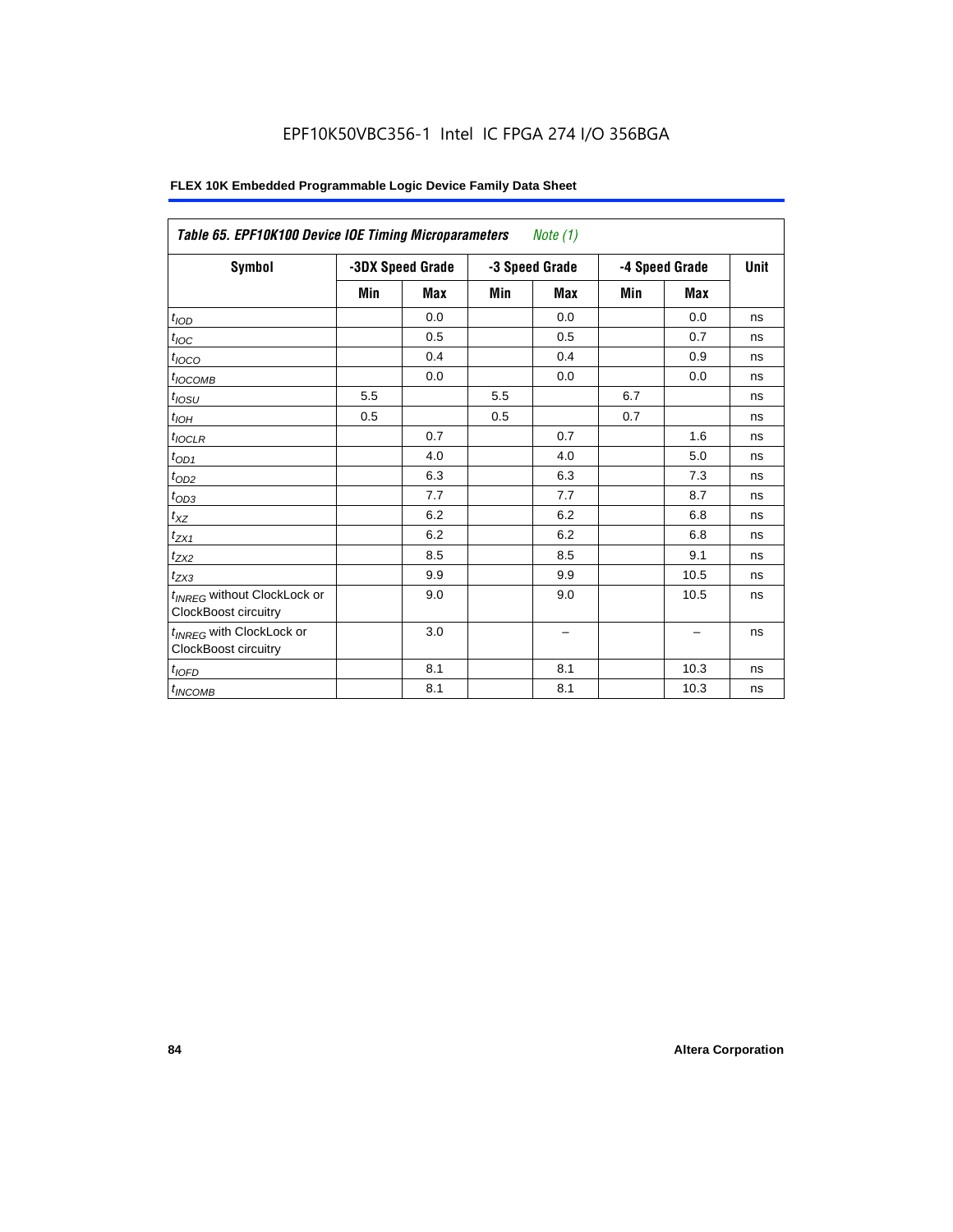EPF10K50VBC356-1 Intel IC FPGA 274 I/O 356BGA

**FLEX 10K Embedded Programmable Logic Device Family Data Sheet**

| *Table 65. EPF10K100 Device IOE Timing Microparameters* *Note (1)* | | | | | | | |
|---|---|---|---|---|---|---|---|
| **Symbol** | **-3DX Speed Grade** | | **-3 Speed Grade** | | **-4 Speed Grade** | | **Unit** |
| | **Min** | **Max** | **Min** | **Max** | **Min** | **Max** | |
| $t_{IOD}$ | | 0.0 | | 0.0 | | 0.0 | ns |
| $t_{IOC}$ | | 0.5 | | 0.5 | | 0.7 | ns |
| $t_{IOCO}$ | | 0.4 | | 0.4 | | 0.9 | ns |
| $t_{IOCOMB}$ | | 0.0 | | 0.0 | | 0.0 | ns |
| $t_{IOSU}$ | 5.5 | | 5.5 | | 6.7 | | ns |
| $t_{IOH}$ | 0.5 | | 0.5 | | 0.7 | | ns |
| $t_{IOCLR}$ | | 0.7 | | 0.7 | | 1.6 | ns |
| $t_{OD1}$ | | 4.0 | | 4.0 | | 5.0 | ns |
| $t_{OD2}$ | | 6.3 | | 6.3 | | 7.3 | ns |
| $t_{OD3}$ | | 7.7 | | 7.7 | | 8.7 | ns |
| $t_{XZ}$ | | 6.2 | | 6.2 | | 6.8 | ns |
| $t_{ZX1}$ | | 6.2 | | 6.2 | | 6.8 | ns |
| $t_{ZX2}$ | | 8.5 | | 8.5 | | 9.1 | ns |
| $t_{ZX3}$ | | 9.9 | | 9.9 | | 10.5 | ns |
| $t_{INREG}$ without ClockLock or ClockBoost circuitry | | 9.0 | | 9.0 | | 10.5 | ns |
| $t_{INREG}$ with ClockLock or ClockBoost circuitry | | 3.0 | | – | | – | ns |
| $t_{IOFD}$ | | 8.1 | | 8.1 | | 10.3 | ns |
| $t_{INCOMB}$ | | 8.1 | | 8.1 | | 10.3 | ns |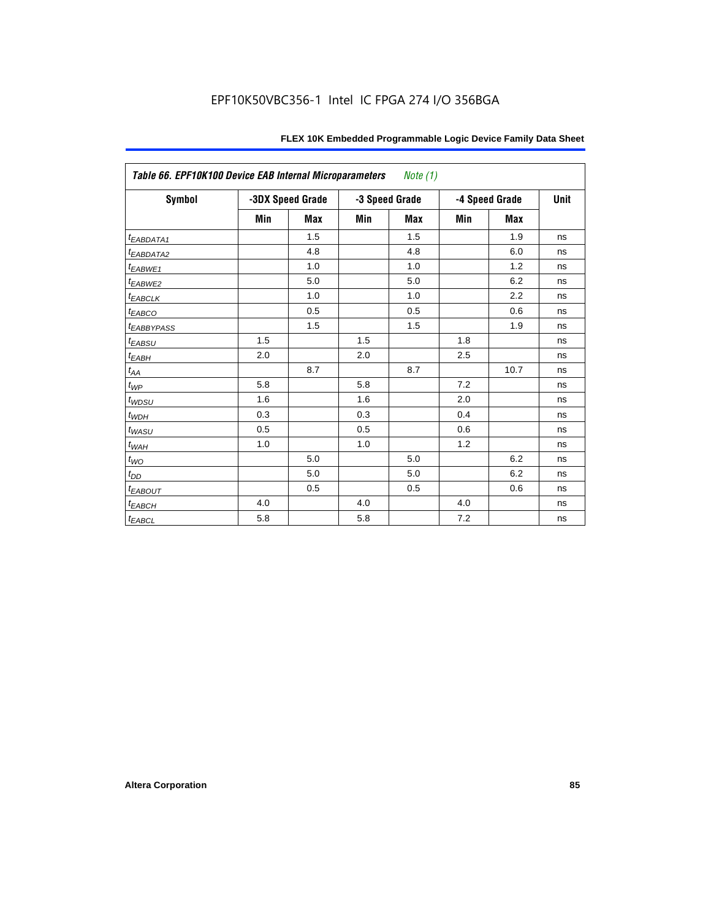*Table 66. EPF10K100 Device EAB Internal Microparameters* *Note (1)*

| Symbol | -3DX Speed Grade | | -3 Speed Grade | | -4 Speed Grade | | Unit |
|---|---|---|---|---|---|---|---|
| | Min | Max | Min | Max | Min | Max | |
| $t_{EABDATA1}$ | | 1.5 | | 1.5 | | 1.9 | ns |
| $t_{EABDATA2}$ | | 4.8 | | 4.8 | | 6.0 | ns |
| $t_{EABWE1}$ | | 1.0 | | 1.0 | | 1.2 | ns |
| $t_{EABWE2}$ | | 5.0 | | 5.0 | | 6.2 | ns |
| $t_{EABCLK}$ | | 1.0 | | 1.0 | | 2.2 | ns |
| $t_{EABCO}$ | | 0.5 | | 0.5 | | 0.6 | ns |
| $t_{EABBYPASS}$ | | 1.5 | | 1.5 | | 1.9 | ns |
| $t_{EABSU}$ | 1.5 | | 1.5 | | 1.8 | | ns |
| $t_{EABH}$ | 2.0 | | 2.0 | | 2.5 | | ns |
| $t_{AA}$ | | 8.7 | | 8.7 | | 10.7 | ns |
| $t_{WP}$ | 5.8 | | 5.8 | | 7.2 | | ns |
| $t_{WDSU}$ | 1.6 | | 1.6 | | 2.0 | | ns |
| $t_{WDH}$ | 0.3 | | 0.3 | | 0.4 | | ns |
| $t_{WASU}$ | 0.5 | | 0.5 | | 0.6 | | ns |
| $t_{WAH}$ | 1.0 | | 1.0 | | 1.2 | | ns |
| $t_{WO}$ | | 5.0 | | 5.0 | | 6.2 | ns |
| $t_{DD}$ | | 5.0 | | 5.0 | | 6.2 | ns |
| $t_{EABOUT}$ | | 0.5 | | 0.5 | | 0.6 | ns |
| $t_{EABCH}$ | 4.0 | | 4.0 | | 4.0 | | ns |
| $t_{EABCL}$ | 5.8 | | 5.8 | | 7.2 | | ns |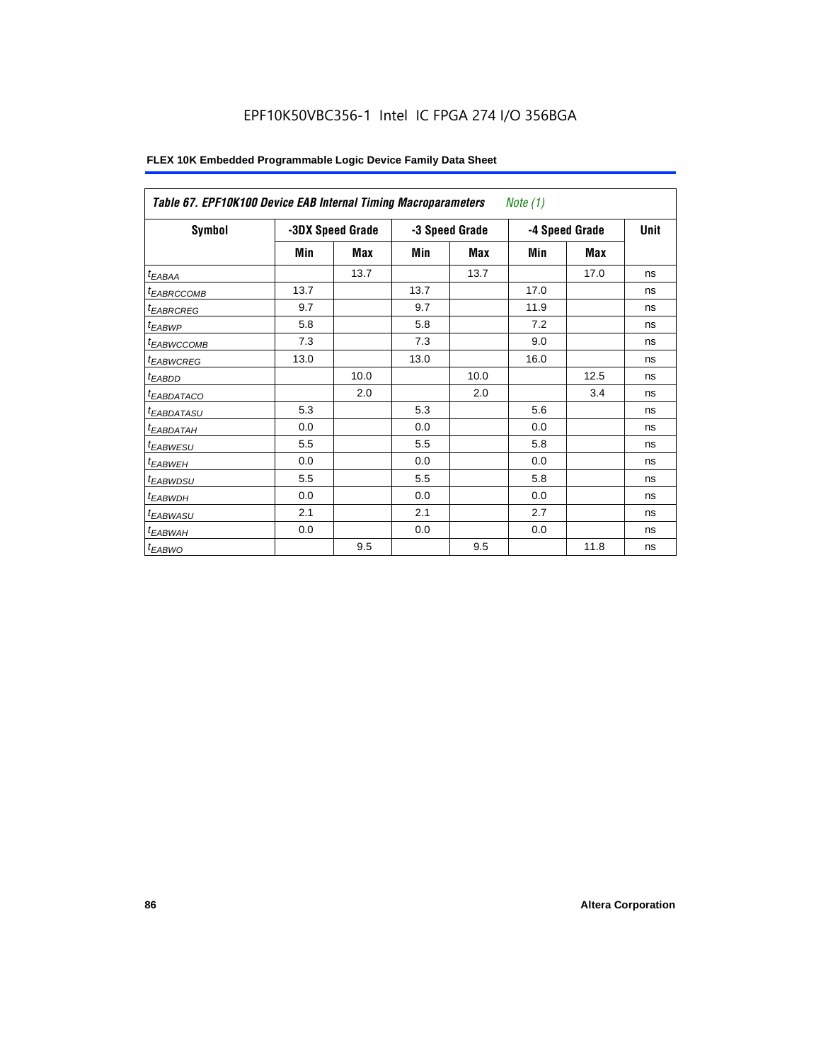**Table 67. EPF10K100 Device EAB Internal Timing Macroparameters** *Note (1)*

| Symbol | -3DX Speed Grade | | -3 Speed Grade | | -4 Speed Grade | | Unit |
|---|---|---|---|---|---|---|---|
| | Min | Max | Min | Max | Min | Max | |
| $t_{EABAA}$ | | 13.7 | | 13.7 | | 17.0 | ns |
| $t_{EABRCCOMB}$ | 13.7 | | 13.7 | | 17.0 | | ns |
| $t_{EABRCREG}$ | 9.7 | | 9.7 | | 11.9 | | ns |
| $t_{EABWP}$ | 5.8 | | 5.8 | | 7.2 | | ns |
| $t_{EABWCCOMB}$ | 7.3 | | 7.3 | | 9.0 | | ns |
| $t_{EABWCREG}$ | 13.0 | | 13.0 | | 16.0 | | ns |
| $t_{EABDD}$ | | 10.0 | | 10.0 | | 12.5 | ns |
| $t_{EABDATACO}$ | | 2.0 | | 2.0 | | 3.4 | ns |
| $t_{EABDATASU}$ | 5.3 | | 5.3 | | 5.6 | | ns |
| $t_{EABDATAH}$ | 0.0 | | 0.0 | | 0.0 | | ns |
| $t_{EABWESU}$ | 5.5 | | 5.5 | | 5.8 | | ns |
| $t_{EABWEH}$ | 0.0 | | 0.0 | | 0.0 | | ns |
| $t_{EABWDSU}$ | 5.5 | | 5.5 | | 5.8 | | ns |
| $t_{EABWDH}$ | 0.0 | | 0.0 | | 0.0 | | ns |
| $t_{EABWASU}$ | 2.1 | | 2.1 | | 2.7 | | ns |
| $t_{EABWAH}$ | 0.0 | | 0.0 | | 0.0 | | ns |
| $t_{EABWO}$ | | 9.5 | | 9.5 | | 11.8 | ns |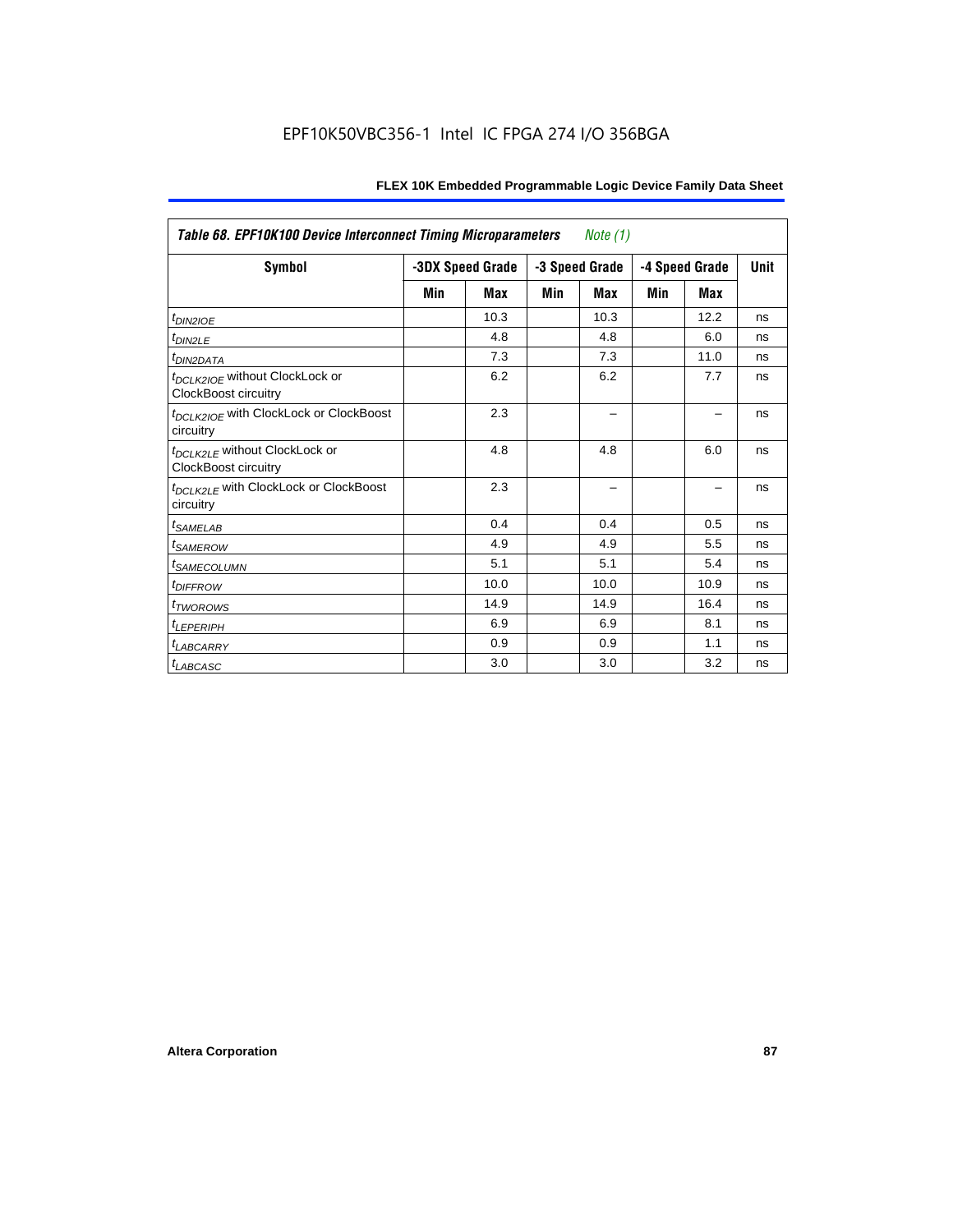| *Table 68. EPF10K100 Device Interconnect Timing Microparameters* *Note (1)* | | | | | | | |
|---|---|---|---|---|---|---|---|
| **Symbol** | **-3DX Speed Grade** | | **-3 Speed Grade** | | **-4 Speed Grade** | | **Unit** |
| | **Min** | **Max** | **Min** | **Max** | **Min** | **Max** | |
| $t_{DIN2IOE}$ | | 10.3 | | 10.3 | | 12.2 | ns |
| $t_{DIN2LE}$ | | 4.8 | | 4.8 | | 6.0 | ns |
| $t_{DIN2DATA}$ | | 7.3 | | 7.3 | | 11.0 | ns |
| $t_{DCLK2IOE}$ without ClockLock or ClockBoost circuitry | | 6.2 | | 6.2 | | 7.7 | ns |
| $t_{DCLK2IOE}$ with ClockLock or ClockBoost circuitry | | 2.3 | | – | | – | ns |
| $t_{DCLK2LE}$ without ClockLock or ClockBoost circuitry | | 4.8 | | 4.8 | | 6.0 | ns |
| $t_{DCLK2LE}$ with ClockLock or ClockBoost circuitry | | 2.3 | | – | | – | ns |
| $t_{SAMELAB}$ | | 0.4 | | 0.4 | | 0.5 | ns |
| $t_{SAMEROW}$ | | 4.9 | | 4.9 | | 5.5 | ns |
| $t_{SAMECOLUMN}$ | | 5.1 | | 5.1 | | 5.4 | ns |
| $t_{DIFFROW}$ | | 10.0 | | 10.0 | | 10.9 | ns |
| $t_{TWOROWS}$ | | 14.9 | | 14.9 | | 16.4 | ns |
| $t_{LEPERIPH}$ | | 6.9 | | 6.9 | | 8.1 | ns |
| $t_{LABCARRY}$ | | 0.9 | | 0.9 | | 1.1 | ns |
| $t_{LABCASC}$ | | 3.0 | | 3.0 | | 3.2 | ns |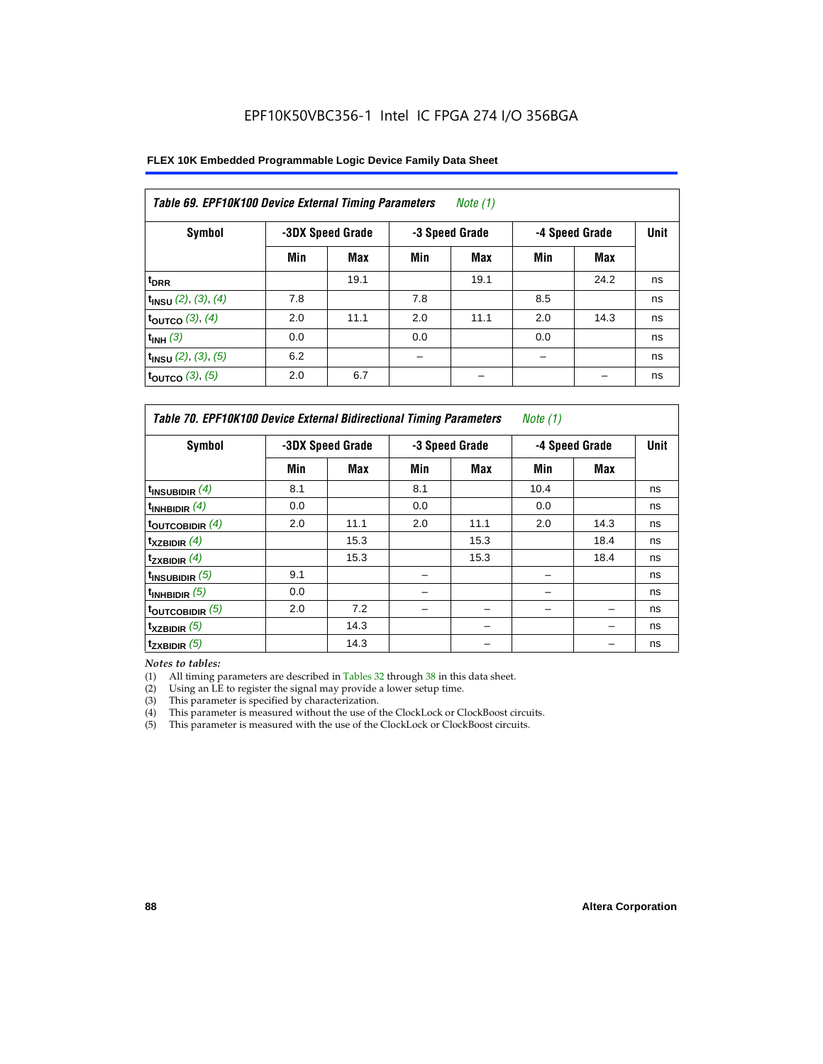EPF10K50VBC356-1 Intel IC FPGA 274 I/O 356BGA

**FLEX 10K Embedded Programmable Logic Device Family Data Sheet**

*Table 69. EPF10K100 Device External Timing Parameters* *Note (1)*

| Symbol | -3DX Speed Grade | | -3 Speed Grade | | -4 Speed Grade | | Unit |
|---|---|---|---|---|---|---|---|
| | Min | Max | Min | Max | Min | Max | |
| $t_{DRR}$ | | 19.1 | | 19.1 | | 24.2 | ns |
| $t_{INSU}$ *(2)*, *(3)*, *(4)* | 7.8 | | 7.8 | | 8.5 | | ns |
| $t_{OUTCO}$ *(3)*, *(4)* | 2.0 | 11.1 | 2.0 | 11.1 | 2.0 | 14.3 | ns |
| $t_{INH}$ *(3)* | 0.0 | | 0.0 | | 0.0 | | ns |
| $t_{INSU}$ *(2)*, *(3)*, *(5)* | 6.2 | | – | | – | | ns |
| $t_{OUTCO}$ *(3)*, *(5)* | 2.0 | 6.7 | | – | | – | ns |

*Table 70. EPF10K100 Device External Bidirectional Timing Parameters* *Note (1)*

| Symbol | -3DX Speed Grade | | -3 Speed Grade | | -4 Speed Grade | | Unit |
|---|---|---|---|---|---|---|---|
| | Min | Max | Min | Max | Min | Max | |
| $t_{INSUBIDIR}$ *(4)* | 8.1 | | 8.1 | | 10.4 | | ns |
| $t_{INHBIDIR}$ *(4)* | 0.0 | | 0.0 | | 0.0 | | ns |
| $t_{OUTCOBIDIR}$ *(4)* | 2.0 | 11.1 | 2.0 | 11.1 | 2.0 | 14.3 | ns |
| $t_{XZBIDIR}$ *(4)* | | 15.3 | | 15.3 | | 18.4 | ns |
| $t_{ZXBIDIR}$ *(4)* | | 15.3 | | 15.3 | | 18.4 | ns |
| $t_{INSUBIDIR}$ *(5)* | 9.1 | | – | | – | | ns |
| $t_{INHBIDIR}$ *(5)* | 0.0 | | – | | – | | ns |
| $t_{OUTCOBIDIR}$ *(5)* | 2.0 | 7.2 | – | – | – | – | ns |
| $t_{XZBIDIR}$ *(5)* | | 14.3 | | – | | – | ns |
| $t_{ZXBIDIR}$ *(5)* | | 14.3 | | – | | – | ns |

*Notes to tables:*

(1) All timing parameters are described in Tables 32 through 38 in this data sheet.
(2) Using an LE to register the signal may provide a lower setup time.
(3) This parameter is specified by characterization.
(4) This parameter is measured without the use of the ClockLock or ClockBoost circuits.
(5) This parameter is measured with the use of the ClockLock or ClockBoost circuits.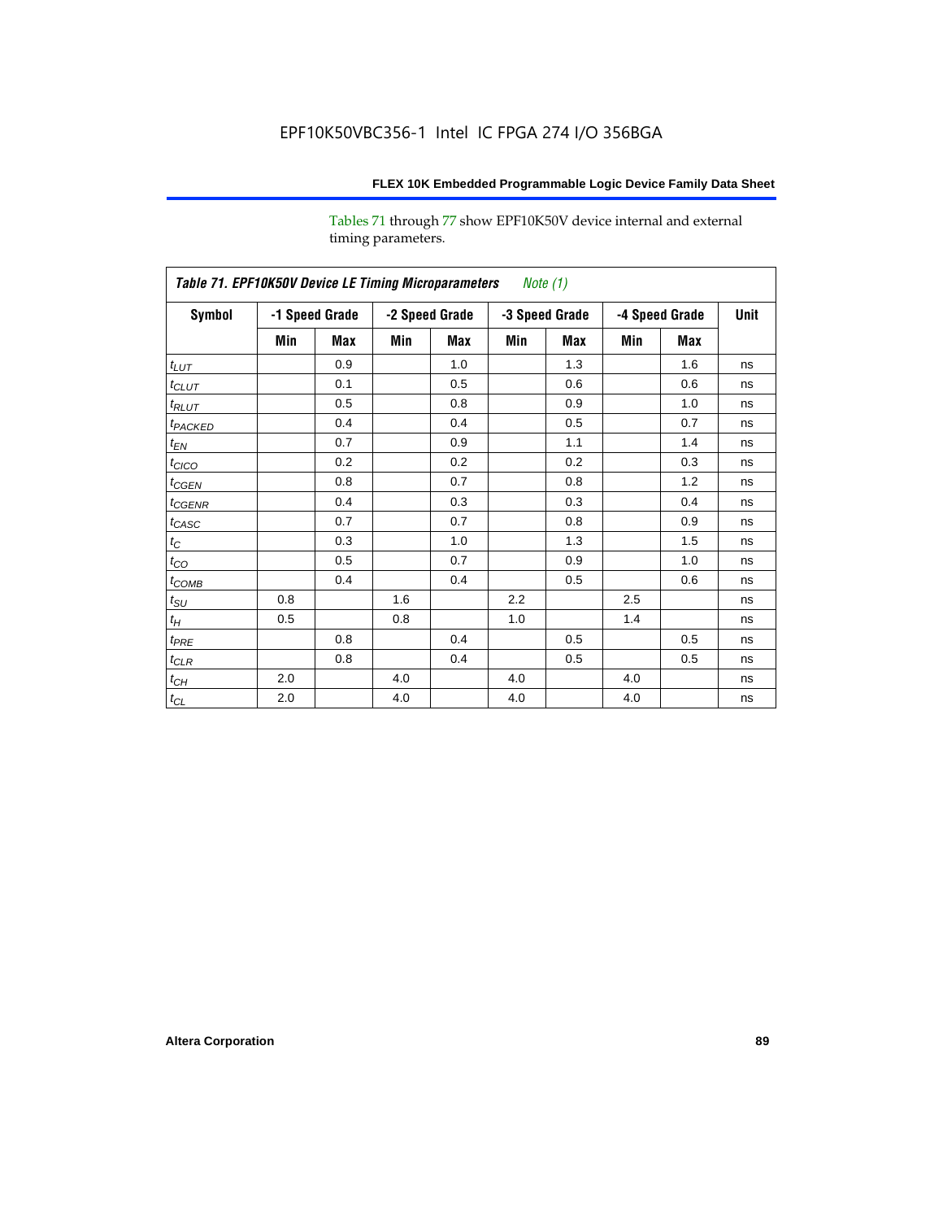Tables 71 through 77 show EPF10K50V device internal and external timing parameters.

| *Table 71. EPF10K50V Device LE Timing Microparameters* *Note (1)* | | | | | | | | | |
|---|---|---|---|---|---|---|---|---|---|
| **Symbol** | **-1 Speed Grade** | | **-2 Speed Grade** | | **-3 Speed Grade** | | **-4 Speed Grade** | | **Unit** |
| | **Min** | **Max** | **Min** | **Max** | **Min** | **Max** | **Min** | **Max** | |
| $t_{LUT}$ | | 0.9 | | 1.0 | | 1.3 | | 1.6 | ns |
| $t_{CLUT}$ | | 0.1 | | 0.5 | | 0.6 | | 0.6 | ns |
| $t_{RLUT}$ | | 0.5 | | 0.8 | | 0.9 | | 1.0 | ns |
| $t_{PACKED}$ | | 0.4 | | 0.4 | | 0.5 | | 0.7 | ns |
| $t_{EN}$ | | 0.7 | | 0.9 | | 1.1 | | 1.4 | ns |
| $t_{CICO}$ | | 0.2 | | 0.2 | | 0.2 | | 0.3 | ns |
| $t_{CGEN}$ | | 0.8 | | 0.7 | | 0.8 | | 1.2 | ns |
| $t_{CGENR}$ | | 0.4 | | 0.3 | | 0.3 | | 0.4 | ns |
| $t_{CASC}$ | | 0.7 | | 0.7 | | 0.8 | | 0.9 | ns |
| $t_C$ | | 0.3 | | 1.0 | | 1.3 | | 1.5 | ns |
| $t_{CO}$ | | 0.5 | | 0.7 | | 0.9 | | 1.0 | ns |
| $t_{COMB}$ | | 0.4 | | 0.4 | | 0.5 | | 0.6 | ns |
| $t_{SU}$ | 0.8 | | 1.6 | | 2.2 | | 2.5 | | ns |
| $t_H$ | 0.5 | | 0.8 | | 1.0 | | 1.4 | | ns |
| $t_{PRE}$ | | 0.8 | | 0.4 | | 0.5 | | 0.5 | ns |
| $t_{CLR}$ | | 0.8 | | 0.4 | | 0.5 | | 0.5 | ns |
| $t_{CH}$ | 2.0 | | 4.0 | | 4.0 | | 4.0 | | ns |
| $t_{CL}$ | 2.0 | | 4.0 | | 4.0 | | 4.0 | | ns |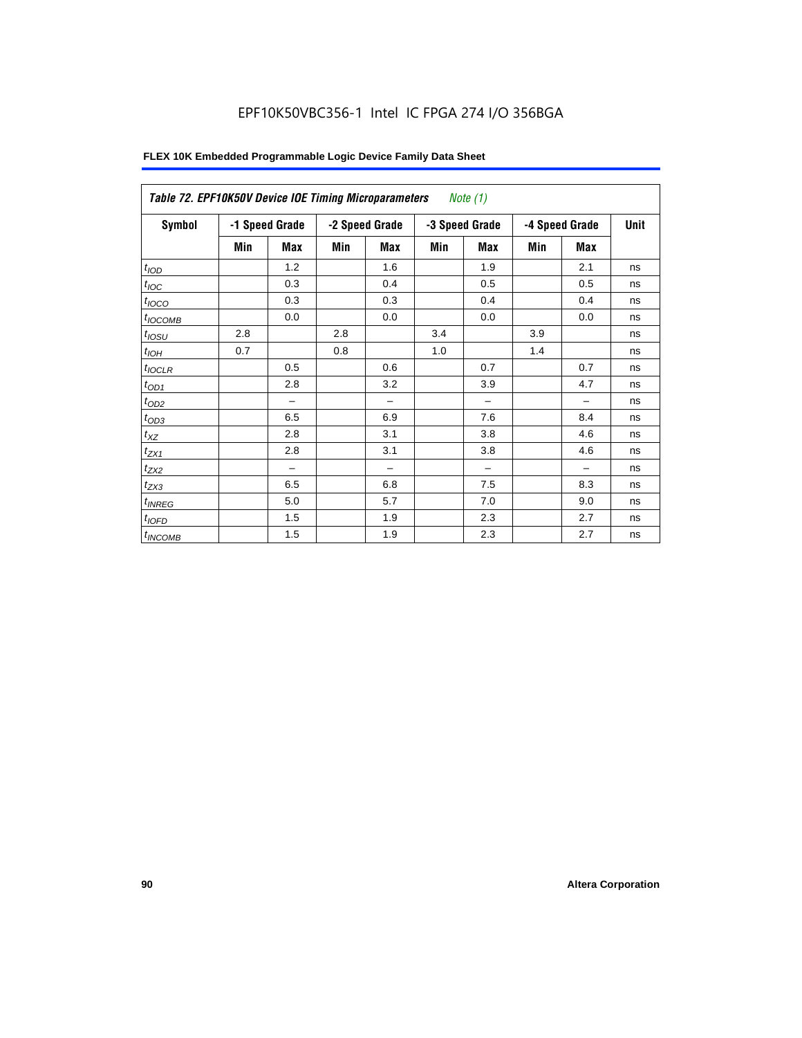EPF10K50VBC356-1 Intel IC FPGA 274 I/O 356BGA

**FLEX 10K Embedded Programmable Logic Device Family Data Sheet**

| *Table 72. EPF10K50V Device IOE Timing Microparameters* *Note (1)* | | | | | | | | | |
|---|---|---|---|---|---|---|---|---|---|
| **Symbol** | **-1 Speed Grade** | | **-2 Speed Grade** | | **-3 Speed Grade** | | **-4 Speed Grade** | | **Unit** |
| | **Min** | **Max** | **Min** | **Max** | **Min** | **Max** | **Min** | **Max** | |
| $t_{IOD}$ | | 1.2 | | 1.6 | | 1.9 | | 2.1 | ns |
| $t_{IOC}$ | | 0.3 | | 0.4 | | 0.5 | | 0.5 | ns |
| $t_{IOCO}$ | | 0.3 | | 0.3 | | 0.4 | | 0.4 | ns |
| $t_{IOCOMB}$ | | 0.0 | | 0.0 | | 0.0 | | 0.0 | ns |
| $t_{IOSU}$ | 2.8 | | 2.8 | | 3.4 | | 3.9 | | ns |
| $t_{IOH}$ | 0.7 | | 0.8 | | 1.0 | | 1.4 | | ns |
| $t_{IOCLR}$ | | 0.5 | | 0.6 | | 0.7 | | 0.7 | ns |
| $t_{OD1}$ | | 2.8 | | 3.2 | | 3.9 | | 4.7 | ns |
| $t_{OD2}$ | | – | | – | | – | | – | ns |
| $t_{OD3}$ | | 6.5 | | 6.9 | | 7.6 | | 8.4 | ns |
| $t_{XZ}$ | | 2.8 | | 3.1 | | 3.8 | | 4.6 | ns |
| $t_{ZX1}$ | | 2.8 | | 3.1 | | 3.8 | | 4.6 | ns |
| $t_{ZX2}$ | | – | | – | | – | | – | ns |
| $t_{ZX3}$ | | 6.5 | | 6.8 | | 7.5 | | 8.3 | ns |
| $t_{INREG}$ | | 5.0 | | 5.7 | | 7.0 | | 9.0 | ns |
| $t_{IOFD}$ | | 1.5 | | 1.9 | | 2.3 | | 2.7 | ns |
| $t_{INCOMB}$ | | 1.5 | | 1.9 | | 2.3 | | 2.7 | ns |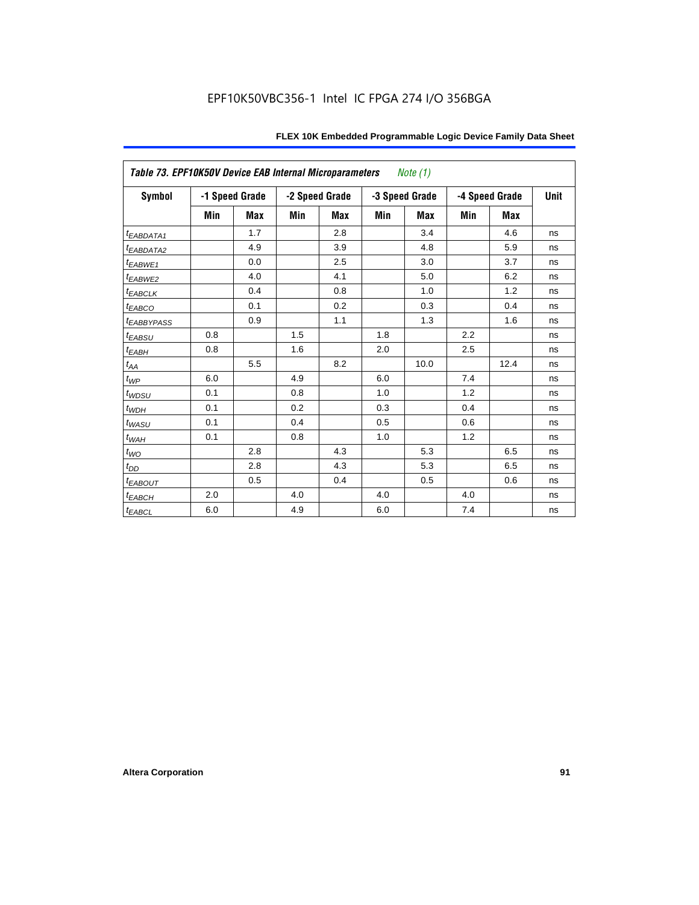EPF10K50VBC356-1 Intel IC FPGA 274 I/O 356BGA

| Table 73. EPF10K50V Device EAB Internal Microparameters *Note (1)* | | | | | | | | | |
|---|---|---|---|---|---|---|---|---|---|
| Symbol | -1 Speed Grade | | -2 Speed Grade | | -3 Speed Grade | | -4 Speed Grade | | Unit |
| | Min | Max | Min | Max | Min | Max | Min | Max | |
| $t_{EABDATA1}$ | | 1.7 | | 2.8 | | 3.4 | | 4.6 | ns |
| $t_{EABDATA2}$ | | 4.9 | | 3.9 | | 4.8 | | 5.9 | ns |
| $t_{EABWE1}$ | | 0.0 | | 2.5 | | 3.0 | | 3.7 | ns |
| $t_{EABWE2}$ | | 4.0 | | 4.1 | | 5.0 | | 6.2 | ns |
| $t_{EABCLK}$ | | 0.4 | | 0.8 | | 1.0 | | 1.2 | ns |
| $t_{EABCO}$ | | 0.1 | | 0.2 | | 0.3 | | 0.4 | ns |
| $t_{EABBYPASS}$ | | 0.9 | | 1.1 | | 1.3 | | 1.6 | ns |
| $t_{EABSU}$ | 0.8 | | 1.5 | | 1.8 | | 2.2 | | ns |
| $t_{EABH}$ | 0.8 | | 1.6 | | 2.0 | | 2.5 | | ns |
| $t_{AA}$ | | 5.5 | | 8.2 | | 10.0 | | 12.4 | ns |
| $t_{WP}$ | 6.0 | | 4.9 | | 6.0 | | 7.4 | | ns |
| $t_{WDSU}$ | 0.1 | | 0.8 | | 1.0 | | 1.2 | | ns |
| $t_{WDH}$ | 0.1 | | 0.2 | | 0.3 | | 0.4 | | ns |
| $t_{WASU}$ | 0.1 | | 0.4 | | 0.5 | | 0.6 | | ns |
| $t_{WAH}$ | 0.1 | | 0.8 | | 1.0 | | 1.2 | | ns |
| $t_{WO}$ | | 2.8 | | 4.3 | | 5.3 | | 6.5 | ns |
| $t_{DD}$ | | 2.8 | | 4.3 | | 5.3 | | 6.5 | ns |
| $t_{EABOUT}$ | | 0.5 | | 0.4 | | 0.5 | | 0.6 | ns |
| $t_{EABCH}$ | 2.0 | | 4.0 | | 4.0 | | 4.0 | | ns |
| $t_{EABCL}$ | 6.0 | | 4.9 | | 6.0 | | 7.4 | | ns |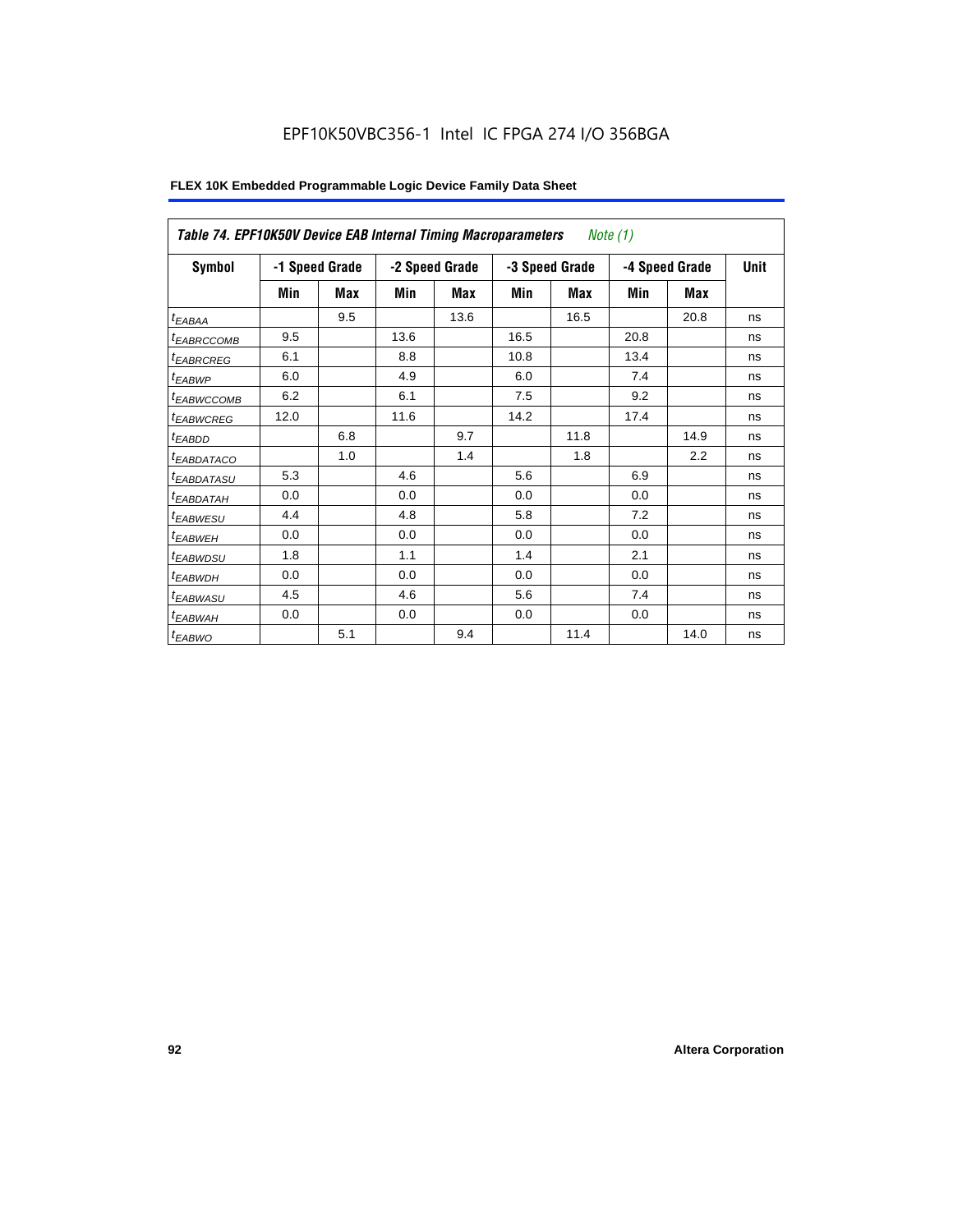EPF10K50VBC356-1 Intel IC FPGA 274 I/O 356BGA

**FLEX 10K Embedded Programmable Logic Device Family Data Sheet**

| *Table 74. EPF10K50V Device EAB Internal Timing Macroparameters* *Note (1)* | | | | | | | | | |
|---|---|---|---|---|---|---|---|---|---|
| **Symbol** | **-1 Speed Grade** | | **-2 Speed Grade** | | **-3 Speed Grade** | | **-4 Speed Grade** | | **Unit** |
| | **Min** | **Max** | **Min** | **Max** | **Min** | **Max** | **Min** | **Max** | |
| $t_{EABAA}$ | | 9.5 | | 13.6 | | 16.5 | | 20.8 | ns |
| $t_{EABRCCOMB}$ | 9.5 | | 13.6 | | 16.5 | | 20.8 | | ns |
| $t_{EABRCREG}$ | 6.1 | | 8.8 | | 10.8 | | 13.4 | | ns |
| $t_{EABWP}$ | 6.0 | | 4.9 | | 6.0 | | 7.4 | | ns |
| $t_{EABWCCOMB}$ | 6.2 | | 6.1 | | 7.5 | | 9.2 | | ns |
| $t_{EABWCREG}$ | 12.0 | | 11.6 | | 14.2 | | 17.4 | | ns |
| $t_{EABDD}$ | | 6.8 | | 9.7 | | 11.8 | | 14.9 | ns |
| $t_{EABDATACO}$ | | 1.0 | | 1.4 | | 1.8 | | 2.2 | ns |
| $t_{EABDATASU}$ | 5.3 | | 4.6 | | 5.6 | | 6.9 | | ns |
| $t_{EABDATAH}$ | 0.0 | | 0.0 | | 0.0 | | 0.0 | | ns |
| $t_{EABWESU}$ | 4.4 | | 4.8 | | 5.8 | | 7.2 | | ns |
| $t_{EABWEH}$ | 0.0 | | 0.0 | | 0.0 | | 0.0 | | ns |
| $t_{EABWDSU}$ | 1.8 | | 1.1 | | 1.4 | | 2.1 | | ns |
| $t_{EABWDH}$ | 0.0 | | 0.0 | | 0.0 | | 0.0 | | ns |
| $t_{EABWASU}$ | 4.5 | | 4.6 | | 5.6 | | 7.4 | | ns |
| $t_{EABWAH}$ | 0.0 | | 0.0 | | 0.0 | | 0.0 | | ns |
| $t_{EABWO}$ | | 5.1 | | 9.4 | | 11.4 | | 14.0 | ns |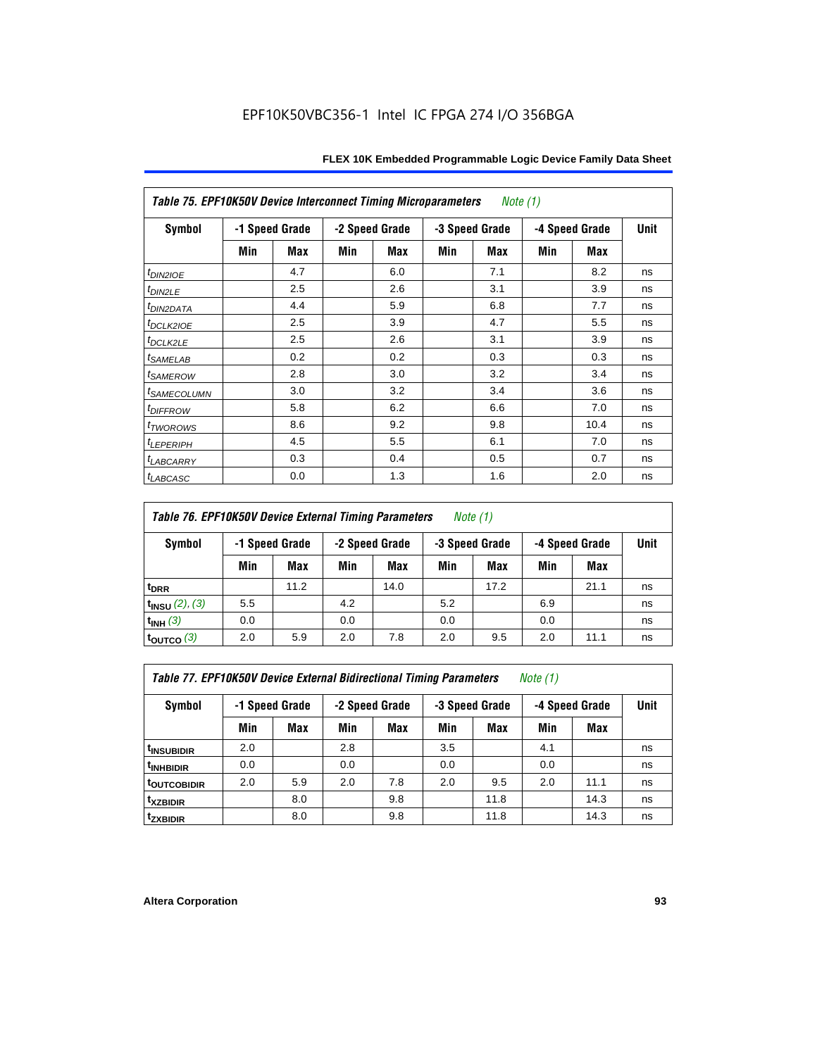EPF10K50VBC356-1 Intel IC FPGA 274 I/O 356BGA

| Table 75. EPF10K50V Device Interconnect Timing Microparameters *Note (1)* | | | | | | | | | |
|---|---|---|---|---|---|---|---|---|---|
| Symbol | -1 Speed Grade | | -2 Speed Grade | | -3 Speed Grade | | -4 Speed Grade | | Unit |
| | Min | Max | Min | Max | Min | Max | Min | Max | |
| $t_{DIN2IOE}$ | | 4.7 | | 6.0 | | 7.1 | | 8.2 | ns |
| $t_{DIN2LE}$ | | 2.5 | | 2.6 | | 3.1 | | 3.9 | ns |
| $t_{DIN2DATA}$ | | 4.4 | | 5.9 | | 6.8 | | 7.7 | ns |
| $t_{DCLK2IOE}$ | | 2.5 | | 3.9 | | 4.7 | | 5.5 | ns |
| $t_{DCLK2LE}$ | | 2.5 | | 2.6 | | 3.1 | | 3.9 | ns |
| $t_{SAMELAB}$ | | 0.2 | | 0.2 | | 0.3 | | 0.3 | ns |
| $t_{SAMEROW}$ | | 2.8 | | 3.0 | | 3.2 | | 3.4 | ns |
| $t_{SAMECOLUMN}$ | | 3.0 | | 3.2 | | 3.4 | | 3.6 | ns |
| $t_{DIFFROW}$ | | 5.8 | | 6.2 | | 6.6 | | 7.0 | ns |
| $t_{TWOROWS}$ | | 8.6 | | 9.2 | | 9.8 | | 10.4 | ns |
| $t_{LEPERIPH}$ | | 4.5 | | 5.5 | | 6.1 | | 7.0 | ns |
| $t_{LABCARRY}$ | | 0.3 | | 0.4 | | 0.5 | | 0.7 | ns |
| $t_{LABCASC}$ | | 0.0 | | 1.3 | | 1.6 | | 2.0 | ns |

| Table 76. EPF10K50V Device External Timing Parameters *Note (1)* | | | | | | | | | |
|---|---|---|---|---|---|---|---|---|---|
| Symbol | -1 Speed Grade | | -2 Speed Grade | | -3 Speed Grade | | -4 Speed Grade | | Unit |
| | Min | Max | Min | Max | Min | Max | Min | Max | |
| $t_{DRR}$ | | 11.2 | | 14.0 | | 17.2 | | 21.1 | ns |
| $t_{INSU}$ *(2), (3)* | 5.5 | | 4.2 | | 5.2 | | 6.9 | | ns |
| $t_{INH}$ *(3)* | 0.0 | | 0.0 | | 0.0 | | 0.0 | | ns |
| $t_{OUTCO}$ *(3)* | 2.0 | 5.9 | 2.0 | 7.8 | 2.0 | 9.5 | 2.0 | 11.1 | ns |

| Table 77. EPF10K50V Device External Bidirectional Timing Parameters *Note (1)* | | | | | | | | | |
|---|---|---|---|---|---|---|---|---|---|
| Symbol | -1 Speed Grade | | -2 Speed Grade | | -3 Speed Grade | | -4 Speed Grade | | Unit |
| | Min | Max | Min | Max | Min | Max | Min | Max | |
| $t_{INSUBIDIR}$ | 2.0 | | 2.8 | | 3.5 | | 4.1 | | ns |
| $t_{INHBIDIR}$ | 0.0 | | 0.0 | | 0.0 | | 0.0 | | ns |
| $t_{OUTCOBIDIR}$ | 2.0 | 5.9 | 2.0 | 7.8 | 2.0 | 9.5 | 2.0 | 11.1 | ns |
| $t_{XZBIDIR}$ | | 8.0 | | 9.8 | | 11.8 | | 14.3 | ns |
| $t_{ZXBIDIR}$ | | 8.0 | | 9.8 | | 11.8 | | 14.3 | ns |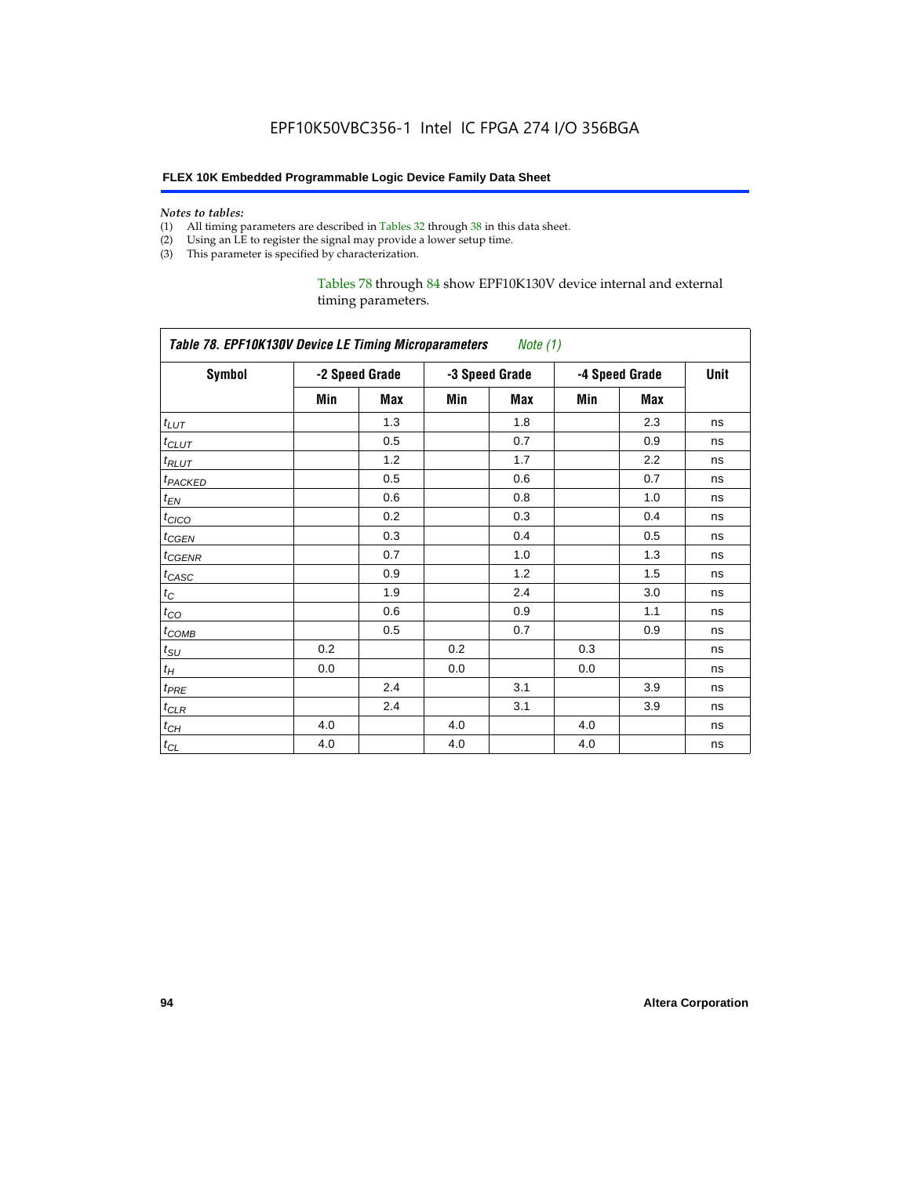*Notes to tables:*

(1) All timing parameters are described in Tables 32 through 38 in this data sheet.
(2) Using an LE to register the signal may provide a lower setup time.
(3) This parameter is specified by characterization.

Tables 78 through 84 show EPF10K130V device internal and external timing parameters.

| *Table 78. EPF10K130V Device LE Timing Microparameters Note (1)* | | | | | | | |
|---|---|---|---|---|---|---|---|
| **Symbol** | **-2 Speed Grade** | | **-3 Speed Grade** | | **-4 Speed Grade** | | **Unit** |
| | **Min** | **Max** | **Min** | **Max** | **Min** | **Max** | |
| $t_{LUT}$ | | 1.3 | | 1.8 | | 2.3 | ns |
| $t_{CLUT}$ | | 0.5 | | 0.7 | | 0.9 | ns |
| $t_{RLUT}$ | | 1.2 | | 1.7 | | 2.2 | ns |
| $t_{PACKED}$ | | 0.5 | | 0.6 | | 0.7 | ns |
| $t_{EN}$ | | 0.6 | | 0.8 | | 1.0 | ns |
| $t_{CICO}$ | | 0.2 | | 0.3 | | 0.4 | ns |
| $t_{CGEN}$ | | 0.3 | | 0.4 | | 0.5 | ns |
| $t_{CGENR}$ | | 0.7 | | 1.0 | | 1.3 | ns |
| $t_{CASC}$ | | 0.9 | | 1.2 | | 1.5 | ns |
| $t_C$ | | 1.9 | | 2.4 | | 3.0 | ns |
| $t_{CO}$ | | 0.6 | | 0.9 | | 1.1 | ns |
| $t_{COMB}$ | | 0.5 | | 0.7 | | 0.9 | ns |
| $t_{SU}$ | 0.2 | | 0.2 | | 0.3 | | ns |
| $t_H$ | 0.0 | | 0.0 | | 0.0 | | ns |
| $t_{PRE}$ | | 2.4 | | 3.1 | | 3.9 | ns |
| $t_{CLR}$ | | 2.4 | | 3.1 | | 3.9 | ns |
| $t_{CH}$ | 4.0 | | 4.0 | | 4.0 | | ns |
| $t_{CL}$ | 4.0 | | 4.0 | | 4.0 | | ns |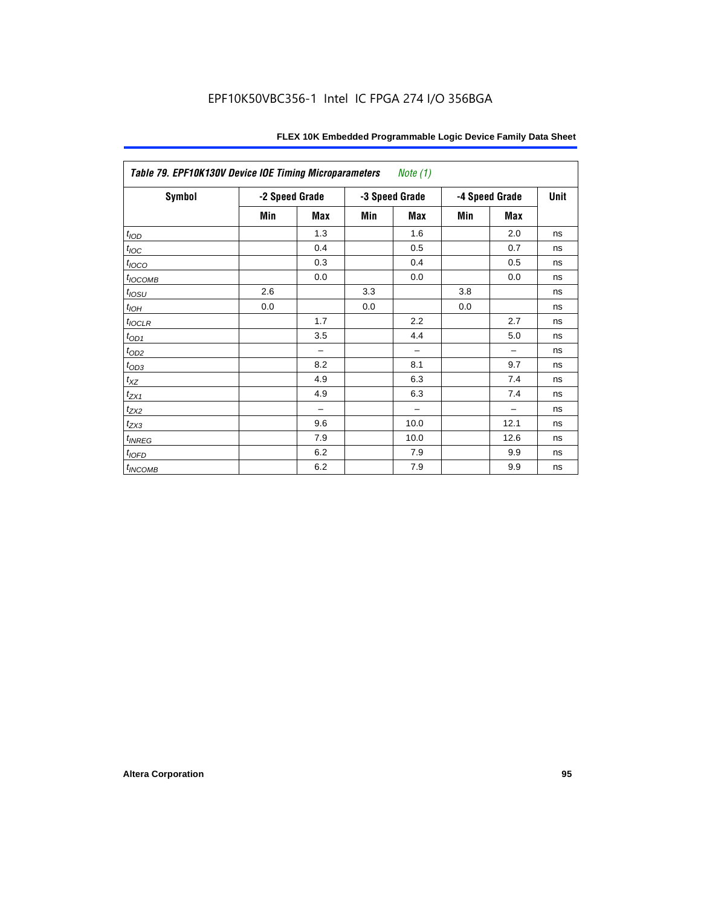Table 79. EPF10K130V Device IOE Timing Microparameters *Note (1)*

| Symbol | -2 Speed Grade | | -3 Speed Grade | | -4 Speed Grade | | Unit |
|---|---|---|---|---|---|---|---|
| | Min | Max | Min | Max | Min | Max | |
| $t_{IOD}$ | | 1.3 | | 1.6 | | 2.0 | ns |
| $t_{IOC}$ | | 0.4 | | 0.5 | | 0.7 | ns |
| $t_{IOCO}$ | | 0.3 | | 0.4 | | 0.5 | ns |
| $t_{IOCOMB}$ | | 0.0 | | 0.0 | | 0.0 | ns |
| $t_{IOSU}$ | 2.6 | | 3.3 | | 3.8 | | ns |
| $t_{IOH}$ | 0.0 | | 0.0 | | 0.0 | | ns |
| $t_{IOCLR}$ | | 1.7 | | 2.2 | | 2.7 | ns |
| $t_{OD1}$ | | 3.5 | | 4.4 | | 5.0 | ns |
| $t_{OD2}$ | | – | | – | | – | ns |
| $t_{OD3}$ | | 8.2 | | 8.1 | | 9.7 | ns |
| $t_{XZ}$ | | 4.9 | | 6.3 | | 7.4 | ns |
| $t_{ZX1}$ | | 4.9 | | 6.3 | | 7.4 | ns |
| $t_{ZX2}$ | | – | | – | | – | ns |
| $t_{ZX3}$ | | 9.6 | | 10.0 | | 12.1 | ns |
| $t_{INREG}$ | | 7.9 | | 10.0 | | 12.6 | ns |
| $t_{IOFD}$ | | 6.2 | | 7.9 | | 9.9 | ns |
| $t_{INCOMB}$ | | 6.2 | | 7.9 | | 9.9 | ns |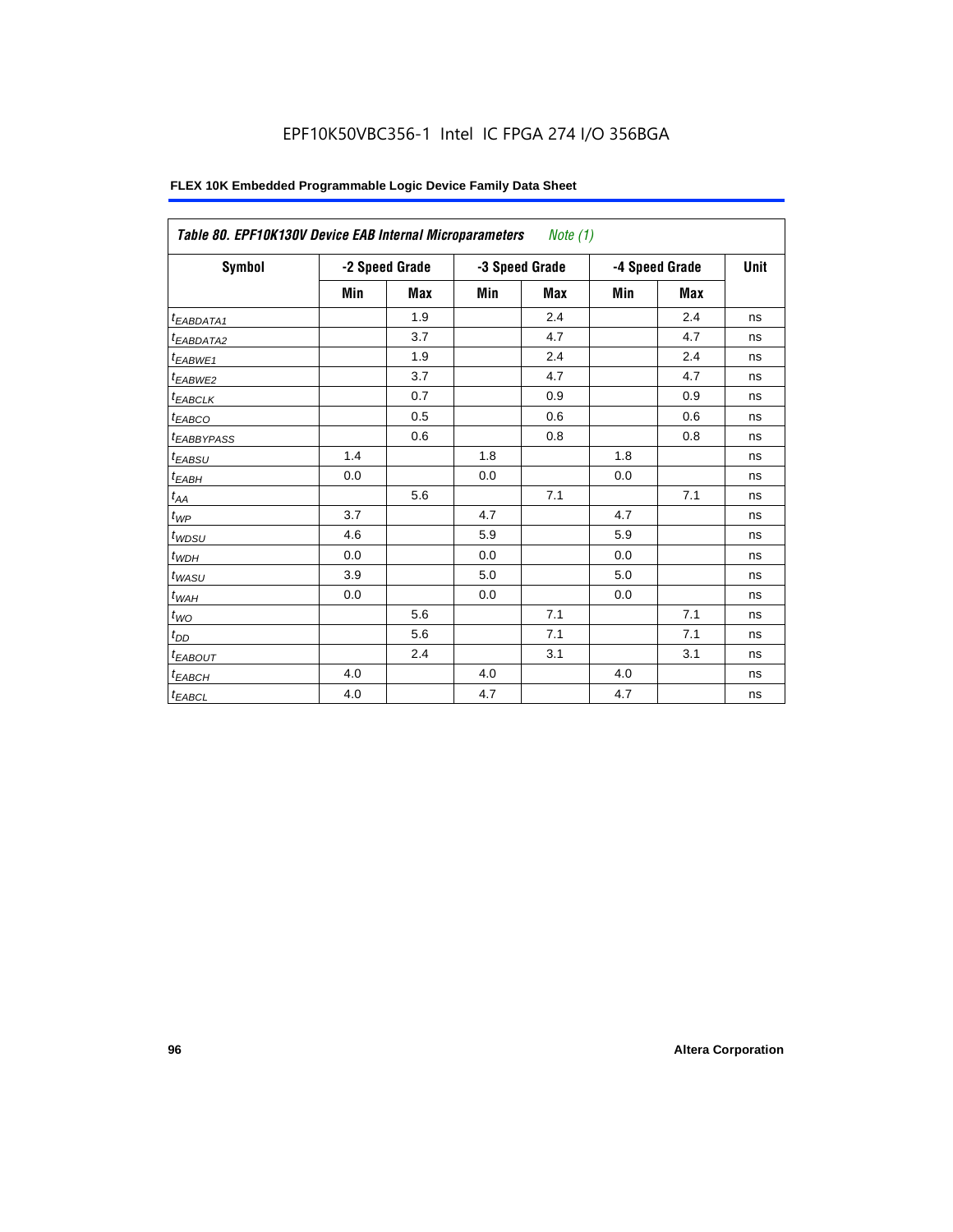EPF10K50VBC356-1 Intel IC FPGA 274 I/O 356BGA

**FLEX 10K Embedded Programmable Logic Device Family Data Sheet**

| *Table 80. EPF10K130V Device EAB Internal Microparameters* *Note (1)* | | | | | | | |
|---|---|---|---|---|---|---|---|
| **Symbol** | **-2 Speed Grade** | | **-3 Speed Grade** | | **-4 Speed Grade** | | **Unit** |
| | **Min** | **Max** | **Min** | **Max** | **Min** | **Max** | |
| $t_{EABDATA1}$ | | 1.9 | | 2.4 | | 2.4 | ns |
| $t_{EABDATA2}$ | | 3.7 | | 4.7 | | 4.7 | ns |
| $t_{EABWE1}$ | | 1.9 | | 2.4 | | 2.4 | ns |
| $t_{EABWE2}$ | | 3.7 | | 4.7 | | 4.7 | ns |
| $t_{EABCLK}$ | | 0.7 | | 0.9 | | 0.9 | ns |
| $t_{EABCO}$ | | 0.5 | | 0.6 | | 0.6 | ns |
| $t_{EABBYPASS}$ | | 0.6 | | 0.8 | | 0.8 | ns |
| $t_{EABSU}$ | 1.4 | | 1.8 | | 1.8 | | ns |
| $t_{EABH}$ | 0.0 | | 0.0 | | 0.0 | | ns |
| $t_{AA}$ | | 5.6 | | 7.1 | | 7.1 | ns |
| $t_{WP}$ | 3.7 | | 4.7 | | 4.7 | | ns |
| $t_{WDSU}$ | 4.6 | | 5.9 | | 5.9 | | ns |
| $t_{WDH}$ | 0.0 | | 0.0 | | 0.0 | | ns |
| $t_{WASU}$ | 3.9 | | 5.0 | | 5.0 | | ns |
| $t_{WAH}$ | 0.0 | | 0.0 | | 0.0 | | ns |
| $t_{WO}$ | | 5.6 | | 7.1 | | 7.1 | ns |
| $t_{DD}$ | | 5.6 | | 7.1 | | 7.1 | ns |
| $t_{EABOUT}$ | | 2.4 | | 3.1 | | 3.1 | ns |
| $t_{EABCH}$ | 4.0 | | 4.0 | | 4.0 | | ns |
| $t_{EABCL}$ | 4.0 | | 4.7 | | 4.7 | | ns |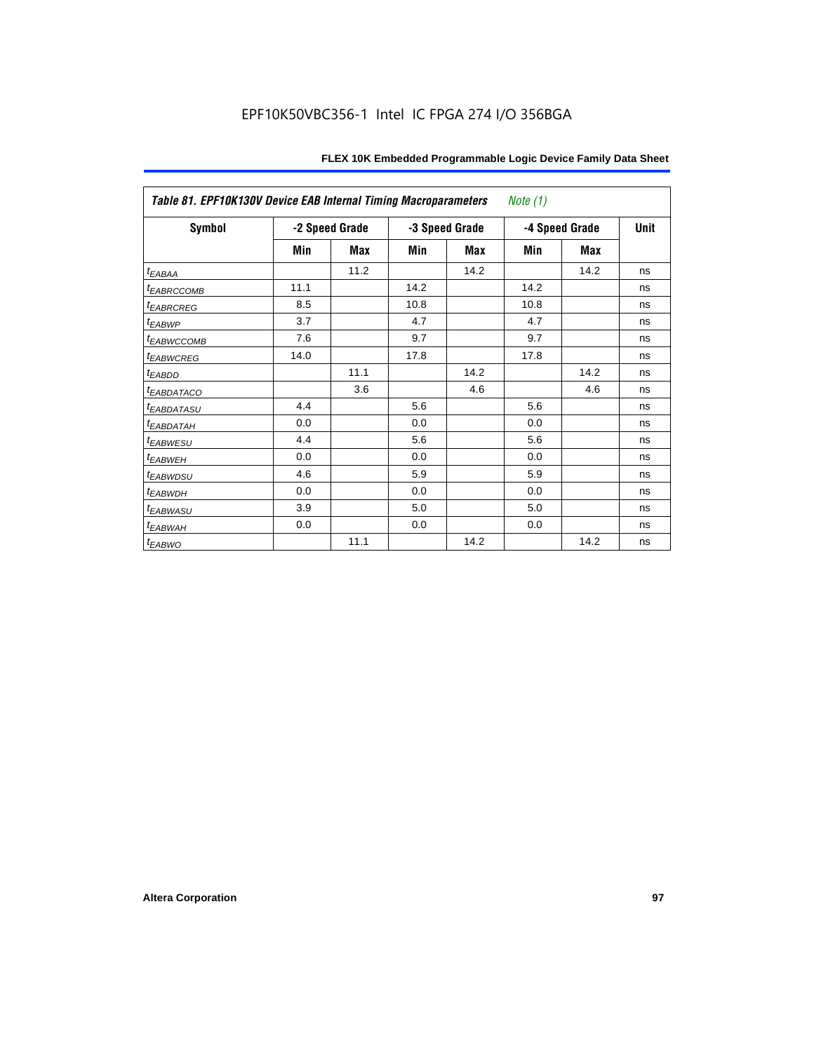Table 81. EPF10K130V Device EAB Internal Timing Macroparameters *Note (1)*

| Symbol | -2 Speed Grade | | -3 Speed Grade | | -4 Speed Grade | | Unit |
|---|---|---|---|---|---|---|---|
| | Min | Max | Min | Max | Min | Max | |
| $t_{EABAA}$ | | 11.2 | | 14.2 | | 14.2 | ns |
| $t_{EABRCCOMB}$ | 11.1 | | 14.2 | | 14.2 | | ns |
| $t_{EABRCREG}$ | 8.5 | | 10.8 | | 10.8 | | ns |
| $t_{EABWP}$ | 3.7 | | 4.7 | | 4.7 | | ns |
| $t_{EABWCCOMB}$ | 7.6 | | 9.7 | | 9.7 | | ns |
| $t_{EABWCREG}$ | 14.0 | | 17.8 | | 17.8 | | ns |
| $t_{EABDD}$ | | 11.1 | | 14.2 | | 14.2 | ns |
| $t_{EABDATACO}$ | | 3.6 | | 4.6 | | 4.6 | ns |
| $t_{EABDATASU}$ | 4.4 | | 5.6 | | 5.6 | | ns |
| $t_{EABDATAH}$ | 0.0 | | 0.0 | | 0.0 | | ns |
| $t_{EABWESU}$ | 4.4 | | 5.6 | | 5.6 | | ns |
| $t_{EABWEH}$ | 0.0 | | 0.0 | | 0.0 | | ns |
| $t_{EABWDSU}$ | 4.6 | | 5.9 | | 5.9 | | ns |
| $t_{EABWDH}$ | 0.0 | | 0.0 | | 0.0 | | ns |
| $t_{EABWASU}$ | 3.9 | | 5.0 | | 5.0 | | ns |
| $t_{EABWAH}$ | 0.0 | | 0.0 | | 0.0 | | ns |
| $t_{EABWO}$ | | 11.1 | | 14.2 | | 14.2 | ns |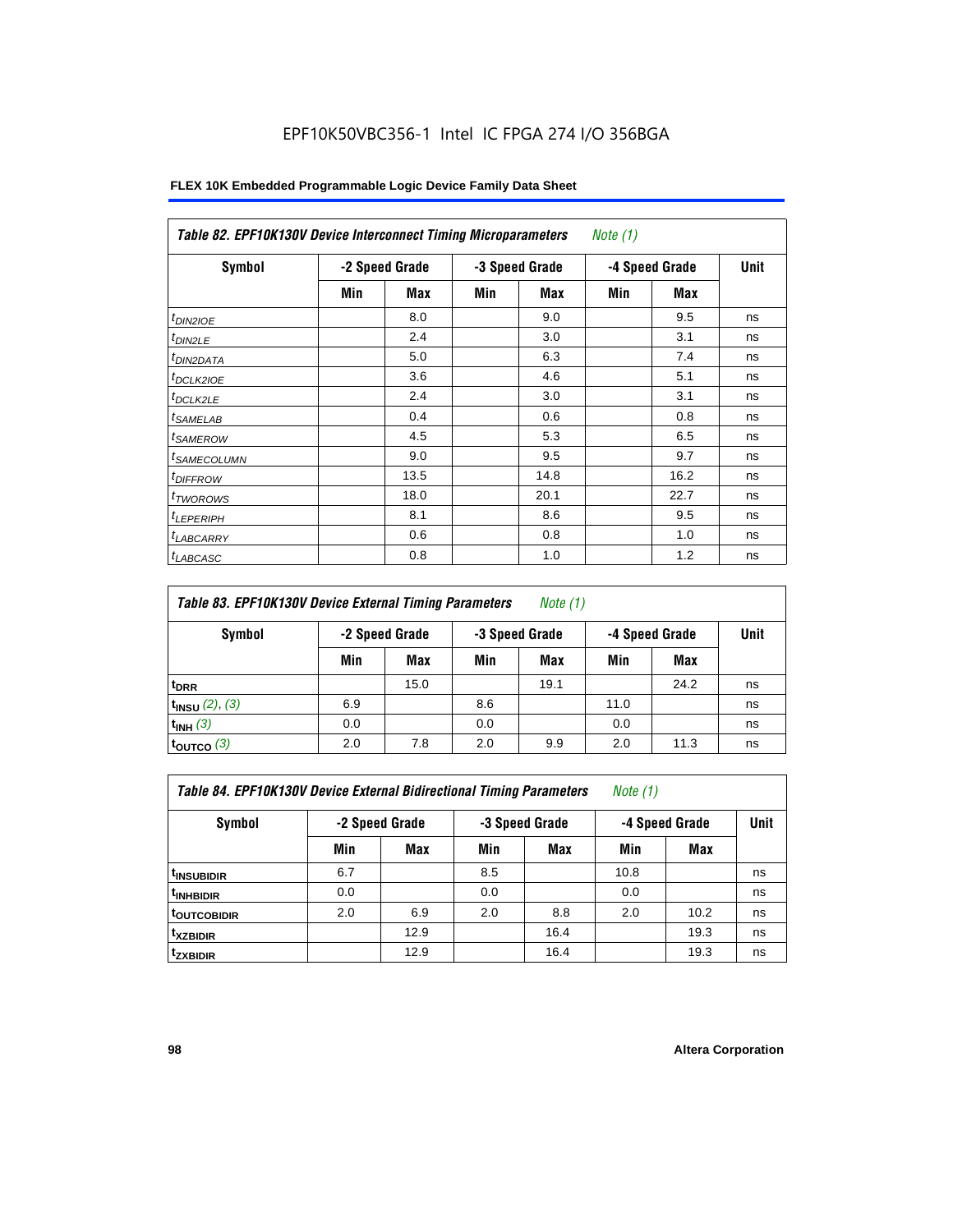EPF10K50VBC356-1 Intel IC FPGA 274 I/O 356BGA

| Table 82. EPF10K130V Device Interconnect Timing Microparameters *Note (1)* | | | | | | | |
|---|---|---|---|---|---|---|---|
| **Symbol** | **-2 Speed Grade** | | **-3 Speed Grade** | | **-4 Speed Grade** | | **Unit** |
| | **Min** | **Max** | **Min** | **Max** | **Min** | **Max** | |
| $t_{DIN2IOE}$ | | 8.0 | | 9.0 | | 9.5 | ns |
| $t_{DIN2LE}$ | | 2.4 | | 3.0 | | 3.1 | ns |
| $t_{DIN2DATA}$ | | 5.0 | | 6.3 | | 7.4 | ns |
| $t_{DCLK2IOE}$ | | 3.6 | | 4.6 | | 5.1 | ns |
| $t_{DCLK2LE}$ | | 2.4 | | 3.0 | | 3.1 | ns |
| $t_{SAMELAB}$ | | 0.4 | | 0.6 | | 0.8 | ns |
| $t_{SAMEROW}$ | | 4.5 | | 5.3 | | 6.5 | ns |
| $t_{SAMECOLUMN}$ | | 9.0 | | 9.5 | | 9.7 | ns |
| $t_{DIFFROW}$ | | 13.5 | | 14.8 | | 16.2 | ns |
| $t_{TWOROWS}$ | | 18.0 | | 20.1 | | 22.7 | ns |
| $t_{LEPERIPH}$ | | 8.1 | | 8.6 | | 9.5 | ns |
| $t_{LABCARRY}$ | | 0.6 | | 0.8 | | 1.0 | ns |
| $t_{LABCASC}$ | | 0.8 | | 1.0 | | 1.2 | ns |

| Table 83. EPF10K130V Device External Timing Parameters *Note (1)* | | | | | | | |
|---|---|---|---|---|---|---|---|
| **Symbol** | **-2 Speed Grade** | | **-3 Speed Grade** | | **-4 Speed Grade** | | **Unit** |
| | **Min** | **Max** | **Min** | **Max** | **Min** | **Max** | |
| $t_{DRR}$ | | 15.0 | | 19.1 | | 24.2 | ns |
| $t_{INSU}$ *(2)*, *(3)* | 6.9 | | 8.6 | | 11.0 | | ns |
| $t_{INH}$ *(3)* | 0.0 | | 0.0 | | 0.0 | | ns |
| $t_{OUTCO}$ *(3)* | 2.0 | 7.8 | 2.0 | 9.9 | 2.0 | 11.3 | ns |

| Table 84. EPF10K130V Device External Bidirectional Timing Parameters *Note (1)* | | | | | | | |
|---|---|---|---|---|---|---|---|
| **Symbol** | **-2 Speed Grade** | | **-3 Speed Grade** | | **-4 Speed Grade** | | **Unit** |
| | **Min** | **Max** | **Min** | **Max** | **Min** | **Max** | |
| $t_{INSUBIDIR}$ | 6.7 | | 8.5 | | 10.8 | | ns |
| $t_{INHBIDIR}$ | 0.0 | | 0.0 | | 0.0 | | ns |
| $t_{OUTCOBIDIR}$ | 2.0 | 6.9 | 2.0 | 8.8 | 2.0 | 10.2 | ns |
| $t_{XZBIDIR}$ | | 12.9 | | 16.4 | | 19.3 | ns |
| $t_{ZXBIDIR}$ | | 12.9 | | 16.4 | | 19.3 | ns |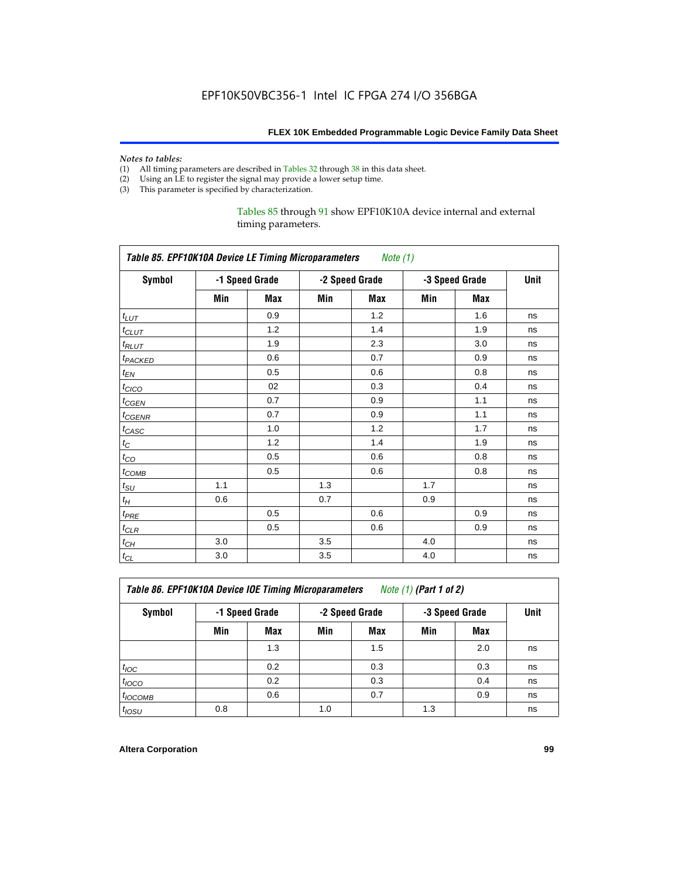*Notes to tables:*

(1) All timing parameters are described in Tables 32 through 38 in this data sheet.
(2) Using an LE to register the signal may provide a lower setup time.
(3) This parameter is specified by characterization.

Tables 85 through 91 show EPF10K10A device internal and external timing parameters.

**Table 85. EPF10K10A Device LE Timing Microparameters** *Note (1)*

| Symbol | -1 Speed Grade | | -2 Speed Grade | | -3 Speed Grade | | Unit |
|---|---|---|---|---|---|---|---|
| | Min | Max | Min | Max | Min | Max | |
| $t_{LUT}$ | | 0.9 | | 1.2 | | 1.6 | ns |
| $t_{CLUT}$ | | 1.2 | | 1.4 | | 1.9 | ns |
| $t_{RLUT}$ | | 1.9 | | 2.3 | | 3.0 | ns |
| $t_{PACKED}$ | | 0.6 | | 0.7 | | 0.9 | ns |
| $t_{EN}$ | | 0.5 | | 0.6 | | 0.8 | ns |
| $t_{CICO}$ | | 02 | | 0.3 | | 0.4 | ns |
| $t_{CGEN}$ | | 0.7 | | 0.9 | | 1.1 | ns |
| $t_{CGENR}$ | | 0.7 | | 0.9 | | 1.1 | ns |
| $t_{CASC}$ | | 1.0 | | 1.2 | | 1.7 | ns |
| $t_{C}$ | | 1.2 | | 1.4 | | 1.9 | ns |
| $t_{CO}$ | | 0.5 | | 0.6 | | 0.8 | ns |
| $t_{COMB}$ | | 0.5 | | 0.6 | | 0.8 | ns |
| $t_{SU}$ | 1.1 | | 1.3 | | 1.7 | | ns |
| $t_{H}$ | 0.6 | | 0.7 | | 0.9 | | ns |
| $t_{PRE}$ | | 0.5 | | 0.6 | | 0.9 | ns |
| $t_{CLR}$ | | 0.5 | | 0.6 | | 0.9 | ns |
| $t_{CH}$ | 3.0 | | 3.5 | | 4.0 | | ns |
| $t_{CL}$ | 3.0 | | 3.5 | | 4.0 | | ns |

**Table 86. EPF10K10A Device IOE Timing Microparameters** *Note (1)* **(Part 1 of 2)**

| Symbol | -1 Speed Grade | | -2 Speed Grade | | -3 Speed Grade | | Unit |
|---|---|---|---|---|---|---|---|
| | Min | Max | Min | Max | Min | Max | |
| | | 1.3 | | 1.5 | | 2.0 | ns |
| $t_{IOC}$ | | 0.2 | | 0.3 | | 0.3 | ns |
| $t_{IOCO}$ | | 0.2 | | 0.3 | | 0.4 | ns |
| $t_{IOCOMB}$ | | 0.6 | | 0.7 | | 0.9 | ns |
| $t_{IOSU}$ | 0.8 | | 1.0 | | 1.3 | | ns |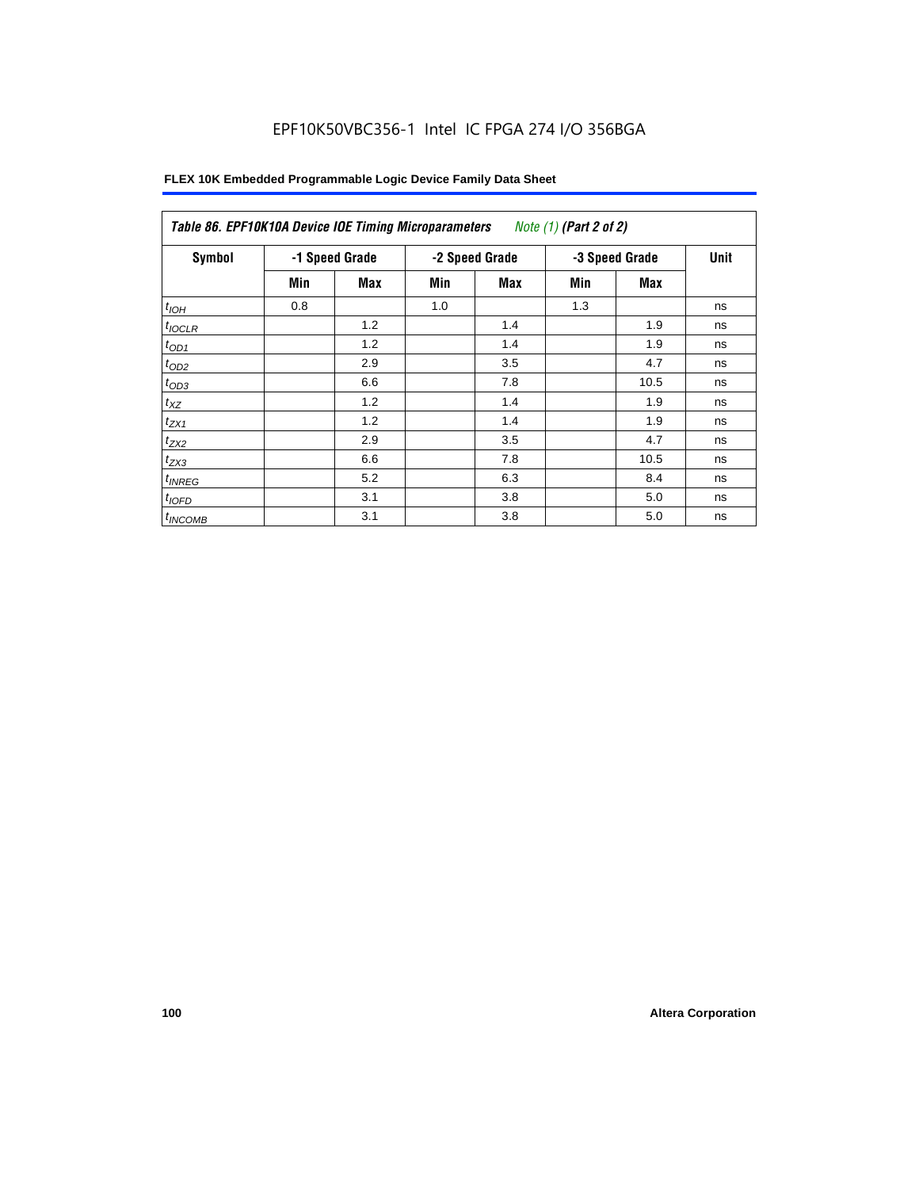EPF10K50VBC356-1 Intel IC FPGA 274 I/O 356BGA

**Table 86. EPF10K10A Device IOE Timing Microparameters** *Note (1)* **(Part 2 of 2)**

| Symbol | -1 Speed Grade | | -2 Speed Grade | | -3 Speed Grade | | Unit |
|---|---|---|---|---|---|---|---|
| | Min | Max | Min | Max | Min | Max | |
| $t_{IOH}$ | 0.8 | | 1.0 | | 1.3 | | ns |
| $t_{IOCLR}$ | | 1.2 | | 1.4 | | 1.9 | ns |
| $t_{OD1}$ | | 1.2 | | 1.4 | | 1.9 | ns |
| $t_{OD2}$ | | 2.9 | | 3.5 | | 4.7 | ns |
| $t_{OD3}$ | | 6.6 | | 7.8 | | 10.5 | ns |
| $t_{XZ}$ | | 1.2 | | 1.4 | | 1.9 | ns |
| $t_{ZX1}$ | | 1.2 | | 1.4 | | 1.9 | ns |
| $t_{ZX2}$ | | 2.9 | | 3.5 | | 4.7 | ns |
| $t_{ZX3}$ | | 6.6 | | 7.8 | | 10.5 | ns |
| $t_{INREG}$ | | 5.2 | | 6.3 | | 8.4 | ns |
| $t_{IOFD}$ | | 3.1 | | 3.8 | | 5.0 | ns |
| $t_{INCOMB}$ | | 3.1 | | 3.8 | | 5.0 | ns |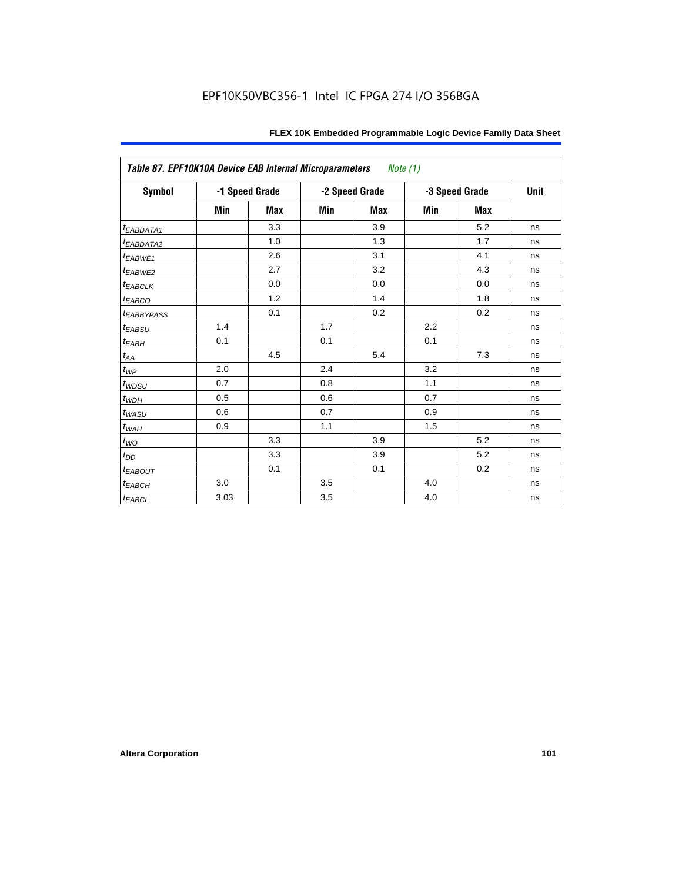EPF10K50VBC356-1 Intel IC FPGA 274 I/O 356BGA

| *Table 87. EPF10K10A Device EAB Internal Microparameters* *Note (1)* | | | | | | | |
|---|---|---|---|---|---|---|---|
| **Symbol** | **-1 Speed Grade** | | **-2 Speed Grade** | | **-3 Speed Grade** | | **Unit** |
| | **Min** | **Max** | **Min** | **Max** | **Min** | **Max** | |
| $t_{EABDATA1}$ | | 3.3 | | 3.9 | | 5.2 | ns |
| $t_{EABDATA2}$ | | 1.0 | | 1.3 | | 1.7 | ns |
| $t_{EABWE1}$ | | 2.6 | | 3.1 | | 4.1 | ns |
| $t_{EABWE2}$ | | 2.7 | | 3.2 | | 4.3 | ns |
| $t_{EABCLK}$ | | 0.0 | | 0.0 | | 0.0 | ns |
| $t_{EABCO}$ | | 1.2 | | 1.4 | | 1.8 | ns |
| $t_{EABBYPASS}$ | | 0.1 | | 0.2 | | 0.2 | ns |
| $t_{EABSU}$ | 1.4 | | 1.7 | | 2.2 | | ns |
| $t_{EABH}$ | 0.1 | | 0.1 | | 0.1 | | ns |
| $t_{AA}$ | | 4.5 | | 5.4 | | 7.3 | ns |
| $t_{WP}$ | 2.0 | | 2.4 | | 3.2 | | ns |
| $t_{WDSU}$ | 0.7 | | 0.8 | | 1.1 | | ns |
| $t_{WDH}$ | 0.5 | | 0.6 | | 0.7 | | ns |
| $t_{WASU}$ | 0.6 | | 0.7 | | 0.9 | | ns |
| $t_{WAH}$ | 0.9 | | 1.1 | | 1.5 | | ns |
| $t_{WO}$ | | 3.3 | | 3.9 | | 5.2 | ns |
| $t_{DD}$ | | 3.3 | | 3.9 | | 5.2 | ns |
| $t_{EABOUT}$ | | 0.1 | | 0.1 | | 0.2 | ns |
| $t_{EABCH}$ | 3.0 | | 3.5 | | 4.0 | | ns |
| $t_{EABCL}$ | 3.03 | | 3.5 | | 4.0 | | ns |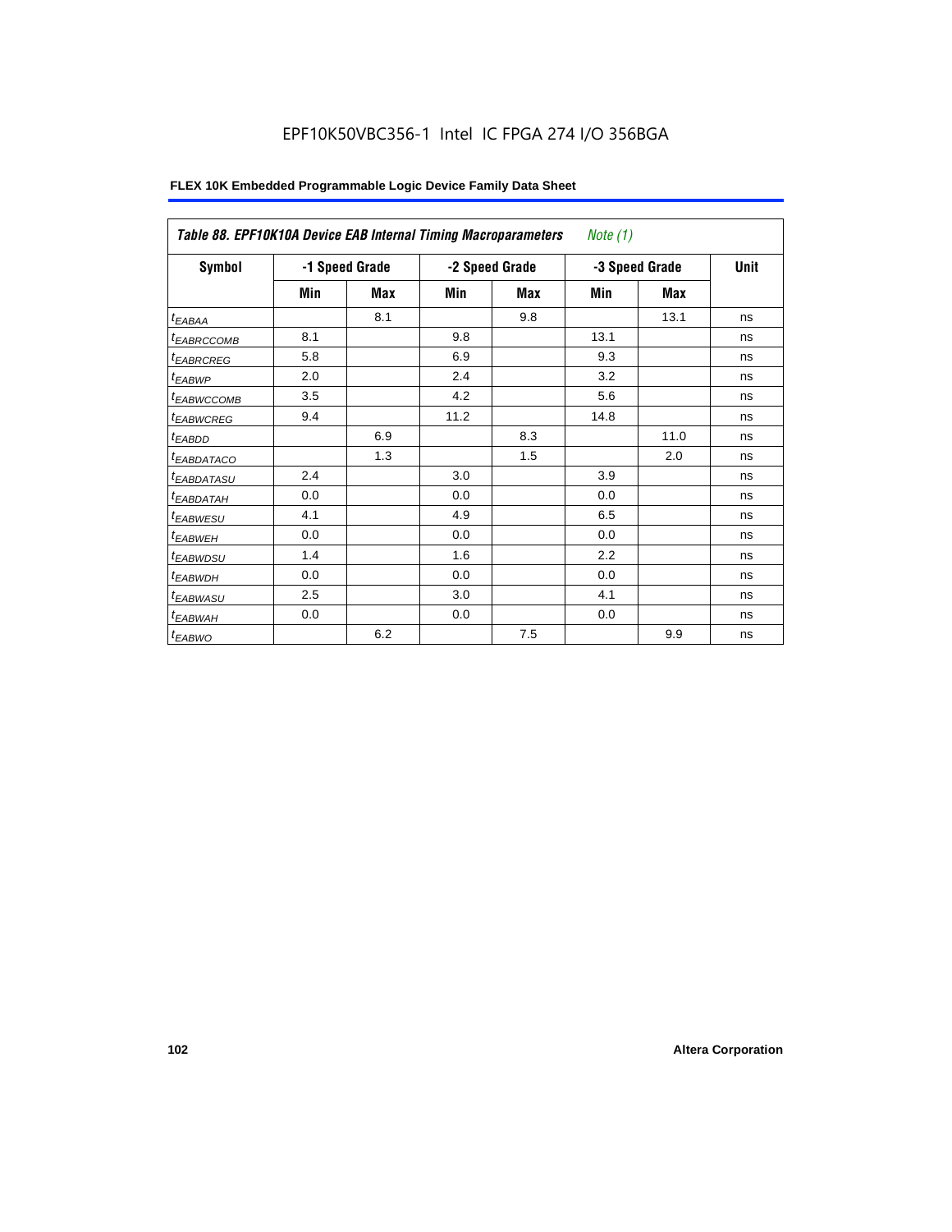EPF10K50VBC356-1 Intel IC FPGA 274 I/O 356BGA

| *Table 88. EPF10K10A Device EAB Internal Timing Macroparameters Note (1)* | | | | | | | |
|---|---|---|---|---|---|---|---|
| **Symbol** | **-1 Speed Grade** | | **-2 Speed Grade** | | **-3 Speed Grade** | | **Unit** |
| | **Min** | **Max** | **Min** | **Max** | **Min** | **Max** | |
| $t_{EABAA}$ | | 8.1 | | 9.8 | | 13.1 | ns |
| $t_{EABRCCOMB}$ | 8.1 | | 9.8 | | 13.1 | | ns |
| $t_{EABRCREG}$ | 5.8 | | 6.9 | | 9.3 | | ns |
| $t_{EABWP}$ | 2.0 | | 2.4 | | 3.2 | | ns |
| $t_{EABWCCOMB}$ | 3.5 | | 4.2 | | 5.6 | | ns |
| $t_{EABWCREG}$ | 9.4 | | 11.2 | | 14.8 | | ns |
| $t_{EABDD}$ | | 6.9 | | 8.3 | | 11.0 | ns |
| $t_{EABDATACO}$ | | 1.3 | | 1.5 | | 2.0 | ns |
| $t_{EABDATASU}$ | 2.4 | | 3.0 | | 3.9 | | ns |
| $t_{EABDATAH}$ | 0.0 | | 0.0 | | 0.0 | | ns |
| $t_{EABWESU}$ | 4.1 | | 4.9 | | 6.5 | | ns |
| $t_{EABWEH}$ | 0.0 | | 0.0 | | 0.0 | | ns |
| $t_{EABWDSU}$ | 1.4 | | 1.6 | | 2.2 | | ns |
| $t_{EABWDH}$ | 0.0 | | 0.0 | | 0.0 | | ns |
| $t_{EABWASU}$ | 2.5 | | 3.0 | | 4.1 | | ns |
| $t_{EABWAH}$ | 0.0 | | 0.0 | | 0.0 | | ns |
| $t_{EABWO}$ | | 6.2 | | 7.5 | | 9.9 | ns |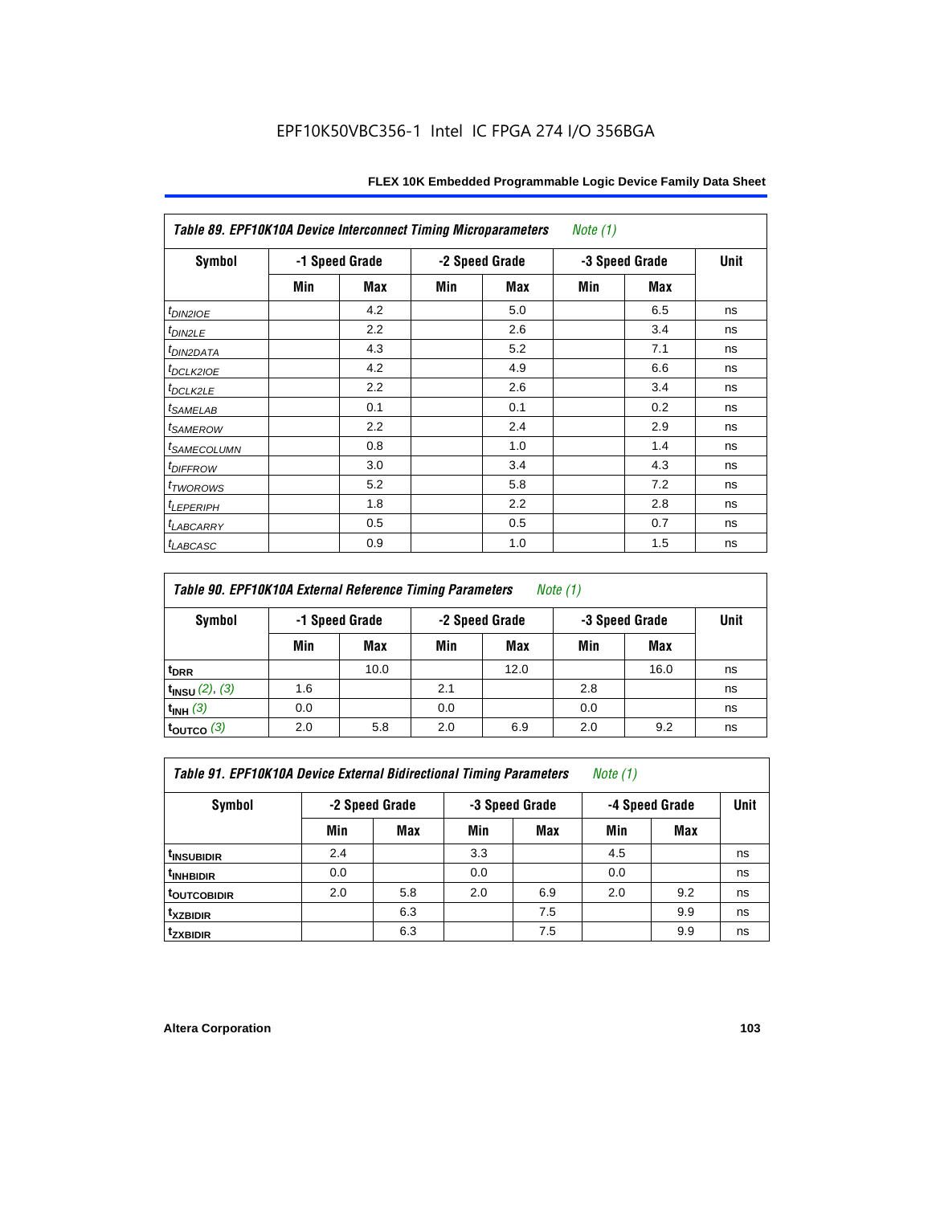| Table 89. EPF10K10A Device Interconnect Timing Microparameters *Note (1)* | | | | | | | |
|---|---|---|---|---|---|---|---|
| Symbol | -1 Speed Grade | | -2 Speed Grade | | -3 Speed Grade | | Unit |
| | Min | Max | Min | Max | Min | Max | |
| $t_{DIN2IOE}$ | | 4.2 | | 5.0 | | 6.5 | ns |
| $t_{DIN2LE}$ | | 2.2 | | 2.6 | | 3.4 | ns |
| $t_{DIN2DATA}$ | | 4.3 | | 5.2 | | 7.1 | ns |
| $t_{DCLK2IOE}$ | | 4.2 | | 4.9 | | 6.6 | ns |
| $t_{DCLK2LE}$ | | 2.2 | | 2.6 | | 3.4 | ns |
| $t_{SAMELAB}$ | | 0.1 | | 0.1 | | 0.2 | ns |
| $t_{SAMEROW}$ | | 2.2 | | 2.4 | | 2.9 | ns |
| $t_{SAMECOLUMN}$ | | 0.8 | | 1.0 | | 1.4 | ns |
| $t_{DIFFROW}$ | | 3.0 | | 3.4 | | 4.3 | ns |
| $t_{TWOROWS}$ | | 5.2 | | 5.8 | | 7.2 | ns |
| $t_{LEPERIPH}$ | | 1.8 | | 2.2 | | 2.8 | ns |
| $t_{LABCARRY}$ | | 0.5 | | 0.5 | | 0.7 | ns |
| $t_{LABCASC}$ | | 0.9 | | 1.0 | | 1.5 | ns |

| Table 90. EPF10K10A External Reference Timing Parameters *Note (1)* | | | | | | | |
|---|---|---|---|---|---|---|---|
| Symbol | -1 Speed Grade | | -2 Speed Grade | | -3 Speed Grade | | Unit |
| | Min | Max | Min | Max | Min | Max | |
| $t_{DRR}$ | | 10.0 | | 12.0 | | 16.0 | ns |
| $t_{INSU}$ *(2), (3)* | 1.6 | | 2.1 | | 2.8 | | ns |
| $t_{INH}$ *(3)* | 0.0 | | 0.0 | | 0.0 | | ns |
| $t_{OUTCO}$ *(3)* | 2.0 | 5.8 | 2.0 | 6.9 | 2.0 | 9.2 | ns |

| Table 91. EPF10K10A Device External Bidirectional Timing Parameters *Note (1)* | | | | | | | |
|---|---|---|---|---|---|---|---|
| Symbol | -2 Speed Grade | | -3 Speed Grade | | -4 Speed Grade | | Unit |
| | Min | Max | Min | Max | Min | Max | |
| $t_{INSUBIDIR}$ | 2.4 | | 3.3 | | 4.5 | | ns |
| $t_{INHBIDIR}$ | 0.0 | | 0.0 | | 0.0 | | ns |
| $t_{OUTCOBIDIR}$ | 2.0 | 5.8 | 2.0 | 6.9 | 2.0 | 9.2 | ns |
| $t_{XZBIDIR}$ | | 6.3 | | 7.5 | | 9.9 | ns |
| $t_{ZXBIDIR}$ | | 6.3 | | 7.5 | | 9.9 | ns |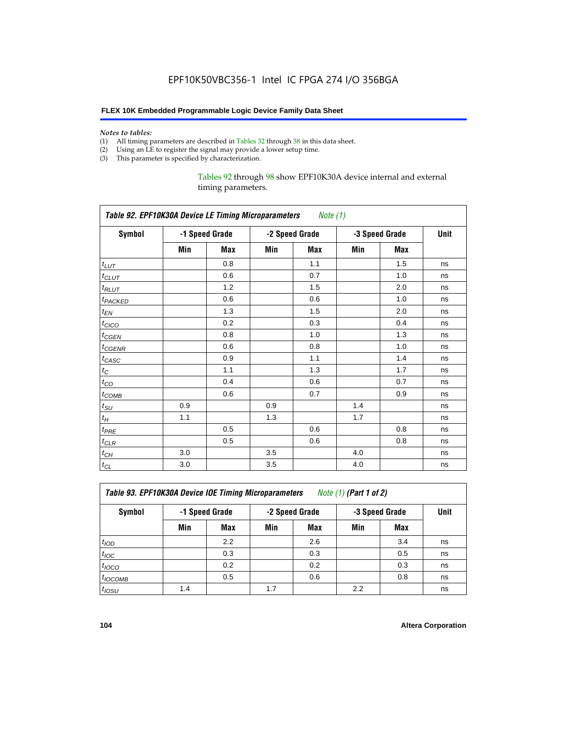*Notes to tables:*

(1) All timing parameters are described in Tables 32 through 38 in this data sheet.
(2) Using an LE to register the signal may provide a lower setup time.
(3) This parameter is specified by characterization.

Tables 92 through 98 show EPF10K30A device internal and external timing parameters.

*Table 92. EPF10K30A Device LE Timing Microparameters Note (1)*

| Symbol | -1 Speed Grade | | -2 Speed Grade | | -3 Speed Grade | | Unit |
|---|---|---|---|---|---|---|---|
| | Min | Max | Min | Max | Min | Max | |
| $t_{LUT}$ | | 0.8 | | 1.1 | | 1.5 | ns |
| $t_{CLUT}$ | | 0.6 | | 0.7 | | 1.0 | ns |
| $t_{RLUT}$ | | 1.2 | | 1.5 | | 2.0 | ns |
| $t_{PACKED}$ | | 0.6 | | 0.6 | | 1.0 | ns |
| $t_{EN}$ | | 1.3 | | 1.5 | | 2.0 | ns |
| $t_{CICO}$ | | 0.2 | | 0.3 | | 0.4 | ns |
| $t_{CGEN}$ | | 0.8 | | 1.0 | | 1.3 | ns |
| $t_{CGENR}$ | | 0.6 | | 0.8 | | 1.0 | ns |
| $t_{CASC}$ | | 0.9 | | 1.1 | | 1.4 | ns |
| $t_{C}$ | | 1.1 | | 1.3 | | 1.7 | ns |
| $t_{CO}$ | | 0.4 | | 0.6 | | 0.7 | ns |
| $t_{COMB}$ | | 0.6 | | 0.7 | | 0.9 | ns |
| $t_{SU}$ | 0.9 | | 0.9 | | 1.4 | | ns |
| $t_{H}$ | 1.1 | | 1.3 | | 1.7 | | ns |
| $t_{PRE}$ | | 0.5 | | 0.6 | | 0.8 | ns |
| $t_{CLR}$ | | 0.5 | | 0.6 | | 0.8 | ns |
| $t_{CH}$ | 3.0 | | 3.5 | | 4.0 | | ns |
| $t_{CL}$ | 3.0 | | 3.5 | | 4.0 | | ns |

*Table 93. EPF10K30A Device IOE Timing Microparameters Note (1) (Part 1 of 2)*

| Symbol | -1 Speed Grade | | -2 Speed Grade | | -3 Speed Grade | | Unit |
|---|---|---|---|---|---|---|---|
| | Min | Max | Min | Max | Min | Max | |
| $t_{IOD}$ | | 2.2 | | 2.6 | | 3.4 | ns |
| $t_{IOC}$ | | 0.3 | | 0.3 | | 0.5 | ns |
| $t_{IOCO}$ | | 0.2 | | 0.2 | | 0.3 | ns |
| $t_{IOCOMB}$ | | 0.5 | | 0.6 | | 0.8 | ns |
| $t_{IOSU}$ | 1.4 | | 1.7 | | 2.2 | | ns |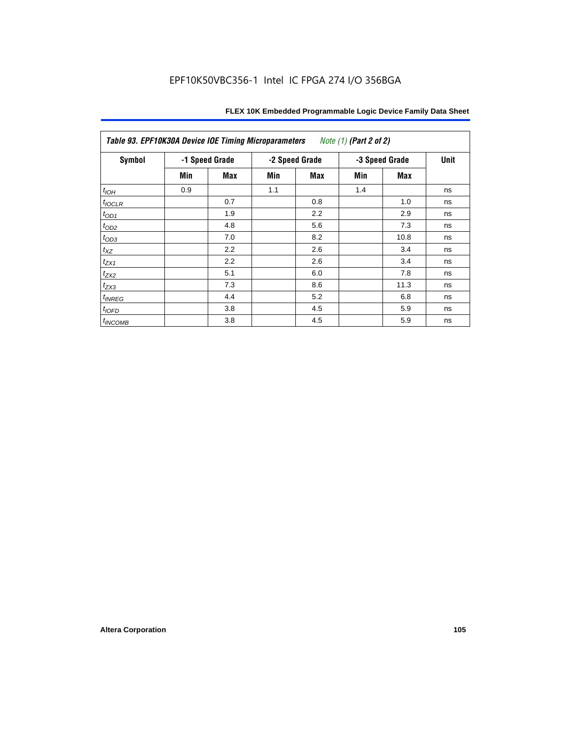| Table 93. EPF10K30A Device IOE Timing Microparameters *Note (1)* (Part 2 of 2) | | | | | | | |
|---|---|---|---|---|---|---|---|
| Symbol | -1 Speed Grade | | -2 Speed Grade | | -3 Speed Grade | | Unit |
| | Min | Max | Min | Max | Min | Max | |
| $t_{IOH}$ | 0.9 | | 1.1 | | 1.4 | | ns |
| $t_{IOCLR}$ | | 0.7 | | 0.8 | | 1.0 | ns |
| $t_{OD1}$ | | 1.9 | | 2.2 | | 2.9 | ns |
| $t_{OD2}$ | | 4.8 | | 5.6 | | 7.3 | ns |
| $t_{OD3}$ | | 7.0 | | 8.2 | | 10.8 | ns |
| $t_{XZ}$ | | 2.2 | | 2.6 | | 3.4 | ns |
| $t_{ZX1}$ | | 2.2 | | 2.6 | | 3.4 | ns |
| $t_{ZX2}$ | | 5.1 | | 6.0 | | 7.8 | ns |
| $t_{ZX3}$ | | 7.3 | | 8.6 | | 11.3 | ns |
| $t_{INREG}$ | | 4.4 | | 5.2 | | 6.8 | ns |
| $t_{IOFD}$ | | 3.8 | | 4.5 | | 5.9 | ns |
| $t_{INCOMB}$ | | 3.8 | | 4.5 | | 5.9 | ns |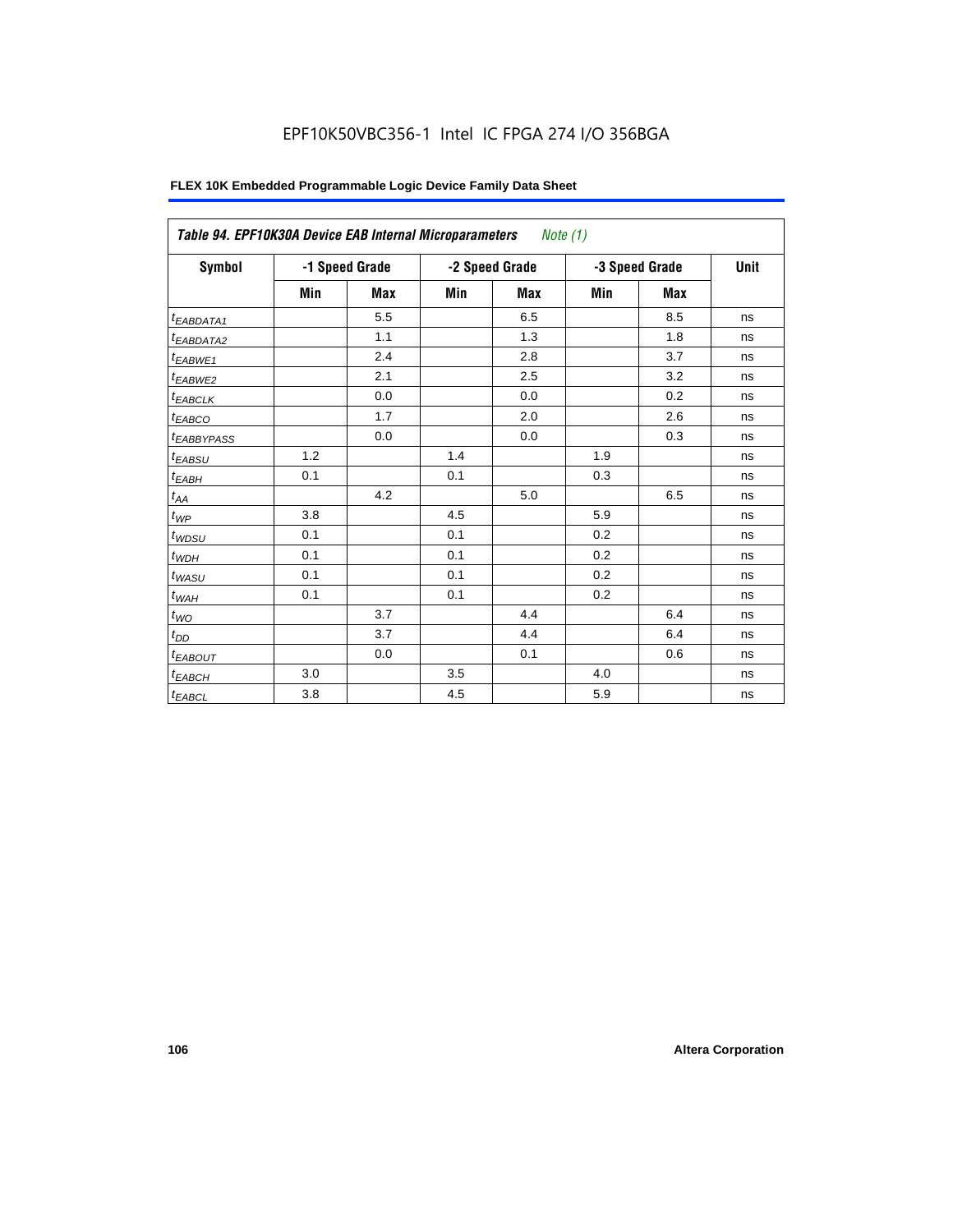EPF10K50VBC356-1 Intel IC FPGA 274 I/O 356BGA

**FLEX 10K Embedded Programmable Logic Device Family Data Sheet**

| *Table 94. EPF10K30A Device EAB Internal Microparameters* *Note (1)* | | | | | | | |
|---|---|---|---|---|---|---|---|
| **Symbol** | **-1 Speed Grade** | | **-2 Speed Grade** | | **-3 Speed Grade** | | **Unit** |
| | **Min** | **Max** | **Min** | **Max** | **Min** | **Max** | |
| $t_{EABDATA1}$ | | 5.5 | | 6.5 | | 8.5 | ns |
| $t_{EABDATA2}$ | | 1.1 | | 1.3 | | 1.8 | ns |
| $t_{EABWE1}$ | | 2.4 | | 2.8 | | 3.7 | ns |
| $t_{EABWE2}$ | | 2.1 | | 2.5 | | 3.2 | ns |
| $t_{EABCLK}$ | | 0.0 | | 0.0 | | 0.2 | ns |
| $t_{EABCO}$ | | 1.7 | | 2.0 | | 2.6 | ns |
| $t_{EABBYPASS}$ | | 0.0 | | 0.0 | | 0.3 | ns |
| $t_{EABSU}$ | 1.2 | | 1.4 | | 1.9 | | ns |
| $t_{EABH}$ | 0.1 | | 0.1 | | 0.3 | | ns |
| $t_{AA}$ | | 4.2 | | 5.0 | | 6.5 | ns |
| $t_{WP}$ | 3.8 | | 4.5 | | 5.9 | | ns |
| $t_{WDSU}$ | 0.1 | | 0.1 | | 0.2 | | ns |
| $t_{WDH}$ | 0.1 | | 0.1 | | 0.2 | | ns |
| $t_{WASU}$ | 0.1 | | 0.1 | | 0.2 | | ns |
| $t_{WAH}$ | 0.1 | | 0.1 | | 0.2 | | ns |
| $t_{WO}$ | | 3.7 | | 4.4 | | 6.4 | ns |
| $t_{DD}$ | | 3.7 | | 4.4 | | 6.4 | ns |
| $t_{EABOUT}$ | | 0.0 | | 0.1 | | 0.6 | ns |
| $t_{EABCH}$ | 3.0 | | 3.5 | | 4.0 | | ns |
| $t_{EABCL}$ | 3.8 | | 4.5 | | 5.9 | | ns |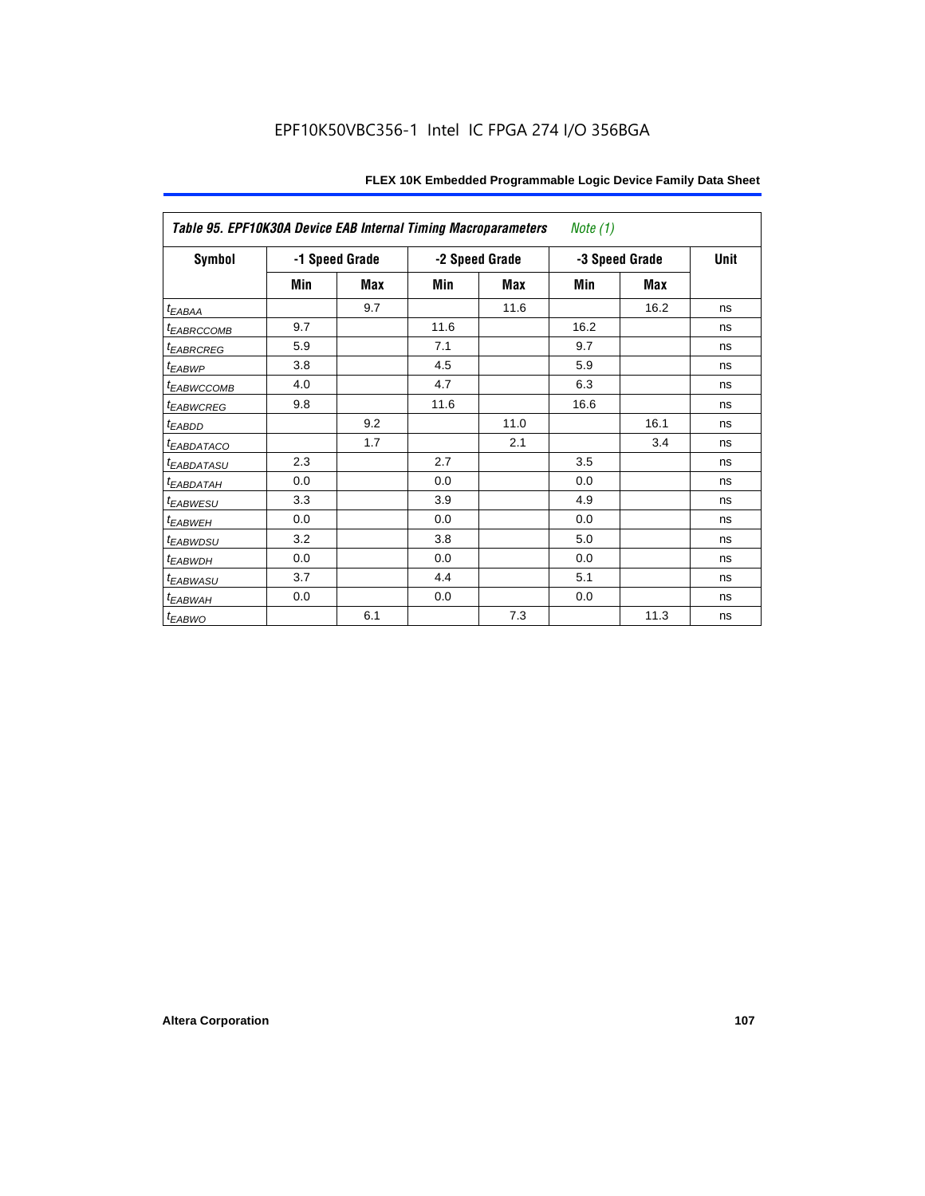| *Table 95. EPF10K30A Device EAB Internal Timing Macroparameters Note (1)* | | | | | | | |
|---|---|---|---|---|---|---|---|
| **Symbol** | **-1 Speed Grade** | | **-2 Speed Grade** | | **-3 Speed Grade** | | **Unit** |
| | **Min** | **Max** | **Min** | **Max** | **Min** | **Max** | |
| $t_{EABAA}$ | | 9.7 | | 11.6 | | 16.2 | ns |
| $t_{EABRCCOMB}$ | 9.7 | | 11.6 | | 16.2 | | ns |
| $t_{EABRCREG}$ | 5.9 | | 7.1 | | 9.7 | | ns |
| $t_{EABWP}$ | 3.8 | | 4.5 | | 5.9 | | ns |
| $t_{EABWCCOMB}$ | 4.0 | | 4.7 | | 6.3 | | ns |
| $t_{EABWCREG}$ | 9.8 | | 11.6 | | 16.6 | | ns |
| $t_{EABDD}$ | | 9.2 | | 11.0 | | 16.1 | ns |
| $t_{EABDATACO}$ | | 1.7 | | 2.1 | | 3.4 | ns |
| $t_{EABDATASU}$ | 2.3 | | 2.7 | | 3.5 | | ns |
| $t_{EABDATAH}$ | 0.0 | | 0.0 | | 0.0 | | ns |
| $t_{EABWESU}$ | 3.3 | | 3.9 | | 4.9 | | ns |
| $t_{EABWEH}$ | 0.0 | | 0.0 | | 0.0 | | ns |
| $t_{EABWDSU}$ | 3.2 | | 3.8 | | 5.0 | | ns |
| $t_{EABWDH}$ | 0.0 | | 0.0 | | 0.0 | | ns |
| $t_{EABWASU}$ | 3.7 | | 4.4 | | 5.1 | | ns |
| $t_{EABWAH}$ | 0.0 | | 0.0 | | 0.0 | | ns |
| $t_{EABWO}$ | | 6.1 | | 7.3 | | 11.3 | ns |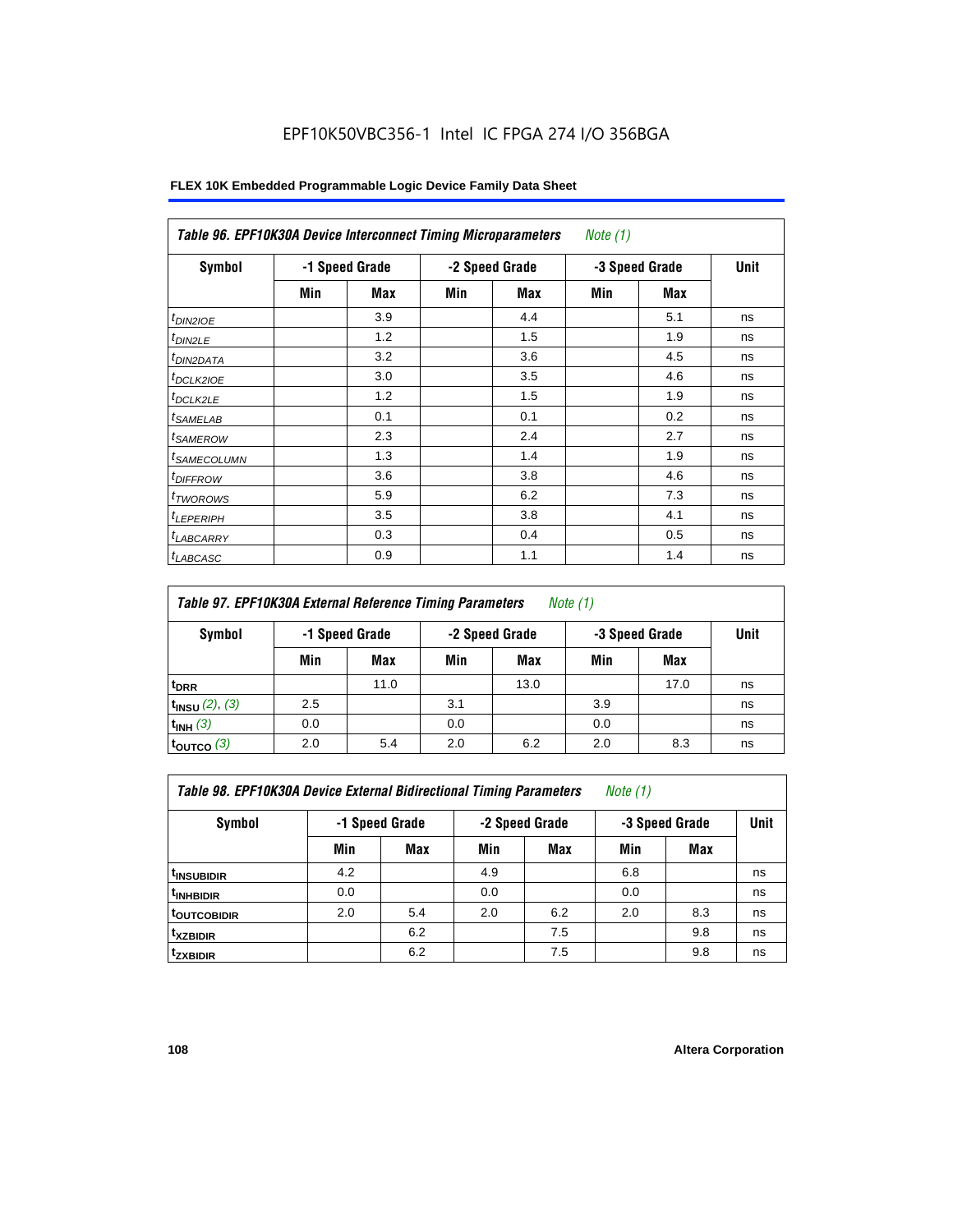EPF10K50VBC356-1 Intel IC FPGA 274 I/O 356BGA

**FLEX 10K Embedded Programmable Logic Device Family Data Sheet**

| *Table 96. EPF10K30A Device Interconnect Timing Microparameters* *Note (1)* | | | | | | | |
|---|---|---|---|---|---|---|---|
| **Symbol** | **-1 Speed Grade** | | **-2 Speed Grade** | | **-3 Speed Grade** | | **Unit** |
| | **Min** | **Max** | **Min** | **Max** | **Min** | **Max** | |
| $t_{DIN2IOE}$ | | 3.9 | | 4.4 | | 5.1 | ns |
| $t_{DIN2LE}$ | | 1.2 | | 1.5 | | 1.9 | ns |
| $t_{DIN2DATA}$ | | 3.2 | | 3.6 | | 4.5 | ns |
| $t_{DCLK2IOE}$ | | 3.0 | | 3.5 | | 4.6 | ns |
| $t_{DCLK2LE}$ | | 1.2 | | 1.5 | | 1.9 | ns |
| $t_{SAMELAB}$ | | 0.1 | | 0.1 | | 0.2 | ns |
| $t_{SAMEROW}$ | | 2.3 | | 2.4 | | 2.7 | ns |
| $t_{SAMECOLUMN}$ | | 1.3 | | 1.4 | | 1.9 | ns |
| $t_{DIFFROW}$ | | 3.6 | | 3.8 | | 4.6 | ns |
| $t_{TWOROWS}$ | | 5.9 | | 6.2 | | 7.3 | ns |
| $t_{LEPERIPH}$ | | 3.5 | | 3.8 | | 4.1 | ns |
| $t_{LABCARRY}$ | | 0.3 | | 0.4 | | 0.5 | ns |
| $t_{LABCASC}$ | | 0.9 | | 1.1 | | 1.4 | ns |

| *Table 97. EPF10K30A External Reference Timing Parameters* *Note (1)* | | | | | | | |
|---|---|---|---|---|---|---|---|
| **Symbol** | **-1 Speed Grade** | | **-2 Speed Grade** | | **-3 Speed Grade** | | **Unit** |
| | **Min** | **Max** | **Min** | **Max** | **Min** | **Max** | |
| $t_{DRR}$ | | 11.0 | | 13.0 | | 17.0 | ns |
| $t_{INSU}$ *(2), (3)* | 2.5 | | 3.1 | | 3.9 | | ns |
| $t_{INH}$ *(3)* | 0.0 | | 0.0 | | 0.0 | | ns |
| $t_{OUTCO}$ *(3)* | 2.0 | 5.4 | 2.0 | 6.2 | 2.0 | 8.3 | ns |

| *Table 98. EPF10K30A Device External Bidirectional Timing Parameters* *Note (1)* | | | | | | | |
|---|---|---|---|---|---|---|---|
| **Symbol** | **-1 Speed Grade** | | **-2 Speed Grade** | | **-3 Speed Grade** | | **Unit** |
| | **Min** | **Max** | **Min** | **Max** | **Min** | **Max** | |
| $t_{INSUBIDIR}$ | 4.2 | | 4.9 | | 6.8 | | ns |
| $t_{INHBIDIR}$ | 0.0 | | 0.0 | | 0.0 | | ns |
| $t_{OUTCOBIDIR}$ | 2.0 | 5.4 | 2.0 | 6.2 | 2.0 | 8.3 | ns |
| $t_{XZBIDIR}$ | | 6.2 | | 7.5 | | 9.8 | ns |
| $t_{ZXBIDIR}$ | | 6.2 | | 7.5 | | 9.8 | ns |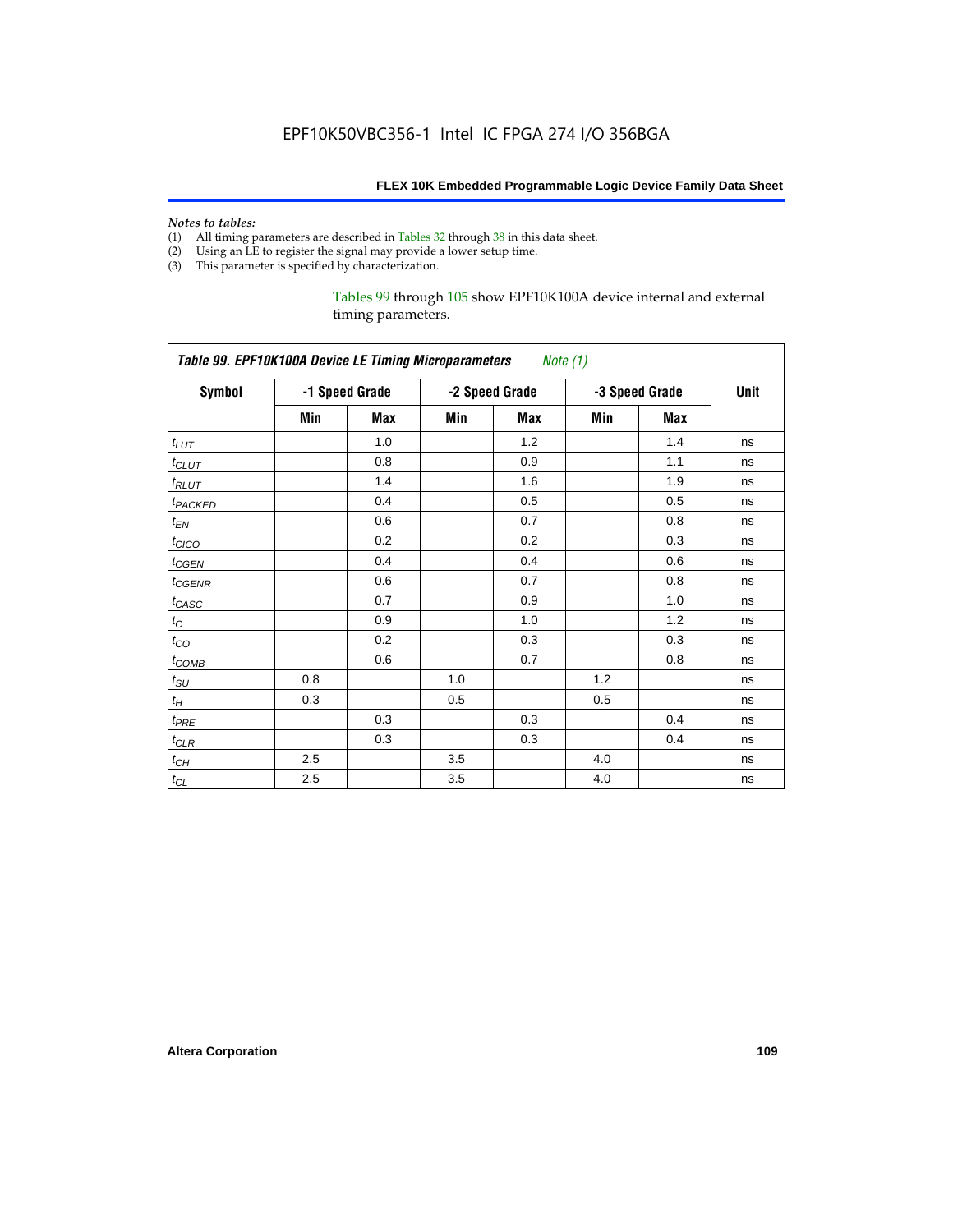*Notes to tables:*

(1) All timing parameters are described in Tables 32 through 38 in this data sheet.
(2) Using an LE to register the signal may provide a lower setup time.
(3) This parameter is specified by characterization.

Tables 99 through 105 show EPF10K100A device internal and external timing parameters.

| *Table 99. EPF10K100A Device LE Timing Microparameters* *Note (1)* | | | | | | | |
|---|---|---|---|---|---|---|---|
| **Symbol** | **-1 Speed Grade** | | **-2 Speed Grade** | | **-3 Speed Grade** | | **Unit** |
| | **Min** | **Max** | **Min** | **Max** | **Min** | **Max** | |
| $t_{LUT}$ | | 1.0 | | 1.2 | | 1.4 | ns |
| $t_{CLUT}$ | | 0.8 | | 0.9 | | 1.1 | ns |
| $t_{RLUT}$ | | 1.4 | | 1.6 | | 1.9 | ns |
| $t_{PACKED}$ | | 0.4 | | 0.5 | | 0.5 | ns |
| $t_{EN}$ | | 0.6 | | 0.7 | | 0.8 | ns |
| $t_{CICO}$ | | 0.2 | | 0.2 | | 0.3 | ns |
| $t_{CGEN}$ | | 0.4 | | 0.4 | | 0.6 | ns |
| $t_{CGENR}$ | | 0.6 | | 0.7 | | 0.8 | ns |
| $t_{CASC}$ | | 0.7 | | 0.9 | | 1.0 | ns |
| $t_C$ | | 0.9 | | 1.0 | | 1.2 | ns |
| $t_{CO}$ | | 0.2 | | 0.3 | | 0.3 | ns |
| $t_{COMB}$ | | 0.6 | | 0.7 | | 0.8 | ns |
| $t_{SU}$ | 0.8 | | 1.0 | | 1.2 | | ns |
| $t_H$ | 0.3 | | 0.5 | | 0.5 | | ns |
| $t_{PRE}$ | | 0.3 | | 0.3 | | 0.4 | ns |
| $t_{CLR}$ | | 0.3 | | 0.3 | | 0.4 | ns |
| $t_{CH}$ | 2.5 | | 3.5 | | 4.0 | | ns |
| $t_{CL}$ | 2.5 | | 3.5 | | 4.0 | | ns |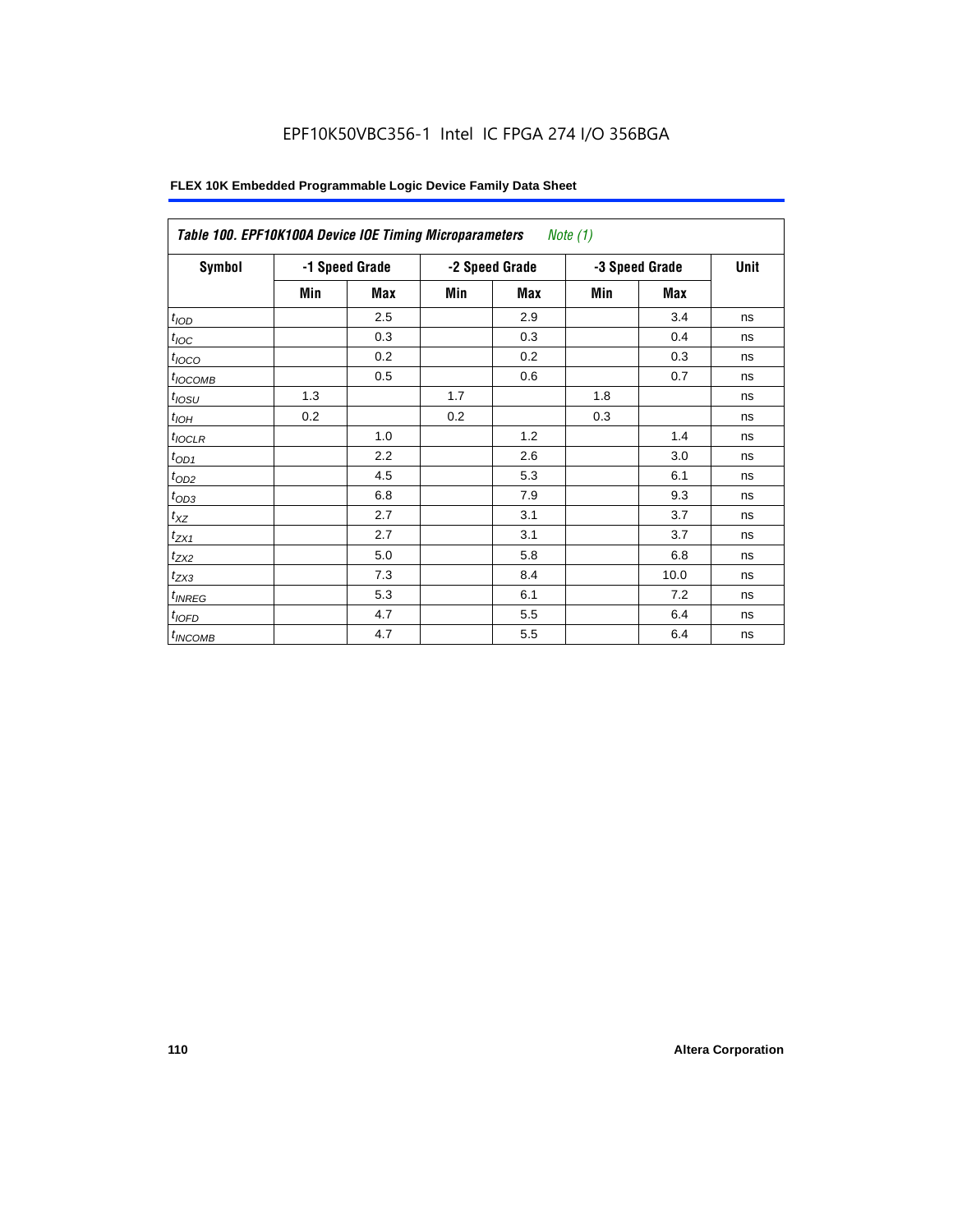EPF10K50VBC356-1 Intel IC FPGA 274 I/O 356BGA

**FLEX 10K Embedded Programmable Logic Device Family Data Sheet**

| *Table 100. EPF10K100A Device IOE Timing Microparameters* *Note (1)* | | | | | | | |
|---|---|---|---|---|---|---|---|
| **Symbol** | **-1 Speed Grade** | | **-2 Speed Grade** | | **-3 Speed Grade** | | **Unit** |
| | **Min** | **Max** | **Min** | **Max** | **Min** | **Max** | |
| $t_{IOD}$ | | 2.5 | | 2.9 | | 3.4 | ns |
| $t_{IOC}$ | | 0.3 | | 0.3 | | 0.4 | ns |
| $t_{IOCO}$ | | 0.2 | | 0.2 | | 0.3 | ns |
| $t_{IOCOMB}$ | | 0.5 | | 0.6 | | 0.7 | ns |
| $t_{IOSU}$ | 1.3 | | 1.7 | | 1.8 | | ns |
| $t_{IOH}$ | 0.2 | | 0.2 | | 0.3 | | ns |
| $t_{IOCLR}$ | | 1.0 | | 1.2 | | 1.4 | ns |
| $t_{OD1}$ | | 2.2 | | 2.6 | | 3.0 | ns |
| $t_{OD2}$ | | 4.5 | | 5.3 | | 6.1 | ns |
| $t_{OD3}$ | | 6.8 | | 7.9 | | 9.3 | ns |
| $t_{XZ}$ | | 2.7 | | 3.1 | | 3.7 | ns |
| $t_{ZX1}$ | | 2.7 | | 3.1 | | 3.7 | ns |
| $t_{ZX2}$ | | 5.0 | | 5.8 | | 6.8 | ns |
| $t_{ZX3}$ | | 7.3 | | 8.4 | | 10.0 | ns |
| $t_{INREG}$ | | 5.3 | | 6.1 | | 7.2 | ns |
| $t_{IOFD}$ | | 4.7 | | 5.5 | | 6.4 | ns |
| $t_{INCOMB}$ | | 4.7 | | 5.5 | | 6.4 | ns |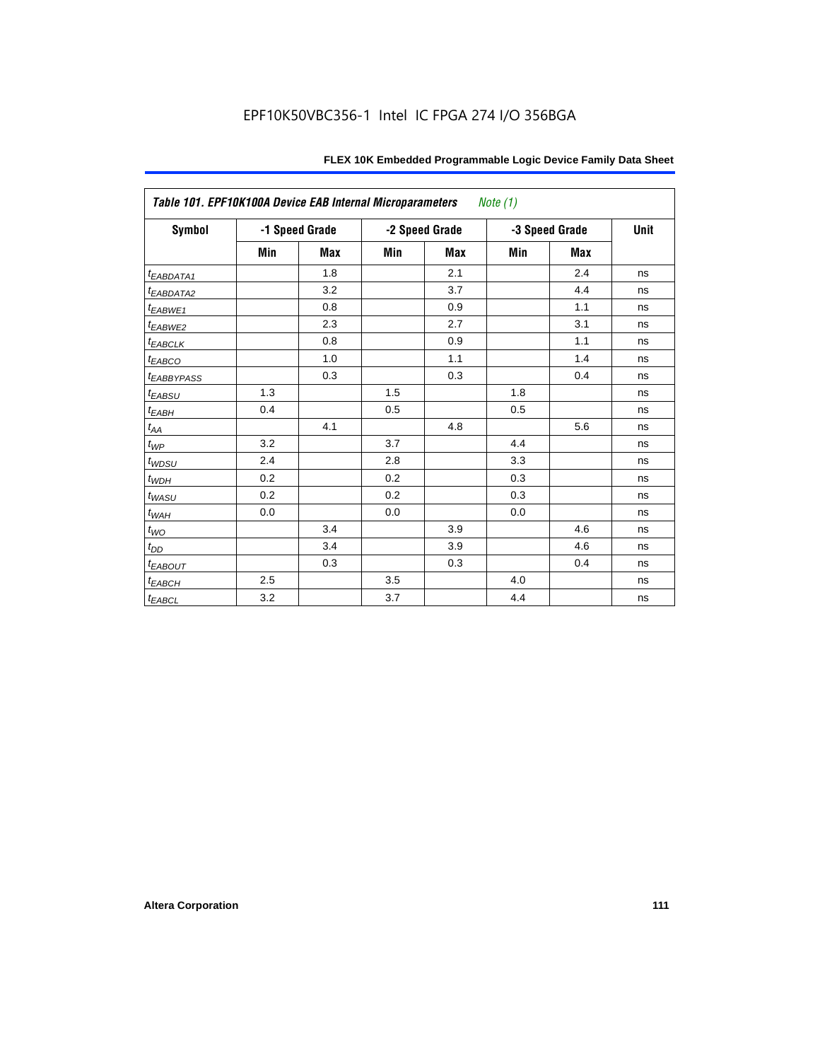**Table 101. EPF10K100A Device EAB Internal Microparameters** *Note (1)*

| Symbol | -1 Speed Grade | | -2 Speed Grade | | -3 Speed Grade | | Unit |
|---|---|---|---|---|---|---|---|
| | Min | Max | Min | Max | Min | Max | |
| $t_{EABDATA1}$ | | 1.8 | | 2.1 | | 2.4 | ns |
| $t_{EABDATA2}$ | | 3.2 | | 3.7 | | 4.4 | ns |
| $t_{EABWE1}$ | | 0.8 | | 0.9 | | 1.1 | ns |
| $t_{EABWE2}$ | | 2.3 | | 2.7 | | 3.1 | ns |
| $t_{EABCLK}$ | | 0.8 | | 0.9 | | 1.1 | ns |
| $t_{EABCO}$ | | 1.0 | | 1.1 | | 1.4 | ns |
| $t_{EABBYPASS}$ | | 0.3 | | 0.3 | | 0.4 | ns |
| $t_{EABSU}$ | 1.3 | | 1.5 | | 1.8 | | ns |
| $t_{EABH}$ | 0.4 | | 0.5 | | 0.5 | | ns |
| $t_{AA}$ | | 4.1 | | 4.8 | | 5.6 | ns |
| $t_{WP}$ | 3.2 | | 3.7 | | 4.4 | | ns |
| $t_{WDSU}$ | 2.4 | | 2.8 | | 3.3 | | ns |
| $t_{WDH}$ | 0.2 | | 0.2 | | 0.3 | | ns |
| $t_{WASU}$ | 0.2 | | 0.2 | | 0.3 | | ns |
| $t_{WAH}$ | 0.0 | | 0.0 | | 0.0 | | ns |
| $t_{WO}$ | | 3.4 | | 3.9 | | 4.6 | ns |
| $t_{DD}$ | | 3.4 | | 3.9 | | 4.6 | ns |
| $t_{EABOUT}$ | | 0.3 | | 0.3 | | 0.4 | ns |
| $t_{EABCH}$ | 2.5 | | 3.5 | | 4.0 | | ns |
| $t_{EABCL}$ | 3.2 | | 3.7 | | 4.4 | | ns |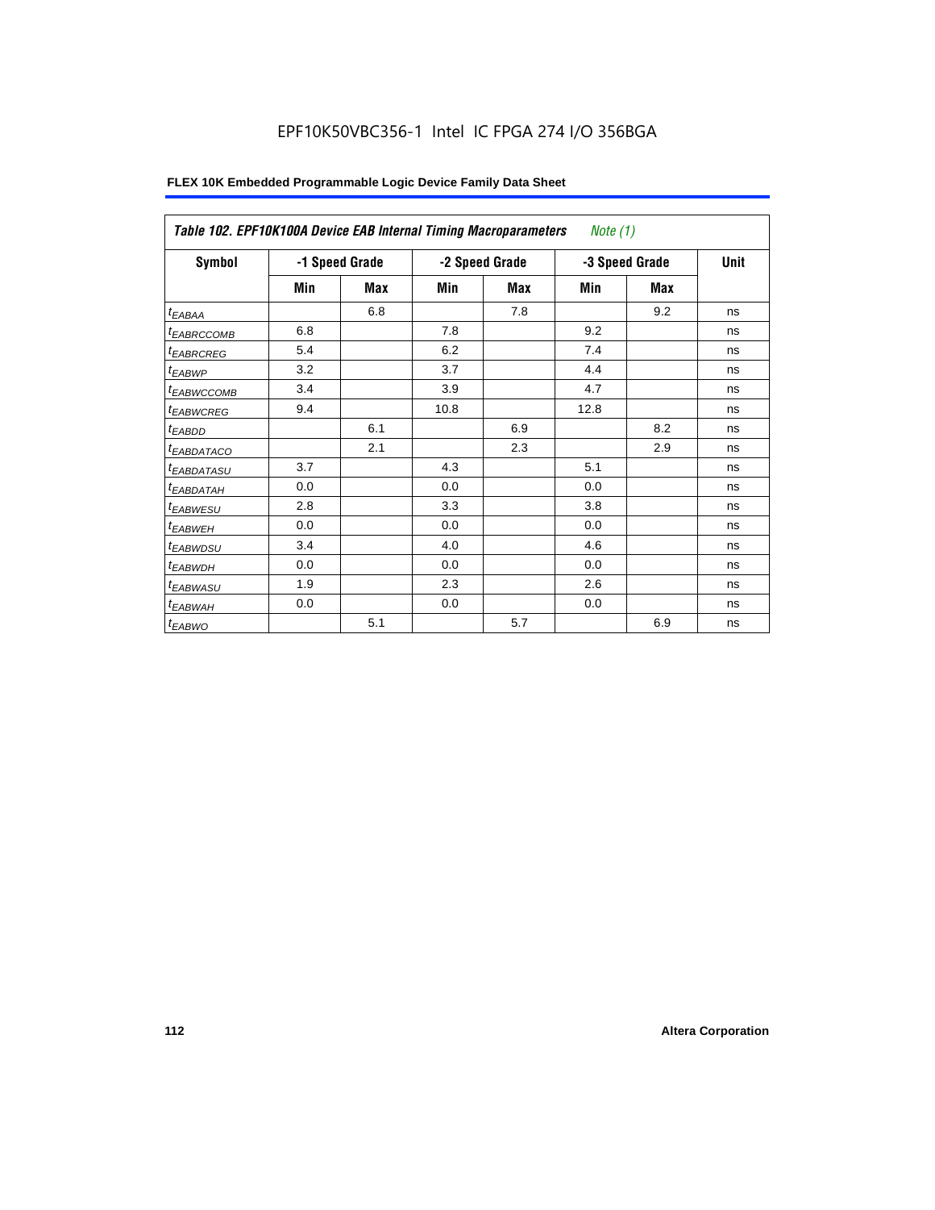EPF10K50VBC356-1 Intel IC FPGA 274 I/O 356BGA

| *Table 102. EPF10K100A Device EAB Internal Timing Macroparameters* *Note (1)* | | | | | | | |
|---|---|---|---|---|---|---|---|
| **Symbol** | **-1 Speed Grade** | | **-2 Speed Grade** | | **-3 Speed Grade** | | **Unit** |
| | **Min** | **Max** | **Min** | **Max** | **Min** | **Max** | |
| $t_{EABAA}$ | | 6.8 | | 7.8 | | 9.2 | ns |
| $t_{EABRCCOMB}$ | 6.8 | | 7.8 | | 9.2 | | ns |
| $t_{EABRCREG}$ | 5.4 | | 6.2 | | 7.4 | | ns |
| $t_{EABWP}$ | 3.2 | | 3.7 | | 4.4 | | ns |
| $t_{EABWCCOMB}$ | 3.4 | | 3.9 | | 4.7 | | ns |
| $t_{EABWCREG}$ | 9.4 | | 10.8 | | 12.8 | | ns |
| $t_{EABDD}$ | | 6.1 | | 6.9 | | 8.2 | ns |
| $t_{EABDATACO}$ | | 2.1 | | 2.3 | | 2.9 | ns |
| $t_{EABDATASU}$ | 3.7 | | 4.3 | | 5.1 | | ns |
| $t_{EABDATAH}$ | 0.0 | | 0.0 | | 0.0 | | ns |
| $t_{EABWESU}$ | 2.8 | | 3.3 | | 3.8 | | ns |
| $t_{EABWEH}$ | 0.0 | | 0.0 | | 0.0 | | ns |
| $t_{EABWDSU}$ | 3.4 | | 4.0 | | 4.6 | | ns |
| $t_{EABWDH}$ | 0.0 | | 0.0 | | 0.0 | | ns |
| $t_{EABWASU}$ | 1.9 | | 2.3 | | 2.6 | | ns |
| $t_{EABWAH}$ | 0.0 | | 0.0 | | 0.0 | | ns |
| $t_{EABWO}$ | | 5.1 | | 5.7 | | 6.9 | ns |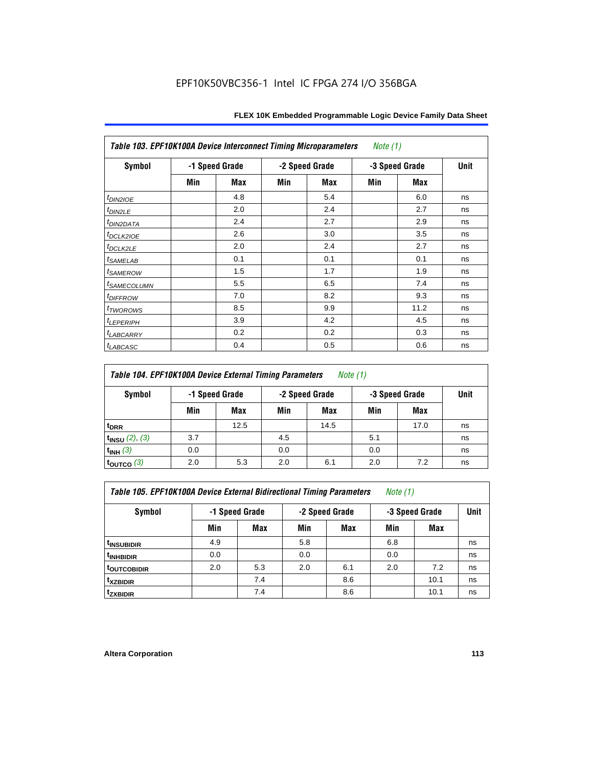| Table 103. EPF10K100A Device Interconnect Timing Microparameters *Note (1)* | | | | | | | |
|---|---|---|---|---|---|---|---|
| Symbol | -1 Speed Grade | | -2 Speed Grade | | -3 Speed Grade | | Unit |
| | Min | Max | Min | Max | Min | Max | |
| $t_{DIN2IOE}$ | | 4.8 | | 5.4 | | 6.0 | ns |
| $t_{DIN2LE}$ | | 2.0 | | 2.4 | | 2.7 | ns |
| $t_{DIN2DATA}$ | | 2.4 | | 2.7 | | 2.9 | ns |
| $t_{DCLK2IOE}$ | | 2.6 | | 3.0 | | 3.5 | ns |
| $t_{DCLK2LE}$ | | 2.0 | | 2.4 | | 2.7 | ns |
| $t_{SAMELAB}$ | | 0.1 | | 0.1 | | 0.1 | ns |
| $t_{SAMEROW}$ | | 1.5 | | 1.7 | | 1.9 | ns |
| $t_{SAMECOLUMN}$ | | 5.5 | | 6.5 | | 7.4 | ns |
| $t_{DIFFROW}$ | | 7.0 | | 8.2 | | 9.3 | ns |
| $t_{TWOROWS}$ | | 8.5 | | 9.9 | | 11.2 | ns |
| $t_{LEPERIPH}$ | | 3.9 | | 4.2 | | 4.5 | ns |
| $t_{LABCARRY}$ | | 0.2 | | 0.2 | | 0.3 | ns |
| $t_{LABCASC}$ | | 0.4 | | 0.5 | | 0.6 | ns |

| Table 104. EPF10K100A Device External Timing Parameters *Note (1)* | | | | | | | |
|---|---|---|---|---|---|---|---|
| Symbol | -1 Speed Grade | | -2 Speed Grade | | -3 Speed Grade | | Unit |
| | Min | Max | Min | Max | Min | Max | |
| $t_{DRR}$ | | 12.5 | | 14.5 | | 17.0 | ns |
| $t_{INSU}$ *(2), (3)* | 3.7 | | 4.5 | | 5.1 | | ns |
| $t_{INH}$ *(3)* | 0.0 | | 0.0 | | 0.0 | | ns |
| $t_{OUTCO}$ *(3)* | 2.0 | 5.3 | 2.0 | 6.1 | 2.0 | 7.2 | ns |

| Table 105. EPF10K100A Device External Bidirectional Timing Parameters *Note (1)* | | | | | | | |
|---|---|---|---|---|---|---|---|
| Symbol | -1 Speed Grade | | -2 Speed Grade | | -3 Speed Grade | | Unit |
| | Min | Max | Min | Max | Min | Max | |
| $t_{INSUBIDIR}$ | 4.9 | | 5.8 | | 6.8 | | ns |
| $t_{INHBIDIR}$ | 0.0 | | 0.0 | | 0.0 | | ns |
| $t_{OUTCOBIDIR}$ | 2.0 | 5.3 | 2.0 | 6.1 | 2.0 | 7.2 | ns |
| $t_{XZBIDIR}$ | | 7.4 | | 8.6 | | 10.1 | ns |
| $t_{ZXBIDIR}$ | | 7.4 | | 8.6 | | 10.1 | ns |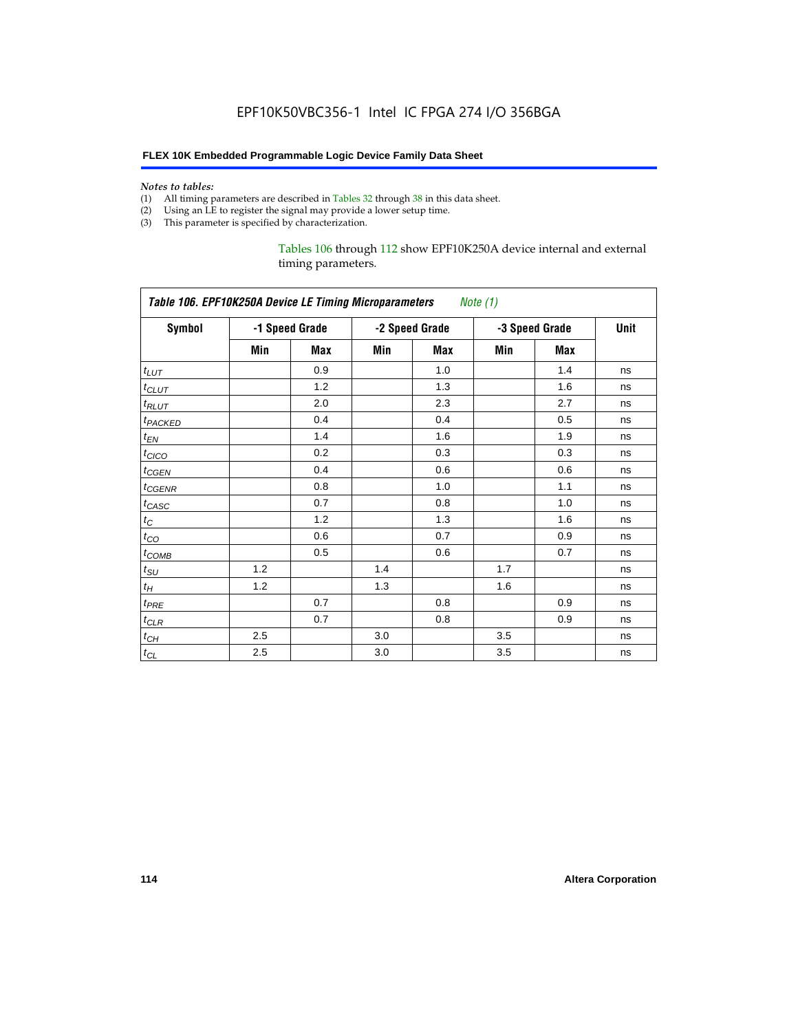*Notes to tables:*

(1) All timing parameters are described in Tables 32 through 38 in this data sheet.
(2) Using an LE to register the signal may provide a lower setup time.
(3) This parameter is specified by characterization.

Tables 106 through 112 show EPF10K250A device internal and external timing parameters.

**Table 106. EPF10K250A Device LE Timing Microparameters** *Note (1)*

| Symbol | -1 Speed Grade | | -2 Speed Grade | | -3 Speed Grade | | Unit |
|---|---|---|---|---|---|---|---|
| | Min | Max | Min | Max | Min | Max | |
| $t_{LUT}$ | | 0.9 | | 1.0 | | 1.4 | ns |
| $t_{CLUT}$ | | 1.2 | | 1.3 | | 1.6 | ns |
| $t_{RLUT}$ | | 2.0 | | 2.3 | | 2.7 | ns |
| $t_{PACKED}$ | | 0.4 | | 0.4 | | 0.5 | ns |
| $t_{EN}$ | | 1.4 | | 1.6 | | 1.9 | ns |
| $t_{CICO}$ | | 0.2 | | 0.3 | | 0.3 | ns |
| $t_{CGEN}$ | | 0.4 | | 0.6 | | 0.6 | ns |
| $t_{CGENR}$ | | 0.8 | | 1.0 | | 1.1 | ns |
| $t_{CASC}$ | | 0.7 | | 0.8 | | 1.0 | ns |
| $t_{C}$ | | 1.2 | | 1.3 | | 1.6 | ns |
| $t_{CO}$ | | 0.6 | | 0.7 | | 0.9 | ns |
| $t_{COMB}$ | | 0.5 | | 0.6 | | 0.7 | ns |
| $t_{SU}$ | 1.2 | | 1.4 | | 1.7 | | ns |
| $t_{H}$ | 1.2 | | 1.3 | | 1.6 | | ns |
| $t_{PRE}$ | | 0.7 | | 0.8 | | 0.9 | ns |
| $t_{CLR}$ | | 0.7 | | 0.8 | | 0.9 | ns |
| $t_{CH}$ | 2.5 | | 3.0 | | 3.5 | | ns |
| $t_{CL}$ | 2.5 | | 3.0 | | 3.5 | | ns |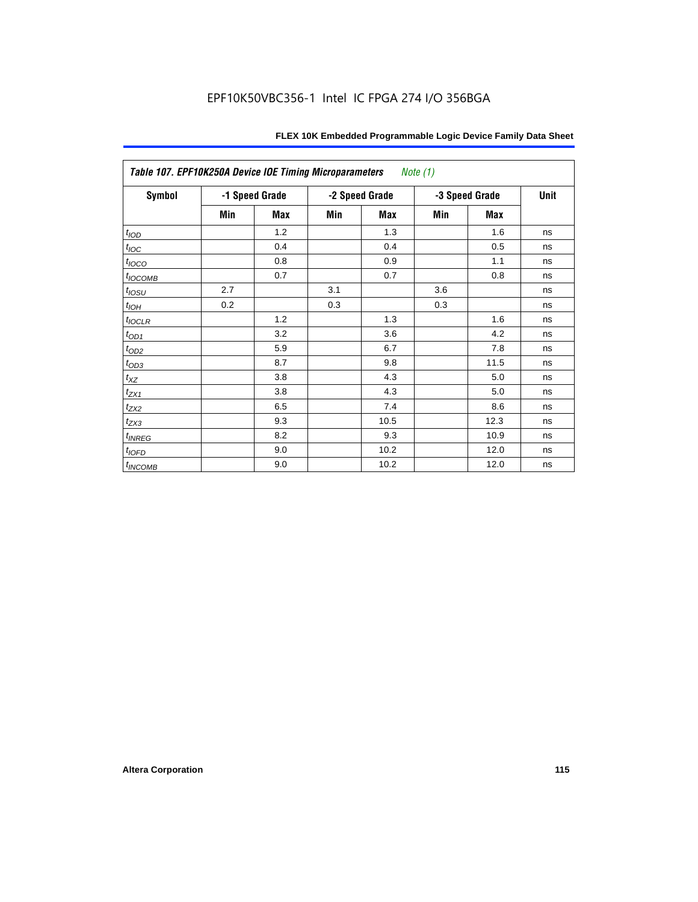EPF10K50VBC356-1 Intel IC FPGA 274 I/O 356BGA

| *Table 107. EPF10K250A Device IOE Timing Microparameters* *Note (1)* | | | | | | | |
|---|---|---|---|---|---|---|---|
| **Symbol** | **-1 Speed Grade** | | **-2 Speed Grade** | | **-3 Speed Grade** | | **Unit** |
| | **Min** | **Max** | **Min** | **Max** | **Min** | **Max** | |
| $t_{IOD}$ | | 1.2 | | 1.3 | | 1.6 | ns |
| $t_{IOC}$ | | 0.4 | | 0.4 | | 0.5 | ns |
| $t_{IOCO}$ | | 0.8 | | 0.9 | | 1.1 | ns |
| $t_{IOCOMB}$ | | 0.7 | | 0.7 | | 0.8 | ns |
| $t_{IOSU}$ | 2.7 | | 3.1 | | 3.6 | | ns |
| $t_{IOH}$ | 0.2 | | 0.3 | | 0.3 | | ns |
| $t_{IOCLR}$ | | 1.2 | | 1.3 | | 1.6 | ns |
| $t_{OD1}$ | | 3.2 | | 3.6 | | 4.2 | ns |
| $t_{OD2}$ | | 5.9 | | 6.7 | | 7.8 | ns |
| $t_{OD3}$ | | 8.7 | | 9.8 | | 11.5 | ns |
| $t_{XZ}$ | | 3.8 | | 4.3 | | 5.0 | ns |
| $t_{ZX1}$ | | 3.8 | | 4.3 | | 5.0 | ns |
| $t_{ZX2}$ | | 6.5 | | 7.4 | | 8.6 | ns |
| $t_{ZX3}$ | | 9.3 | | 10.5 | | 12.3 | ns |
| $t_{INREG}$ | | 8.2 | | 9.3 | | 10.9 | ns |
| $t_{IOFD}$ | | 9.0 | | 10.2 | | 12.0 | ns |
| $t_{INCOMB}$ | | 9.0 | | 10.2 | | 12.0 | ns |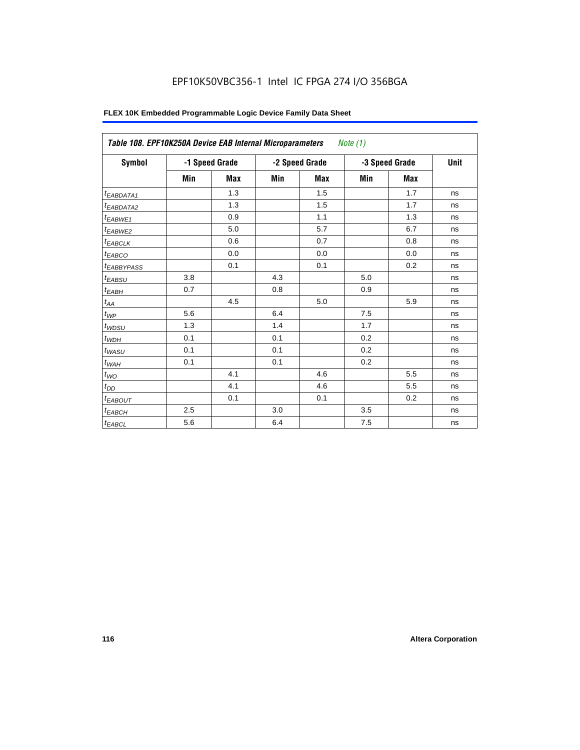**Table 108. EPF10K250A Device EAB Internal Microparameters** *Note (1)*

| Symbol | -1 Speed Grade | | -2 Speed Grade | | -3 Speed Grade | | Unit |
|---|---|---|---|---|---|---|---|
| | Min | Max | Min | Max | Min | Max | |
| $t_{EABDATA1}$ | | 1.3 | | 1.5 | | 1.7 | ns |
| $t_{EABDATA2}$ | | 1.3 | | 1.5 | | 1.7 | ns |
| $t_{EABWE1}$ | | 0.9 | | 1.1 | | 1.3 | ns |
| $t_{EABWE2}$ | | 5.0 | | 5.7 | | 6.7 | ns |
| $t_{EABCLK}$ | | 0.6 | | 0.7 | | 0.8 | ns |
| $t_{EABCO}$ | | 0.0 | | 0.0 | | 0.0 | ns |
| $t_{EABBYPASS}$ | | 0.1 | | 0.1 | | 0.2 | ns |
| $t_{EABSU}$ | 3.8 | | 4.3 | | 5.0 | | ns |
| $t_{EABH}$ | 0.7 | | 0.8 | | 0.9 | | ns |
| $t_{AA}$ | | 4.5 | | 5.0 | | 5.9 | ns |
| $t_{WP}$ | 5.6 | | 6.4 | | 7.5 | | ns |
| $t_{WDSU}$ | 1.3 | | 1.4 | | 1.7 | | ns |
| $t_{WDH}$ | 0.1 | | 0.1 | | 0.2 | | ns |
| $t_{WASU}$ | 0.1 | | 0.1 | | 0.2 | | ns |
| $t_{WAH}$ | 0.1 | | 0.1 | | 0.2 | | ns |
| $t_{WO}$ | | 4.1 | | 4.6 | | 5.5 | ns |
| $t_{DD}$ | | 4.1 | | 4.6 | | 5.5 | ns |
| $t_{EABOUT}$ | | 0.1 | | 0.1 | | 0.2 | ns |
| $t_{EABCH}$ | 2.5 | | 3.0 | | 3.5 | | ns |
| $t_{EABCL}$ | 5.6 | | 6.4 | | 7.5 | | ns |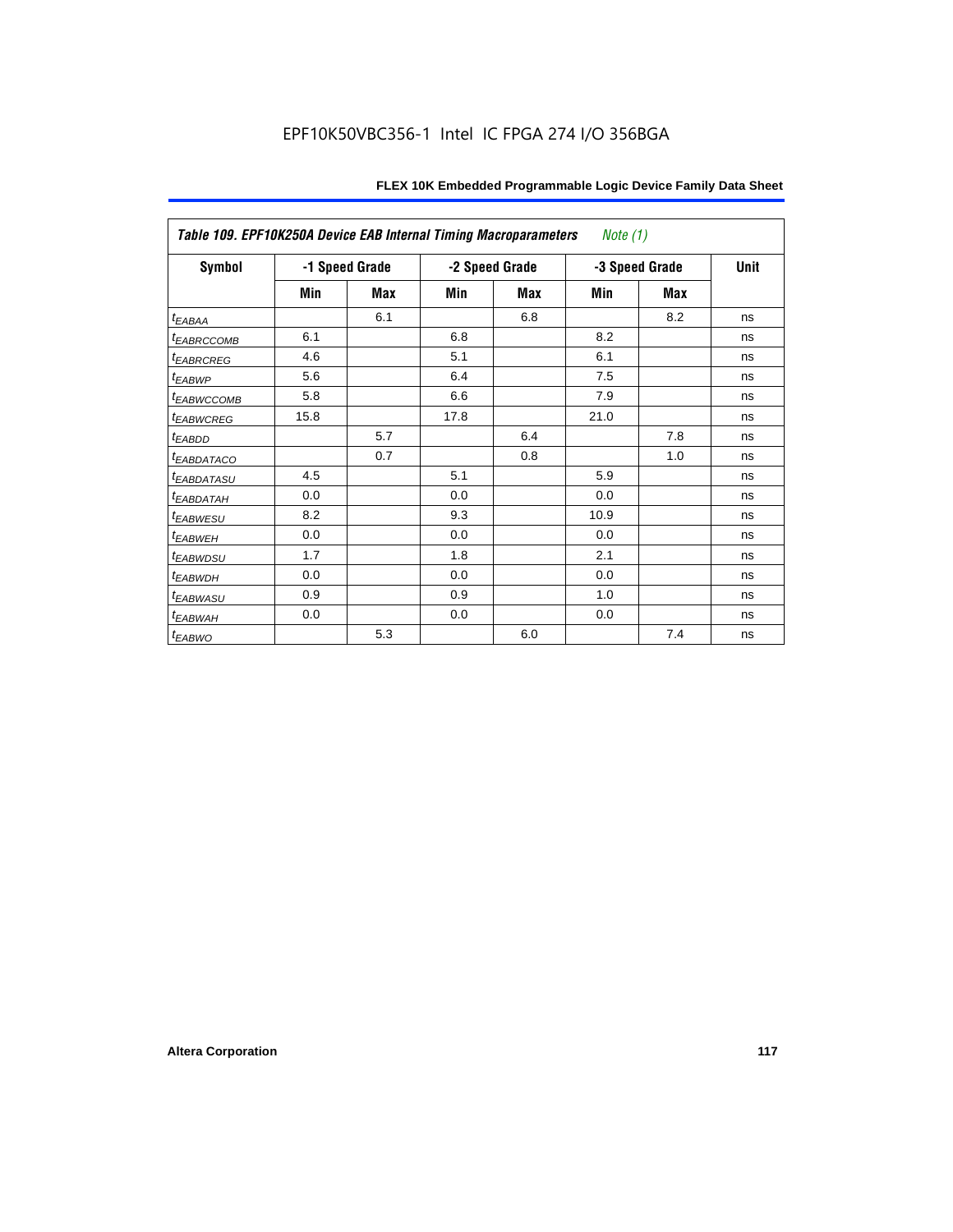| Table 109. EPF10K250A Device EAB Internal Timing Macroparameters *Note (1)* | | | | | | | |
|---|---|---|---|---|---|---|---|
| **Symbol** | **-1 Speed Grade** | | **-2 Speed Grade** | | **-3 Speed Grade** | | **Unit** |
| | **Min** | **Max** | **Min** | **Max** | **Min** | **Max** | |
| $t_{EABAA}$ | | 6.1 | | 6.8 | | 8.2 | ns |
| $t_{EABRCCOMB}$ | 6.1 | | 6.8 | | 8.2 | | ns |
| $t_{EABRCREG}$ | 4.6 | | 5.1 | | 6.1 | | ns |
| $t_{EABWP}$ | 5.6 | | 6.4 | | 7.5 | | ns |
| $t_{EABWCCOMB}$ | 5.8 | | 6.6 | | 7.9 | | ns |
| $t_{EABWCREG}$ | 15.8 | | 17.8 | | 21.0 | | ns |
| $t_{EABDD}$ | | 5.7 | | 6.4 | | 7.8 | ns |
| $t_{EABDATACO}$ | | 0.7 | | 0.8 | | 1.0 | ns |
| $t_{EABDATASU}$ | 4.5 | | 5.1 | | 5.9 | | ns |
| $t_{EABDATAH}$ | 0.0 | | 0.0 | | 0.0 | | ns |
| $t_{EABWESU}$ | 8.2 | | 9.3 | | 10.9 | | ns |
| $t_{EABWEH}$ | 0.0 | | 0.0 | | 0.0 | | ns |
| $t_{EABWDSU}$ | 1.7 | | 1.8 | | 2.1 | | ns |
| $t_{EABWDH}$ | 0.0 | | 0.0 | | 0.0 | | ns |
| $t_{EABWASU}$ | 0.9 | | 0.9 | | 1.0 | | ns |
| $t_{EABWAH}$ | 0.0 | | 0.0 | | 0.0 | | ns |
| $t_{EABWO}$ | | 5.3 | | 6.0 | | 7.4 | ns |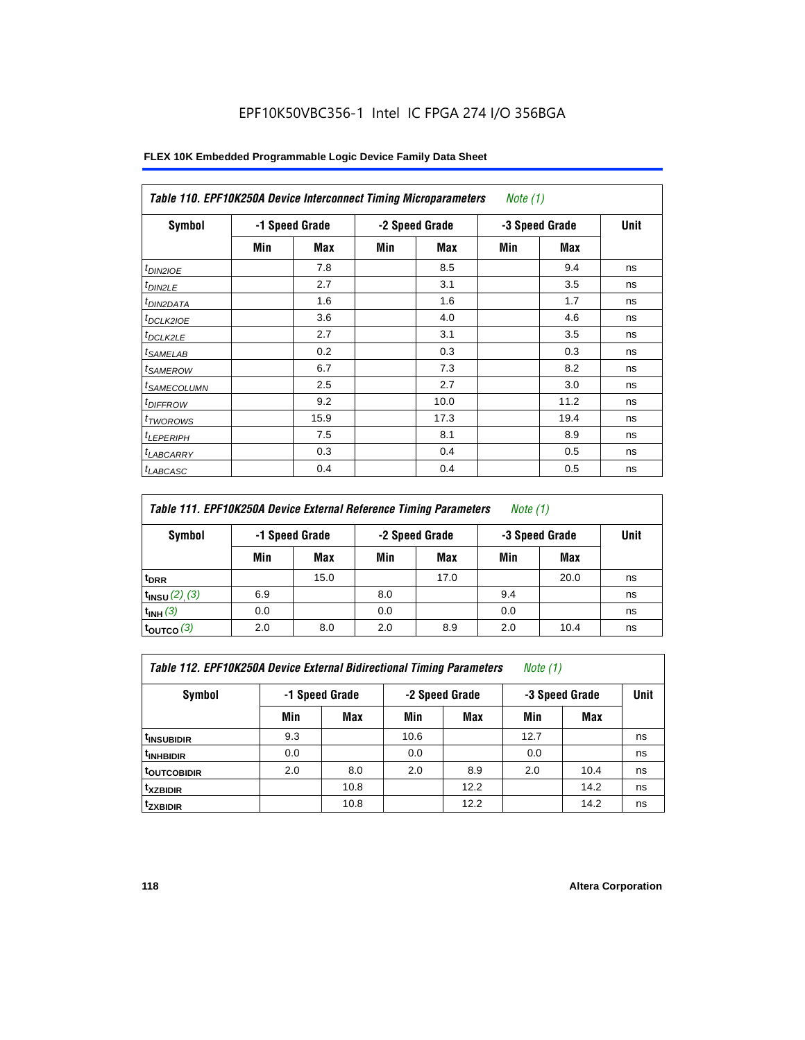EPF10K50VBC356-1 Intel IC FPGA 274 I/O 356BGA

**FLEX 10K Embedded Programmable Logic Device Family Data Sheet**

| *Table 110. EPF10K250A Device Interconnect Timing Microparameters* *Note (1)* | | | | | | | |
|---|---|---|---|---|---|---|---|
| **Symbol** | **-1 Speed Grade** | | **-2 Speed Grade** | | **-3 Speed Grade** | | **Unit** |
| | **Min** | **Max** | **Min** | **Max** | **Min** | **Max** | |
| $t_{DIN2IOE}$ | | 7.8 | | 8.5 | | 9.4 | ns |
| $t_{DIN2LE}$ | | 2.7 | | 3.1 | | 3.5 | ns |
| $t_{DIN2DATA}$ | | 1.6 | | 1.6 | | 1.7 | ns |
| $t_{DCLK2IOE}$ | | 3.6 | | 4.0 | | 4.6 | ns |
| $t_{DCLK2LE}$ | | 2.7 | | 3.1 | | 3.5 | ns |
| $t_{SAMELAB}$ | | 0.2 | | 0.3 | | 0.3 | ns |
| $t_{SAMEROW}$ | | 6.7 | | 7.3 | | 8.2 | ns |
| $t_{SAMECOLUMN}$ | | 2.5 | | 2.7 | | 3.0 | ns |
| $t_{DIFFROW}$ | | 9.2 | | 10.0 | | 11.2 | ns |
| $t_{TWOROWS}$ | | 15.9 | | 17.3 | | 19.4 | ns |
| $t_{LEPERIPH}$ | | 7.5 | | 8.1 | | 8.9 | ns |
| $t_{LABCARRY}$ | | 0.3 | | 0.4 | | 0.5 | ns |
| $t_{LABCASC}$ | | 0.4 | | 0.4 | | 0.5 | ns |

| *Table 111. EPF10K250A Device External Reference Timing Parameters* *Note (1)* | | | | | | | |
|---|---|---|---|---|---|---|---|
| **Symbol** | **-1 Speed Grade** | | **-2 Speed Grade** | | **-3 Speed Grade** | | **Unit** |
| | **Min** | **Max** | **Min** | **Max** | **Min** | **Max** | |
| $t_{DRR}$ | | 15.0 | | 17.0 | | 20.0 | ns |
| $t_{INSU}$ *(2)*, *(3)* | 6.9 | | 8.0 | | 9.4 | | ns |
| $t_{INH}$ *(3)* | 0.0 | | 0.0 | | 0.0 | | ns |
| $t_{OUTCO}$ *(3)* | 2.0 | 8.0 | 2.0 | 8.9 | 2.0 | 10.4 | ns |

| *Table 112. EPF10K250A Device External Bidirectional Timing Parameters* *Note (1)* | | | | | | | |
|---|---|---|---|---|---|---|---|
| **Symbol** | **-1 Speed Grade** | | **-2 Speed Grade** | | **-3 Speed Grade** | | **Unit** |
| | **Min** | **Max** | **Min** | **Max** | **Min** | **Max** | |
| $t_{INSUBIDIR}$ | 9.3 | | 10.6 | | 12.7 | | ns |
| $t_{INHBIDIR}$ | 0.0 | | 0.0 | | 0.0 | | ns |
| $t_{OUTCOBIDIR}$ | 2.0 | 8.0 | 2.0 | 8.9 | 2.0 | 10.4 | ns |
| $t_{XZBIDIR}$ | | 10.8 | | 12.2 | | 14.2 | ns |
| $t_{ZXBIDIR}$ | | 10.8 | | 12.2 | | 14.2 | ns |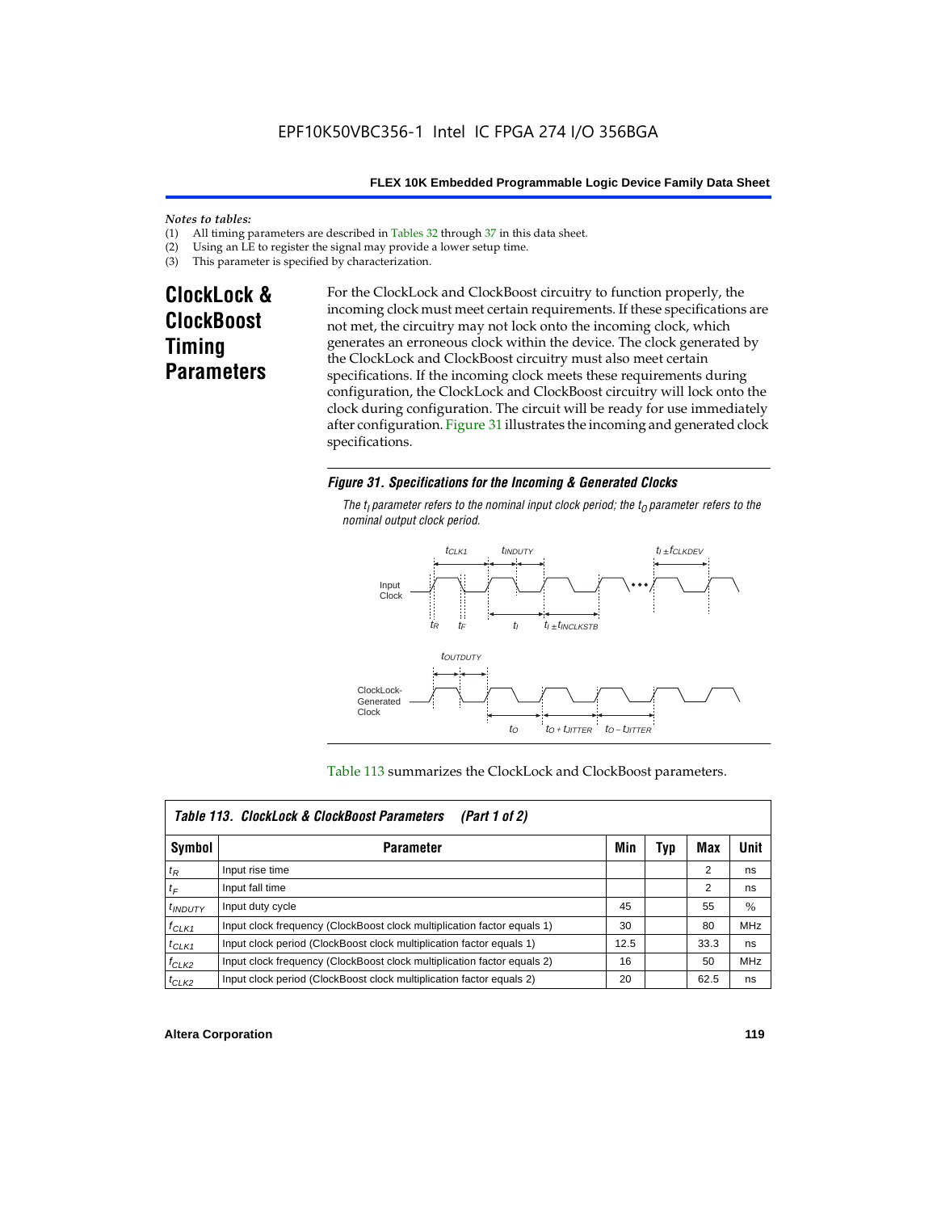*Notes to tables:*

(1) All timing parameters are described in Tables 32 through 37 in this data sheet.
(2) Using an LE to register the signal may provide a lower setup time.
(3) This parameter is specified by characterization.

## ClockLock & ClockBoost Timing Parameters

For the ClockLock and ClockBoost circuitry to function properly, the incoming clock must meet certain requirements. If these specifications are not met, the circuitry may not lock onto the incoming clock, which generates an erroneous clock within the device. The clock generated by the ClockLock and ClockBoost circuitry must also meet certain specifications. If the incoming clock meets these requirements during configuration, the ClockLock and ClockBoost circuitry will lock onto the clock during configuration. The circuit will be ready for use immediately after configuration. Figure 31 illustrates the incoming and generated clock specifications.

***Figure 31. Specifications for the Incoming & Generated Clocks***

*The $t_I$ parameter refers to the nominal input clock period; the $t_O$ parameter refers to the nominal output clock period.*

Table 113 summarizes the ClockLock and ClockBoost parameters.

| Symbol | Parameter | Min | Typ | Max | Unit |
|---|---|---|---|---|---|
| $t_R$ | Input rise time | | | 2 | ns |
| $t_F$ | Input fall time | | | 2 | ns |
| $t_{INDUTY}$ | Input duty cycle | 45 | | 55 | % |
| $f_{CLK1}$ | Input clock frequency (ClockBoost clock multiplication factor equals 1) | 30 | | 80 | MHz |
| $t_{CLK1}$ | Input clock period (ClockBoost clock multiplication factor equals 1) | 12.5 | | 33.3 | ns |
| $f_{CLK2}$ | Input clock frequency (ClockBoost clock multiplication factor equals 2) | 16 | | 50 | MHz |
| $t_{CLK2}$ | Input clock period (ClockBoost clock multiplication factor equals 2) | 20 | | 62.5 | ns |

*Table 113. ClockLock & ClockBoost Parameters (Part 1 of 2)*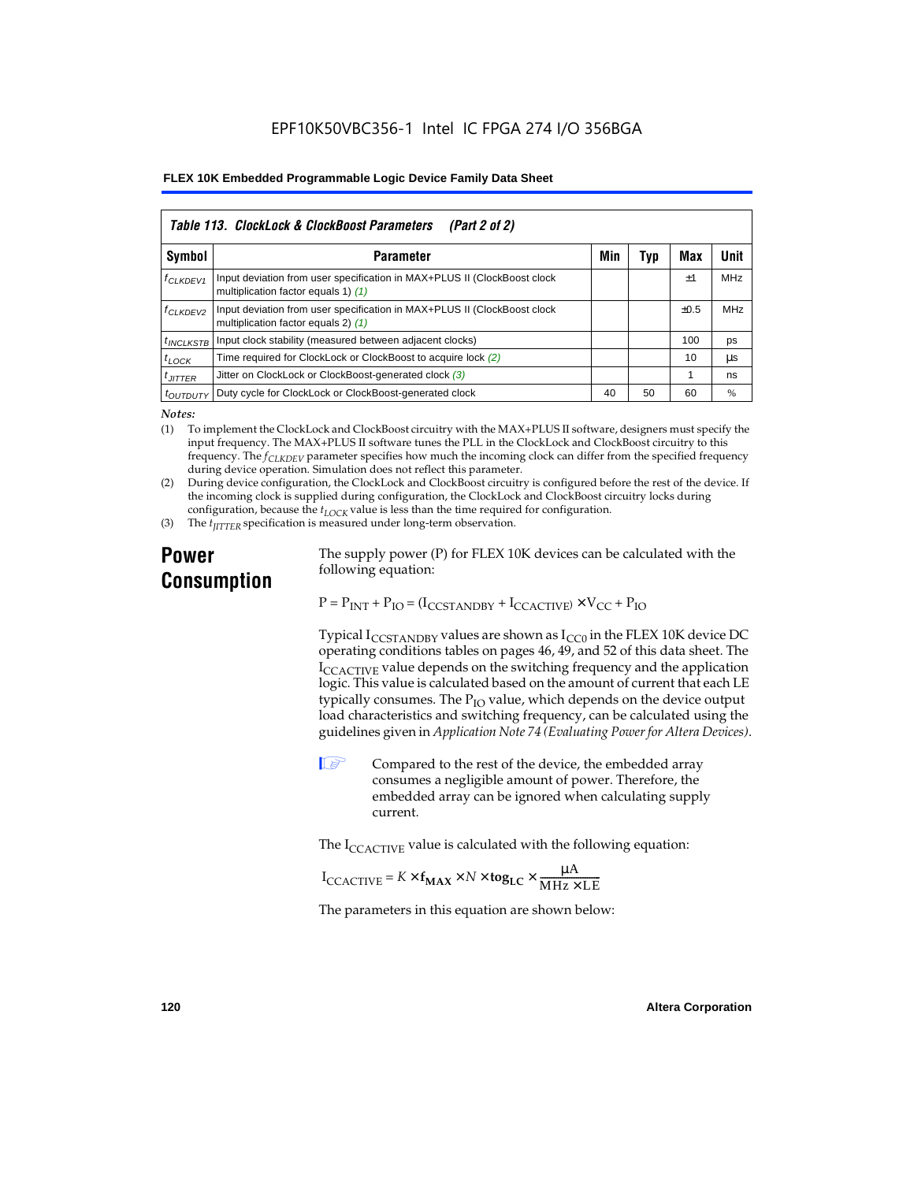**Table 113. ClockLock & ClockBoost Parameters (Part 2 of 2)**

| Symbol | Parameter | Min | Typ | Max | Unit |
|---|---|---|---|---|---|
| $f_{CLKDEV1}$ | Input deviation from user specification in MAX+PLUS II (ClockBoost clock multiplication factor equals 1) *(1)* | | | ±1 | MHz |
| $f_{CLKDEV2}$ | Input deviation from user specification in MAX+PLUS II (ClockBoost clock multiplication factor equals 2) *(1)* | | | ±0.5 | MHz |
| $t_{INCLKSTB}$ | Input clock stability (measured between adjacent clocks) | | | 100 | ps |
| $t_{LOCK}$ | Time required for ClockLock or ClockBoost to acquire lock *(2)* | | | 10 | µs |
| $t_{JITTER}$ | Jitter on ClockLock or ClockBoost-generated clock *(3)* | | | 1 | ns |
| $t_{OUTDUTY}$ | Duty cycle for ClockLock or ClockBoost-generated clock | 40 | 50 | 60 | % |

*Notes:*

(1) To implement the ClockLock and ClockBoost circuitry with the MAX+PLUS II software, designers must specify the input frequency. The MAX+PLUS II software tunes the PLL in the ClockLock and ClockBoost circuitry to this frequency. The $f_{CLKDEV}$ parameter specifies how much the incoming clock can differ from the specified frequency during device operation. Simulation does not reflect this parameter.

(2) During device configuration, the ClockLock and ClockBoost circuitry is configured before the rest of the device. If the incoming clock is supplied during configuration, the ClockLock and ClockBoost circuitry locks during configuration, because the $t_{LOCK}$ value is less than the time required for configuration.

(3) The $t_{JITTER}$ specification is measured under long-term observation.

## Power Consumption

The supply power (P) for FLEX 10K devices can be calculated with the following equation:

$$P = P_{INT} + P_{IO} = (I_{CCSTANDBY} + I_{CCACTIVE}) \times V_{CC} + P_{IO}$$

Typical $I_{CCSTANDBY}$ values are shown as $I_{CC0}$ in the FLEX 10K device DC operating conditions tables on pages 46, 49, and 52 of this data sheet. The $I_{CCACTIVE}$ value depends on the switching frequency and the application logic. This value is calculated based on the amount of current that each LE typically consumes. The $P_{IO}$ value, which depends on the device output load characteristics and switching frequency, can be calculated using the guidelines given in *Application Note 74 (Evaluating Power for Altera Devices)*.

Compared to the rest of the device, the embedded array consumes a negligible amount of power. Therefore, the embedded array can be ignored when calculating supply current.

The $I_{CCACTIVE}$ value is calculated with the following equation:

$$I_{CCACTIVE} = K \times \mathbf{f_{MAX}} \times N \times \mathbf{tog_{LC}} \times \frac{\mu A}{MHz \times LE}$$

The parameters in this equation are shown below: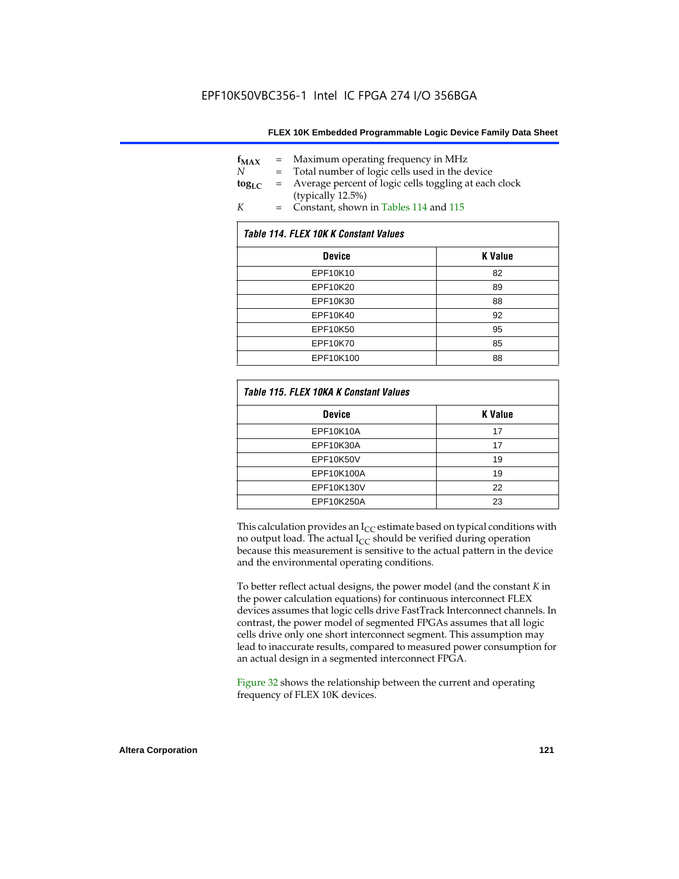$f_{MAX}$ = Maximum operating frequency in MHz
$N$ = Total number of logic cells used in the device
$tog_{LC}$ = Average percent of logic cells toggling at each clock (typically 12.5%)
$K$ = Constant, shown in Tables 114 and 115

| *Table 114. FLEX 10K K Constant Values* | |
|---|---|
| **Device** | **K Value** |
| EPF10K10 | 82 |
| EPF10K20 | 89 |
| EPF10K30 | 88 |
| EPF10K40 | 92 |
| EPF10K50 | 95 |
| EPF10K70 | 85 |
| EPF10K100 | 88 |

| *Table 115. FLEX 10KA K Constant Values* | |
|---|---|
| **Device** | **K Value** |
| EPF10K10A | 17 |
| EPF10K30A | 17 |
| EPF10K50V | 19 |
| EPF10K100A | 19 |
| EPF10K130V | 22 |
| EPF10K250A | 23 |

This calculation provides an $I_{CC}$ estimate based on typical conditions with no output load. The actual $I_{CC}$ should be verified during operation because this measurement is sensitive to the actual pattern in the device and the environmental operating conditions.

To better reflect actual designs, the power model (and the constant $K$ in the power calculation equations) for continuous interconnect FLEX devices assumes that logic cells drive FastTrack Interconnect channels. In contrast, the power model of segmented FPGAs assumes that all logic cells drive only one short interconnect segment. This assumption may lead to inaccurate results, compared to measured power consumption for an actual design in a segmented interconnect FPGA.

Figure 32 shows the relationship between the current and operating frequency of FLEX 10K devices.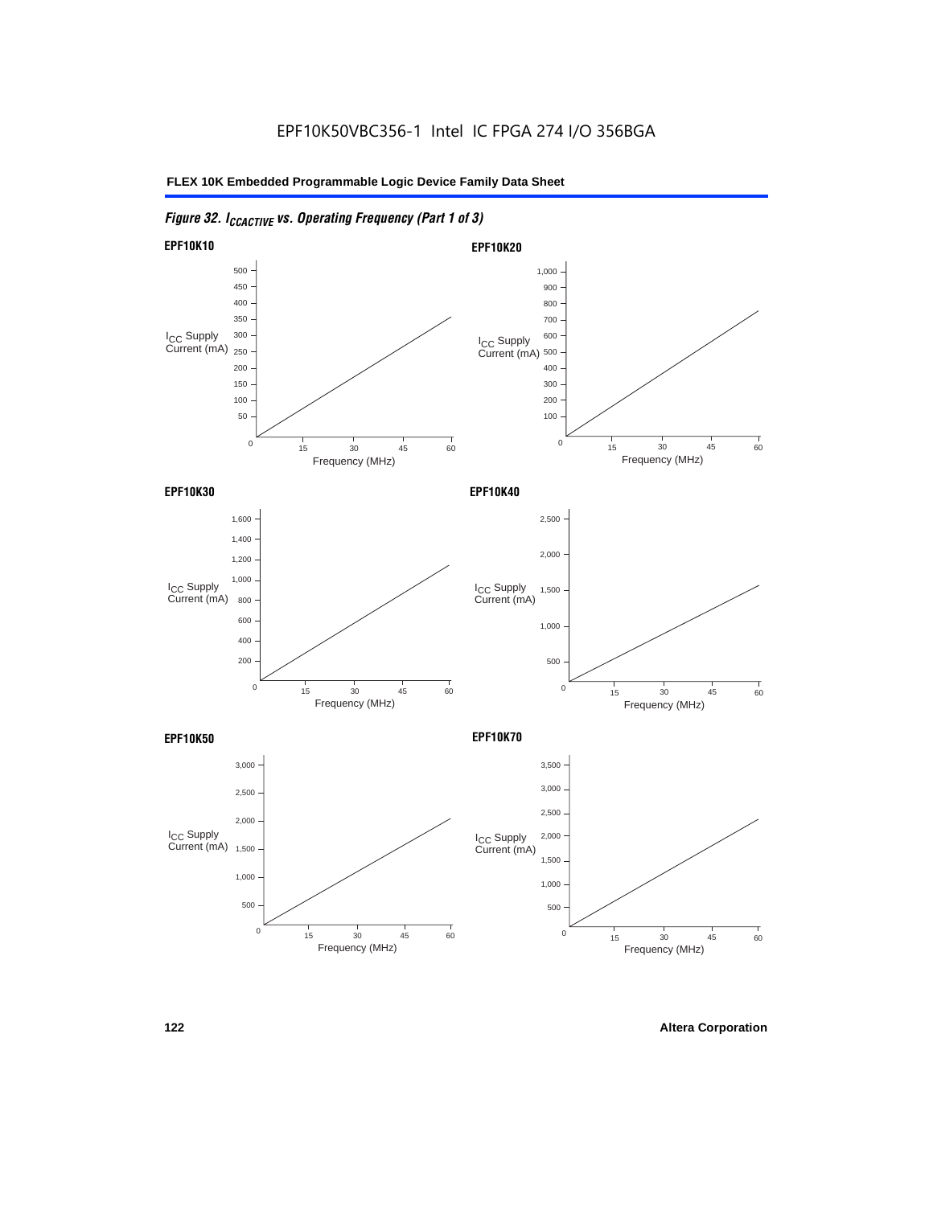EPF10K50VBC356-1 Intel IC FPGA 274 I/O 356BGA

*Figure 32. $I_{CCACTIVE}$ vs. Operating Frequency (Part 1 of 3)*

**EPF10K10**

$I_{CC}$ Supply Current (mA)

500, 450, 400, 350, 300, 250, 200, 150, 100, 50, 0

Frequency (MHz): 0, 15, 30, 45, 60

**EPF10K20**

$I_{CC}$ Supply Current (mA)

1,000, 900, 800, 700, 600, 500, 400, 300, 200, 100, 0

Frequency (MHz): 0, 15, 30, 45, 60

**EPF10K30**

$I_{CC}$ Supply Current (mA)

1,600, 1,400, 1,200, 1,000, 800, 600, 400, 200, 0

Frequency (MHz): 0, 15, 30, 45, 60

**EPF10K40**

$I_{CC}$ Supply Current (mA)

2,500, 2,000, 1,500, 1,000, 500, 0

Frequency (MHz): 0, 15, 30, 45, 60

**EPF10K50**

$I_{CC}$ Supply Current (mA)

3,000, 2,500, 2,000, 1,500, 1,000, 500, 0

Frequency (MHz): 0, 15, 30, 45, 60

**EPF10K70**

$I_{CC}$ Supply Current (mA)

3,500, 3,000, 2,500, 2,000, 1,500, 1,000, 500, 0

Frequency (MHz): 0, 15, 30, 45, 60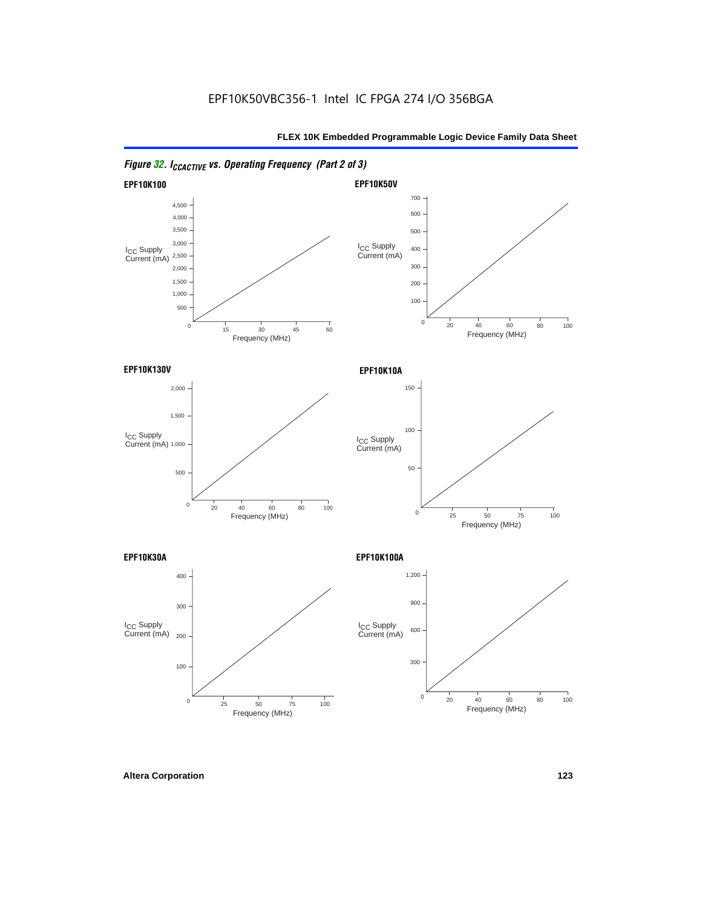*Figure 32. $I_{CCACTIVE}$ vs. Operating Frequency (Part 2 of 3)*

**EPF10K100**

$I_{CC}$ Supply Current (mA)

4,500, 4,000, 3,500, 3,000, 2,500, 2,000, 1,500, 1,000, 500

0, 15, 30, 45, 60

Frequency (MHz)

**EPF10K50V**

$I_{CC}$ Supply Current (mA)

700, 600, 500, 400, 300, 200, 100, 0

20, 40, 60, 80, 100

Frequency (MHz)

**EPF10K130V**

$I_{CC}$ Supply Current (mA)

2,000, 1,500, 1,000, 500, 0

20, 40, 60, 80, 100

Frequency (MHz)

**EPF10K10A**

$I_{CC}$ Supply Current (mA)

150, 100, 50, 0

25, 50, 75, 100

Frequency (MHz)

**EPF10K30A**

$I_{CC}$ Supply Current (mA)

400, 300, 200, 100, 0

25, 50, 75, 100

Frequency (MHz)

**EPF10K100A**

$I_{CC}$ Supply Current (mA)

1,200, 900, 600, 300, 0

20, 40, 60, 80, 100

Frequency (MHz)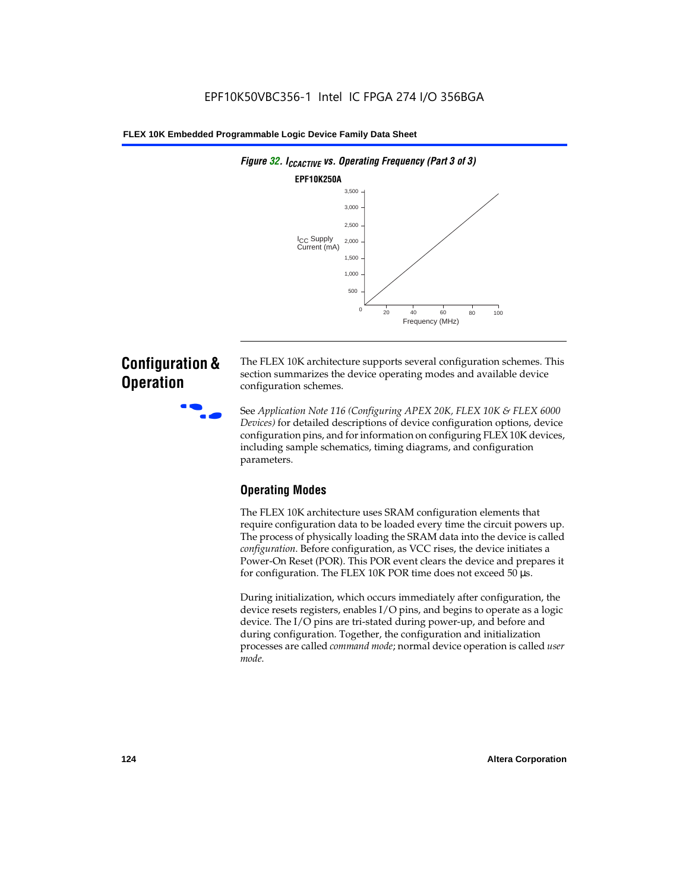*Figure 32. $I_{CCACTIVE}$ vs. Operating Frequency (Part 3 of 3)*

**EPF10K250A**

$I_{CC}$ Supply Current (mA)

3,500
3,000
2,500
2,000
1,500
1,000
500
0

20 40 60 80 100

Frequency (MHz)

## Configuration & Operation

The FLEX 10K architecture supports several configuration schemes. This section summarizes the device operating modes and available device configuration schemes.

See *Application Note 116 (Configuring APEX 20K, FLEX 10K & FLEX 6000 Devices)* for detailed descriptions of device configuration options, device configuration pins, and for information on configuring FLEX 10K devices, including sample schematics, timing diagrams, and configuration parameters.

### Operating Modes

The FLEX 10K architecture uses SRAM configuration elements that require configuration data to be loaded every time the circuit powers up. The process of physically loading the SRAM data into the device is called *configuration*. Before configuration, as VCC rises, the device initiates a Power-On Reset (POR). This POR event clears the device and prepares it for configuration. The FLEX 10K POR time does not exceed 50 µs.

During initialization, which occurs immediately after configuration, the device resets registers, enables I/O pins, and begins to operate as a logic device. The I/O pins are tri-stated during power-up, and before and during configuration. Together, the configuration and initialization processes are called *command mode*; normal device operation is called *user mode*.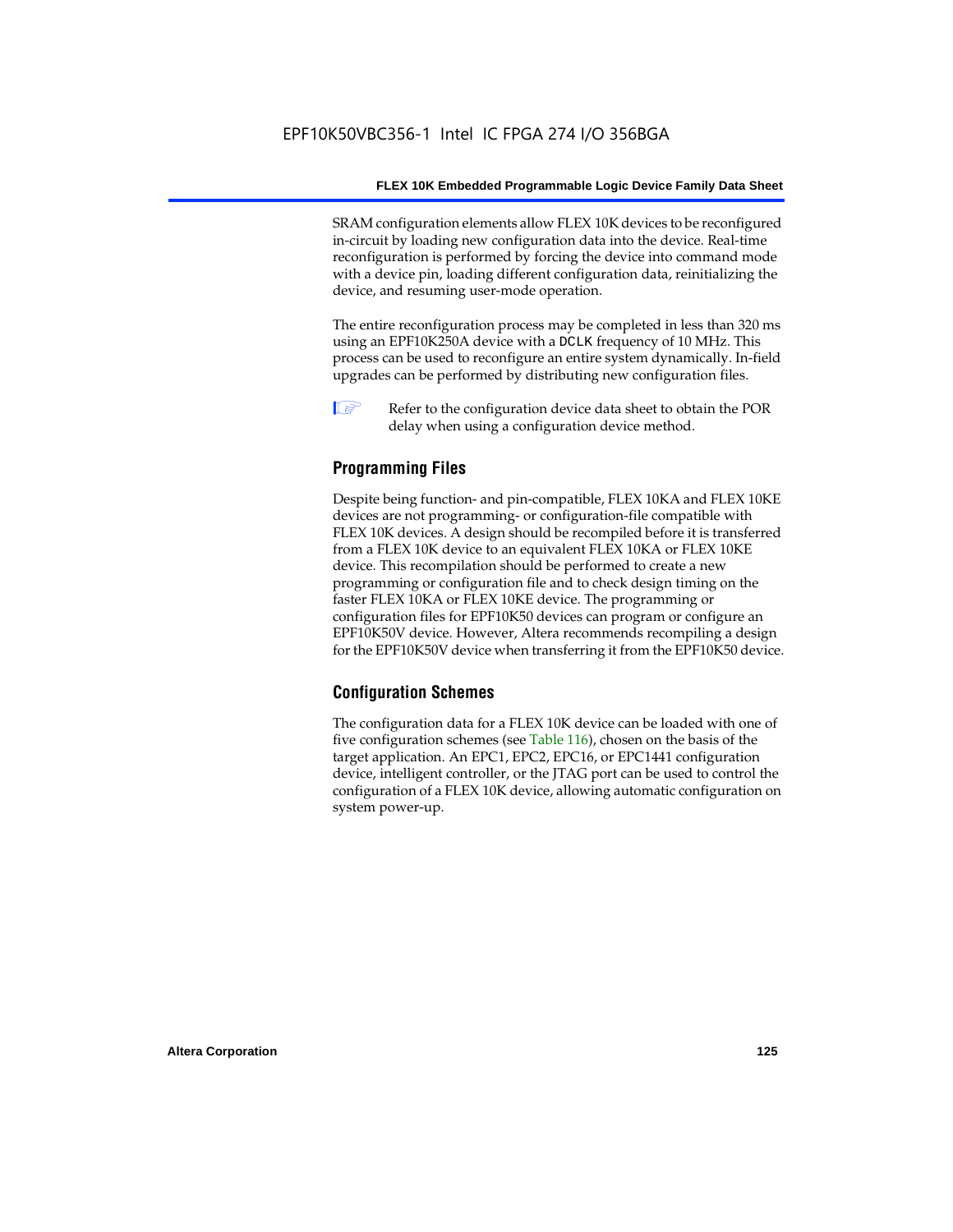SRAM configuration elements allow FLEX 10K devices to be reconfigured in-circuit by loading new configuration data into the device. Real-time reconfiguration is performed by forcing the device into command mode with a device pin, loading different configuration data, reinitializing the device, and resuming user-mode operation.

The entire reconfiguration process may be completed in less than 320 ms using an EPF10K250A device with a DCLK frequency of 10 MHz. This process can be used to reconfigure an entire system dynamically. In-field upgrades can be performed by distributing new configuration files.

Refer to the configuration device data sheet to obtain the POR delay when using a configuration device method.

## Programming Files

Despite being function- and pin-compatible, FLEX 10KA and FLEX 10KE devices are not programming- or configuration-file compatible with FLEX 10K devices. A design should be recompiled before it is transferred from a FLEX 10K device to an equivalent FLEX 10KA or FLEX 10KE device. This recompilation should be performed to create a new programming or configuration file and to check design timing on the faster FLEX 10KA or FLEX 10KE device. The programming or configuration files for EPF10K50 devices can program or configure an EPF10K50V device. However, Altera recommends recompiling a design for the EPF10K50V device when transferring it from the EPF10K50 device.

## Configuration Schemes

The configuration data for a FLEX 10K device can be loaded with one of five configuration schemes (see Table 116), chosen on the basis of the target application. An EPC1, EPC2, EPC16, or EPC1441 configuration device, intelligent controller, or the JTAG port can be used to control the configuration of a FLEX 10K device, allowing automatic configuration on system power-up.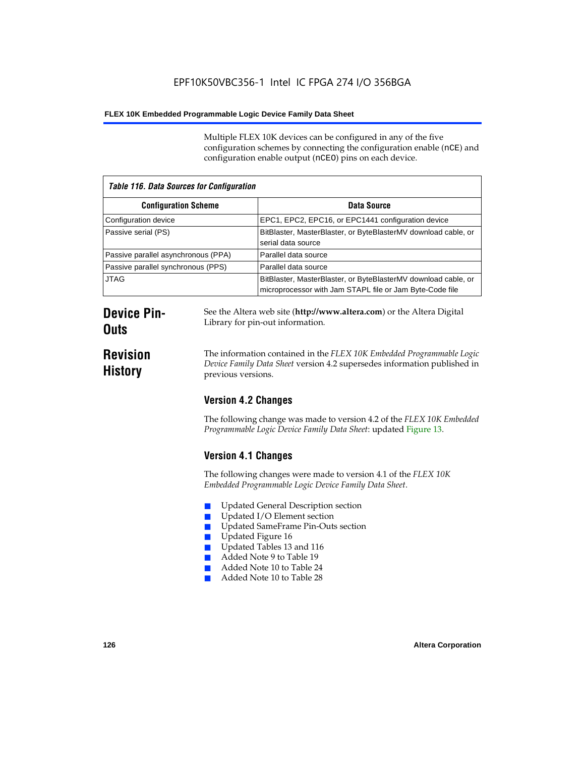Multiple FLEX 10K devices can be configured in any of the five configuration schemes by connecting the configuration enable (nCE) and configuration enable output (nCEO) pins on each device.

*Table 116. Data Sources for Configuration*

| Configuration Scheme | Data Source |
|---|---|
| Configuration device | EPC1, EPC2, EPC16, or EPC1441 configuration device |
| Passive serial (PS) | BitBlaster, MasterBlaster, or ByteBlasterMV download cable, or serial data source |
| Passive parallel asynchronous (PPA) | Parallel data source |
| Passive parallel synchronous (PPS) | Parallel data source |
| JTAG | BitBlaster, MasterBlaster, or ByteBlasterMV download cable, or microprocessor with Jam STAPL file or Jam Byte-Code file |

## Device Pin-Outs

See the Altera web site (**http://www.altera.com**) or the Altera Digital Library for pin-out information.

## Revision History

The information contained in the *FLEX 10K Embedded Programmable Logic Device Family Data Sheet* version 4.2 supersedes information published in previous versions.

### Version 4.2 Changes

The following change was made to version 4.2 of the *FLEX 10K Embedded Programmable Logic Device Family Data Sheet*: updated Figure 13.

### Version 4.1 Changes

The following changes were made to version 4.1 of the *FLEX 10K Embedded Programmable Logic Device Family Data Sheet*.

- Updated General Description section
- Updated I/O Element section
- Updated SameFrame Pin-Outs section
- Updated Figure 16
- Updated Tables 13 and 116
- Added Note 9 to Table 19
- Added Note 10 to Table 24
- Added Note 10 to Table 28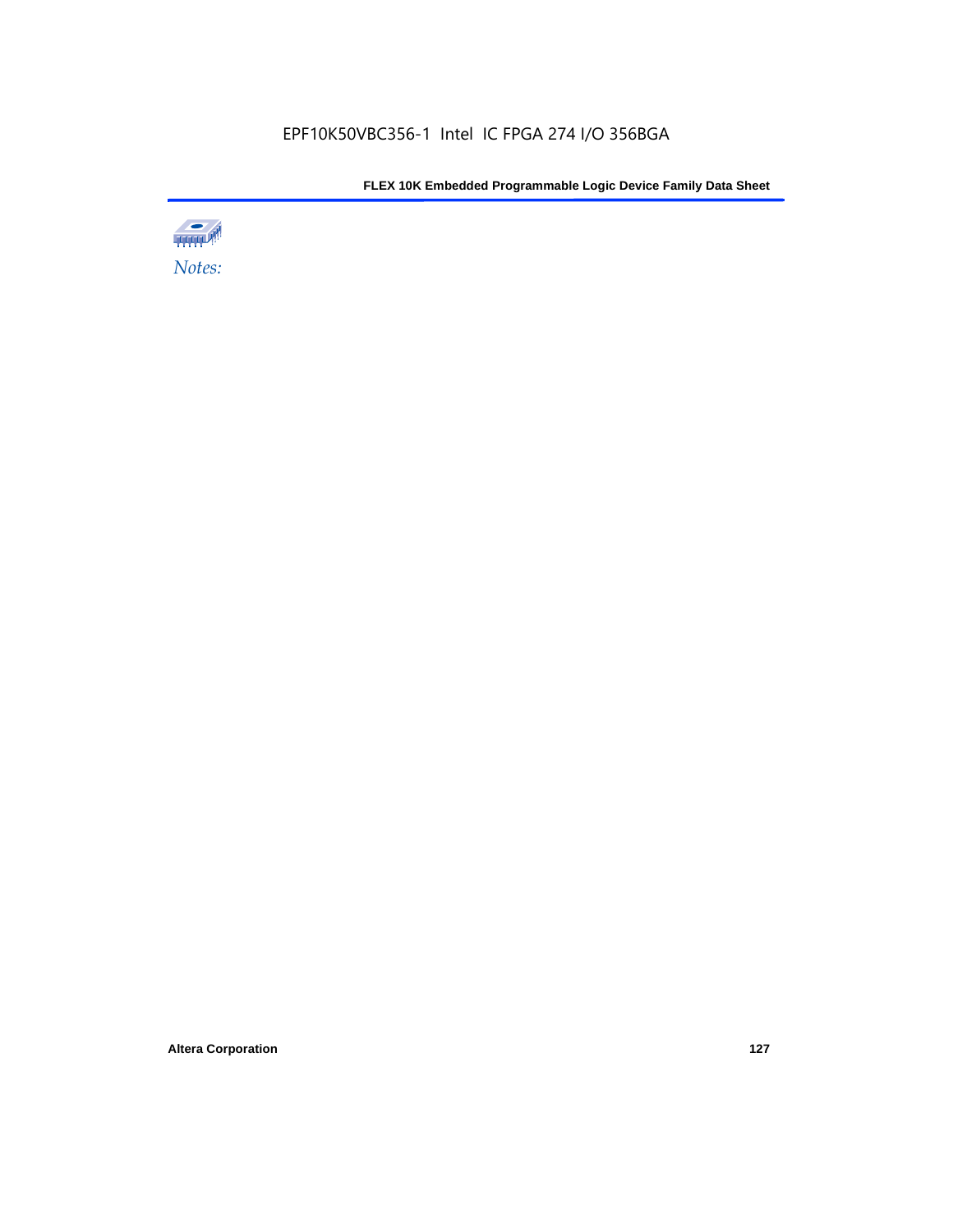*Notes:*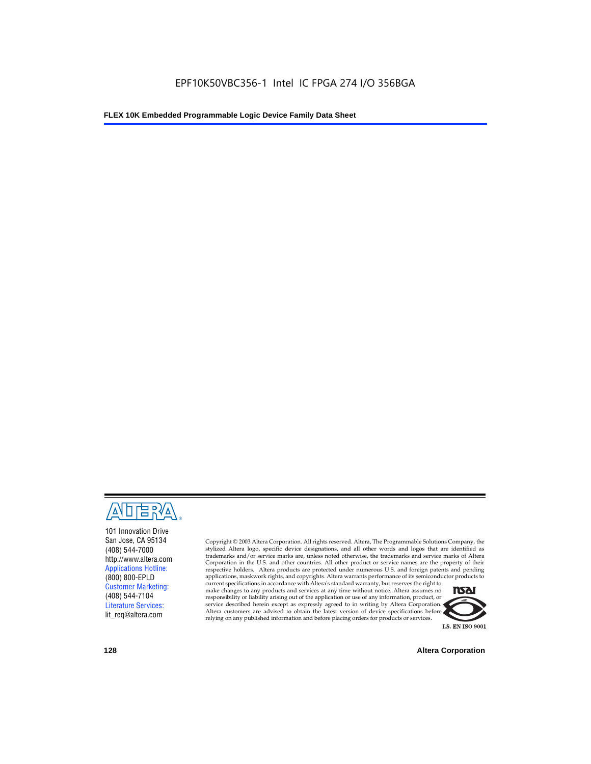101 Innovation Drive
San Jose, CA 95134
(408) 544-7000
http://www.altera.com
Applications Hotline:
(800) 800-EPLD
Customer Marketing:
(408) 544-7104
Literature Services:
lit_req@altera.com

Copyright © 2003 Altera Corporation. All rights reserved. Altera, The Programmable Solutions Company, the stylized Altera logo, specific device designations, and all other words and logos that are identified as trademarks and/or service marks are, unless noted otherwise, the trademarks and service marks of Altera Corporation in the U.S. and other countries. All other product or service names are the property of their respective holders. Altera products are protected under numerous U.S. and foreign patents and pending applications, maskwork rights, and copyrights. Altera warrants performance of its semiconductor products to current specifications in accordance with Altera's standard warranty, but reserves the right to make changes to any products and services at any time without notice. Altera assumes no responsibility or liability arising out of the application or use of any information, product, or service described herein except as expressly agreed to in writing by Altera Corporation. Altera customers are advised to obtain the latest version of device specifications before relying on any published information and before placing orders for products or services.

I.S. EN ISO 9001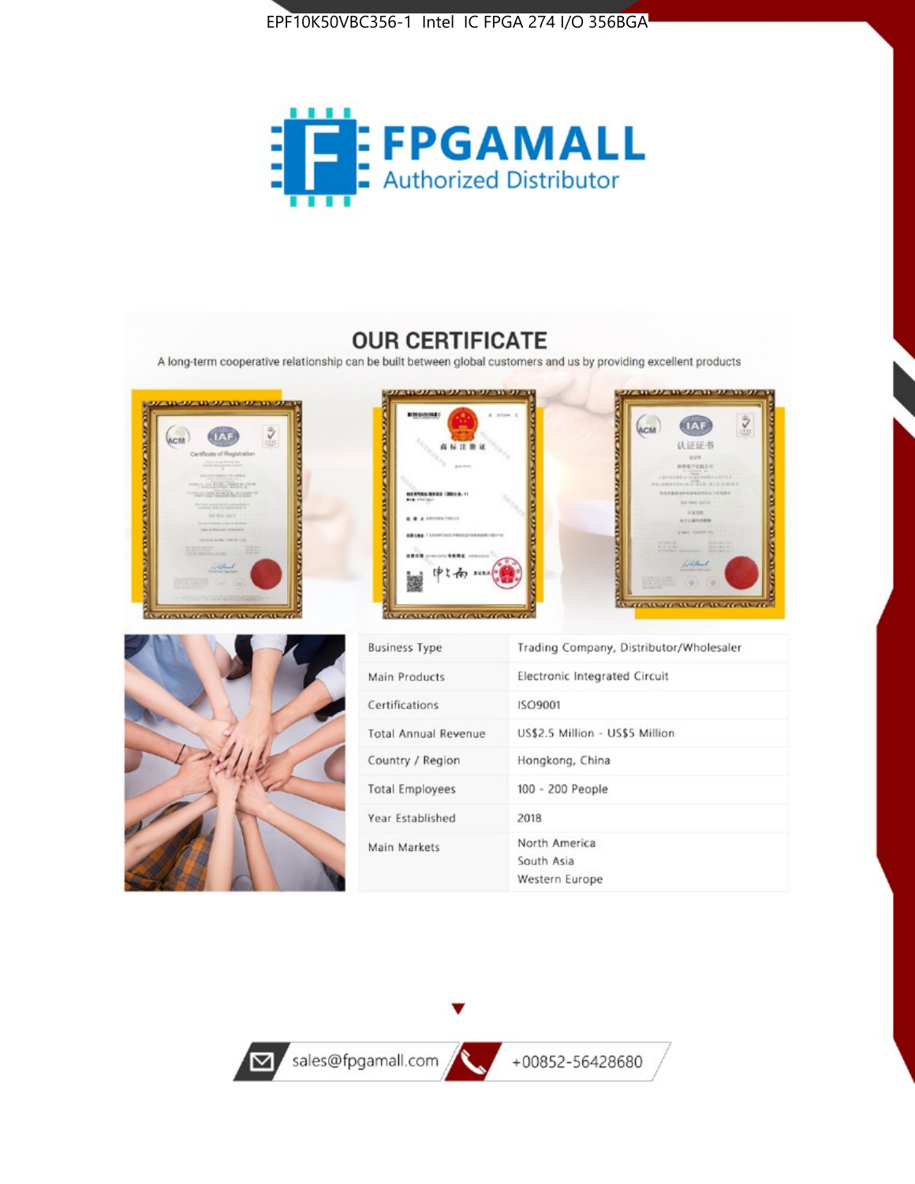FPGAMALL
Authorized Distributor

# OUR CERTIFICATE

A long-term cooperative relationship can be built between global customers and us by providing excellent products

| | |
|---|---|
| Business Type | Trading Company, Distributor/Wholesaler |
| Main Products | Electronic Integrated Circuit |
| Certifications | ISO9001 |
| Total Annual Revenue | US$2.5 Million - US$5 Million |
| Country / Region | Hongkong, China |
| Total Employees | 100 - 200 People |
| Year Established | 2018 |
| Main Markets | North America<br>South Asia<br>Western Europe |

sales@fpgamall.com

+00852-56428680